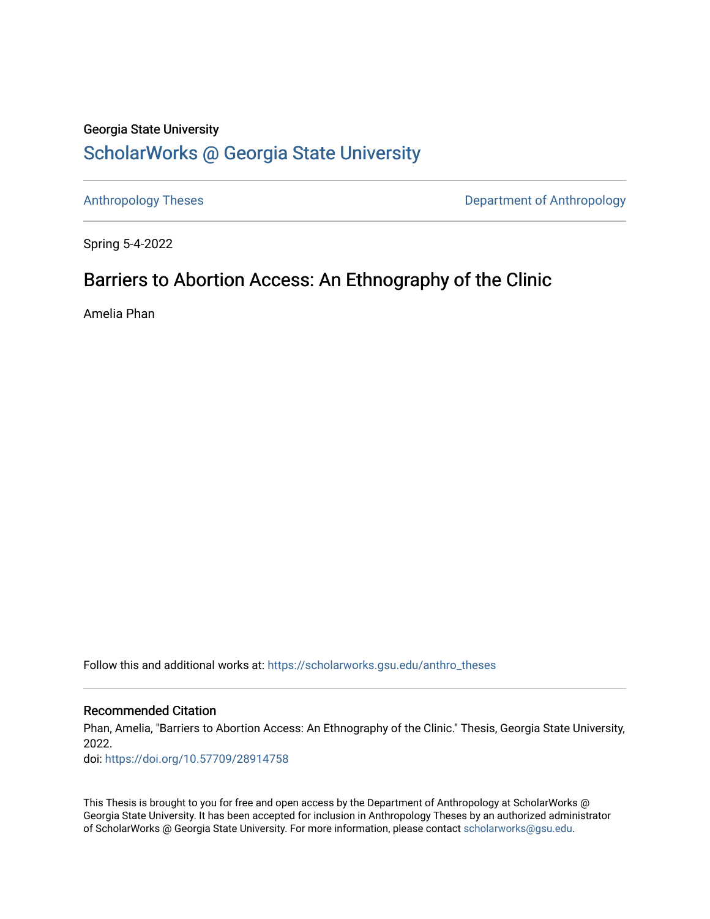Georgia State University

# ScholarWorks @ Georgia State University

Anthropology Theses | Department of Anthropology

Spring 5-4-2022

## Barriers to Abortion Access: An Ethnography of the Clinic

Amelia Phan

Follow this and additional works at: https://scholarworks.gsu.edu/anthro_theses

### Recommended Citation

Phan, Amelia, "Barriers to Abortion Access: An Ethnography of the Clinic." Thesis, Georgia State University, 2022.

doi: https://doi.org/10.57709/28914758

This Thesis is brought to you for free and open access by the Department of Anthropology at ScholarWorks @ Georgia State University. It has been accepted for inclusion in Anthropology Theses by an authorized administrator of ScholarWorks @ Georgia State University. For more information, please contact scholarworks@gsu.edu.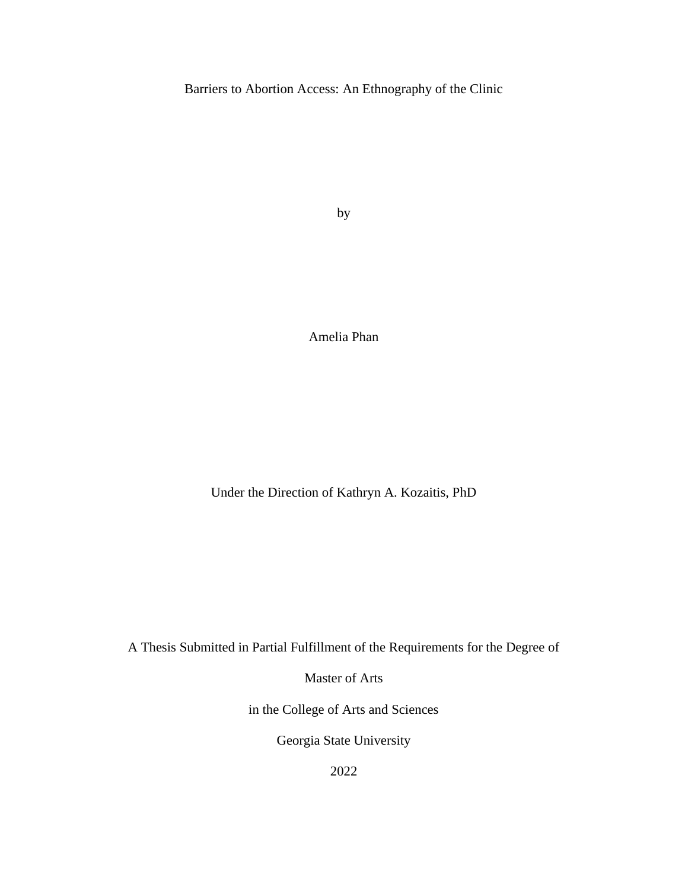# Barriers to Abortion Access: An Ethnography of the Clinic

by

Amelia Phan

Under the Direction of Kathryn A. Kozaitis, PhD

A Thesis Submitted in Partial Fulfillment of the Requirements for the Degree of

Master of Arts

in the College of Arts and Sciences

Georgia State University

2022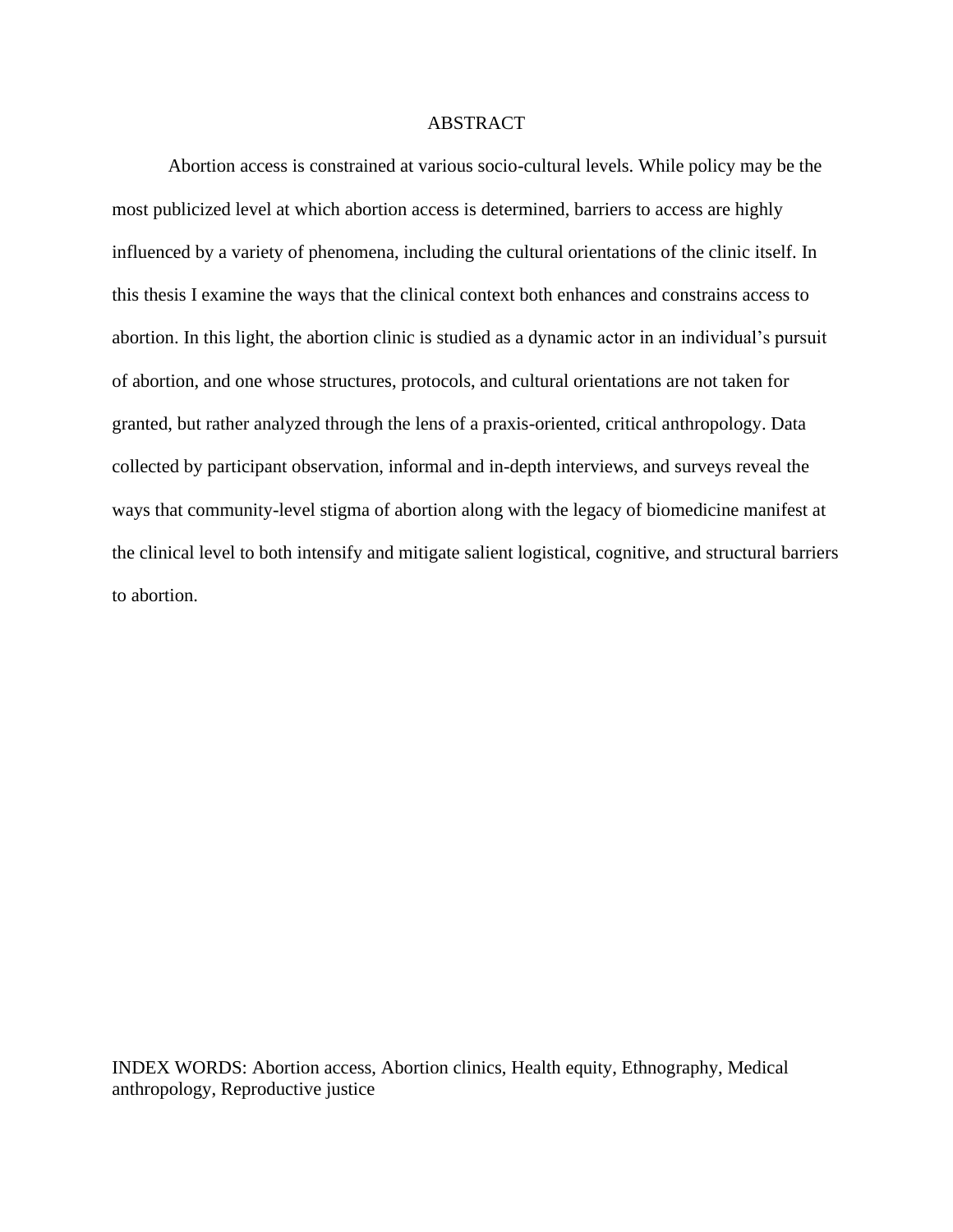# ABSTRACT

Abortion access is constrained at various socio-cultural levels. While policy may be the most publicized level at which abortion access is determined, barriers to access are highly influenced by a variety of phenomena, including the cultural orientations of the clinic itself. In this thesis I examine the ways that the clinical context both enhances and constrains access to abortion. In this light, the abortion clinic is studied as a dynamic actor in an individual's pursuit of abortion, and one whose structures, protocols, and cultural orientations are not taken for granted, but rather analyzed through the lens of a praxis-oriented, critical anthropology. Data collected by participant observation, informal and in-depth interviews, and surveys reveal the ways that community-level stigma of abortion along with the legacy of biomedicine manifest at the clinical level to both intensify and mitigate salient logistical, cognitive, and structural barriers to abortion.

INDEX WORDS: Abortion access, Abortion clinics, Health equity, Ethnography, Medical anthropology, Reproductive justice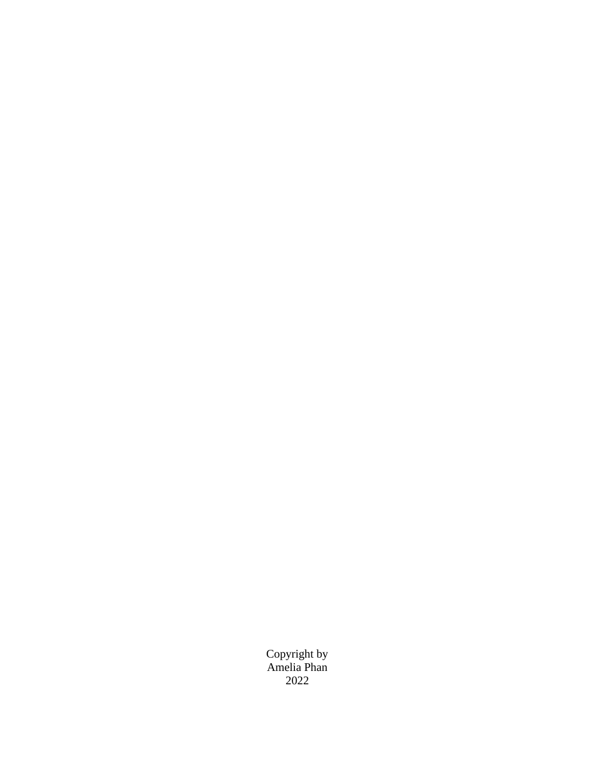Copyright by
Amelia Phan
2022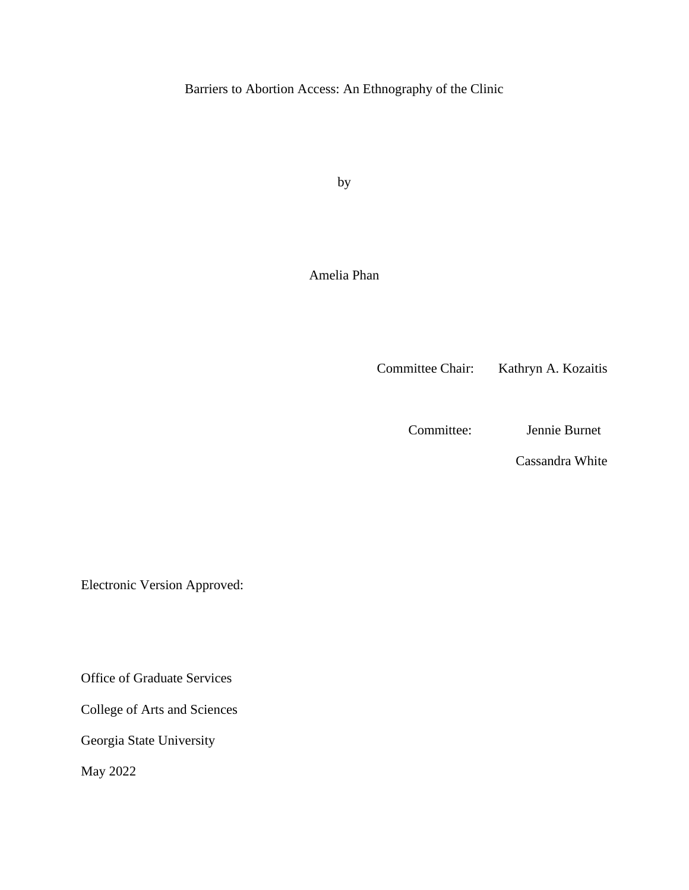Barriers to Abortion Access: An Ethnography of the Clinic

by

Amelia Phan

Committee Chair: Kathryn A. Kozaitis

Committee: Jennie Burnet

Cassandra White

Electronic Version Approved:

Office of Graduate Services

College of Arts and Sciences

Georgia State University

May 2022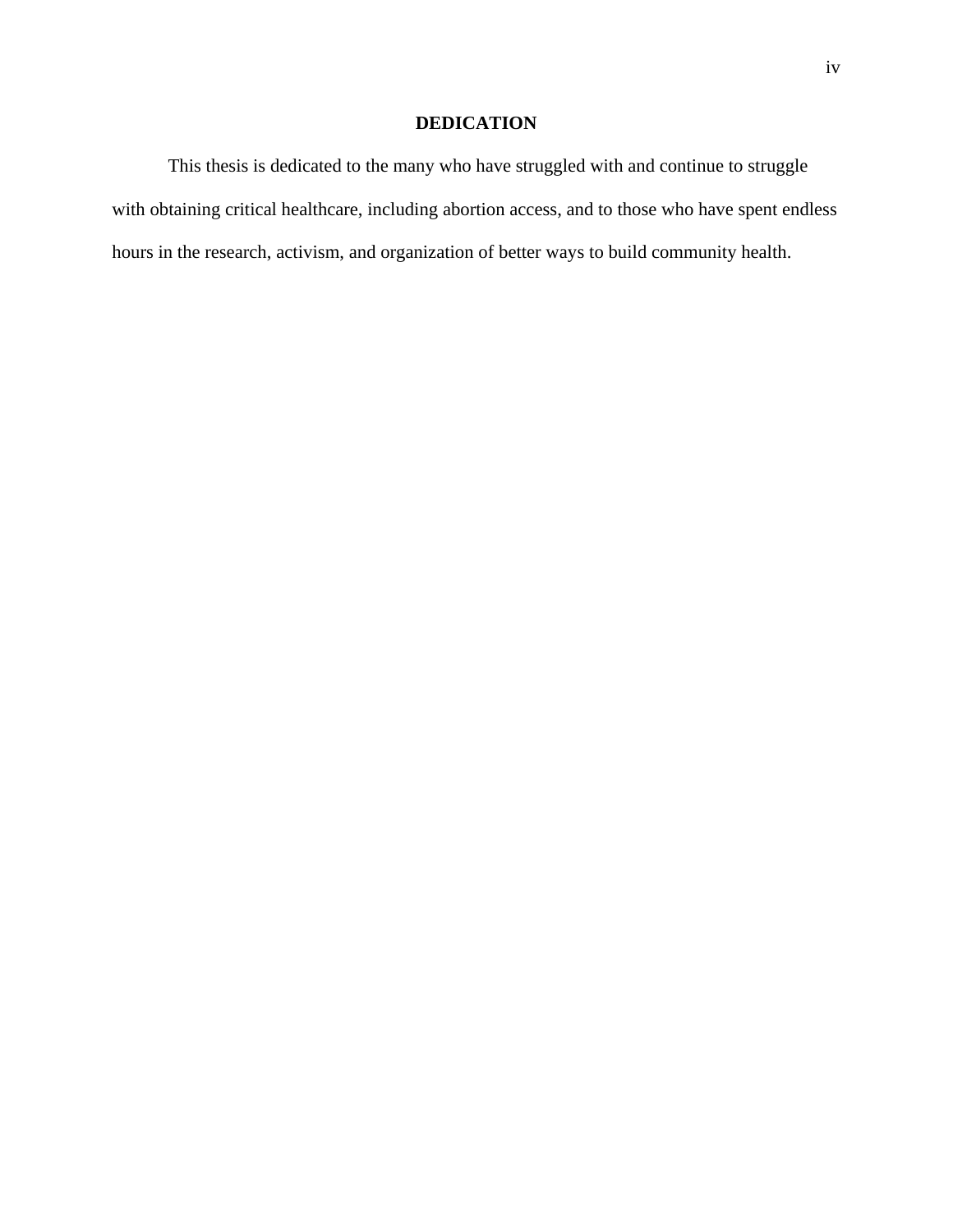# DEDICATION

This thesis is dedicated to the many who have struggled with and continue to struggle with obtaining critical healthcare, including abortion access, and to those who have spent endless hours in the research, activism, and organization of better ways to build community health.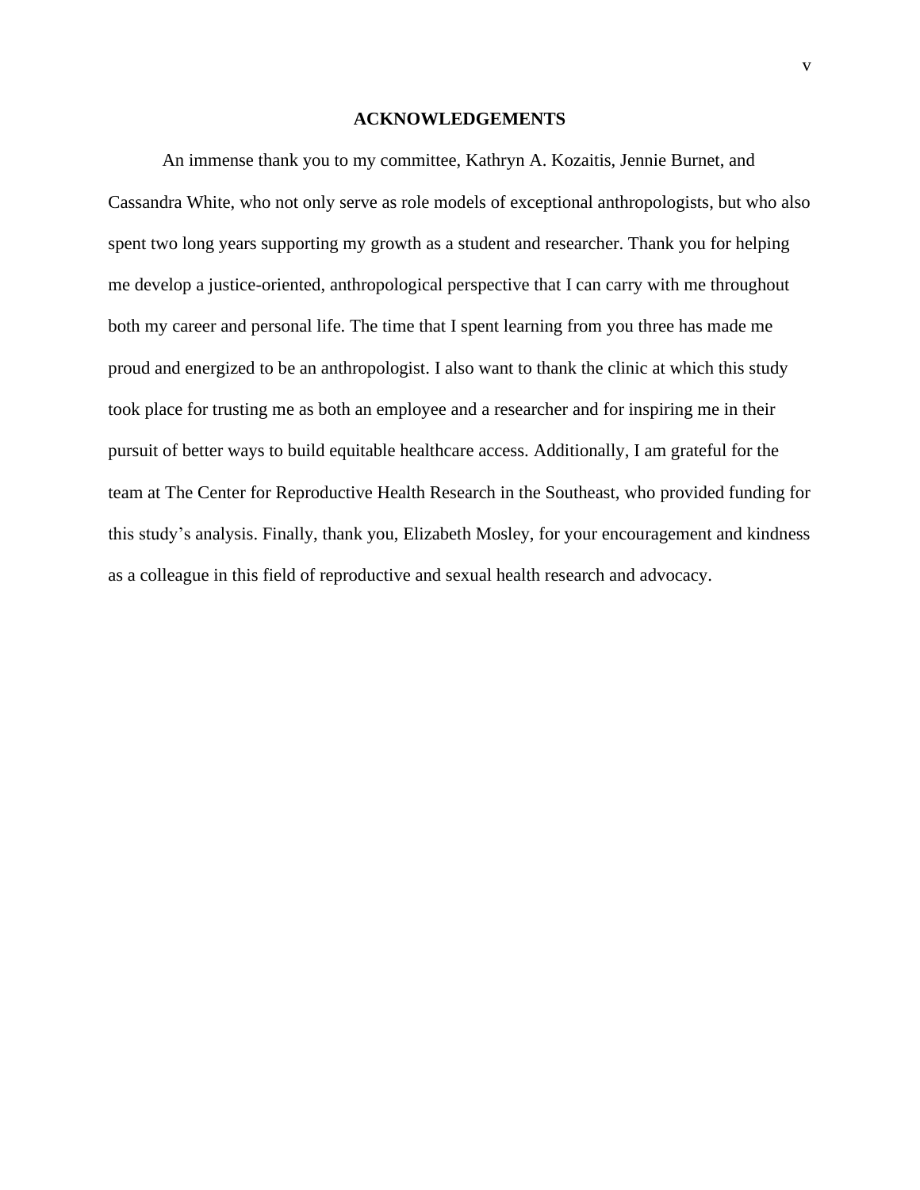# ACKNOWLEDGEMENTS

An immense thank you to my committee, Kathryn A. Kozaitis, Jennie Burnet, and Cassandra White, who not only serve as role models of exceptional anthropologists, but who also spent two long years supporting my growth as a student and researcher. Thank you for helping me develop a justice-oriented, anthropological perspective that I can carry with me throughout both my career and personal life. The time that I spent learning from you three has made me proud and energized to be an anthropologist. I also want to thank the clinic at which this study took place for trusting me as both an employee and a researcher and for inspiring me in their pursuit of better ways to build equitable healthcare access. Additionally, I am grateful for the team at The Center for Reproductive Health Research in the Southeast, who provided funding for this study's analysis. Finally, thank you, Elizabeth Mosley, for your encouragement and kindness as a colleague in this field of reproductive and sexual health research and advocacy.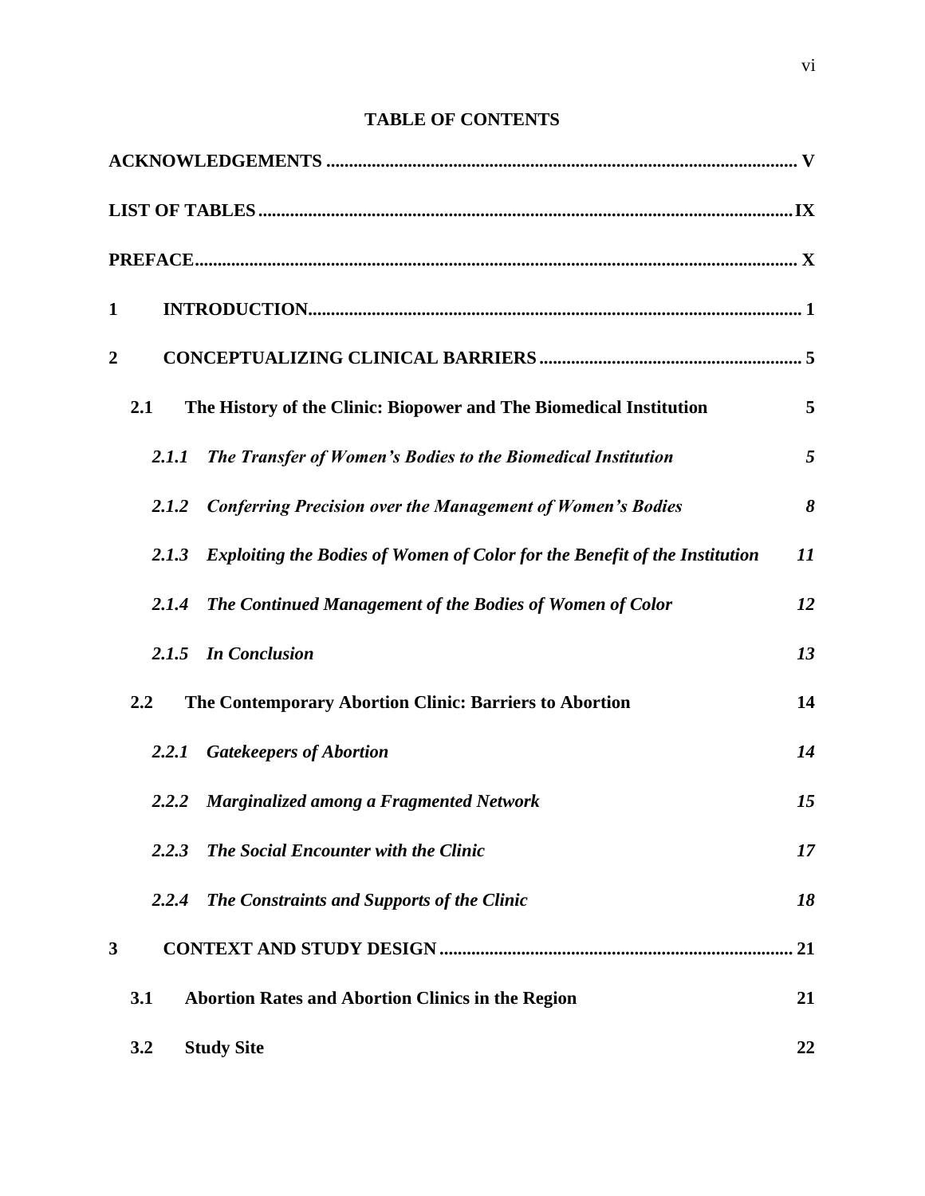**TABLE OF CONTENTS**

**ACKNOWLEDGEMENTS ........................................................................................................ V**

**LIST OF TABLES ..................................................................................................................IX**

**PREFACE.................................................................................................................................. X**

**1 INTRODUCTION............................................................................................................ 1**

**2 CONCEPTUALIZING CLINICAL BARRIERS ......................................................... 5**

**2.1 The History of the Clinic: Biopower and The Biomedical Institution 5**

***2.1.1 The Transfer of Women's Bodies to the Biomedical Institution 5***

***2.1.2 Conferring Precision over the Management of Women's Bodies 8***

***2.1.3 Exploiting the Bodies of Women of Color for the Benefit of the Institution 11***

***2.1.4 The Continued Management of the Bodies of Women of Color 12***

***2.1.5 In Conclusion 13***

**2.2 The Contemporary Abortion Clinic: Barriers to Abortion 14**

***2.2.1 Gatekeepers of Abortion 14***

***2.2.2 Marginalized among a Fragmented Network 15***

***2.2.3 The Social Encounter with the Clinic 17***

***2.2.4 The Constraints and Supports of the Clinic 18***

**3 CONTEXT AND STUDY DESIGN ............................................................................. 21**

**3.1 Abortion Rates and Abortion Clinics in the Region 21**

**3.2 Study Site 22**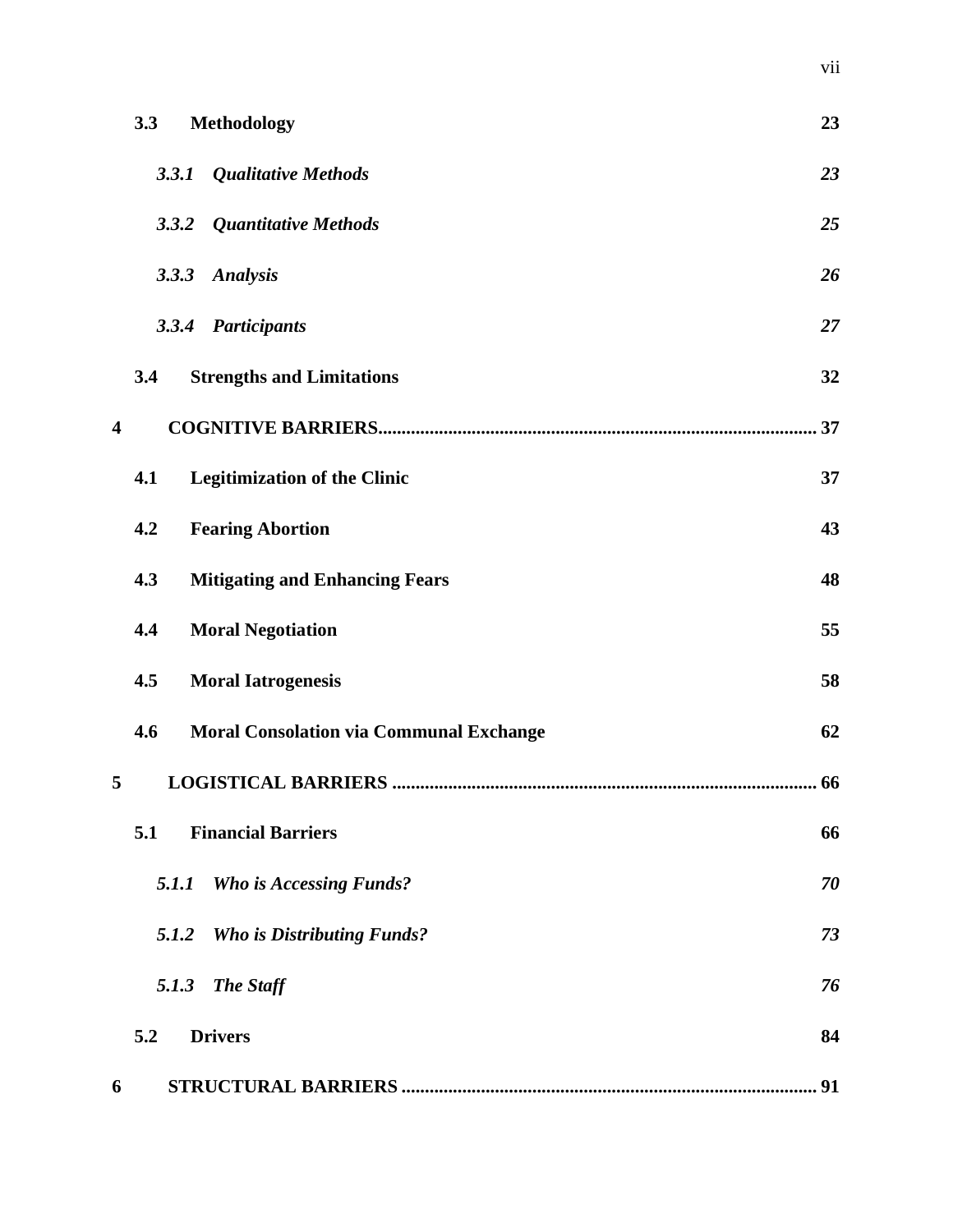**3.3 Methodology** **23**

***3.3.1 Qualitative Methods*** ***23***

***3.3.2 Quantitative Methods*** ***25***

***3.3.3 Analysis*** ***26***

***3.3.4 Participants*** ***27***

**3.4 Strengths and Limitations** **32**

**4 COGNITIVE BARRIERS............................................................................................ 37**

**4.1 Legitimization of the Clinic** **37**

**4.2 Fearing Abortion** **43**

**4.3 Mitigating and Enhancing Fears** **48**

**4.4 Moral Negotiation** **55**

**4.5 Moral Iatrogenesis** **58**

**4.6 Moral Consolation via Communal Exchange** **62**

**5 LOGISTICAL BARRIERS .......................................................................................... 66**

**5.1 Financial Barriers** **66**

***5.1.1 Who is Accessing Funds?*** ***70***

***5.1.2 Who is Distributing Funds?*** ***73***

***5.1.3 The Staff*** ***76***

**5.2 Drivers** **84**

**6 STRUCTURAL BARRIERS ........................................................................................ 91**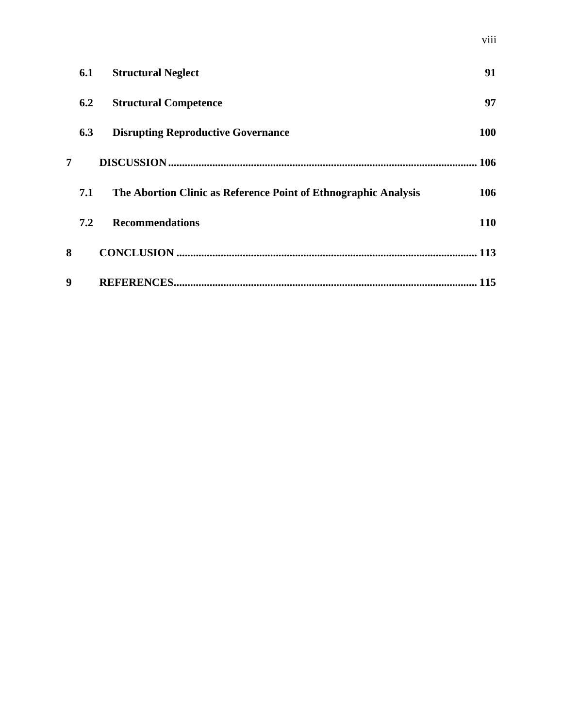| | | |
|---|---|---|
| **6.1** | **Structural Neglect** | **91** |
| **6.2** | **Structural Competence** | **97** |
| **6.3** | **Disrupting Reproductive Governance** | **100** |
| **7** | **DISCUSSION** | **106** |
| **7.1** | **The Abortion Clinic as Reference Point of Ethnographic Analysis** | **106** |
| **7.2** | **Recommendations** | **110** |
| **8** | **CONCLUSION** | **113** |
| **9** | **REFERENCES** | **115** |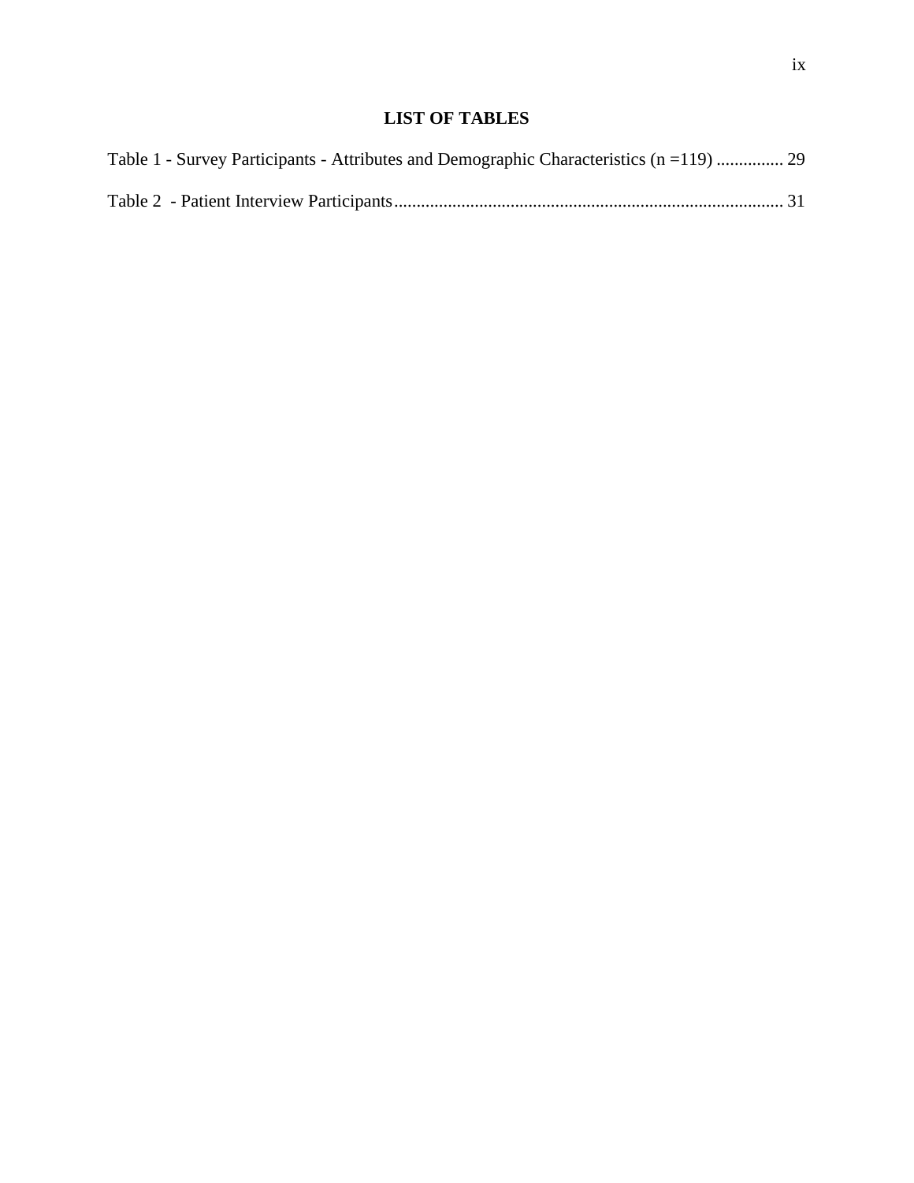# LIST OF TABLES

Table 1 - Survey Participants - Attributes and Demographic Characteristics (n =119) ............... 29

Table 2 - Patient Interview Participants....................................................................................... 31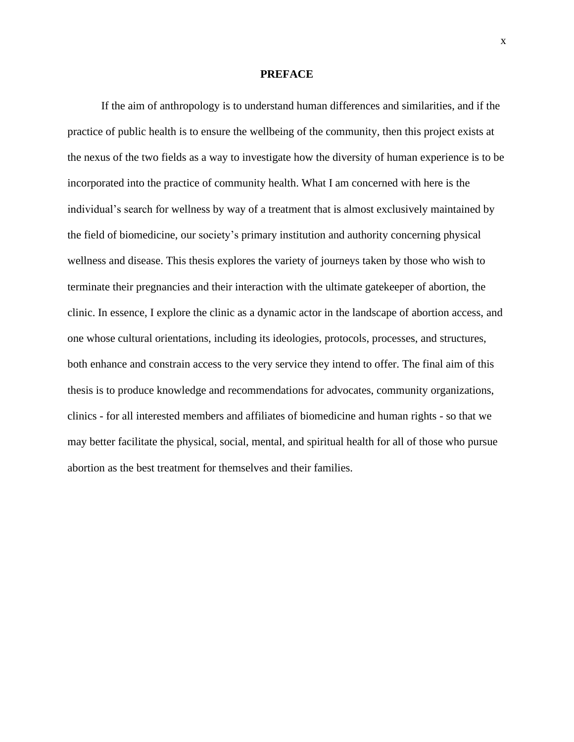# PREFACE

If the aim of anthropology is to understand human differences and similarities, and if the practice of public health is to ensure the wellbeing of the community, then this project exists at the nexus of the two fields as a way to investigate how the diversity of human experience is to be incorporated into the practice of community health. What I am concerned with here is the individual's search for wellness by way of a treatment that is almost exclusively maintained by the field of biomedicine, our society's primary institution and authority concerning physical wellness and disease. This thesis explores the variety of journeys taken by those who wish to terminate their pregnancies and their interaction with the ultimate gatekeeper of abortion, the clinic. In essence, I explore the clinic as a dynamic actor in the landscape of abortion access, and one whose cultural orientations, including its ideologies, protocols, processes, and structures, both enhance and constrain access to the very service they intend to offer. The final aim of this thesis is to produce knowledge and recommendations for advocates, community organizations, clinics - for all interested members and affiliates of biomedicine and human rights - so that we may better facilitate the physical, social, mental, and spiritual health for all of those who pursue abortion as the best treatment for themselves and their families.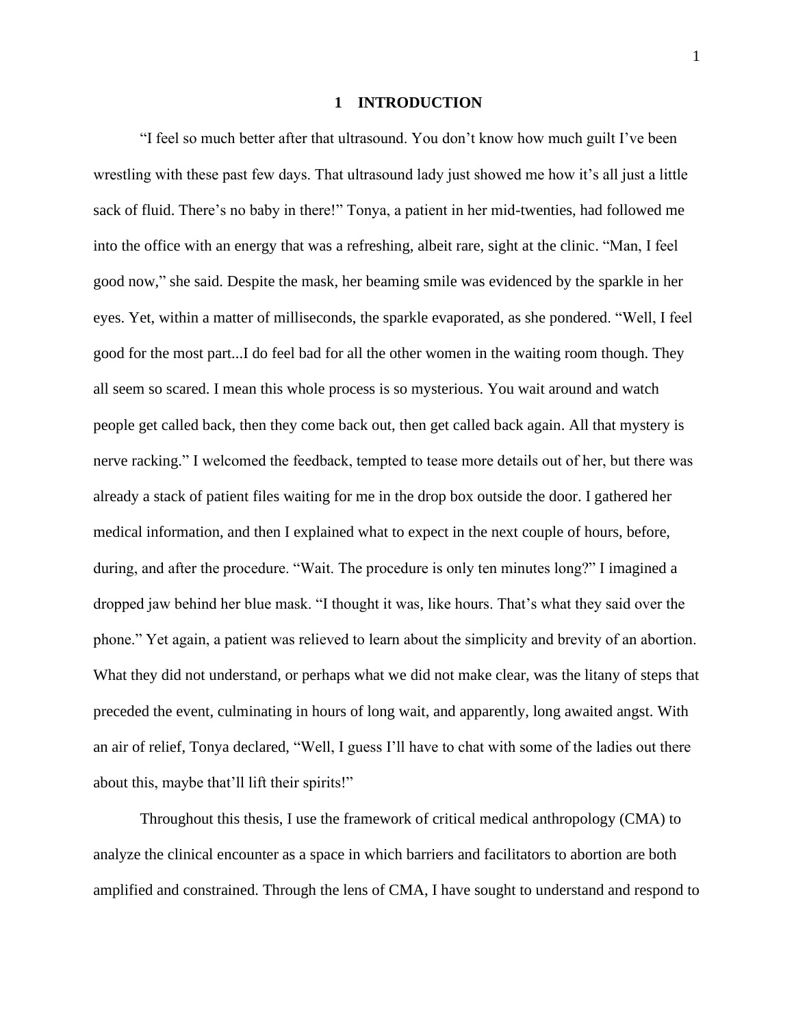# 1 INTRODUCTION

"I feel so much better after that ultrasound. You don't know how much guilt I've been wrestling with these past few days. That ultrasound lady just showed me how it's all just a little sack of fluid. There's no baby in there!" Tonya, a patient in her mid-twenties, had followed me into the office with an energy that was a refreshing, albeit rare, sight at the clinic. "Man, I feel good now," she said. Despite the mask, her beaming smile was evidenced by the sparkle in her eyes. Yet, within a matter of milliseconds, the sparkle evaporated, as she pondered. "Well, I feel good for the most part...I do feel bad for all the other women in the waiting room though. They all seem so scared. I mean this whole process is so mysterious. You wait around and watch people get called back, then they come back out, then get called back again. All that mystery is nerve racking." I welcomed the feedback, tempted to tease more details out of her, but there was already a stack of patient files waiting for me in the drop box outside the door. I gathered her medical information, and then I explained what to expect in the next couple of hours, before, during, and after the procedure. "Wait. The procedure is only ten minutes long?" I imagined a dropped jaw behind her blue mask. "I thought it was, like hours. That's what they said over the phone." Yet again, a patient was relieved to learn about the simplicity and brevity of an abortion. What they did not understand, or perhaps what we did not make clear, was the litany of steps that preceded the event, culminating in hours of long wait, and apparently, long awaited angst. With an air of relief, Tonya declared, "Well, I guess I'll have to chat with some of the ladies out there about this, maybe that'll lift their spirits!"

Throughout this thesis, I use the framework of critical medical anthropology (CMA) to analyze the clinical encounter as a space in which barriers and facilitators to abortion are both amplified and constrained. Through the lens of CMA, I have sought to understand and respond to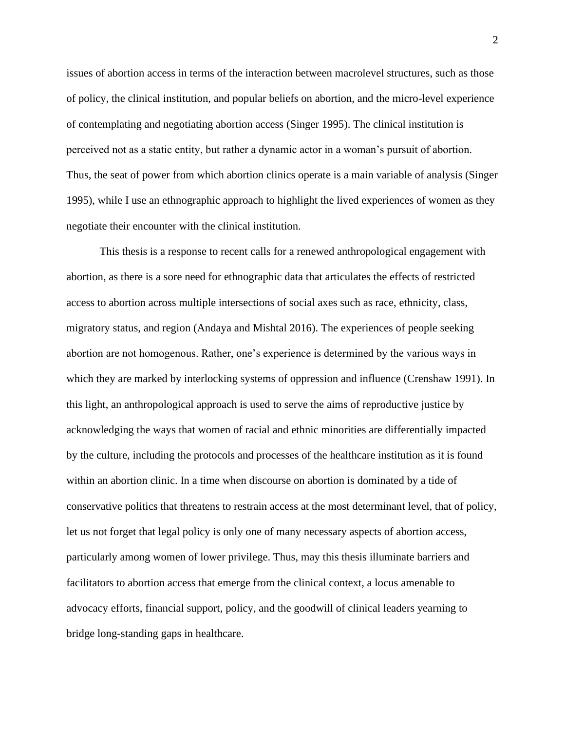issues of abortion access in terms of the interaction between macrolevel structures, such as those of policy, the clinical institution, and popular beliefs on abortion, and the micro-level experience of contemplating and negotiating abortion access (Singer 1995). The clinical institution is perceived not as a static entity, but rather a dynamic actor in a woman's pursuit of abortion. Thus, the seat of power from which abortion clinics operate is a main variable of analysis (Singer 1995), while I use an ethnographic approach to highlight the lived experiences of women as they negotiate their encounter with the clinical institution.

This thesis is a response to recent calls for a renewed anthropological engagement with abortion, as there is a sore need for ethnographic data that articulates the effects of restricted access to abortion across multiple intersections of social axes such as race, ethnicity, class, migratory status, and region (Andaya and Mishtal 2016). The experiences of people seeking abortion are not homogenous. Rather, one's experience is determined by the various ways in which they are marked by interlocking systems of oppression and influence (Crenshaw 1991). In this light, an anthropological approach is used to serve the aims of reproductive justice by acknowledging the ways that women of racial and ethnic minorities are differentially impacted by the culture, including the protocols and processes of the healthcare institution as it is found within an abortion clinic. In a time when discourse on abortion is dominated by a tide of conservative politics that threatens to restrain access at the most determinant level, that of policy, let us not forget that legal policy is only one of many necessary aspects of abortion access, particularly among women of lower privilege. Thus, may this thesis illuminate barriers and facilitators to abortion access that emerge from the clinical context, a locus amenable to advocacy efforts, financial support, policy, and the goodwill of clinical leaders yearning to bridge long-standing gaps in healthcare.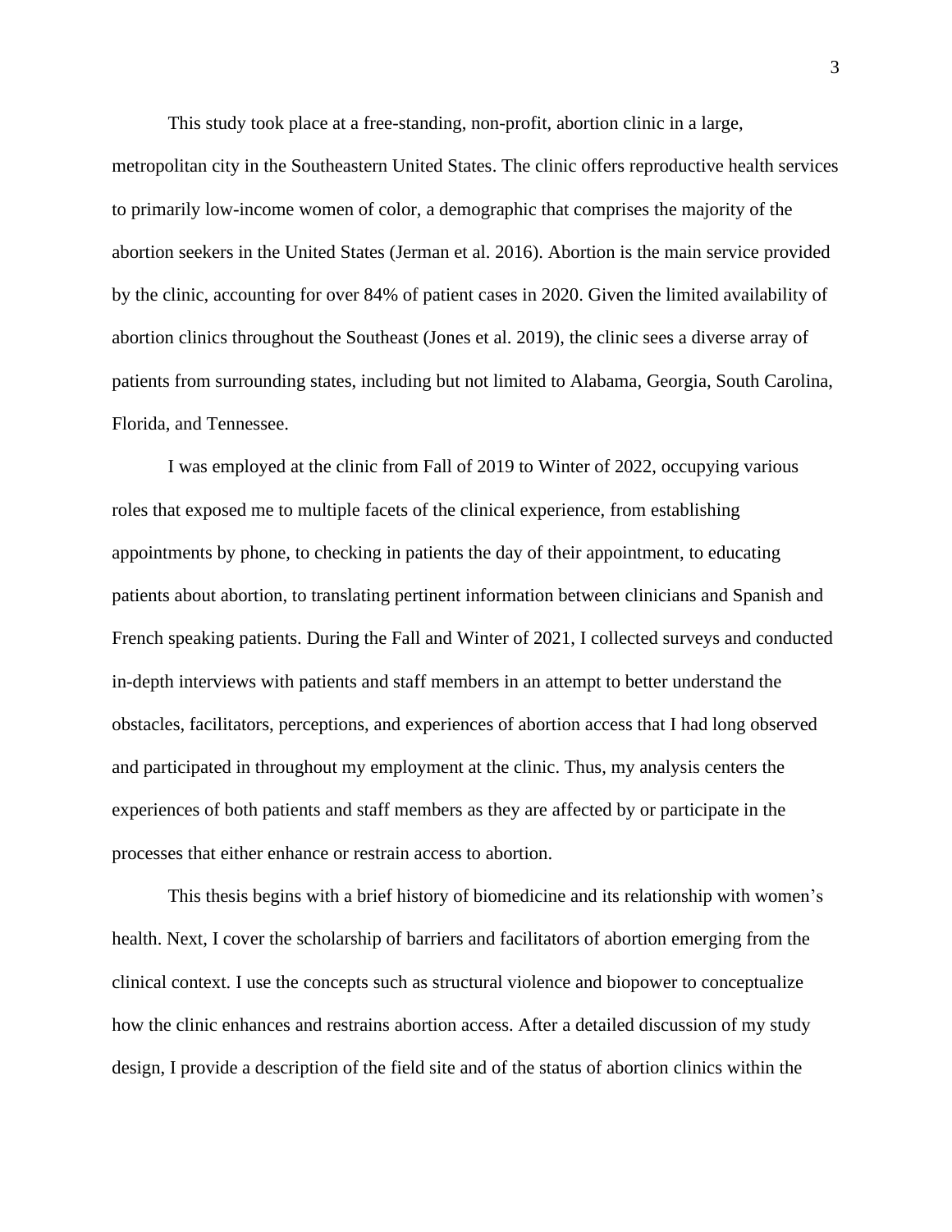This study took place at a free-standing, non-profit, abortion clinic in a large, metropolitan city in the Southeastern United States. The clinic offers reproductive health services to primarily low-income women of color, a demographic that comprises the majority of the abortion seekers in the United States (Jerman et al. 2016). Abortion is the main service provided by the clinic, accounting for over 84% of patient cases in 2020. Given the limited availability of abortion clinics throughout the Southeast (Jones et al. 2019), the clinic sees a diverse array of patients from surrounding states, including but not limited to Alabama, Georgia, South Carolina, Florida, and Tennessee.

I was employed at the clinic from Fall of 2019 to Winter of 2022, occupying various roles that exposed me to multiple facets of the clinical experience, from establishing appointments by phone, to checking in patients the day of their appointment, to educating patients about abortion, to translating pertinent information between clinicians and Spanish and French speaking patients. During the Fall and Winter of 2021, I collected surveys and conducted in-depth interviews with patients and staff members in an attempt to better understand the obstacles, facilitators, perceptions, and experiences of abortion access that I had long observed and participated in throughout my employment at the clinic. Thus, my analysis centers the experiences of both patients and staff members as they are affected by or participate in the processes that either enhance or restrain access to abortion.

This thesis begins with a brief history of biomedicine and its relationship with women's health. Next, I cover the scholarship of barriers and facilitators of abortion emerging from the clinical context. I use the concepts such as structural violence and biopower to conceptualize how the clinic enhances and restrains abortion access. After a detailed discussion of my study design, I provide a description of the field site and of the status of abortion clinics within the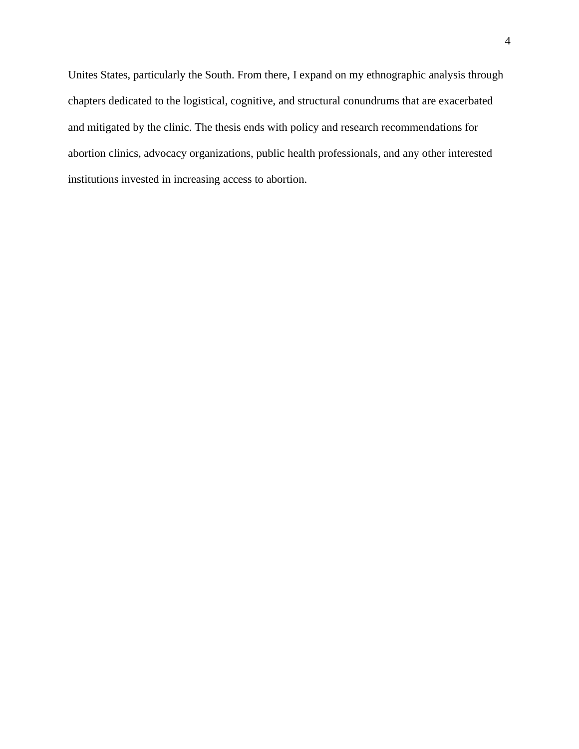Unites States, particularly the South. From there, I expand on my ethnographic analysis through chapters dedicated to the logistical, cognitive, and structural conundrums that are exacerbated and mitigated by the clinic. The thesis ends with policy and research recommendations for abortion clinics, advocacy organizations, public health professionals, and any other interested institutions invested in increasing access to abortion.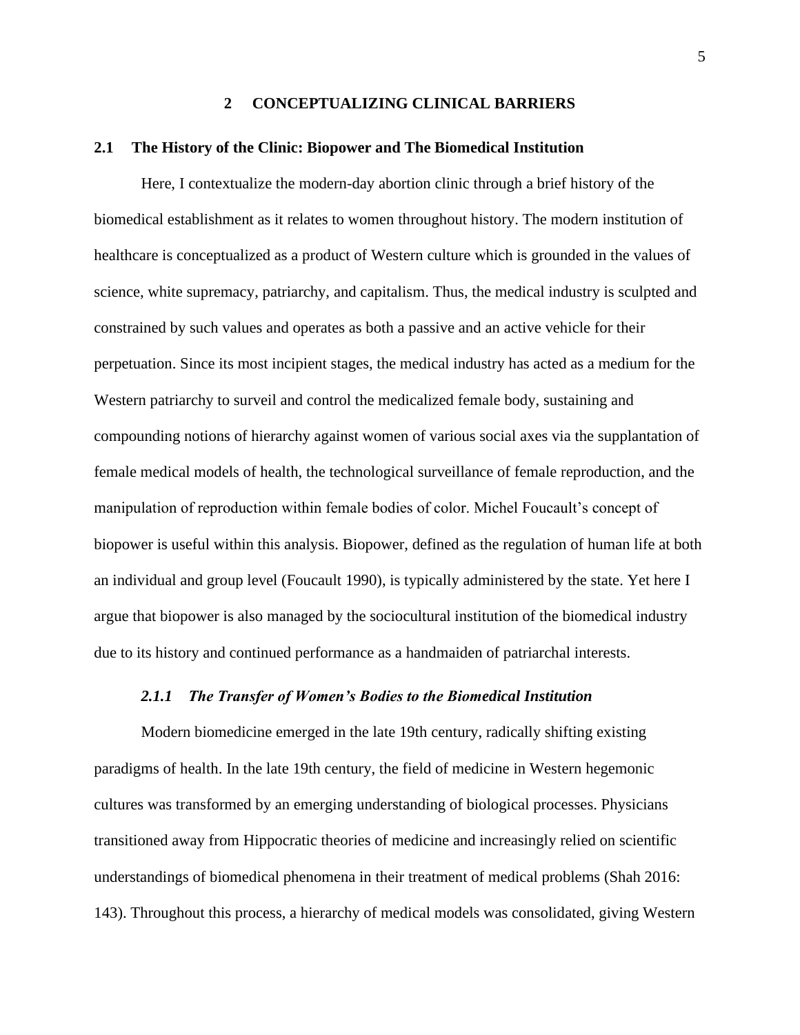# 2 CONCEPTUALIZING CLINICAL BARRIERS

## 2.1 The History of the Clinic: Biopower and The Biomedical Institution

Here, I contextualize the modern-day abortion clinic through a brief history of the biomedical establishment as it relates to women throughout history. The modern institution of healthcare is conceptualized as a product of Western culture which is grounded in the values of science, white supremacy, patriarchy, and capitalism. Thus, the medical industry is sculpted and constrained by such values and operates as both a passive and an active vehicle for their perpetuation. Since its most incipient stages, the medical industry has acted as a medium for the Western patriarchy to surveil and control the medicalized female body, sustaining and compounding notions of hierarchy against women of various social axes via the supplantation of female medical models of health, the technological surveillance of female reproduction, and the manipulation of reproduction within female bodies of color. Michel Foucault's concept of biopower is useful within this analysis. Biopower, defined as the regulation of human life at both an individual and group level (Foucault 1990), is typically administered by the state. Yet here I argue that biopower is also managed by the sociocultural institution of the biomedical industry due to its history and continued performance as a handmaiden of patriarchal interests.

### *2.1.1 The Transfer of Women's Bodies to the Biomedical Institution*

Modern biomedicine emerged in the late 19th century, radically shifting existing paradigms of health. In the late 19th century, the field of medicine in Western hegemonic cultures was transformed by an emerging understanding of biological processes. Physicians transitioned away from Hippocratic theories of medicine and increasingly relied on scientific understandings of biomedical phenomena in their treatment of medical problems (Shah 2016: 143). Throughout this process, a hierarchy of medical models was consolidated, giving Western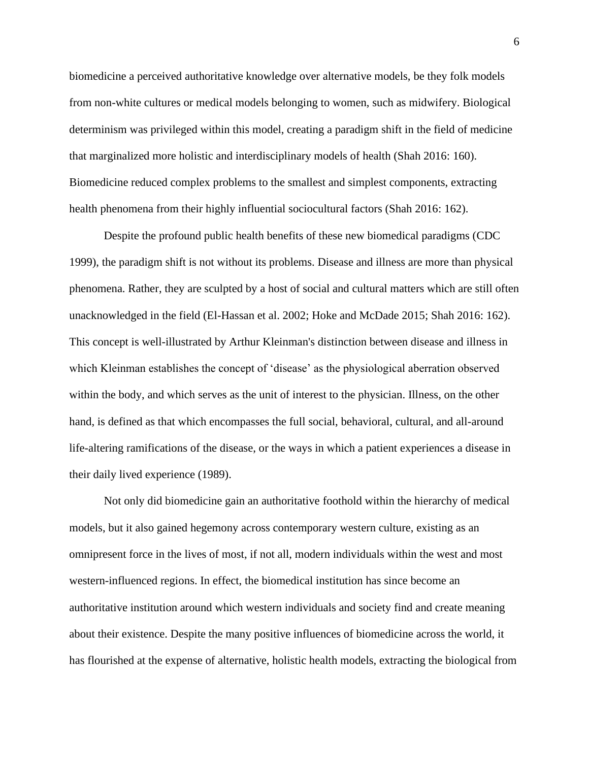biomedicine a perceived authoritative knowledge over alternative models, be they folk models from non-white cultures or medical models belonging to women, such as midwifery. Biological determinism was privileged within this model, creating a paradigm shift in the field of medicine that marginalized more holistic and interdisciplinary models of health (Shah 2016: 160). Biomedicine reduced complex problems to the smallest and simplest components, extracting health phenomena from their highly influential sociocultural factors (Shah 2016: 162).

Despite the profound public health benefits of these new biomedical paradigms (CDC 1999), the paradigm shift is not without its problems. Disease and illness are more than physical phenomena. Rather, they are sculpted by a host of social and cultural matters which are still often unacknowledged in the field (El-Hassan et al. 2002; Hoke and McDade 2015; Shah 2016: 162). This concept is well-illustrated by Arthur Kleinman's distinction between disease and illness in which Kleinman establishes the concept of 'disease' as the physiological aberration observed within the body, and which serves as the unit of interest to the physician. Illness, on the other hand, is defined as that which encompasses the full social, behavioral, cultural, and all-around life-altering ramifications of the disease, or the ways in which a patient experiences a disease in their daily lived experience (1989).

Not only did biomedicine gain an authoritative foothold within the hierarchy of medical models, but it also gained hegemony across contemporary western culture, existing as an omnipresent force in the lives of most, if not all, modern individuals within the west and most western-influenced regions. In effect, the biomedical institution has since become an authoritative institution around which western individuals and society find and create meaning about their existence. Despite the many positive influences of biomedicine across the world, it has flourished at the expense of alternative, holistic health models, extracting the biological from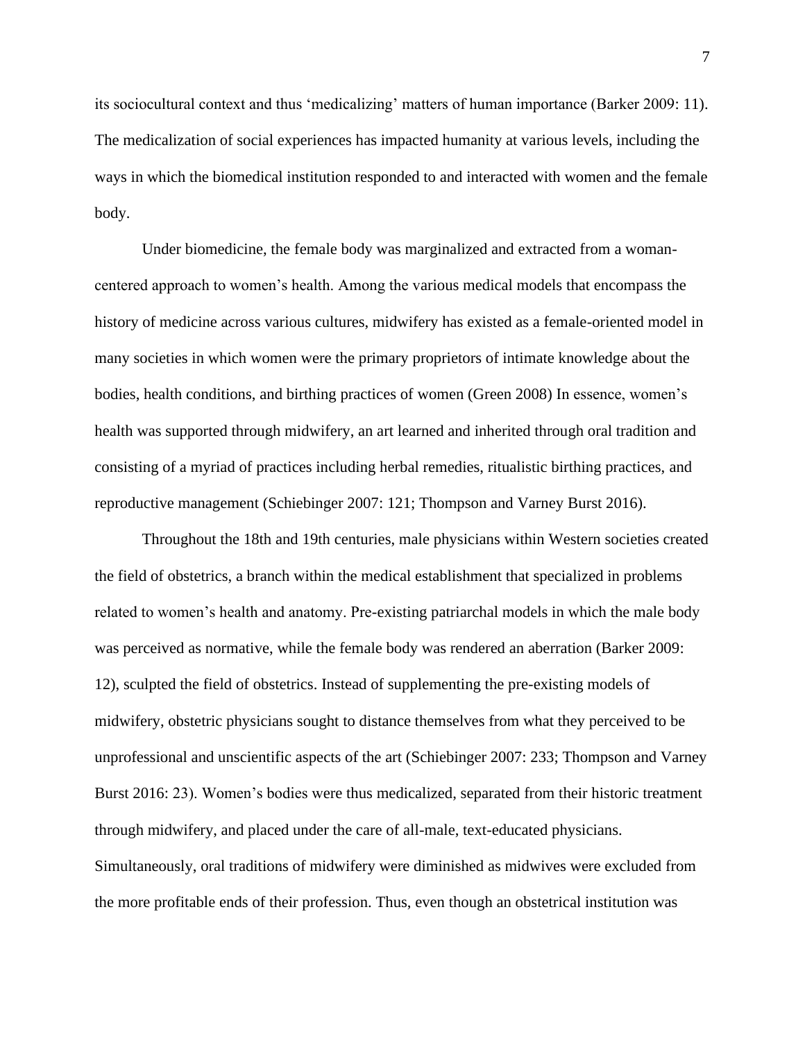its sociocultural context and thus 'medicalizing' matters of human importance (Barker 2009: 11). The medicalization of social experiences has impacted humanity at various levels, including the ways in which the biomedical institution responded to and interacted with women and the female body.

Under biomedicine, the female body was marginalized and extracted from a woman-centered approach to women's health. Among the various medical models that encompass the history of medicine across various cultures, midwifery has existed as a female-oriented model in many societies in which women were the primary proprietors of intimate knowledge about the bodies, health conditions, and birthing practices of women (Green 2008) In essence, women's health was supported through midwifery, an art learned and inherited through oral tradition and consisting of a myriad of practices including herbal remedies, ritualistic birthing practices, and reproductive management (Schiebinger 2007: 121; Thompson and Varney Burst 2016).

Throughout the 18th and 19th centuries, male physicians within Western societies created the field of obstetrics, a branch within the medical establishment that specialized in problems related to women's health and anatomy. Pre-existing patriarchal models in which the male body was perceived as normative, while the female body was rendered an aberration (Barker 2009: 12), sculpted the field of obstetrics. Instead of supplementing the pre-existing models of midwifery, obstetric physicians sought to distance themselves from what they perceived to be unprofessional and unscientific aspects of the art (Schiebinger 2007: 233; Thompson and Varney Burst 2016: 23). Women's bodies were thus medicalized, separated from their historic treatment through midwifery, and placed under the care of all-male, text-educated physicians. Simultaneously, oral traditions of midwifery were diminished as midwives were excluded from the more profitable ends of their profession. Thus, even though an obstetrical institution was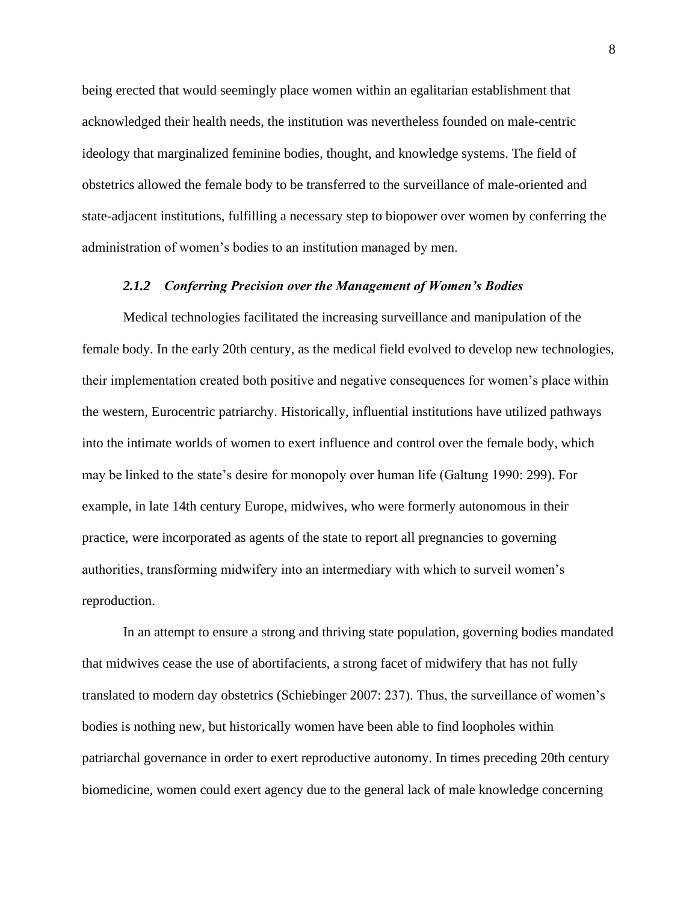being erected that would seemingly place women within an egalitarian establishment that acknowledged their health needs, the institution was nevertheless founded on male-centric ideology that marginalized feminine bodies, thought, and knowledge systems. The field of obstetrics allowed the female body to be transferred to the surveillance of male-oriented and state-adjacent institutions, fulfilling a necessary step to biopower over women by conferring the administration of women's bodies to an institution managed by men.

### *2.1.2 Conferring Precision over the Management of Women's Bodies*

Medical technologies facilitated the increasing surveillance and manipulation of the female body. In the early 20th century, as the medical field evolved to develop new technologies, their implementation created both positive and negative consequences for women's place within the western, Eurocentric patriarchy. Historically, influential institutions have utilized pathways into the intimate worlds of women to exert influence and control over the female body, which may be linked to the state's desire for monopoly over human life (Galtung 1990: 299). For example, in late 14th century Europe, midwives, who were formerly autonomous in their practice, were incorporated as agents of the state to report all pregnancies to governing authorities, transforming midwifery into an intermediary with which to surveil women's reproduction.

In an attempt to ensure a strong and thriving state population, governing bodies mandated that midwives cease the use of abortifacients, a strong facet of midwifery that has not fully translated to modern day obstetrics (Schiebinger 2007: 237). Thus, the surveillance of women's bodies is nothing new, but historically women have been able to find loopholes within patriarchal governance in order to exert reproductive autonomy. In times preceding 20th century biomedicine, women could exert agency due to the general lack of male knowledge concerning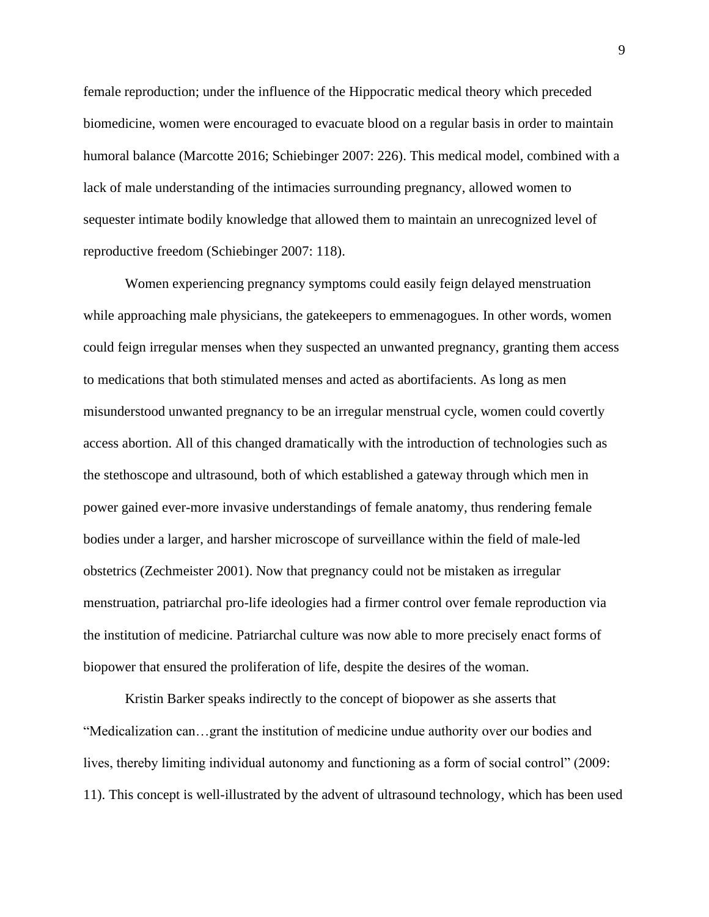female reproduction; under the influence of the Hippocratic medical theory which preceded biomedicine, women were encouraged to evacuate blood on a regular basis in order to maintain humoral balance (Marcotte 2016; Schiebinger 2007: 226). This medical model, combined with a lack of male understanding of the intimacies surrounding pregnancy, allowed women to sequester intimate bodily knowledge that allowed them to maintain an unrecognized level of reproductive freedom (Schiebinger 2007: 118).

Women experiencing pregnancy symptoms could easily feign delayed menstruation while approaching male physicians, the gatekeepers to emmenagogues. In other words, women could feign irregular menses when they suspected an unwanted pregnancy, granting them access to medications that both stimulated menses and acted as abortifacients. As long as men misunderstood unwanted pregnancy to be an irregular menstrual cycle, women could covertly access abortion. All of this changed dramatically with the introduction of technologies such as the stethoscope and ultrasound, both of which established a gateway through which men in power gained ever-more invasive understandings of female anatomy, thus rendering female bodies under a larger, and harsher microscope of surveillance within the field of male-led obstetrics (Zechmeister 2001). Now that pregnancy could not be mistaken as irregular menstruation, patriarchal pro-life ideologies had a firmer control over female reproduction via the institution of medicine. Patriarchal culture was now able to more precisely enact forms of biopower that ensured the proliferation of life, despite the desires of the woman.

Kristin Barker speaks indirectly to the concept of biopower as she asserts that "Medicalization can…grant the institution of medicine undue authority over our bodies and lives, thereby limiting individual autonomy and functioning as a form of social control" (2009: 11). This concept is well-illustrated by the advent of ultrasound technology, which has been used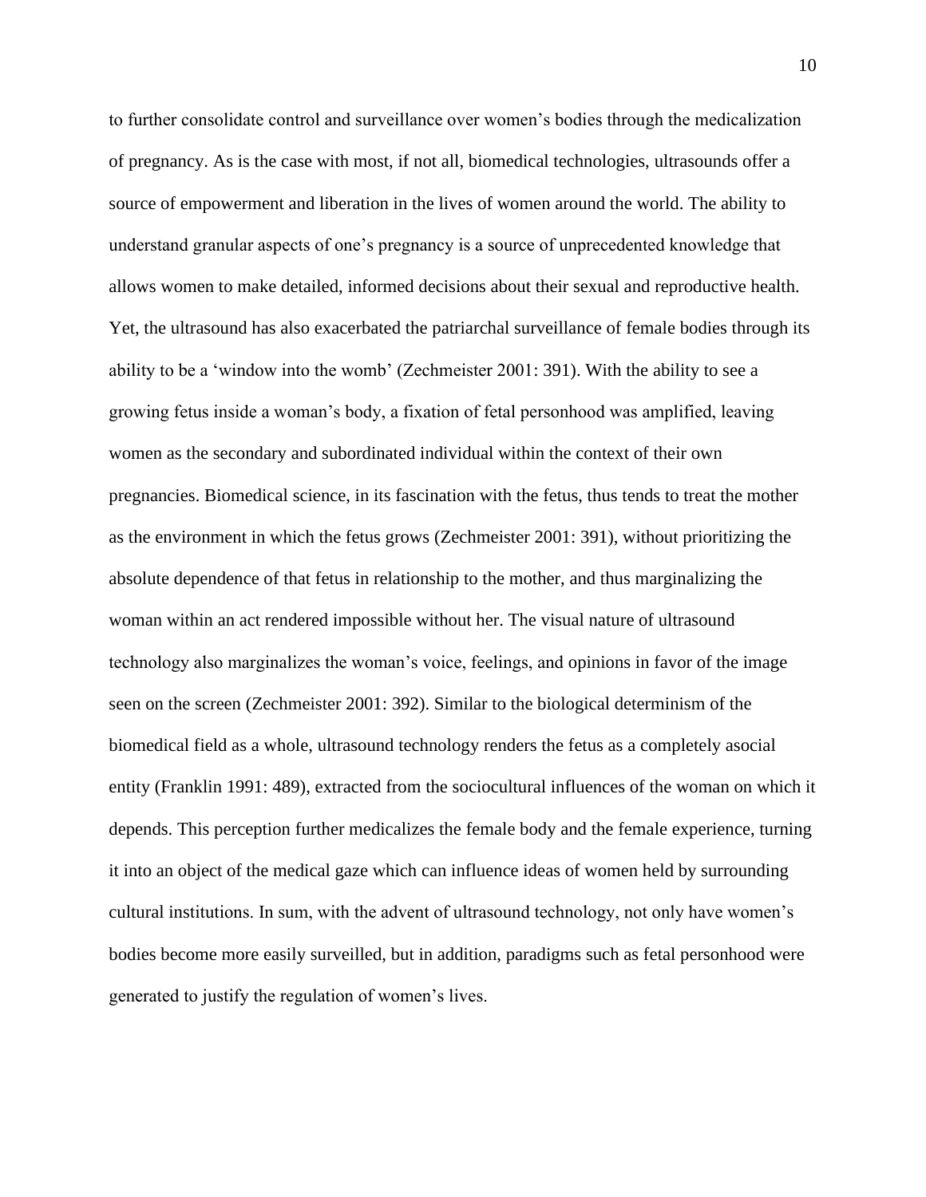to further consolidate control and surveillance over women's bodies through the medicalization of pregnancy. As is the case with most, if not all, biomedical technologies, ultrasounds offer a source of empowerment and liberation in the lives of women around the world. The ability to understand granular aspects of one's pregnancy is a source of unprecedented knowledge that allows women to make detailed, informed decisions about their sexual and reproductive health. Yet, the ultrasound has also exacerbated the patriarchal surveillance of female bodies through its ability to be a 'window into the womb' (Zechmeister 2001: 391). With the ability to see a growing fetus inside a woman's body, a fixation of fetal personhood was amplified, leaving women as the secondary and subordinated individual within the context of their own pregnancies. Biomedical science, in its fascination with the fetus, thus tends to treat the mother as the environment in which the fetus grows (Zechmeister 2001: 391), without prioritizing the absolute dependence of that fetus in relationship to the mother, and thus marginalizing the woman within an act rendered impossible without her. The visual nature of ultrasound technology also marginalizes the woman's voice, feelings, and opinions in favor of the image seen on the screen (Zechmeister 2001: 392). Similar to the biological determinism of the biomedical field as a whole, ultrasound technology renders the fetus as a completely asocial entity (Franklin 1991: 489), extracted from the sociocultural influences of the woman on which it depends. This perception further medicalizes the female body and the female experience, turning it into an object of the medical gaze which can influence ideas of women held by surrounding cultural institutions. In sum, with the advent of ultrasound technology, not only have women's bodies become more easily surveilled, but in addition, paradigms such as fetal personhood were generated to justify the regulation of women's lives.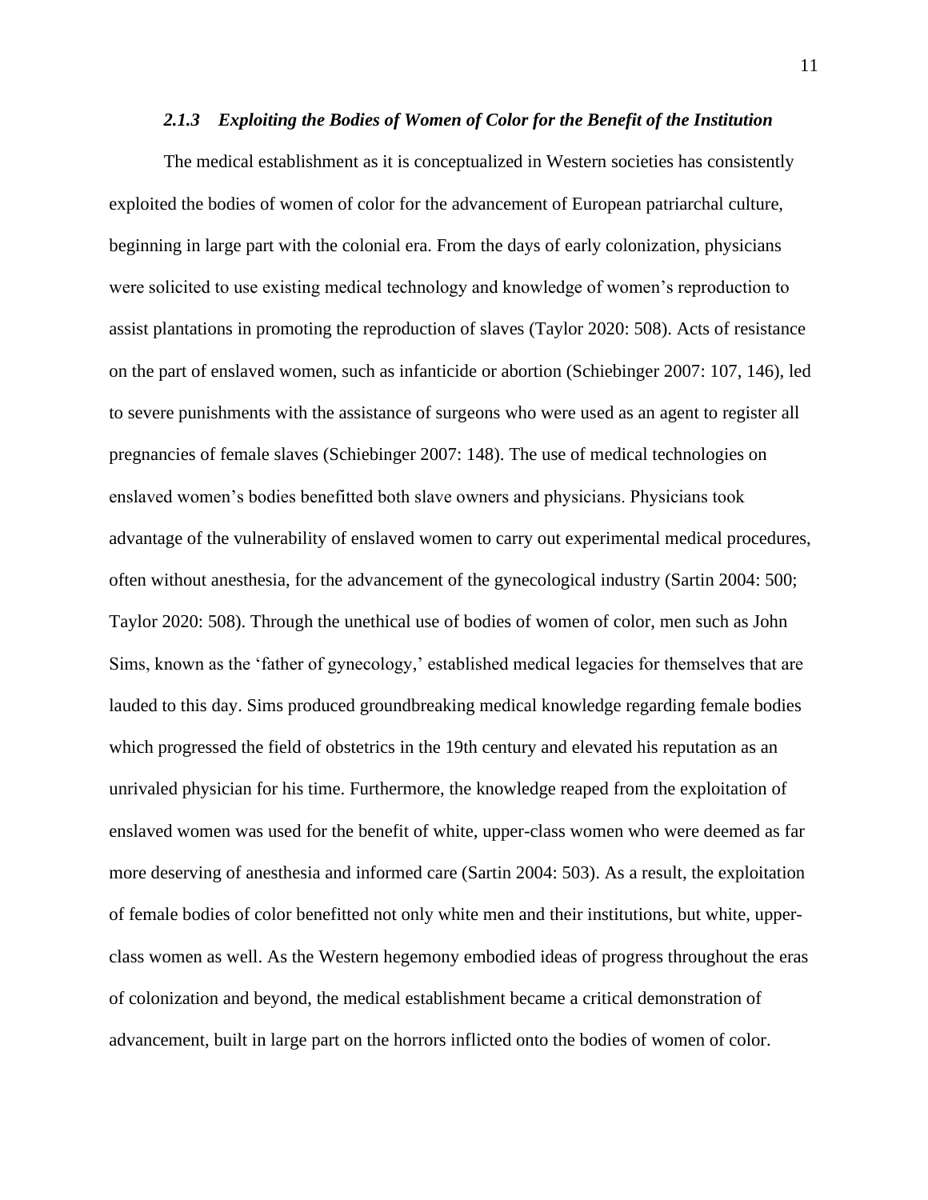### *2.1.3 Exploiting the Bodies of Women of Color for the Benefit of the Institution*

The medical establishment as it is conceptualized in Western societies has consistently exploited the bodies of women of color for the advancement of European patriarchal culture, beginning in large part with the colonial era. From the days of early colonization, physicians were solicited to use existing medical technology and knowledge of women's reproduction to assist plantations in promoting the reproduction of slaves (Taylor 2020: 508). Acts of resistance on the part of enslaved women, such as infanticide or abortion (Schiebinger 2007: 107, 146), led to severe punishments with the assistance of surgeons who were used as an agent to register all pregnancies of female slaves (Schiebinger 2007: 148). The use of medical technologies on enslaved women's bodies benefitted both slave owners and physicians. Physicians took advantage of the vulnerability of enslaved women to carry out experimental medical procedures, often without anesthesia, for the advancement of the gynecological industry (Sartin 2004: 500; Taylor 2020: 508). Through the unethical use of bodies of women of color, men such as John Sims, known as the 'father of gynecology,' established medical legacies for themselves that are lauded to this day. Sims produced groundbreaking medical knowledge regarding female bodies which progressed the field of obstetrics in the 19th century and elevated his reputation as an unrivaled physician for his time. Furthermore, the knowledge reaped from the exploitation of enslaved women was used for the benefit of white, upper-class women who were deemed as far more deserving of anesthesia and informed care (Sartin 2004: 503). As a result, the exploitation of female bodies of color benefitted not only white men and their institutions, but white, upper-class women as well. As the Western hegemony embodied ideas of progress throughout the eras of colonization and beyond, the medical establishment became a critical demonstration of advancement, built in large part on the horrors inflicted onto the bodies of women of color.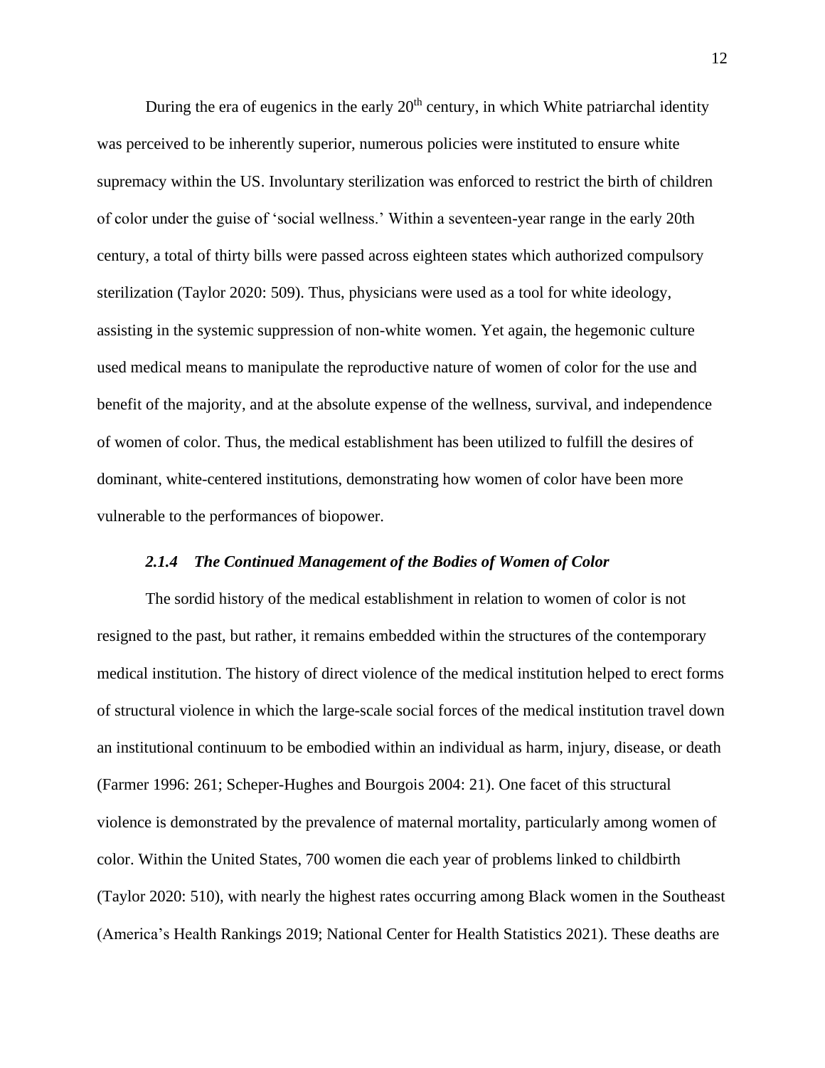During the era of eugenics in the early 20th century, in which White patriarchal identity was perceived to be inherently superior, numerous policies were instituted to ensure white supremacy within the US. Involuntary sterilization was enforced to restrict the birth of children of color under the guise of 'social wellness.' Within a seventeen-year range in the early 20th century, a total of thirty bills were passed across eighteen states which authorized compulsory sterilization (Taylor 2020: 509). Thus, physicians were used as a tool for white ideology, assisting in the systemic suppression of non-white women. Yet again, the hegemonic culture used medical means to manipulate the reproductive nature of women of color for the use and benefit of the majority, and at the absolute expense of the wellness, survival, and independence of women of color. Thus, the medical establishment has been utilized to fulfill the desires of dominant, white-centered institutions, demonstrating how women of color have been more vulnerable to the performances of biopower.

#### *2.1.4 The Continued Management of the Bodies of Women of Color*

The sordid history of the medical establishment in relation to women of color is not resigned to the past, but rather, it remains embedded within the structures of the contemporary medical institution. The history of direct violence of the medical institution helped to erect forms of structural violence in which the large-scale social forces of the medical institution travel down an institutional continuum to be embodied within an individual as harm, injury, disease, or death (Farmer 1996: 261; Scheper-Hughes and Bourgois 2004: 21). One facet of this structural violence is demonstrated by the prevalence of maternal mortality, particularly among women of color. Within the United States, 700 women die each year of problems linked to childbirth (Taylor 2020: 510), with nearly the highest rates occurring among Black women in the Southeast (America's Health Rankings 2019; National Center for Health Statistics 2021). These deaths are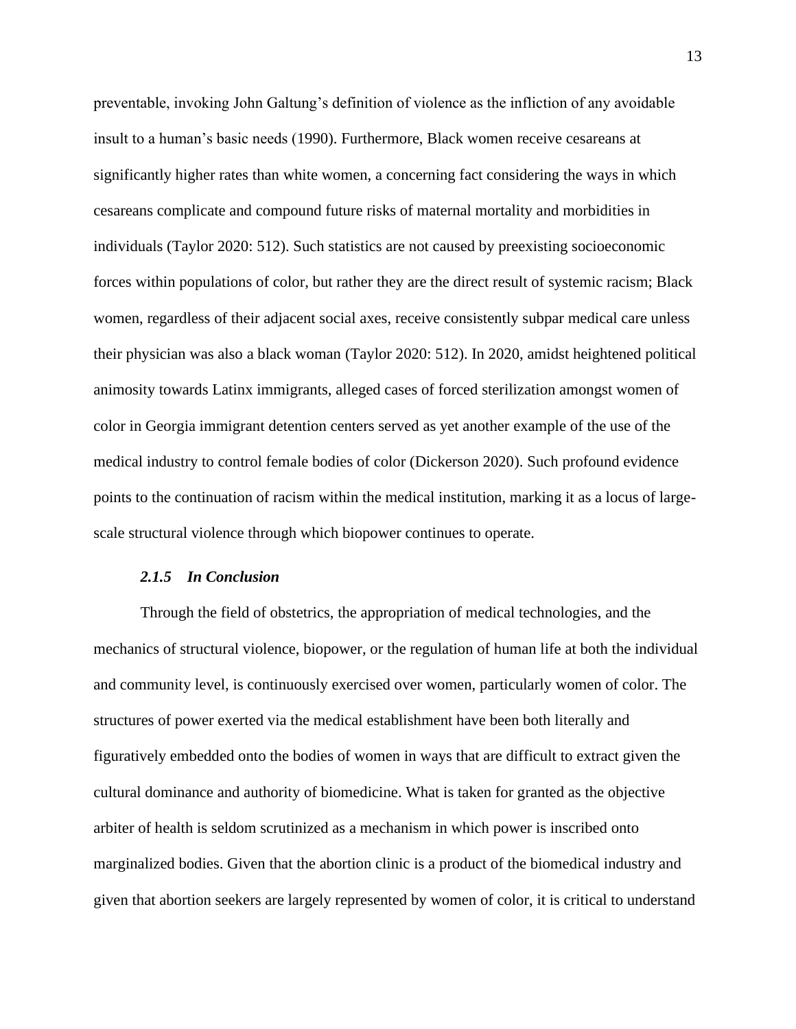preventable, invoking John Galtung's definition of violence as the infliction of any avoidable insult to a human's basic needs (1990). Furthermore, Black women receive cesareans at significantly higher rates than white women, a concerning fact considering the ways in which cesareans complicate and compound future risks of maternal mortality and morbidities in individuals (Taylor 2020: 512). Such statistics are not caused by preexisting socioeconomic forces within populations of color, but rather they are the direct result of systemic racism; Black women, regardless of their adjacent social axes, receive consistently subpar medical care unless their physician was also a black woman (Taylor 2020: 512). In 2020, amidst heightened political animosity towards Latinx immigrants, alleged cases of forced sterilization amongst women of color in Georgia immigrant detention centers served as yet another example of the use of the medical industry to control female bodies of color (Dickerson 2020). Such profound evidence points to the continuation of racism within the medical institution, marking it as a locus of large-scale structural violence through which biopower continues to operate.

#### *2.1.5 In Conclusion*

Through the field of obstetrics, the appropriation of medical technologies, and the mechanics of structural violence, biopower, or the regulation of human life at both the individual and community level, is continuously exercised over women, particularly women of color. The structures of power exerted via the medical establishment have been both literally and figuratively embedded onto the bodies of women in ways that are difficult to extract given the cultural dominance and authority of biomedicine. What is taken for granted as the objective arbiter of health is seldom scrutinized as a mechanism in which power is inscribed onto marginalized bodies. Given that the abortion clinic is a product of the biomedical industry and given that abortion seekers are largely represented by women of color, it is critical to understand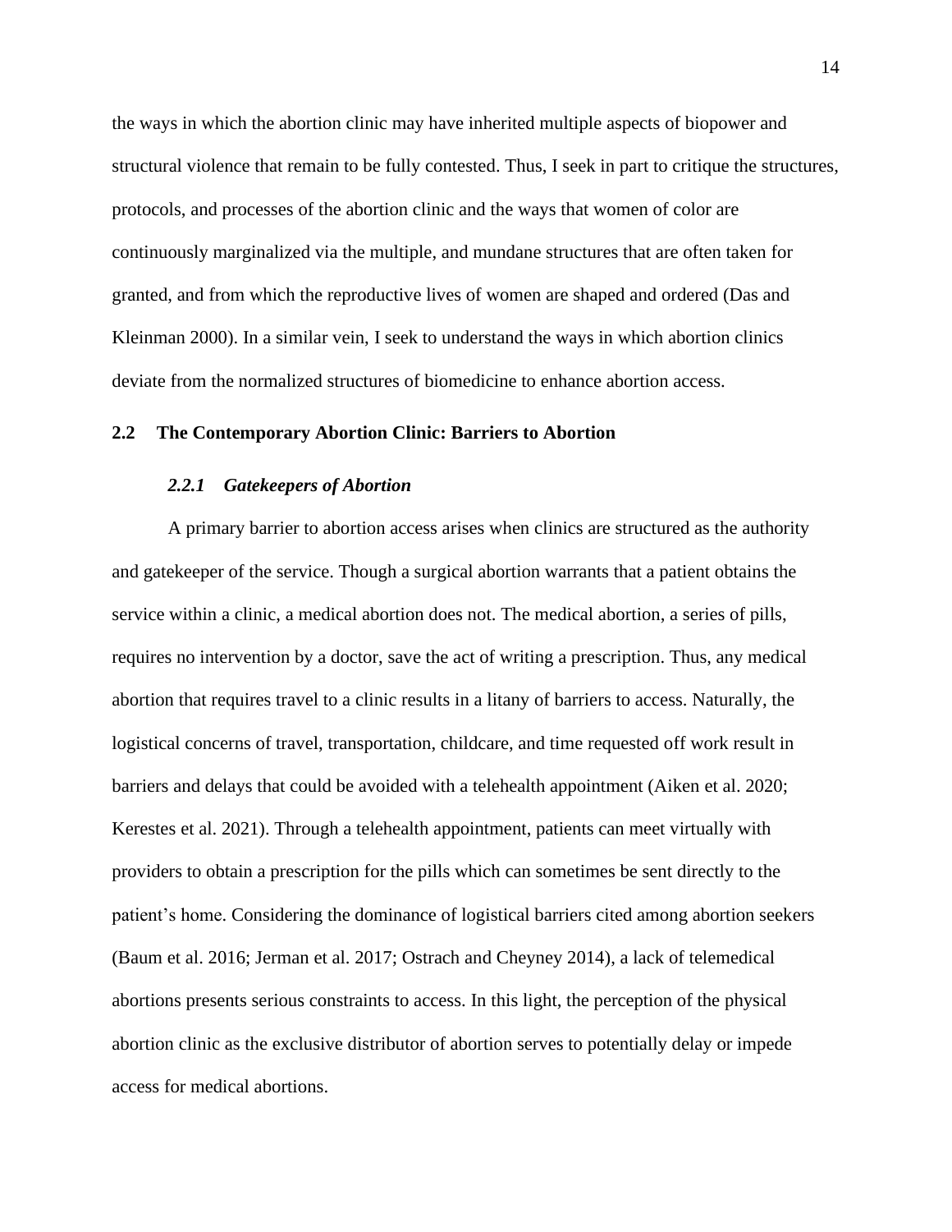the ways in which the abortion clinic may have inherited multiple aspects of biopower and structural violence that remain to be fully contested. Thus, I seek in part to critique the structures, protocols, and processes of the abortion clinic and the ways that women of color are continuously marginalized via the multiple, and mundane structures that are often taken for granted, and from which the reproductive lives of women are shaped and ordered (Das and Kleinman 2000). In a similar vein, I seek to understand the ways in which abortion clinics deviate from the normalized structures of biomedicine to enhance abortion access.

## 2.2 The Contemporary Abortion Clinic: Barriers to Abortion

### *2.2.1 Gatekeepers of Abortion*

A primary barrier to abortion access arises when clinics are structured as the authority and gatekeeper of the service. Though a surgical abortion warrants that a patient obtains the service within a clinic, a medical abortion does not. The medical abortion, a series of pills, requires no intervention by a doctor, save the act of writing a prescription. Thus, any medical abortion that requires travel to a clinic results in a litany of barriers to access. Naturally, the logistical concerns of travel, transportation, childcare, and time requested off work result in barriers and delays that could be avoided with a telehealth appointment (Aiken et al. 2020; Kerestes et al. 2021). Through a telehealth appointment, patients can meet virtually with providers to obtain a prescription for the pills which can sometimes be sent directly to the patient's home. Considering the dominance of logistical barriers cited among abortion seekers (Baum et al. 2016; Jerman et al. 2017; Ostrach and Cheyney 2014), a lack of telemedical abortions presents serious constraints to access. In this light, the perception of the physical abortion clinic as the exclusive distributor of abortion serves to potentially delay or impede access for medical abortions.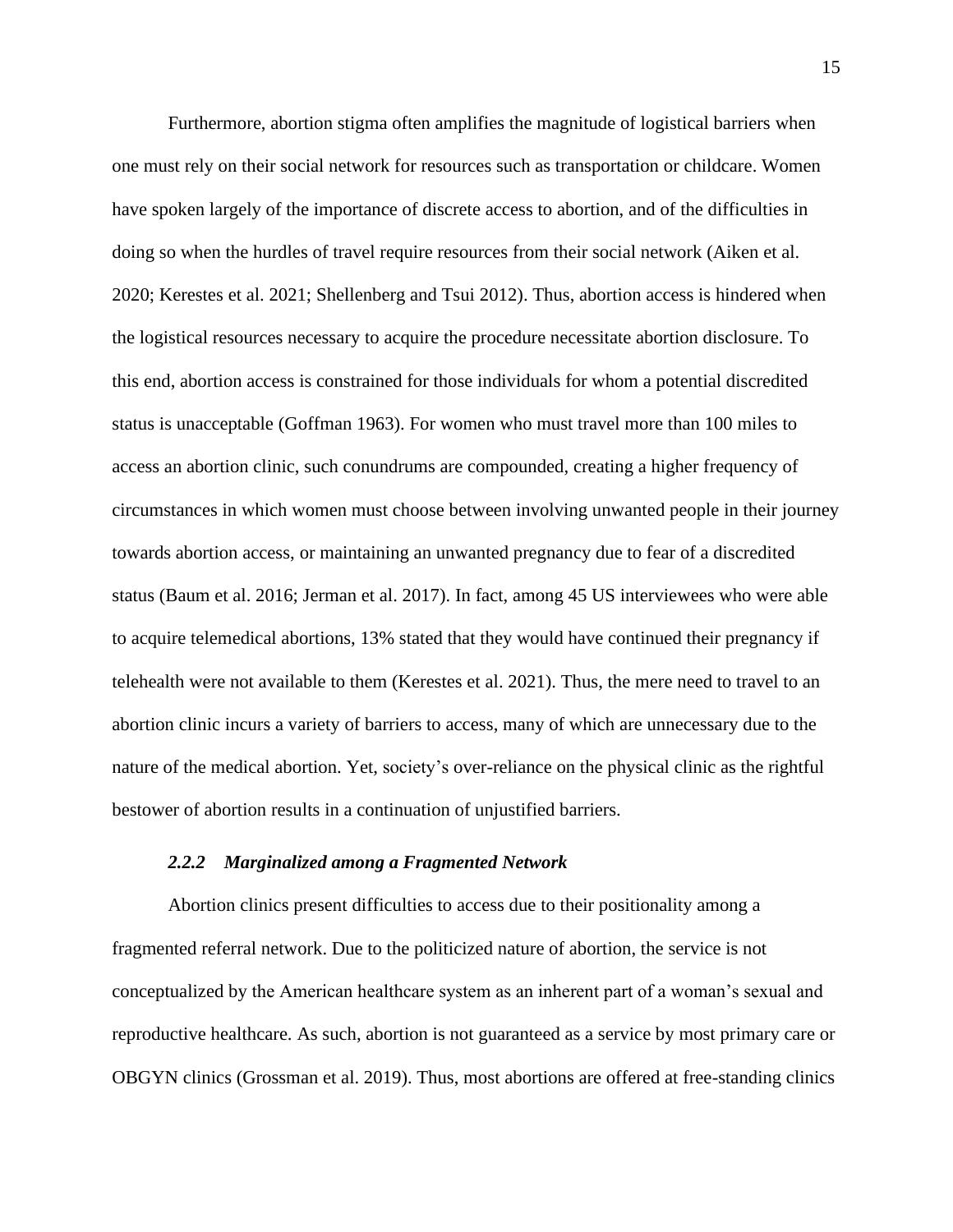Furthermore, abortion stigma often amplifies the magnitude of logistical barriers when one must rely on their social network for resources such as transportation or childcare. Women have spoken largely of the importance of discrete access to abortion, and of the difficulties in doing so when the hurdles of travel require resources from their social network (Aiken et al. 2020; Kerestes et al. 2021; Shellenberg and Tsui 2012). Thus, abortion access is hindered when the logistical resources necessary to acquire the procedure necessitate abortion disclosure. To this end, abortion access is constrained for those individuals for whom a potential discredited status is unacceptable (Goffman 1963). For women who must travel more than 100 miles to access an abortion clinic, such conundrums are compounded, creating a higher frequency of circumstances in which women must choose between involving unwanted people in their journey towards abortion access, or maintaining an unwanted pregnancy due to fear of a discredited status (Baum et al. 2016; Jerman et al. 2017). In fact, among 45 US interviewees who were able to acquire telemedical abortions, 13% stated that they would have continued their pregnancy if telehealth were not available to them (Kerestes et al. 2021). Thus, the mere need to travel to an abortion clinic incurs a variety of barriers to access, many of which are unnecessary due to the nature of the medical abortion. Yet, society's over-reliance on the physical clinic as the rightful bestower of abortion results in a continuation of unjustified barriers.

### *2.2.2 Marginalized among a Fragmented Network*

Abortion clinics present difficulties to access due to their positionality among a fragmented referral network. Due to the politicized nature of abortion, the service is not conceptualized by the American healthcare system as an inherent part of a woman's sexual and reproductive healthcare. As such, abortion is not guaranteed as a service by most primary care or OBGYN clinics (Grossman et al. 2019). Thus, most abortions are offered at free-standing clinics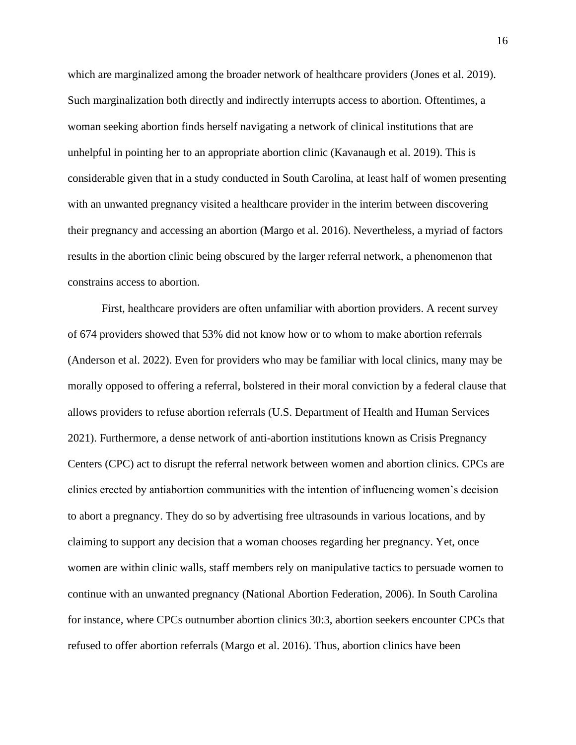which are marginalized among the broader network of healthcare providers (Jones et al. 2019). Such marginalization both directly and indirectly interrupts access to abortion. Oftentimes, a woman seeking abortion finds herself navigating a network of clinical institutions that are unhelpful in pointing her to an appropriate abortion clinic (Kavanaugh et al. 2019). This is considerable given that in a study conducted in South Carolina, at least half of women presenting with an unwanted pregnancy visited a healthcare provider in the interim between discovering their pregnancy and accessing an abortion (Margo et al. 2016). Nevertheless, a myriad of factors results in the abortion clinic being obscured by the larger referral network, a phenomenon that constrains access to abortion.

First, healthcare providers are often unfamiliar with abortion providers. A recent survey of 674 providers showed that 53% did not know how or to whom to make abortion referrals (Anderson et al. 2022). Even for providers who may be familiar with local clinics, many may be morally opposed to offering a referral, bolstered in their moral conviction by a federal clause that allows providers to refuse abortion referrals (U.S. Department of Health and Human Services 2021). Furthermore, a dense network of anti-abortion institutions known as Crisis Pregnancy Centers (CPC) act to disrupt the referral network between women and abortion clinics. CPCs are clinics erected by antiabortion communities with the intention of influencing women's decision to abort a pregnancy. They do so by advertising free ultrasounds in various locations, and by claiming to support any decision that a woman chooses regarding her pregnancy. Yet, once women are within clinic walls, staff members rely on manipulative tactics to persuade women to continue with an unwanted pregnancy (National Abortion Federation, 2006). In South Carolina for instance, where CPCs outnumber abortion clinics 30:3, abortion seekers encounter CPCs that refused to offer abortion referrals (Margo et al. 2016). Thus, abortion clinics have been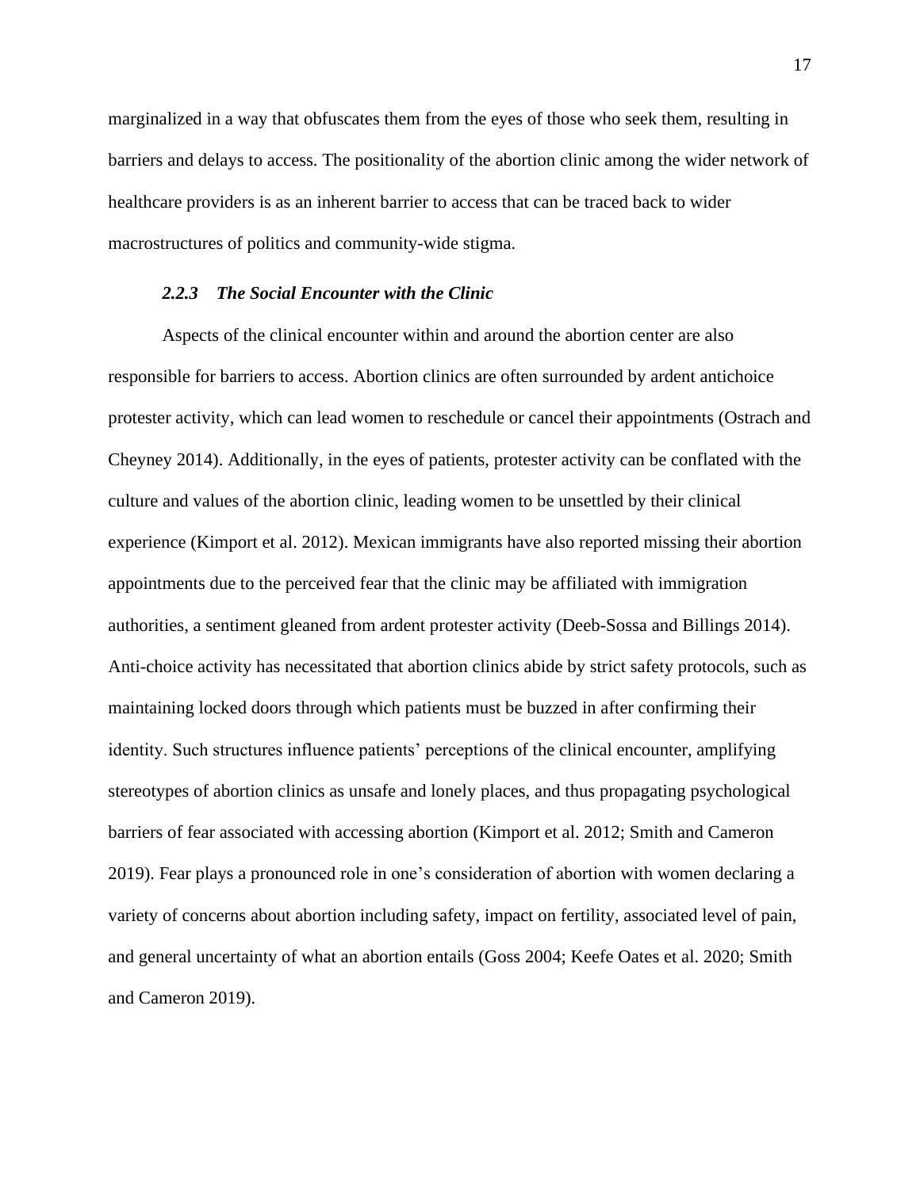marginalized in a way that obfuscates them from the eyes of those who seek them, resulting in barriers and delays to access. The positionality of the abortion clinic among the wider network of healthcare providers is as an inherent barrier to access that can be traced back to wider macrostructures of politics and community-wide stigma.

### *2.2.3 The Social Encounter with the Clinic*

Aspects of the clinical encounter within and around the abortion center are also responsible for barriers to access. Abortion clinics are often surrounded by ardent antichoice protester activity, which can lead women to reschedule or cancel their appointments (Ostrach and Cheyney 2014). Additionally, in the eyes of patients, protester activity can be conflated with the culture and values of the abortion clinic, leading women to be unsettled by their clinical experience (Kimport et al. 2012). Mexican immigrants have also reported missing their abortion appointments due to the perceived fear that the clinic may be affiliated with immigration authorities, a sentiment gleaned from ardent protester activity (Deeb-Sossa and Billings 2014). Anti-choice activity has necessitated that abortion clinics abide by strict safety protocols, such as maintaining locked doors through which patients must be buzzed in after confirming their identity. Such structures influence patients' perceptions of the clinical encounter, amplifying stereotypes of abortion clinics as unsafe and lonely places, and thus propagating psychological barriers of fear associated with accessing abortion (Kimport et al. 2012; Smith and Cameron 2019). Fear plays a pronounced role in one's consideration of abortion with women declaring a variety of concerns about abortion including safety, impact on fertility, associated level of pain, and general uncertainty of what an abortion entails (Goss 2004; Keefe Oates et al. 2020; Smith and Cameron 2019).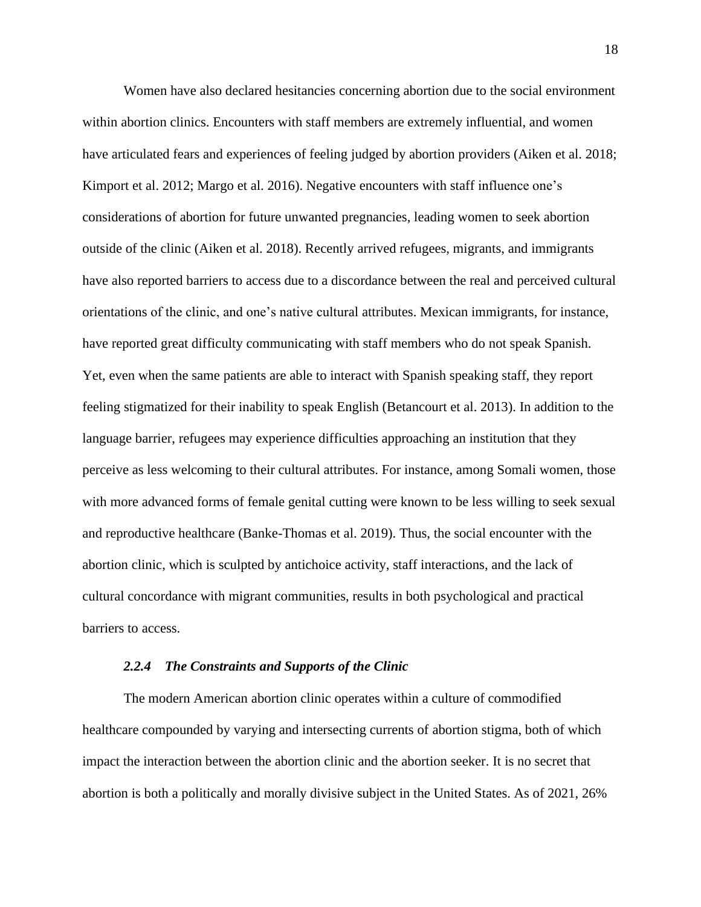Women have also declared hesitancies concerning abortion due to the social environment within abortion clinics. Encounters with staff members are extremely influential, and women have articulated fears and experiences of feeling judged by abortion providers (Aiken et al. 2018; Kimport et al. 2012; Margo et al. 2016). Negative encounters with staff influence one's considerations of abortion for future unwanted pregnancies, leading women to seek abortion outside of the clinic (Aiken et al. 2018). Recently arrived refugees, migrants, and immigrants have also reported barriers to access due to a discordance between the real and perceived cultural orientations of the clinic, and one's native cultural attributes. Mexican immigrants, for instance, have reported great difficulty communicating with staff members who do not speak Spanish. Yet, even when the same patients are able to interact with Spanish speaking staff, they report feeling stigmatized for their inability to speak English (Betancourt et al. 2013). In addition to the language barrier, refugees may experience difficulties approaching an institution that they perceive as less welcoming to their cultural attributes. For instance, among Somali women, those with more advanced forms of female genital cutting were known to be less willing to seek sexual and reproductive healthcare (Banke-Thomas et al. 2019). Thus, the social encounter with the abortion clinic, which is sculpted by antichoice activity, staff interactions, and the lack of cultural concordance with migrant communities, results in both psychological and practical barriers to access.

#### *2.2.4 The Constraints and Supports of the Clinic*

The modern American abortion clinic operates within a culture of commodified healthcare compounded by varying and intersecting currents of abortion stigma, both of which impact the interaction between the abortion clinic and the abortion seeker. It is no secret that abortion is both a politically and morally divisive subject in the United States. As of 2021, 26%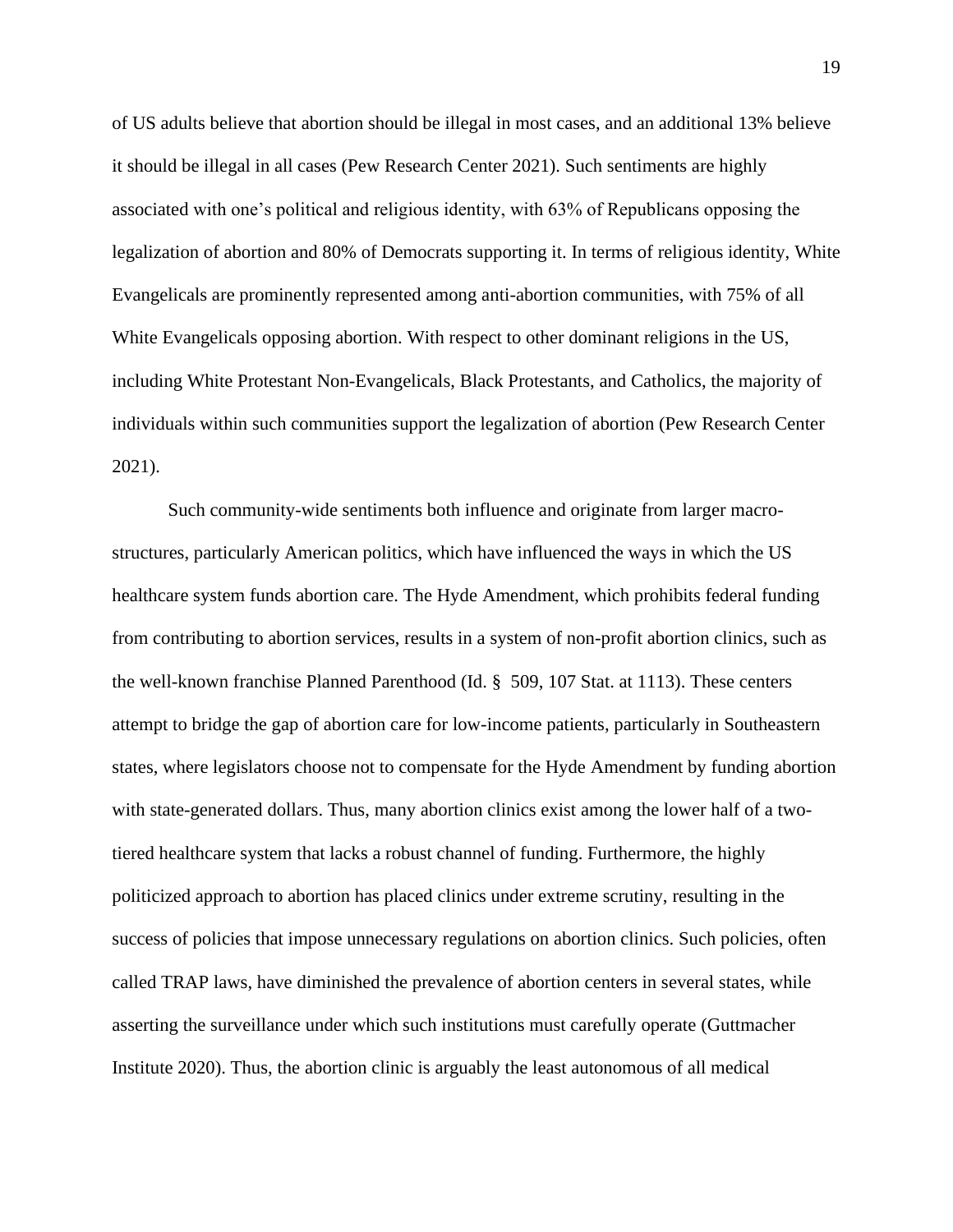of US adults believe that abortion should be illegal in most cases, and an additional 13% believe it should be illegal in all cases (Pew Research Center 2021). Such sentiments are highly associated with one's political and religious identity, with 63% of Republicans opposing the legalization of abortion and 80% of Democrats supporting it. In terms of religious identity, White Evangelicals are prominently represented among anti-abortion communities, with 75% of all White Evangelicals opposing abortion. With respect to other dominant religions in the US, including White Protestant Non-Evangelicals, Black Protestants, and Catholics, the majority of individuals within such communities support the legalization of abortion (Pew Research Center 2021).

Such community-wide sentiments both influence and originate from larger macro-structures, particularly American politics, which have influenced the ways in which the US healthcare system funds abortion care. The Hyde Amendment, which prohibits federal funding from contributing to abortion services, results in a system of non-profit abortion clinics, such as the well-known franchise Planned Parenthood (Id. § 509, 107 Stat. at 1113). These centers attempt to bridge the gap of abortion care for low-income patients, particularly in Southeastern states, where legislators choose not to compensate for the Hyde Amendment by funding abortion with state-generated dollars. Thus, many abortion clinics exist among the lower half of a two-tiered healthcare system that lacks a robust channel of funding. Furthermore, the highly politicized approach to abortion has placed clinics under extreme scrutiny, resulting in the success of policies that impose unnecessary regulations on abortion clinics. Such policies, often called TRAP laws, have diminished the prevalence of abortion centers in several states, while asserting the surveillance under which such institutions must carefully operate (Guttmacher Institute 2020). Thus, the abortion clinic is arguably the least autonomous of all medical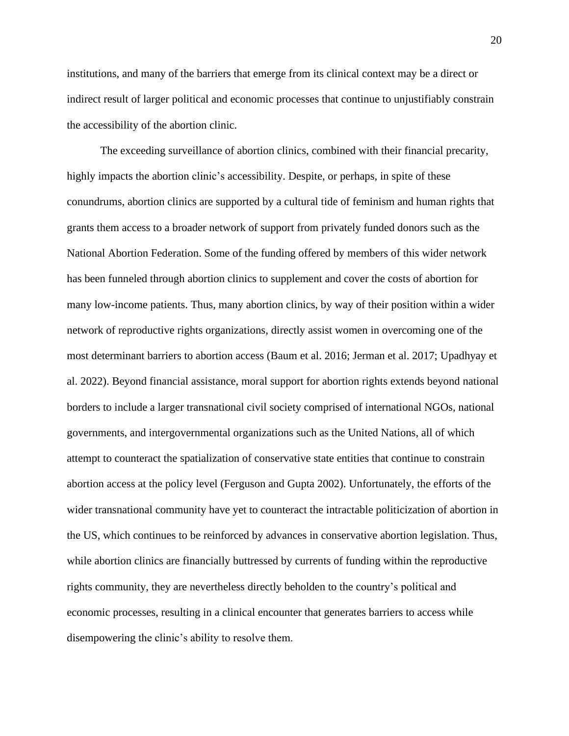institutions, and many of the barriers that emerge from its clinical context may be a direct or indirect result of larger political and economic processes that continue to unjustifiably constrain the accessibility of the abortion clinic.

The exceeding surveillance of abortion clinics, combined with their financial precarity, highly impacts the abortion clinic's accessibility. Despite, or perhaps, in spite of these conundrums, abortion clinics are supported by a cultural tide of feminism and human rights that grants them access to a broader network of support from privately funded donors such as the National Abortion Federation. Some of the funding offered by members of this wider network has been funneled through abortion clinics to supplement and cover the costs of abortion for many low-income patients. Thus, many abortion clinics, by way of their position within a wider network of reproductive rights organizations, directly assist women in overcoming one of the most determinant barriers to abortion access (Baum et al. 2016; Jerman et al. 2017; Upadhyay et al. 2022). Beyond financial assistance, moral support for abortion rights extends beyond national borders to include a larger transnational civil society comprised of international NGOs, national governments, and intergovernmental organizations such as the United Nations, all of which attempt to counteract the spatialization of conservative state entities that continue to constrain abortion access at the policy level (Ferguson and Gupta 2002). Unfortunately, the efforts of the wider transnational community have yet to counteract the intractable politicization of abortion in the US, which continues to be reinforced by advances in conservative abortion legislation. Thus, while abortion clinics are financially buttressed by currents of funding within the reproductive rights community, they are nevertheless directly beholden to the country's political and economic processes, resulting in a clinical encounter that generates barriers to access while disempowering the clinic's ability to resolve them.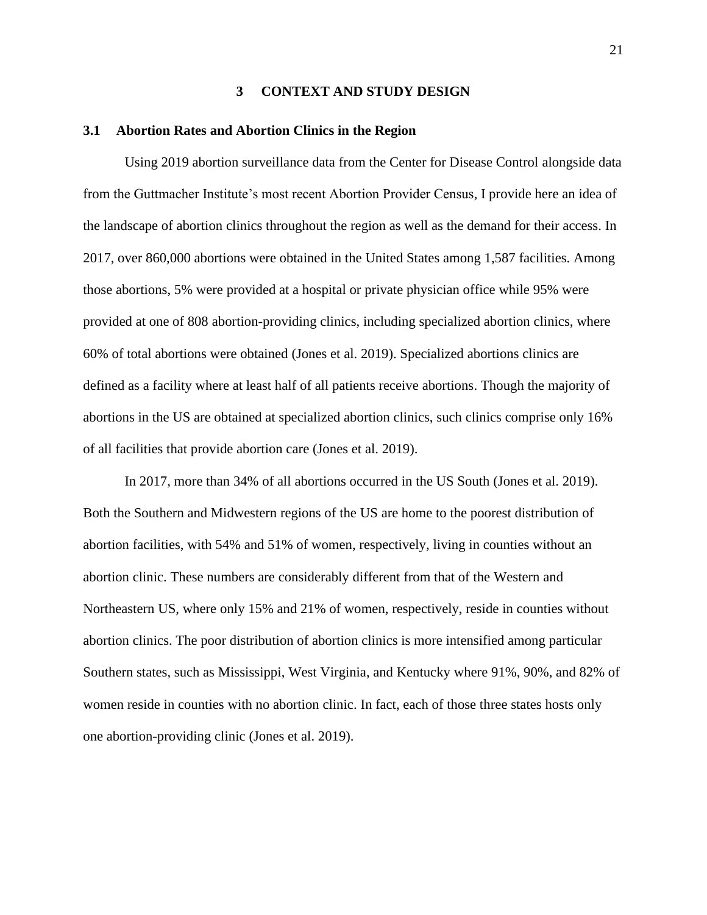# 3 CONTEXT AND STUDY DESIGN

## 3.1 Abortion Rates and Abortion Clinics in the Region

Using 2019 abortion surveillance data from the Center for Disease Control alongside data from the Guttmacher Institute's most recent Abortion Provider Census, I provide here an idea of the landscape of abortion clinics throughout the region as well as the demand for their access. In 2017, over 860,000 abortions were obtained in the United States among 1,587 facilities. Among those abortions, 5% were provided at a hospital or private physician office while 95% were provided at one of 808 abortion-providing clinics, including specialized abortion clinics, where 60% of total abortions were obtained (Jones et al. 2019). Specialized abortions clinics are defined as a facility where at least half of all patients receive abortions. Though the majority of abortions in the US are obtained at specialized abortion clinics, such clinics comprise only 16% of all facilities that provide abortion care (Jones et al. 2019).

In 2017, more than 34% of all abortions occurred in the US South (Jones et al. 2019). Both the Southern and Midwestern regions of the US are home to the poorest distribution of abortion facilities, with 54% and 51% of women, respectively, living in counties without an abortion clinic. These numbers are considerably different from that of the Western and Northeastern US, where only 15% and 21% of women, respectively, reside in counties without abortion clinics. The poor distribution of abortion clinics is more intensified among particular Southern states, such as Mississippi, West Virginia, and Kentucky where 91%, 90%, and 82% of women reside in counties with no abortion clinic. In fact, each of those three states hosts only one abortion-providing clinic (Jones et al. 2019).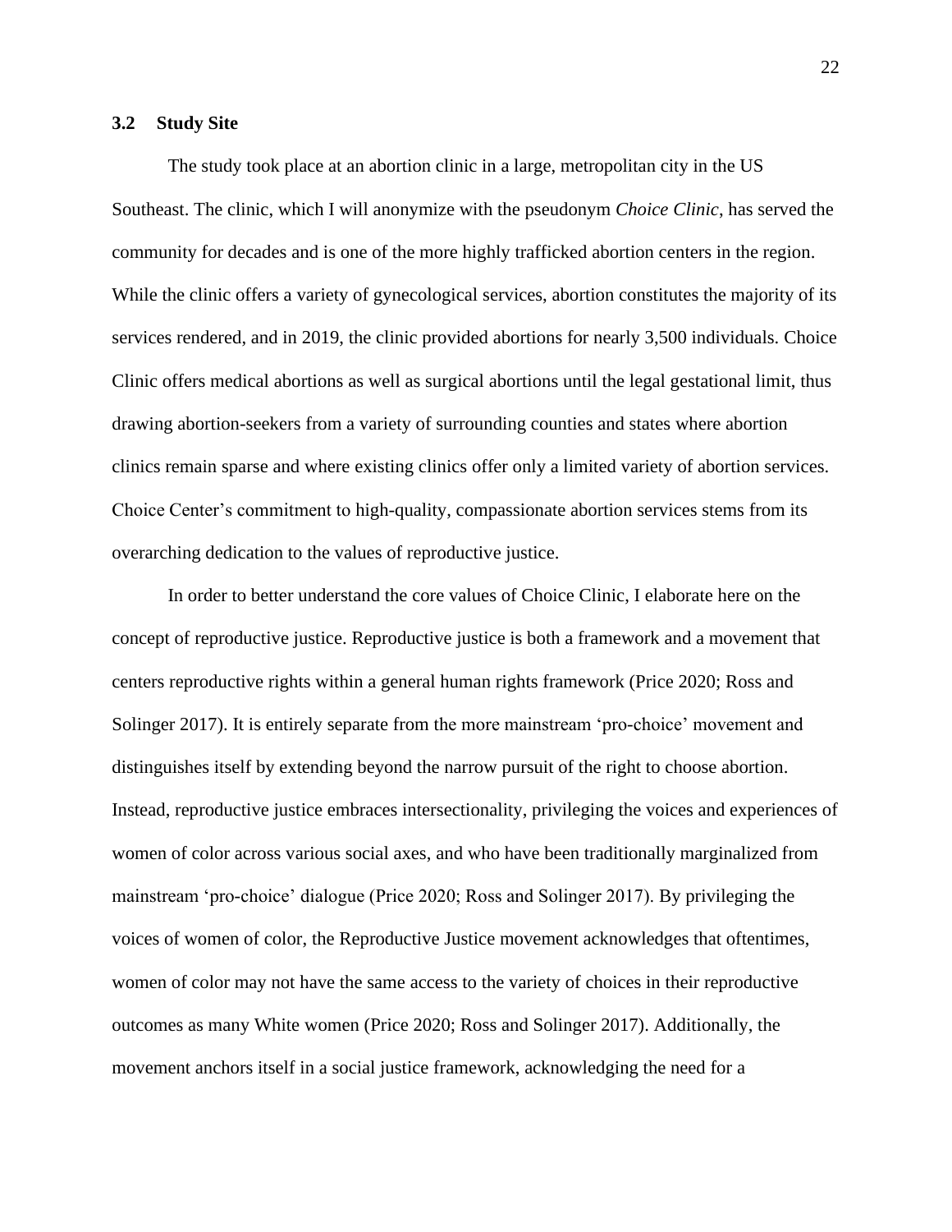### 3.2 Study Site

The study took place at an abortion clinic in a large, metropolitan city in the US Southeast. The clinic, which I will anonymize with the pseudonym *Choice Clinic*, has served the community for decades and is one of the more highly trafficked abortion centers in the region. While the clinic offers a variety of gynecological services, abortion constitutes the majority of its services rendered, and in 2019, the clinic provided abortions for nearly 3,500 individuals. Choice Clinic offers medical abortions as well as surgical abortions until the legal gestational limit, thus drawing abortion-seekers from a variety of surrounding counties and states where abortion clinics remain sparse and where existing clinics offer only a limited variety of abortion services. Choice Center's commitment to high-quality, compassionate abortion services stems from its overarching dedication to the values of reproductive justice.

In order to better understand the core values of Choice Clinic, I elaborate here on the concept of reproductive justice. Reproductive justice is both a framework and a movement that centers reproductive rights within a general human rights framework (Price 2020; Ross and Solinger 2017). It is entirely separate from the more mainstream 'pro-choice' movement and distinguishes itself by extending beyond the narrow pursuit of the right to choose abortion. Instead, reproductive justice embraces intersectionality, privileging the voices and experiences of women of color across various social axes, and who have been traditionally marginalized from mainstream 'pro-choice' dialogue (Price 2020; Ross and Solinger 2017). By privileging the voices of women of color, the Reproductive Justice movement acknowledges that oftentimes, women of color may not have the same access to the variety of choices in their reproductive outcomes as many White women (Price 2020; Ross and Solinger 2017). Additionally, the movement anchors itself in a social justice framework, acknowledging the need for a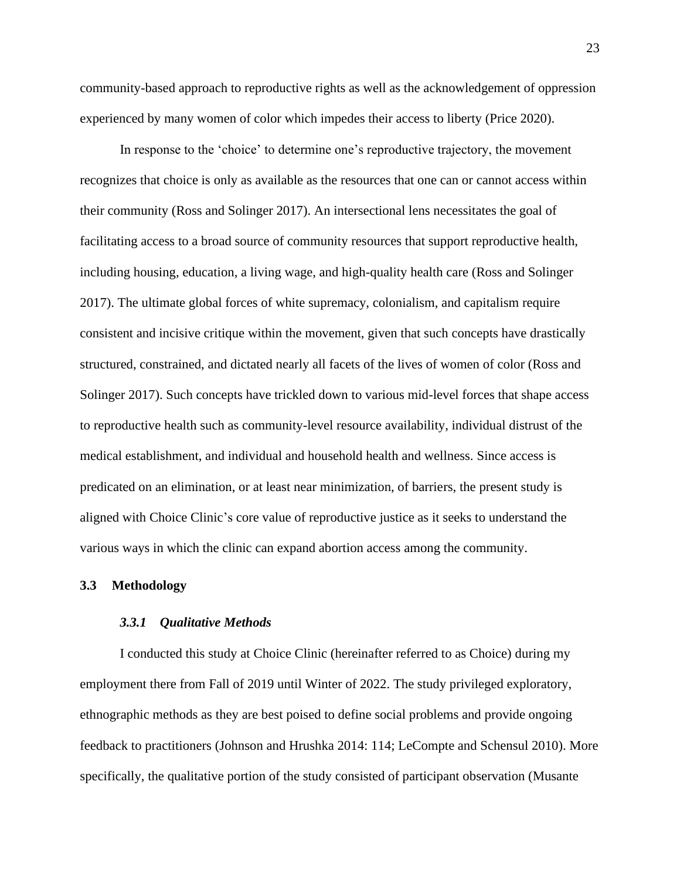community-based approach to reproductive rights as well as the acknowledgement of oppression experienced by many women of color which impedes their access to liberty (Price 2020).

In response to the 'choice' to determine one's reproductive trajectory, the movement recognizes that choice is only as available as the resources that one can or cannot access within their community (Ross and Solinger 2017). An intersectional lens necessitates the goal of facilitating access to a broad source of community resources that support reproductive health, including housing, education, a living wage, and high-quality health care (Ross and Solinger 2017). The ultimate global forces of white supremacy, colonialism, and capitalism require consistent and incisive critique within the movement, given that such concepts have drastically structured, constrained, and dictated nearly all facets of the lives of women of color (Ross and Solinger 2017). Such concepts have trickled down to various mid-level forces that shape access to reproductive health such as community-level resource availability, individual distrust of the medical establishment, and individual and household health and wellness. Since access is predicated on an elimination, or at least near minimization, of barriers, the present study is aligned with Choice Clinic's core value of reproductive justice as it seeks to understand the various ways in which the clinic can expand abortion access among the community.

## 3.3 Methodology

### *3.3.1 Qualitative Methods*

I conducted this study at Choice Clinic (hereinafter referred to as Choice) during my employment there from Fall of 2019 until Winter of 2022. The study privileged exploratory, ethnographic methods as they are best poised to define social problems and provide ongoing feedback to practitioners (Johnson and Hrushka 2014: 114; LeCompte and Schensul 2010). More specifically, the qualitative portion of the study consisted of participant observation (Musante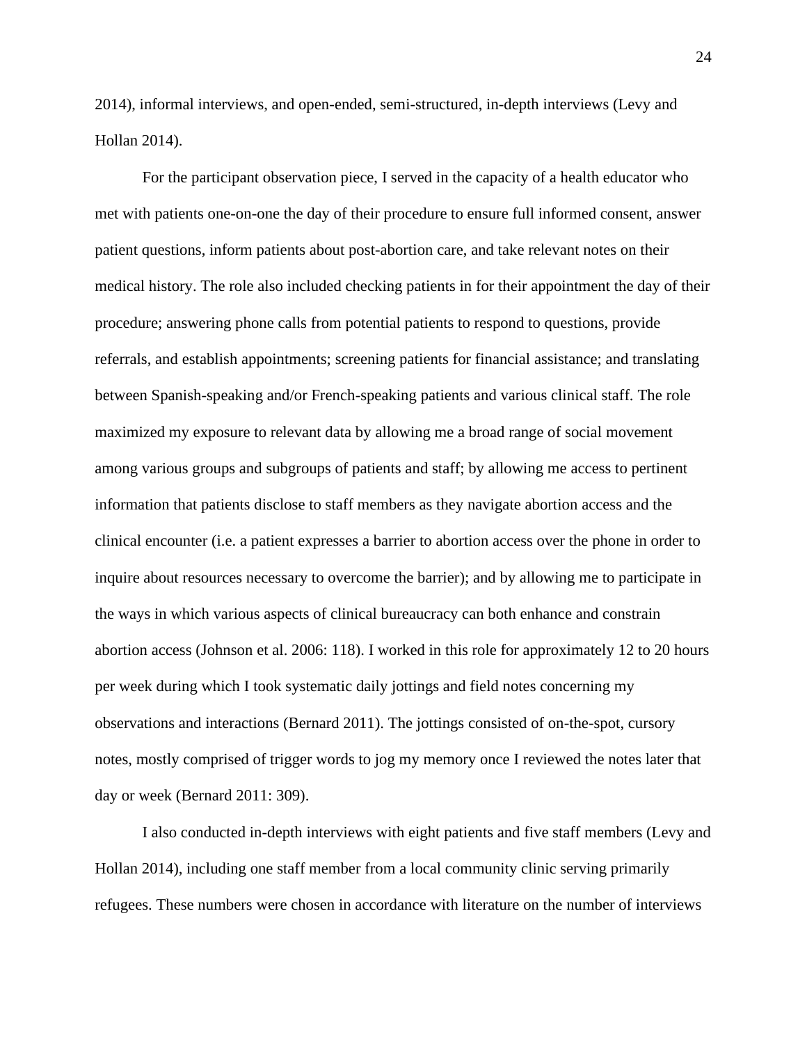2014), informal interviews, and open-ended, semi-structured, in-depth interviews (Levy and Hollan 2014).

For the participant observation piece, I served in the capacity of a health educator who met with patients one-on-one the day of their procedure to ensure full informed consent, answer patient questions, inform patients about post-abortion care, and take relevant notes on their medical history. The role also included checking patients in for their appointment the day of their procedure; answering phone calls from potential patients to respond to questions, provide referrals, and establish appointments; screening patients for financial assistance; and translating between Spanish-speaking and/or French-speaking patients and various clinical staff. The role maximized my exposure to relevant data by allowing me a broad range of social movement among various groups and subgroups of patients and staff; by allowing me access to pertinent information that patients disclose to staff members as they navigate abortion access and the clinical encounter (i.e. a patient expresses a barrier to abortion access over the phone in order to inquire about resources necessary to overcome the barrier); and by allowing me to participate in the ways in which various aspects of clinical bureaucracy can both enhance and constrain abortion access (Johnson et al. 2006: 118). I worked in this role for approximately 12 to 20 hours per week during which I took systematic daily jottings and field notes concerning my observations and interactions (Bernard 2011). The jottings consisted of on-the-spot, cursory notes, mostly comprised of trigger words to jog my memory once I reviewed the notes later that day or week (Bernard 2011: 309).

I also conducted in-depth interviews with eight patients and five staff members (Levy and Hollan 2014), including one staff member from a local community clinic serving primarily refugees. These numbers were chosen in accordance with literature on the number of interviews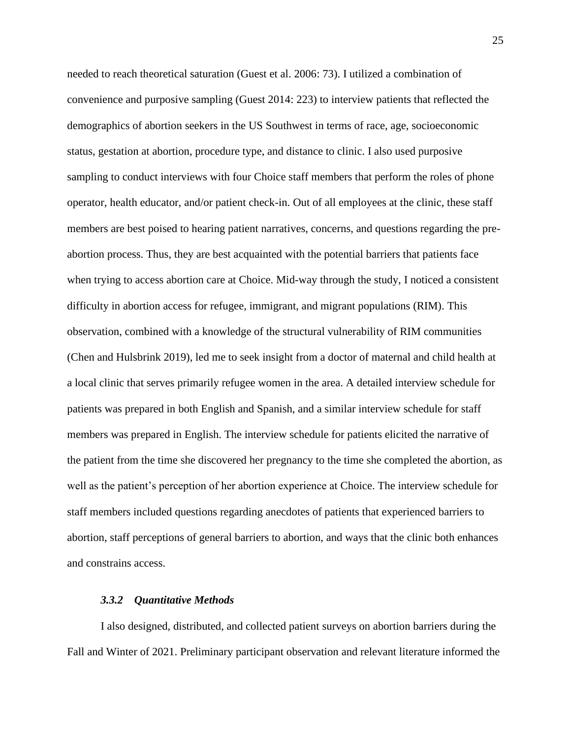needed to reach theoretical saturation (Guest et al. 2006: 73). I utilized a combination of convenience and purposive sampling (Guest 2014: 223) to interview patients that reflected the demographics of abortion seekers in the US Southwest in terms of race, age, socioeconomic status, gestation at abortion, procedure type, and distance to clinic. I also used purposive sampling to conduct interviews with four Choice staff members that perform the roles of phone operator, health educator, and/or patient check-in. Out of all employees at the clinic, these staff members are best poised to hearing patient narratives, concerns, and questions regarding the pre-abortion process. Thus, they are best acquainted with the potential barriers that patients face when trying to access abortion care at Choice. Mid-way through the study, I noticed a consistent difficulty in abortion access for refugee, immigrant, and migrant populations (RIM). This observation, combined with a knowledge of the structural vulnerability of RIM communities (Chen and Hulsbrink 2019), led me to seek insight from a doctor of maternal and child health at a local clinic that serves primarily refugee women in the area. A detailed interview schedule for patients was prepared in both English and Spanish, and a similar interview schedule for staff members was prepared in English. The interview schedule for patients elicited the narrative of the patient from the time she discovered her pregnancy to the time she completed the abortion, as well as the patient's perception of her abortion experience at Choice. The interview schedule for staff members included questions regarding anecdotes of patients that experienced barriers to abortion, staff perceptions of general barriers to abortion, and ways that the clinic both enhances and constrains access.

### *3.3.2 Quantitative Methods*

I also designed, distributed, and collected patient surveys on abortion barriers during the Fall and Winter of 2021. Preliminary participant observation and relevant literature informed the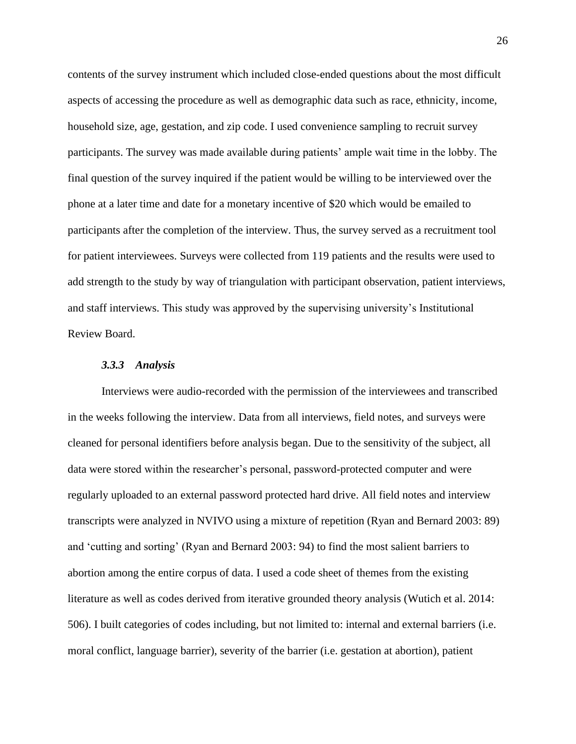contents of the survey instrument which included close-ended questions about the most difficult aspects of accessing the procedure as well as demographic data such as race, ethnicity, income, household size, age, gestation, and zip code. I used convenience sampling to recruit survey participants. The survey was made available during patients' ample wait time in the lobby. The final question of the survey inquired if the patient would be willing to be interviewed over the phone at a later time and date for a monetary incentive of $20 which would be emailed to participants after the completion of the interview. Thus, the survey served as a recruitment tool for patient interviewees. Surveys were collected from 119 patients and the results were used to add strength to the study by way of triangulation with participant observation, patient interviews, and staff interviews. This study was approved by the supervising university's Institutional Review Board.

### *3.3.3 Analysis*

Interviews were audio-recorded with the permission of the interviewees and transcribed in the weeks following the interview. Data from all interviews, field notes, and surveys were cleaned for personal identifiers before analysis began. Due to the sensitivity of the subject, all data were stored within the researcher's personal, password-protected computer and were regularly uploaded to an external password protected hard drive. All field notes and interview transcripts were analyzed in NVIVO using a mixture of repetition (Ryan and Bernard 2003: 89) and 'cutting and sorting' (Ryan and Bernard 2003: 94) to find the most salient barriers to abortion among the entire corpus of data. I used a code sheet of themes from the existing literature as well as codes derived from iterative grounded theory analysis (Wutich et al. 2014: 506). I built categories of codes including, but not limited to: internal and external barriers (i.e. moral conflict, language barrier), severity of the barrier (i.e. gestation at abortion), patient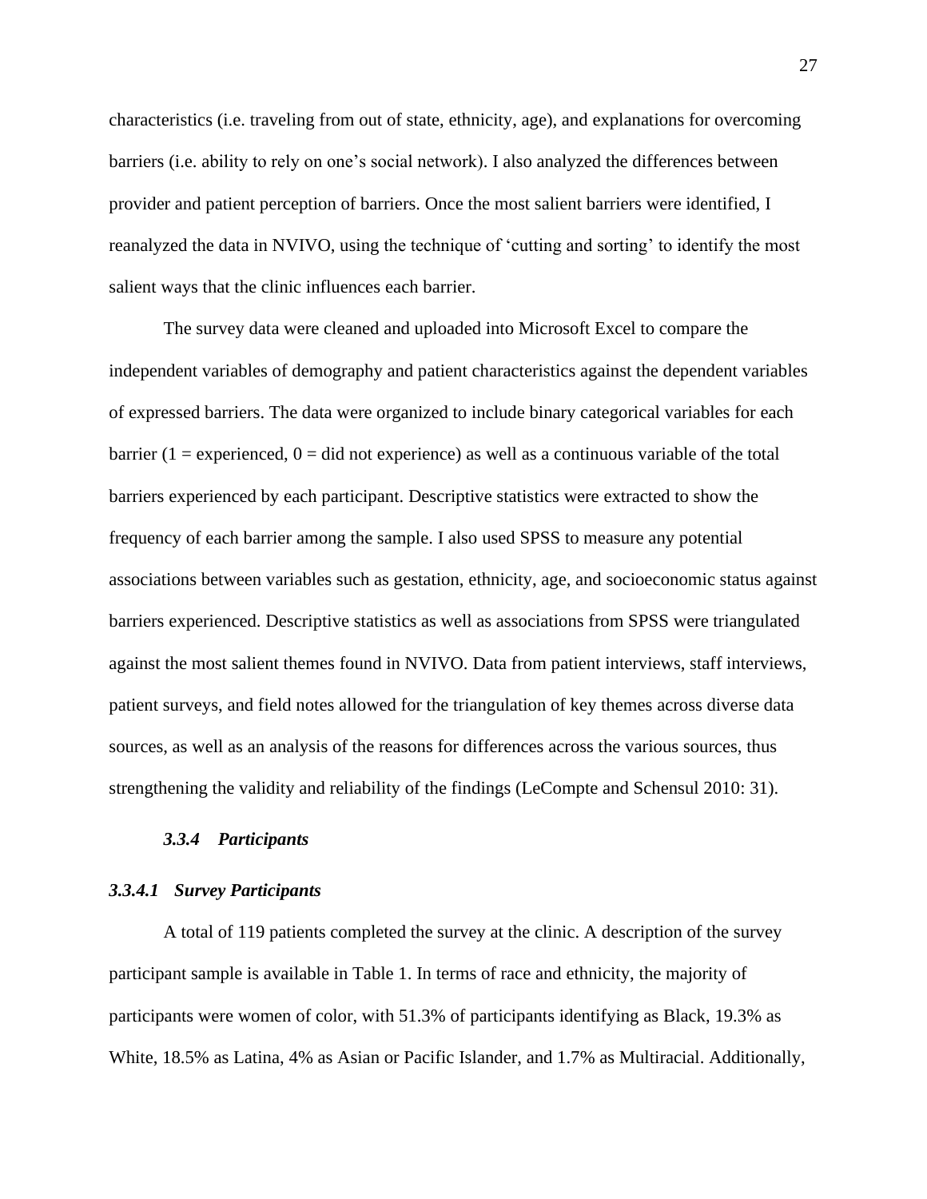characteristics (i.e. traveling from out of state, ethnicity, age), and explanations for overcoming barriers (i.e. ability to rely on one's social network). I also analyzed the differences between provider and patient perception of barriers. Once the most salient barriers were identified, I reanalyzed the data in NVIVO, using the technique of 'cutting and sorting' to identify the most salient ways that the clinic influences each barrier.

The survey data were cleaned and uploaded into Microsoft Excel to compare the independent variables of demography and patient characteristics against the dependent variables of expressed barriers. The data were organized to include binary categorical variables for each barrier (1 = experienced, 0 = did not experience) as well as a continuous variable of the total barriers experienced by each participant. Descriptive statistics were extracted to show the frequency of each barrier among the sample. I also used SPSS to measure any potential associations between variables such as gestation, ethnicity, age, and socioeconomic status against barriers experienced. Descriptive statistics as well as associations from SPSS were triangulated against the most salient themes found in NVIVO. Data from patient interviews, staff interviews, patient surveys, and field notes allowed for the triangulation of key themes across diverse data sources, as well as an analysis of the reasons for differences across the various sources, thus strengthening the validity and reliability of the findings (LeCompte and Schensul 2010: 31).

### *3.3.4 Participants*

#### *3.3.4.1 Survey Participants*

A total of 119 patients completed the survey at the clinic. A description of the survey participant sample is available in Table 1. In terms of race and ethnicity, the majority of participants were women of color, with 51.3% of participants identifying as Black, 19.3% as White, 18.5% as Latina, 4% as Asian or Pacific Islander, and 1.7% as Multiracial. Additionally,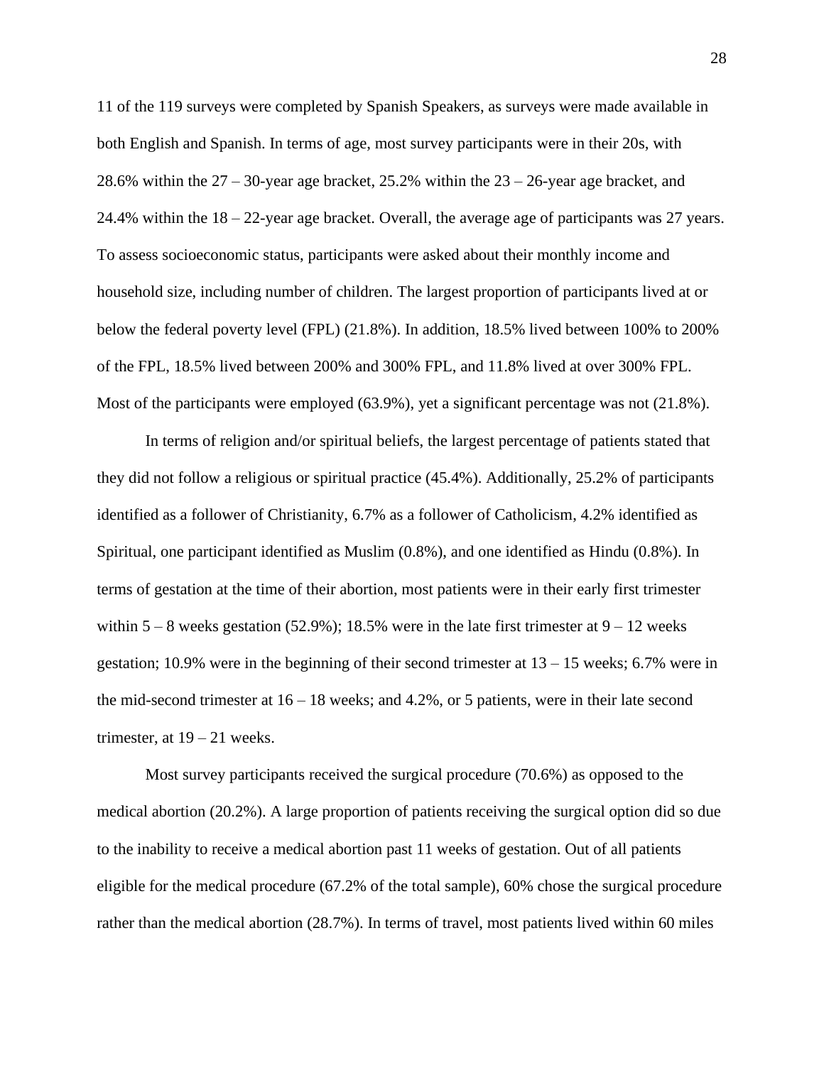11 of the 119 surveys were completed by Spanish Speakers, as surveys were made available in both English and Spanish. In terms of age, most survey participants were in their 20s, with 28.6% within the 27 – 30-year age bracket, 25.2% within the 23 – 26-year age bracket, and 24.4% within the 18 – 22-year age bracket. Overall, the average age of participants was 27 years. To assess socioeconomic status, participants were asked about their monthly income and household size, including number of children. The largest proportion of participants lived at or below the federal poverty level (FPL) (21.8%). In addition, 18.5% lived between 100% to 200% of the FPL, 18.5% lived between 200% and 300% FPL, and 11.8% lived at over 300% FPL. Most of the participants were employed (63.9%), yet a significant percentage was not (21.8%).

In terms of religion and/or spiritual beliefs, the largest percentage of patients stated that they did not follow a religious or spiritual practice (45.4%). Additionally, 25.2% of participants identified as a follower of Christianity, 6.7% as a follower of Catholicism, 4.2% identified as Spiritual, one participant identified as Muslim (0.8%), and one identified as Hindu (0.8%). In terms of gestation at the time of their abortion, most patients were in their early first trimester within 5 – 8 weeks gestation (52.9%); 18.5% were in the late first trimester at 9 – 12 weeks gestation; 10.9% were in the beginning of their second trimester at 13 – 15 weeks; 6.7% were in the mid-second trimester at 16 – 18 weeks; and 4.2%, or 5 patients, were in their late second trimester, at 19 – 21 weeks.

Most survey participants received the surgical procedure (70.6%) as opposed to the medical abortion (20.2%). A large proportion of patients receiving the surgical option did so due to the inability to receive a medical abortion past 11 weeks of gestation. Out of all patients eligible for the medical procedure (67.2% of the total sample), 60% chose the surgical procedure rather than the medical abortion (28.7%). In terms of travel, most patients lived within 60 miles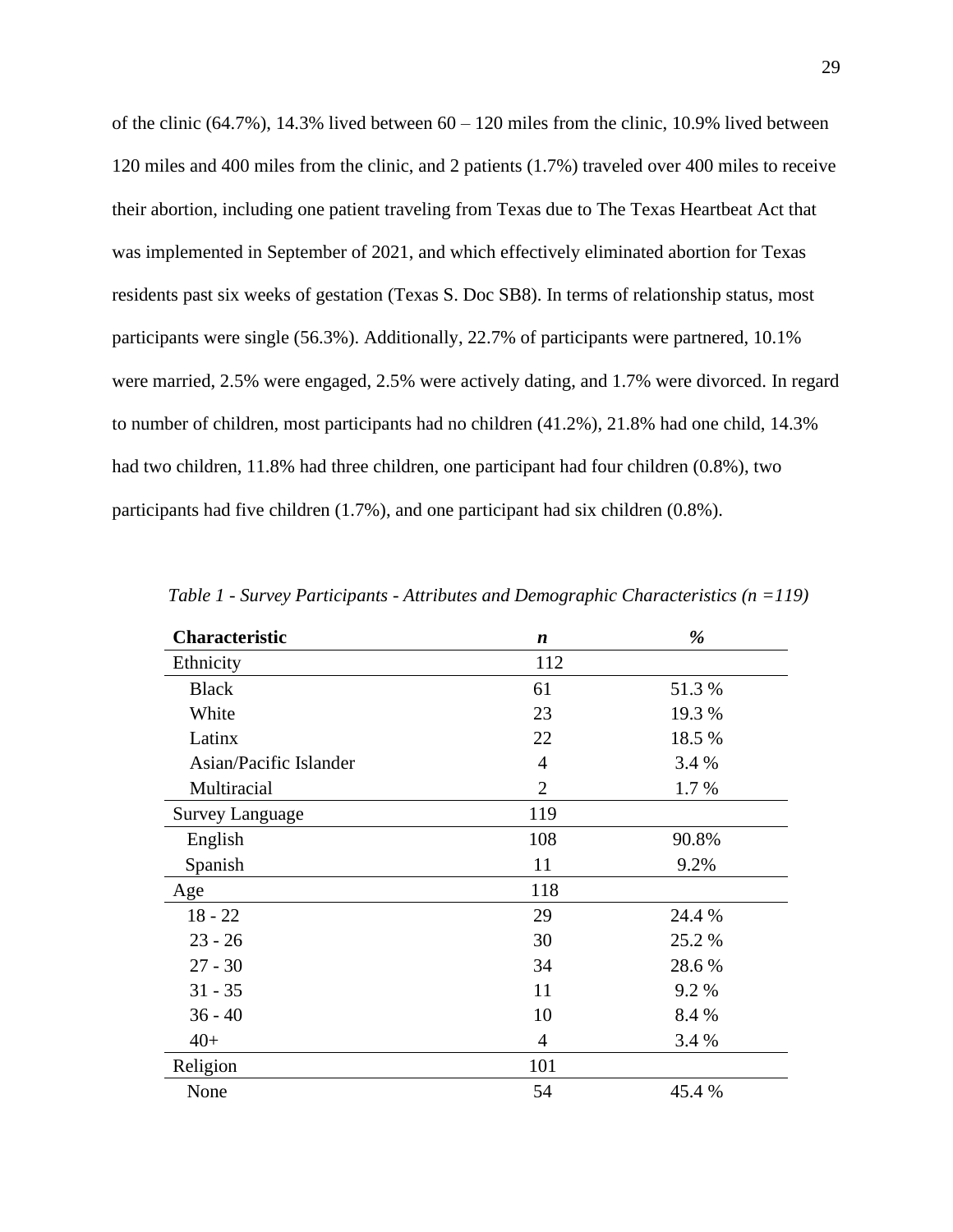of the clinic (64.7%), 14.3% lived between 60 – 120 miles from the clinic, 10.9% lived between 120 miles and 400 miles from the clinic, and 2 patients (1.7%) traveled over 400 miles to receive their abortion, including one patient traveling from Texas due to The Texas Heartbeat Act that was implemented in September of 2021, and which effectively eliminated abortion for Texas residents past six weeks of gestation (Texas S. Doc SB8). In terms of relationship status, most participants were single (56.3%). Additionally, 22.7% of participants were partnered, 10.1% were married, 2.5% were engaged, 2.5% were actively dating, and 1.7% were divorced. In regard to number of children, most participants had no children (41.2%), 21.8% had one child, 14.3% had two children, 11.8% had three children, one participant had four children (0.8%), two participants had five children (1.7%), and one participant had six children (0.8%).

*Table 1 - Survey Participants - Attributes and Demographic Characteristics (n =119)*

| **Characteristic** | ***n*** | ***%*** |
|---|---|---|
| Ethnicity | 112 | |
| Black | 61 | 51.3 % |
| White | 23 | 19.3 % |
| Latinx | 22 | 18.5 % |
| Asian/Pacific Islander | 4 | 3.4 % |
| Multiracial | 2 | 1.7 % |
| Survey Language | 119 | |
| English | 108 | 90.8% |
| Spanish | 11 | 9.2% |
| Age | 118 | |
| 18 - 22 | 29 | 24.4 % |
| 23 - 26 | 30 | 25.2 % |
| 27 - 30 | 34 | 28.6 % |
| 31 - 35 | 11 | 9.2 % |
| 36 - 40 | 10 | 8.4 % |
| 40+ | 4 | 3.4 % |
| Religion | 101 | |
| None | 54 | 45.4 % |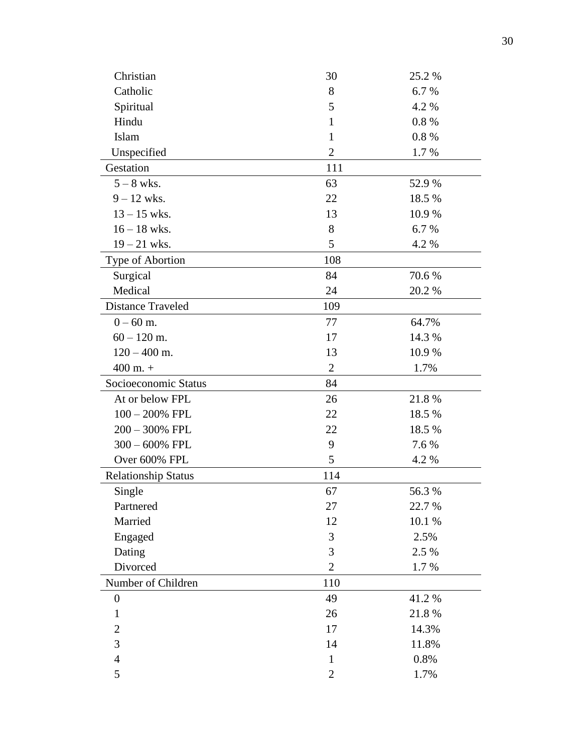| | | |
|---|---|---|
| Christian | 30 | 25.2 % |
| Catholic | 8 | 6.7 % |
| Spiritual | 5 | 4.2 % |
| Hindu | 1 | 0.8 % |
| Islam | 1 | 0.8 % |
| Unspecified | 2 | 1.7 % |
| Gestation | 111 | |
| 5 – 8 wks. | 63 | 52.9 % |
| 9 – 12 wks. | 22 | 18.5 % |
| 13 – 15 wks. | 13 | 10.9 % |
| 16 – 18 wks. | 8 | 6.7 % |
| 19 – 21 wks. | 5 | 4.2 % |
| Type of Abortion | 108 | |
| Surgical | 84 | 70.6 % |
| Medical | 24 | 20.2 % |
| Distance Traveled | 109 | |
| 0 – 60 m. | 77 | 64.7% |
| 60 – 120 m. | 17 | 14.3 % |
| 120 – 400 m. | 13 | 10.9 % |
| 400 m. + | 2 | 1.7% |
| Socioeconomic Status | 84 | |
| At or below FPL | 26 | 21.8 % |
| 100 – 200% FPL | 22 | 18.5 % |
| 200 – 300% FPL | 22 | 18.5 % |
| 300 – 600% FPL | 9 | 7.6 % |
| Over 600% FPL | 5 | 4.2 % |
| Relationship Status | 114 | |
| Single | 67 | 56.3 % |
| Partnered | 27 | 22.7 % |
| Married | 12 | 10.1 % |
| Engaged | 3 | 2.5% |
| Dating | 3 | 2.5 % |
| Divorced | 2 | 1.7 % |
| Number of Children | 110 | |
| 0 | 49 | 41.2 % |
| 1 | 26 | 21.8 % |
| 2 | 17 | 14.3% |
| 3 | 14 | 11.8% |
| 4 | 1 | 0.8% |
| 5 | 2 | 1.7% |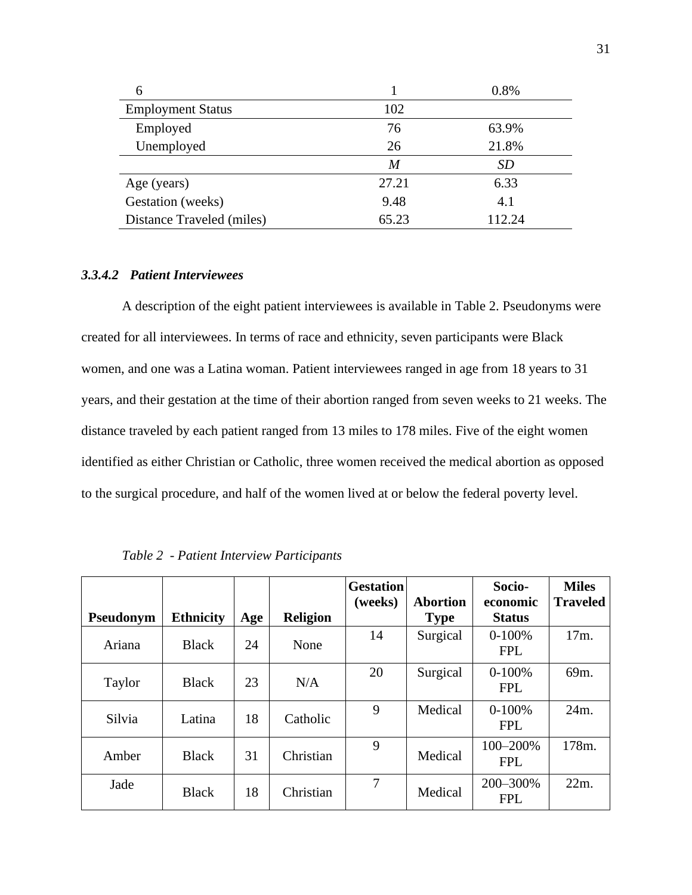| | | |
|---|---|---|
| 6 | 1 | 0.8% |
| Employment Status | 102 | |
| Employed | 76 | 63.9% |
| Unemployed | 26 | 21.8% |
| | *M* | *SD* |
| Age (years) | 27.21 | 6.33 |
| Gestation (weeks) | 9.48 | 4.1 |
| Distance Traveled (miles) | 65.23 | 112.24 |

### *3.3.4.2 Patient Interviewees*

A description of the eight patient interviewees is available in Table 2. Pseudonyms were created for all interviewees. In terms of race and ethnicity, seven participants were Black women, and one was a Latina woman. Patient interviewees ranged in age from 18 years to 31 years, and their gestation at the time of their abortion ranged from seven weeks to 21 weeks. The distance traveled by each patient ranged from 13 miles to 178 miles. Five of the eight women identified as either Christian or Catholic, three women received the medical abortion as opposed to the surgical procedure, and half of the women lived at or below the federal poverty level.

*Table 2 - Patient Interview Participants*

| Pseudonym | Ethnicity | Age | Religion | Gestation (weeks) | Abortion Type | Socio-economic Status | Miles Traveled |
|---|---|---|---|---|---|---|---|
| Ariana | Black | 24 | None | 14 | Surgical | 0-100% FPL | 17m. |
| Taylor | Black | 23 | N/A | 20 | Surgical | 0-100% FPL | 69m. |
| Silvia | Latina | 18 | Catholic | 9 | Medical | 0-100% FPL | 24m. |
| Amber | Black | 31 | Christian | 9 | Medical | 100–200% FPL | 178m. |
| Jade | Black | 18 | Christian | 7 | Medical | 200–300% FPL | 22m. |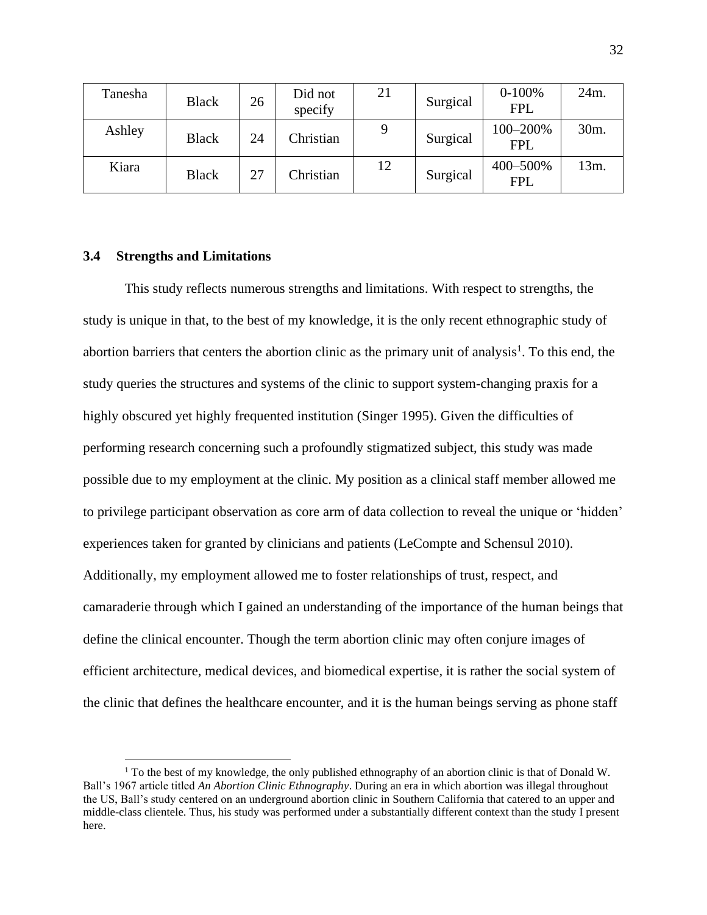| Tanesha | Black | 26 | Did not specify | 21 | Surgical | 0-100% FPL | 24m. |
|---|---|---|---|---|---|---|---|
| Ashley | Black | 24 | Christian | 9 | Surgical | 100–200% FPL | 30m. |
| Kiara | Black | 27 | Christian | 12 | Surgical | 400–500% FPL | 13m. |

### 3.4 Strengths and Limitations

This study reflects numerous strengths and limitations. With respect to strengths, the study is unique in that, to the best of my knowledge, it is the only recent ethnographic study of abortion barriers that centers the abortion clinic as the primary unit of analysis[1]. To this end, the study queries the structures and systems of the clinic to support system-changing praxis for a highly obscured yet highly frequented institution (Singer 1995). Given the difficulties of performing research concerning such a profoundly stigmatized subject, this study was made possible due to my employment at the clinic. My position as a clinical staff member allowed me to privilege participant observation as core arm of data collection to reveal the unique or 'hidden' experiences taken for granted by clinicians and patients (LeCompte and Schensul 2010). Additionally, my employment allowed me to foster relationships of trust, respect, and camaraderie through which I gained an understanding of the importance of the human beings that define the clinical encounter. Though the term abortion clinic may often conjure images of efficient architecture, medical devices, and biomedical expertise, it is rather the social system of the clinic that defines the healthcare encounter, and it is the human beings serving as phone staff

[1] To the best of my knowledge, the only published ethnography of an abortion clinic is that of Donald W. Ball's 1967 article titled *An Abortion Clinic Ethnography*. During an era in which abortion was illegal throughout the US, Ball's study centered on an underground abortion clinic in Southern California that catered to an upper and middle-class clientele. Thus, his study was performed under a substantially different context than the study I present here.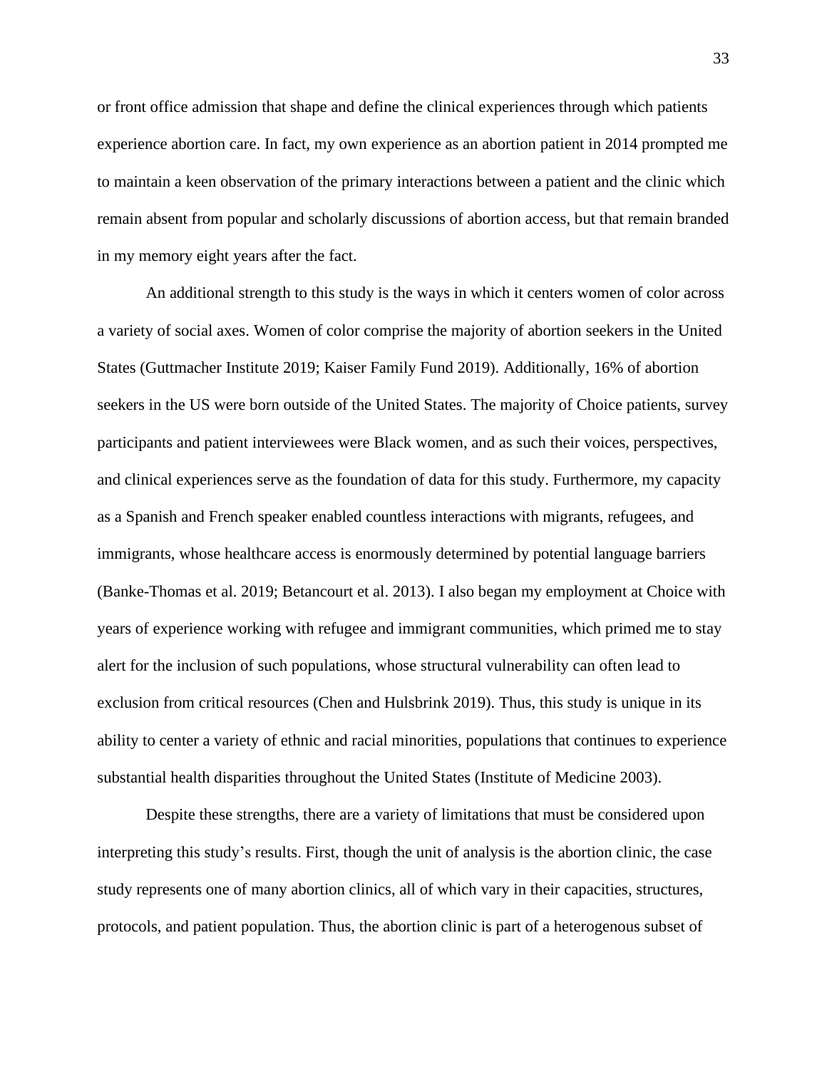or front office admission that shape and define the clinical experiences through which patients experience abortion care. In fact, my own experience as an abortion patient in 2014 prompted me to maintain a keen observation of the primary interactions between a patient and the clinic which remain absent from popular and scholarly discussions of abortion access, but that remain branded in my memory eight years after the fact.

An additional strength to this study is the ways in which it centers women of color across a variety of social axes. Women of color comprise the majority of abortion seekers in the United States (Guttmacher Institute 2019; Kaiser Family Fund 2019). Additionally, 16% of abortion seekers in the US were born outside of the United States. The majority of Choice patients, survey participants and patient interviewees were Black women, and as such their voices, perspectives, and clinical experiences serve as the foundation of data for this study. Furthermore, my capacity as a Spanish and French speaker enabled countless interactions with migrants, refugees, and immigrants, whose healthcare access is enormously determined by potential language barriers (Banke-Thomas et al. 2019; Betancourt et al. 2013). I also began my employment at Choice with years of experience working with refugee and immigrant communities, which primed me to stay alert for the inclusion of such populations, whose structural vulnerability can often lead to exclusion from critical resources (Chen and Hulsbrink 2019). Thus, this study is unique in its ability to center a variety of ethnic and racial minorities, populations that continues to experience substantial health disparities throughout the United States (Institute of Medicine 2003).

Despite these strengths, there are a variety of limitations that must be considered upon interpreting this study's results. First, though the unit of analysis is the abortion clinic, the case study represents one of many abortion clinics, all of which vary in their capacities, structures, protocols, and patient population. Thus, the abortion clinic is part of a heterogenous subset of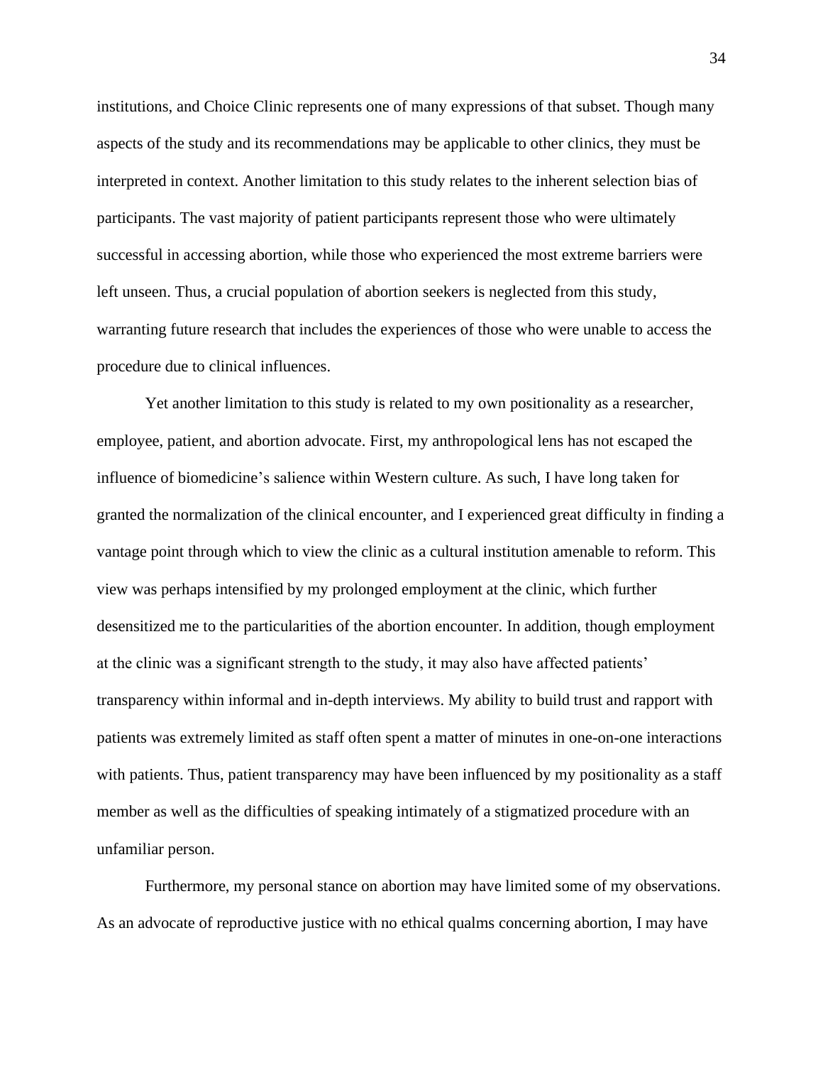institutions, and Choice Clinic represents one of many expressions of that subset. Though many aspects of the study and its recommendations may be applicable to other clinics, they must be interpreted in context. Another limitation to this study relates to the inherent selection bias of participants. The vast majority of patient participants represent those who were ultimately successful in accessing abortion, while those who experienced the most extreme barriers were left unseen. Thus, a crucial population of abortion seekers is neglected from this study, warranting future research that includes the experiences of those who were unable to access the procedure due to clinical influences.

Yet another limitation to this study is related to my own positionality as a researcher, employee, patient, and abortion advocate. First, my anthropological lens has not escaped the influence of biomedicine's salience within Western culture. As such, I have long taken for granted the normalization of the clinical encounter, and I experienced great difficulty in finding a vantage point through which to view the clinic as a cultural institution amenable to reform. This view was perhaps intensified by my prolonged employment at the clinic, which further desensitized me to the particularities of the abortion encounter. In addition, though employment at the clinic was a significant strength to the study, it may also have affected patients' transparency within informal and in-depth interviews. My ability to build trust and rapport with patients was extremely limited as staff often spent a matter of minutes in one-on-one interactions with patients. Thus, patient transparency may have been influenced by my positionality as a staff member as well as the difficulties of speaking intimately of a stigmatized procedure with an unfamiliar person.

Furthermore, my personal stance on abortion may have limited some of my observations. As an advocate of reproductive justice with no ethical qualms concerning abortion, I may have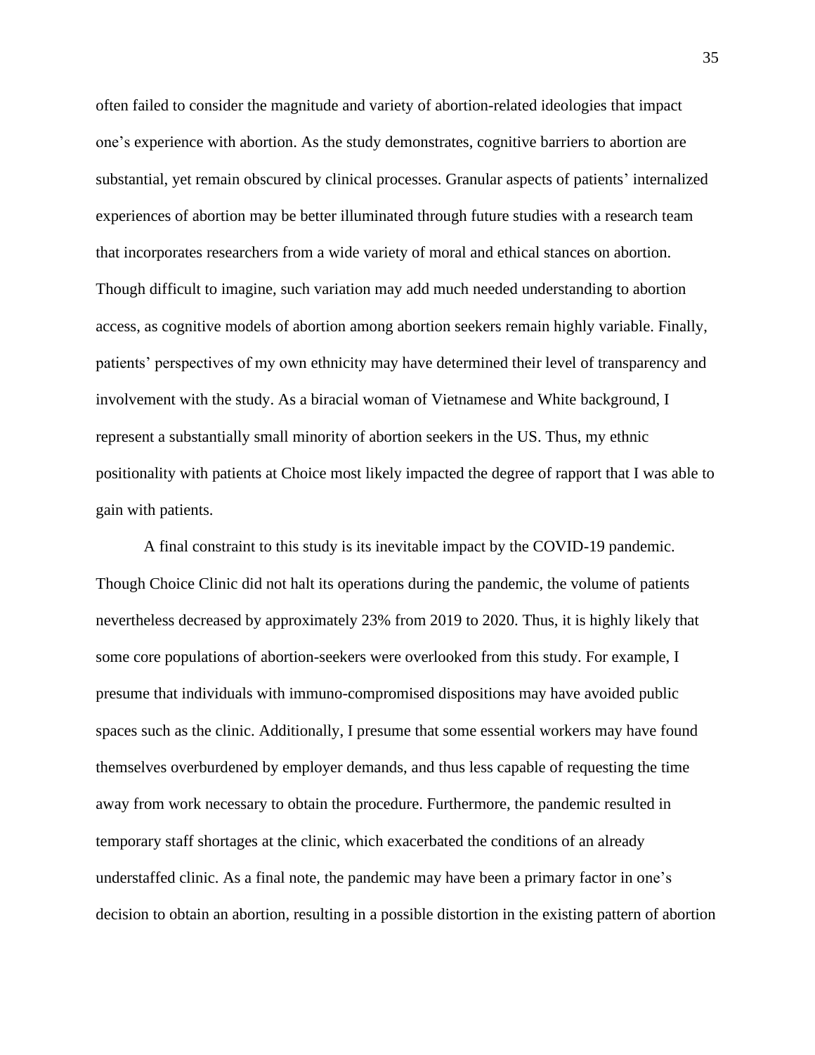often failed to consider the magnitude and variety of abortion-related ideologies that impact one's experience with abortion. As the study demonstrates, cognitive barriers to abortion are substantial, yet remain obscured by clinical processes. Granular aspects of patients' internalized experiences of abortion may be better illuminated through future studies with a research team that incorporates researchers from a wide variety of moral and ethical stances on abortion. Though difficult to imagine, such variation may add much needed understanding to abortion access, as cognitive models of abortion among abortion seekers remain highly variable. Finally, patients' perspectives of my own ethnicity may have determined their level of transparency and involvement with the study. As a biracial woman of Vietnamese and White background, I represent a substantially small minority of abortion seekers in the US. Thus, my ethnic positionality with patients at Choice most likely impacted the degree of rapport that I was able to gain with patients.

A final constraint to this study is its inevitable impact by the COVID-19 pandemic. Though Choice Clinic did not halt its operations during the pandemic, the volume of patients nevertheless decreased by approximately 23% from 2019 to 2020. Thus, it is highly likely that some core populations of abortion-seekers were overlooked from this study. For example, I presume that individuals with immuno-compromised dispositions may have avoided public spaces such as the clinic. Additionally, I presume that some essential workers may have found themselves overburdened by employer demands, and thus less capable of requesting the time away from work necessary to obtain the procedure. Furthermore, the pandemic resulted in temporary staff shortages at the clinic, which exacerbated the conditions of an already understaffed clinic. As a final note, the pandemic may have been a primary factor in one's decision to obtain an abortion, resulting in a possible distortion in the existing pattern of abortion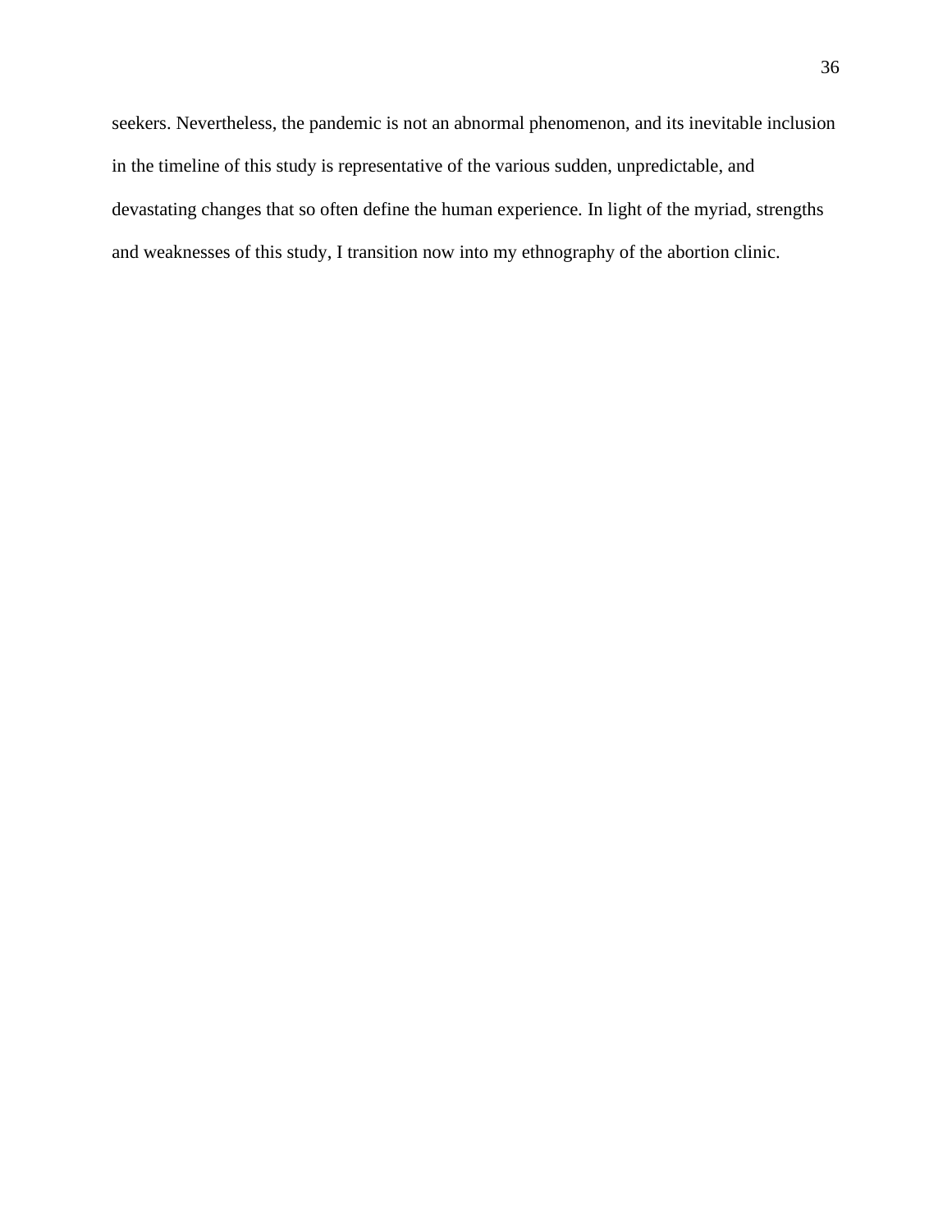seekers. Nevertheless, the pandemic is not an abnormal phenomenon, and its inevitable inclusion in the timeline of this study is representative of the various sudden, unpredictable, and devastating changes that so often define the human experience. In light of the myriad, strengths and weaknesses of this study, I transition now into my ethnography of the abortion clinic.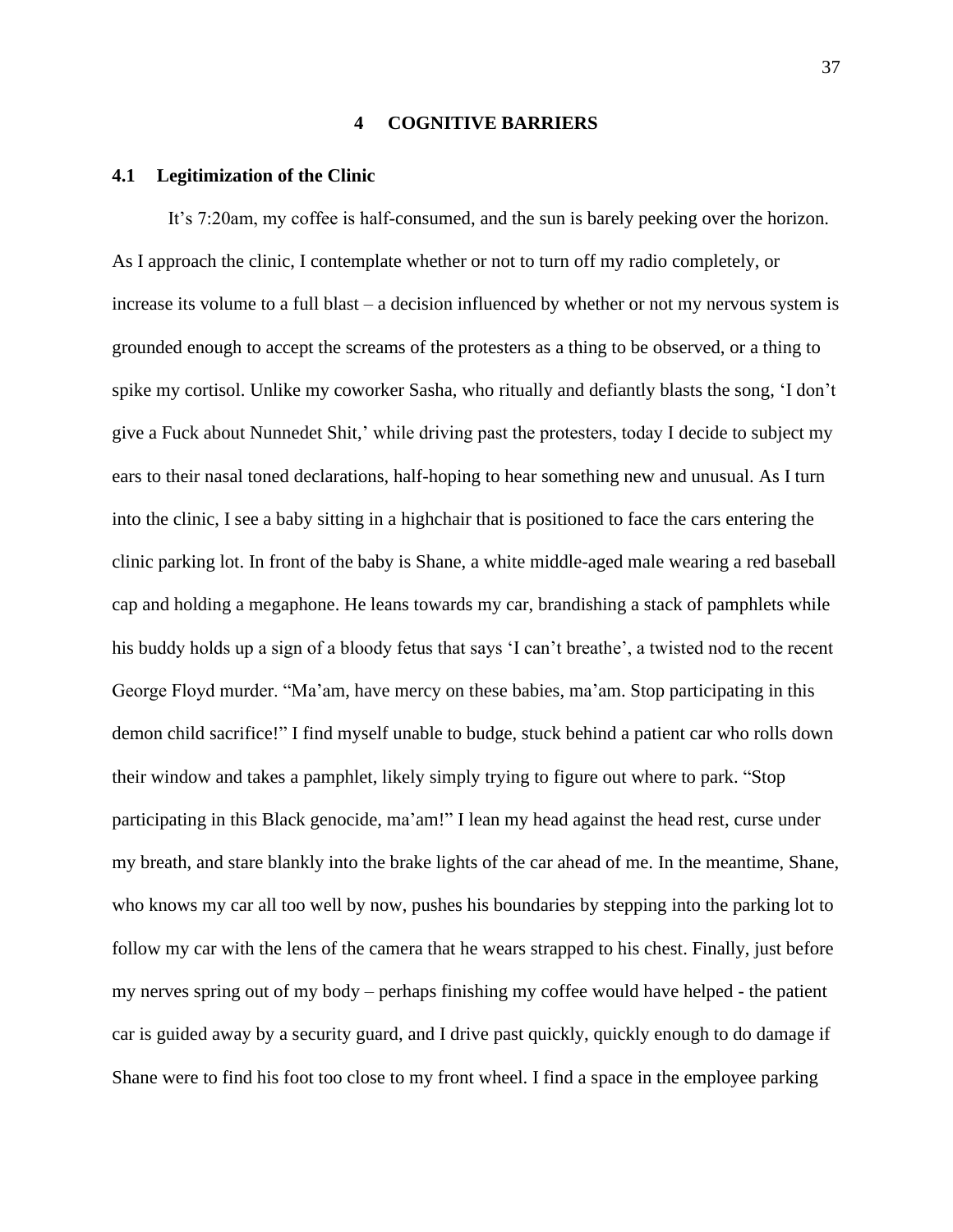# 4 COGNITIVE BARRIERS

## 4.1 Legitimization of the Clinic

It's 7:20am, my coffee is half-consumed, and the sun is barely peeking over the horizon. As I approach the clinic, I contemplate whether or not to turn off my radio completely, or increase its volume to a full blast – a decision influenced by whether or not my nervous system is grounded enough to accept the screams of the protesters as a thing to be observed, or a thing to spike my cortisol. Unlike my coworker Sasha, who ritually and defiantly blasts the song, 'I don't give a Fuck about Nunnedet Shit,' while driving past the protesters, today I decide to subject my ears to their nasal toned declarations, half-hoping to hear something new and unusual. As I turn into the clinic, I see a baby sitting in a highchair that is positioned to face the cars entering the clinic parking lot. In front of the baby is Shane, a white middle-aged male wearing a red baseball cap and holding a megaphone. He leans towards my car, brandishing a stack of pamphlets while his buddy holds up a sign of a bloody fetus that says 'I can't breathe', a twisted nod to the recent George Floyd murder. "Ma'am, have mercy on these babies, ma'am. Stop participating in this demon child sacrifice!" I find myself unable to budge, stuck behind a patient car who rolls down their window and takes a pamphlet, likely simply trying to figure out where to park. "Stop participating in this Black genocide, ma'am!" I lean my head against the head rest, curse under my breath, and stare blankly into the brake lights of the car ahead of me. In the meantime, Shane, who knows my car all too well by now, pushes his boundaries by stepping into the parking lot to follow my car with the lens of the camera that he wears strapped to his chest. Finally, just before my nerves spring out of my body – perhaps finishing my coffee would have helped - the patient car is guided away by a security guard, and I drive past quickly, quickly enough to do damage if Shane were to find his foot too close to my front wheel. I find a space in the employee parking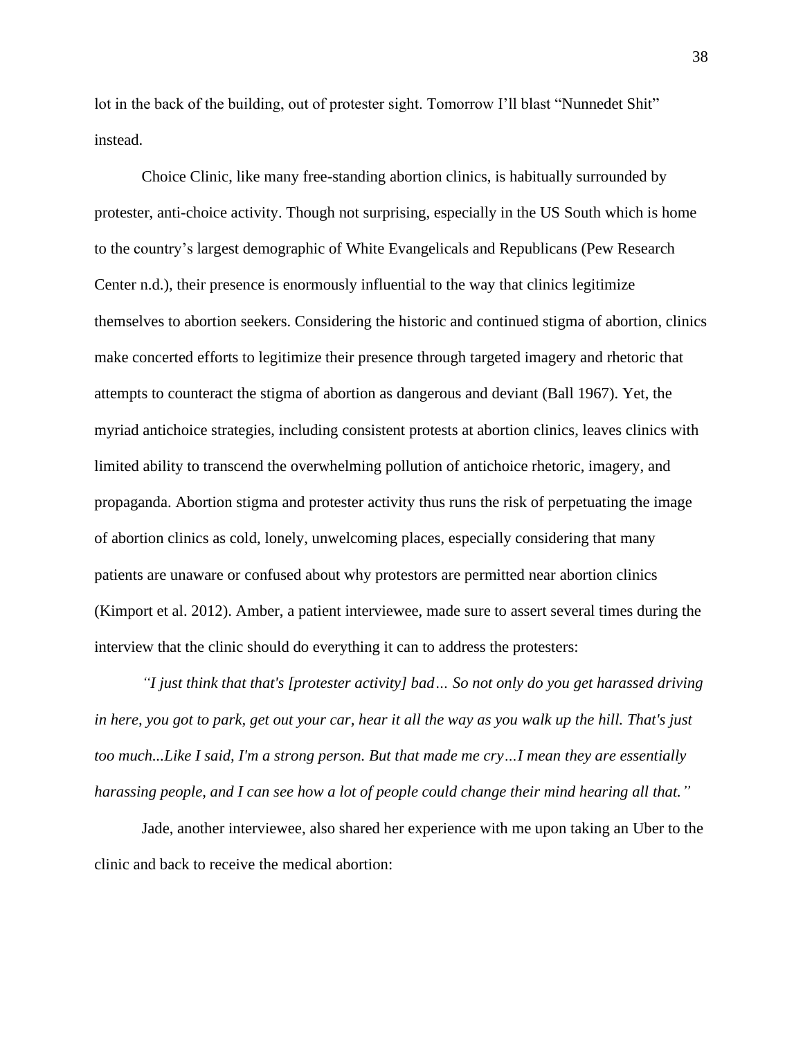lot in the back of the building, out of protester sight. Tomorrow I'll blast "Nunnedet Shit" instead.

Choice Clinic, like many free-standing abortion clinics, is habitually surrounded by protester, anti-choice activity. Though not surprising, especially in the US South which is home to the country's largest demographic of White Evangelicals and Republicans (Pew Research Center n.d.), their presence is enormously influential to the way that clinics legitimize themselves to abortion seekers. Considering the historic and continued stigma of abortion, clinics make concerted efforts to legitimize their presence through targeted imagery and rhetoric that attempts to counteract the stigma of abortion as dangerous and deviant (Ball 1967). Yet, the myriad antichoice strategies, including consistent protests at abortion clinics, leaves clinics with limited ability to transcend the overwhelming pollution of antichoice rhetoric, imagery, and propaganda. Abortion stigma and protester activity thus runs the risk of perpetuating the image of abortion clinics as cold, lonely, unwelcoming places, especially considering that many patients are unaware or confused about why protestors are permitted near abortion clinics (Kimport et al. 2012). Amber, a patient interviewee, made sure to assert several times during the interview that the clinic should do everything it can to address the protesters:

*"I just think that that's [protester activity] bad… So not only do you get harassed driving in here, you got to park, get out your car, hear it all the way as you walk up the hill. That's just too much...Like I said, I'm a strong person. But that made me cry…I mean they are essentially harassing people, and I can see how a lot of people could change their mind hearing all that."*

Jade, another interviewee, also shared her experience with me upon taking an Uber to the clinic and back to receive the medical abortion: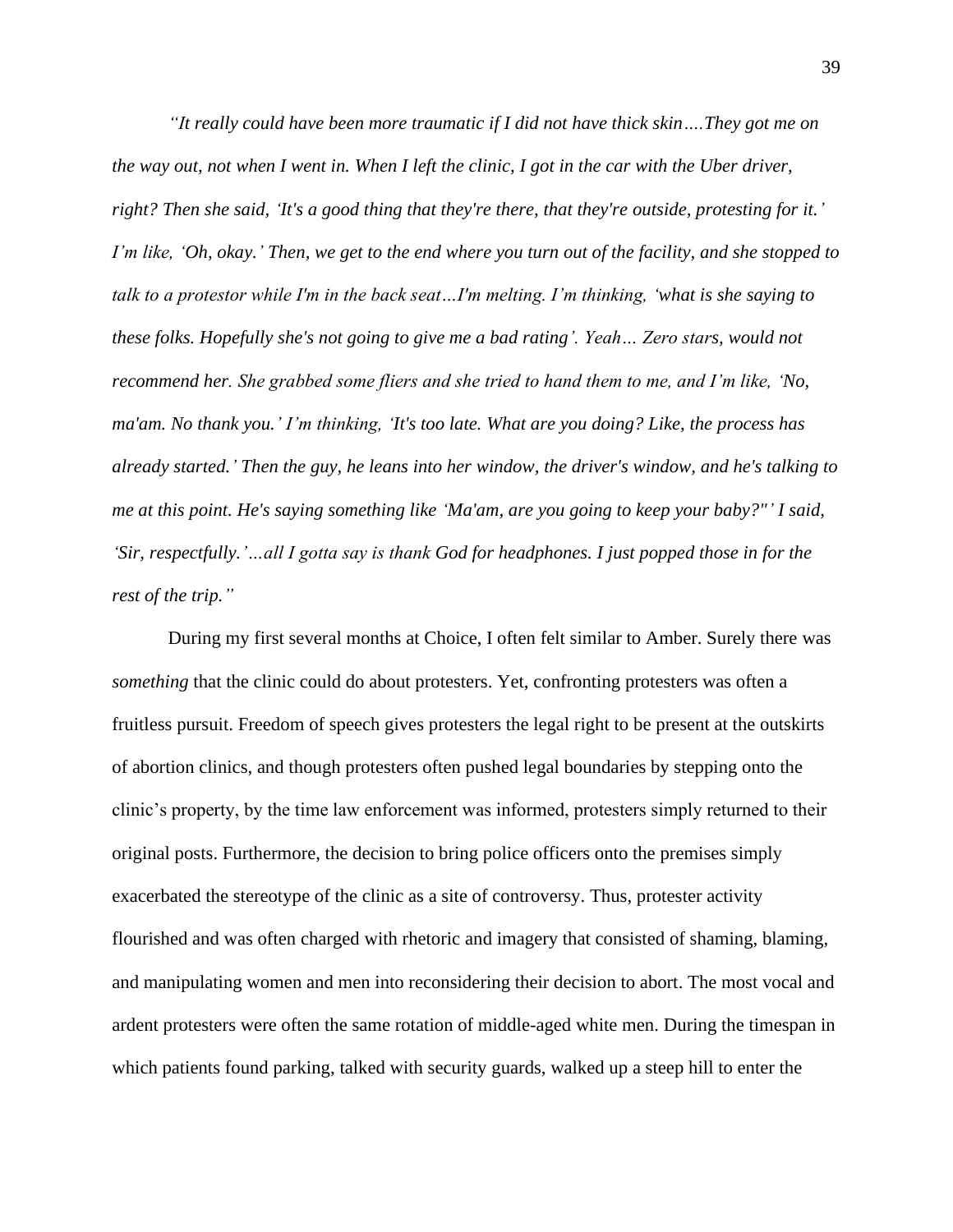*"It really could have been more traumatic if I did not have thick skin….They got me on the way out, not when I went in. When I left the clinic, I got in the car with the Uber driver, right? Then she said, 'It's a good thing that they're there, that they're outside, protesting for it.' I'm like, 'Oh, okay.' Then, we get to the end where you turn out of the facility, and she stopped to talk to a protestor while I'm in the back seat…I'm melting. I'm thinking, 'what is she saying to these folks. Hopefully she's not going to give me a bad rating'. Yeah… Zero stars, would not recommend her. She grabbed some fliers and she tried to hand them to me, and I'm like, 'No, ma'am. No thank you.' I'm thinking, 'It's too late. What are you doing? Like, the process has already started.' Then the guy, he leans into her window, the driver's window, and he's talking to me at this point. He's saying something like 'Ma'am, are you going to keep your baby?"' I said, 'Sir, respectfully.'…all I gotta say is thank God for headphones. I just popped those in for the rest of the trip."*

During my first several months at Choice, I often felt similar to Amber. Surely there was *something* that the clinic could do about protesters. Yet, confronting protesters was often a fruitless pursuit. Freedom of speech gives protesters the legal right to be present at the outskirts of abortion clinics, and though protesters often pushed legal boundaries by stepping onto the clinic's property, by the time law enforcement was informed, protesters simply returned to their original posts. Furthermore, the decision to bring police officers onto the premises simply exacerbated the stereotype of the clinic as a site of controversy. Thus, protester activity flourished and was often charged with rhetoric and imagery that consisted of shaming, blaming, and manipulating women and men into reconsidering their decision to abort. The most vocal and ardent protesters were often the same rotation of middle-aged white men. During the timespan in which patients found parking, talked with security guards, walked up a steep hill to enter the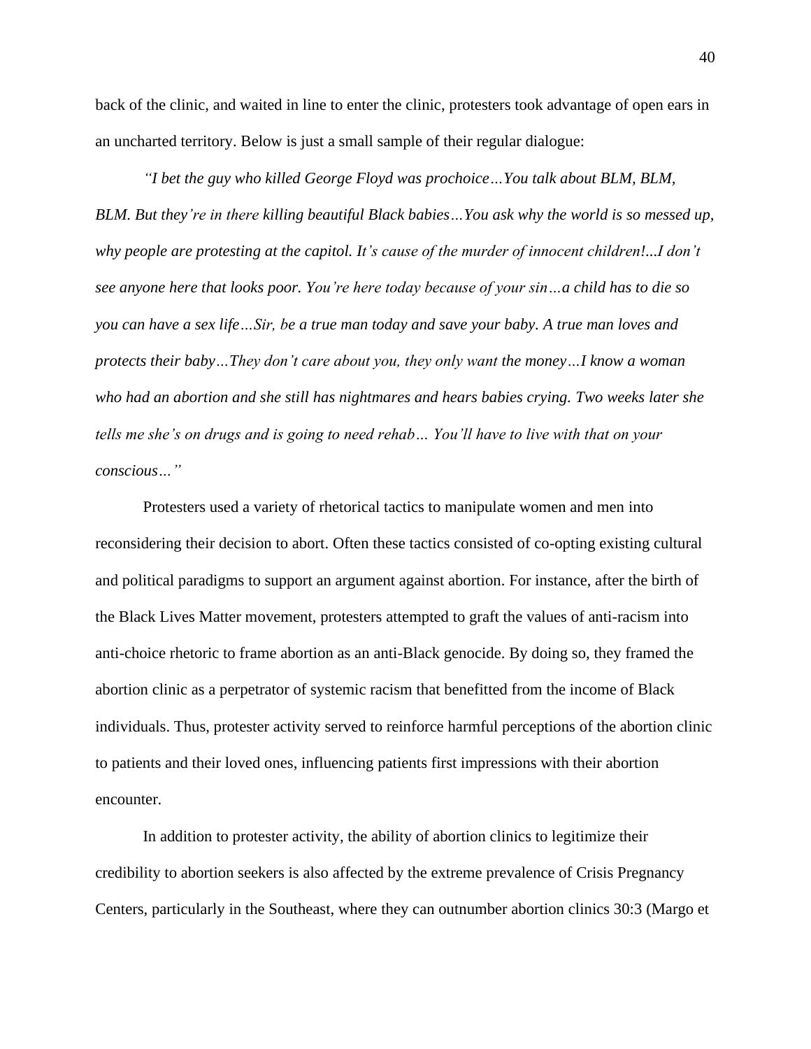back of the clinic, and waited in line to enter the clinic, protesters took advantage of open ears in an uncharted territory. Below is just a small sample of their regular dialogue:

*"I bet the guy who killed George Floyd was prochoice…You talk about BLM, BLM, BLM. But they're in there killing beautiful Black babies…You ask why the world is so messed up, why people are protesting at the capitol. It's cause of the murder of innocent children!...I don't see anyone here that looks poor. You're here today because of your sin…a child has to die so you can have a sex life…Sir, be a true man today and save your baby. A true man loves and protects their baby…They don't care about you, they only want the money…I know a woman who had an abortion and she still has nightmares and hears babies crying. Two weeks later she tells me she's on drugs and is going to need rehab… You'll have to live with that on your conscious…"*

Protesters used a variety of rhetorical tactics to manipulate women and men into reconsidering their decision to abort. Often these tactics consisted of co-opting existing cultural and political paradigms to support an argument against abortion. For instance, after the birth of the Black Lives Matter movement, protesters attempted to graft the values of anti-racism into anti-choice rhetoric to frame abortion as an anti-Black genocide. By doing so, they framed the abortion clinic as a perpetrator of systemic racism that benefitted from the income of Black individuals. Thus, protester activity served to reinforce harmful perceptions of the abortion clinic to patients and their loved ones, influencing patients first impressions with their abortion encounter.

In addition to protester activity, the ability of abortion clinics to legitimize their credibility to abortion seekers is also affected by the extreme prevalence of Crisis Pregnancy Centers, particularly in the Southeast, where they can outnumber abortion clinics 30:3 (Margo et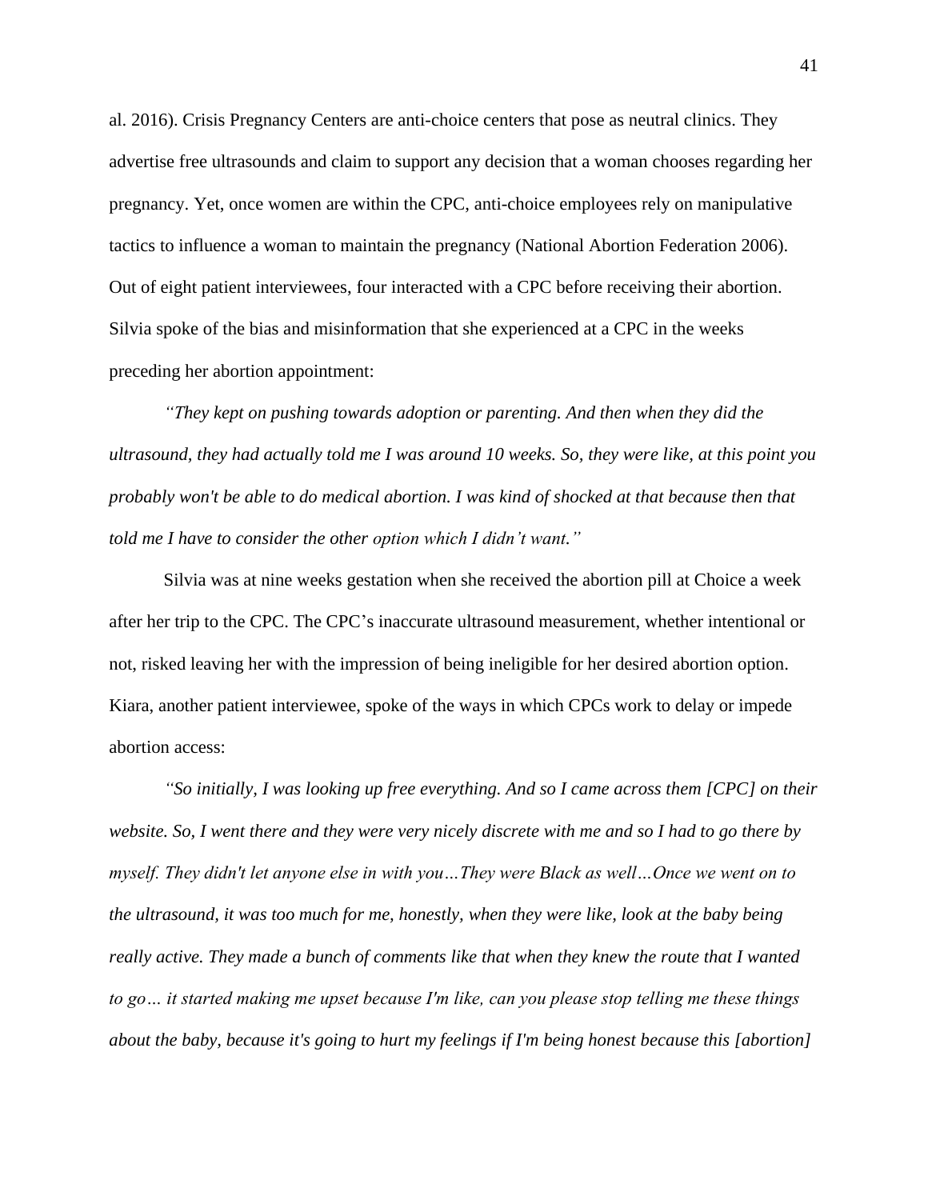al. 2016). Crisis Pregnancy Centers are anti-choice centers that pose as neutral clinics. They advertise free ultrasounds and claim to support any decision that a woman chooses regarding her pregnancy. Yet, once women are within the CPC, anti-choice employees rely on manipulative tactics to influence a woman to maintain the pregnancy (National Abortion Federation 2006). Out of eight patient interviewees, four interacted with a CPC before receiving their abortion. Silvia spoke of the bias and misinformation that she experienced at a CPC in the weeks preceding her abortion appointment:

*"They kept on pushing towards adoption or parenting. And then when they did the ultrasound, they had actually told me I was around 10 weeks. So, they were like, at this point you probably won't be able to do medical abortion. I was kind of shocked at that because then that told me I have to consider the other option which I didn't want."*

Silvia was at nine weeks gestation when she received the abortion pill at Choice a week after her trip to the CPC. The CPC's inaccurate ultrasound measurement, whether intentional or not, risked leaving her with the impression of being ineligible for her desired abortion option. Kiara, another patient interviewee, spoke of the ways in which CPCs work to delay or impede abortion access:

*"So initially, I was looking up free everything. And so I came across them [CPC] on their website. So, I went there and they were very nicely discrete with me and so I had to go there by myself. They didn't let anyone else in with you…They were Black as well…Once we went on to the ultrasound, it was too much for me, honestly, when they were like, look at the baby being really active. They made a bunch of comments like that when they knew the route that I wanted to go… it started making me upset because I'm like, can you please stop telling me these things about the baby, because it's going to hurt my feelings if I'm being honest because this [abortion]*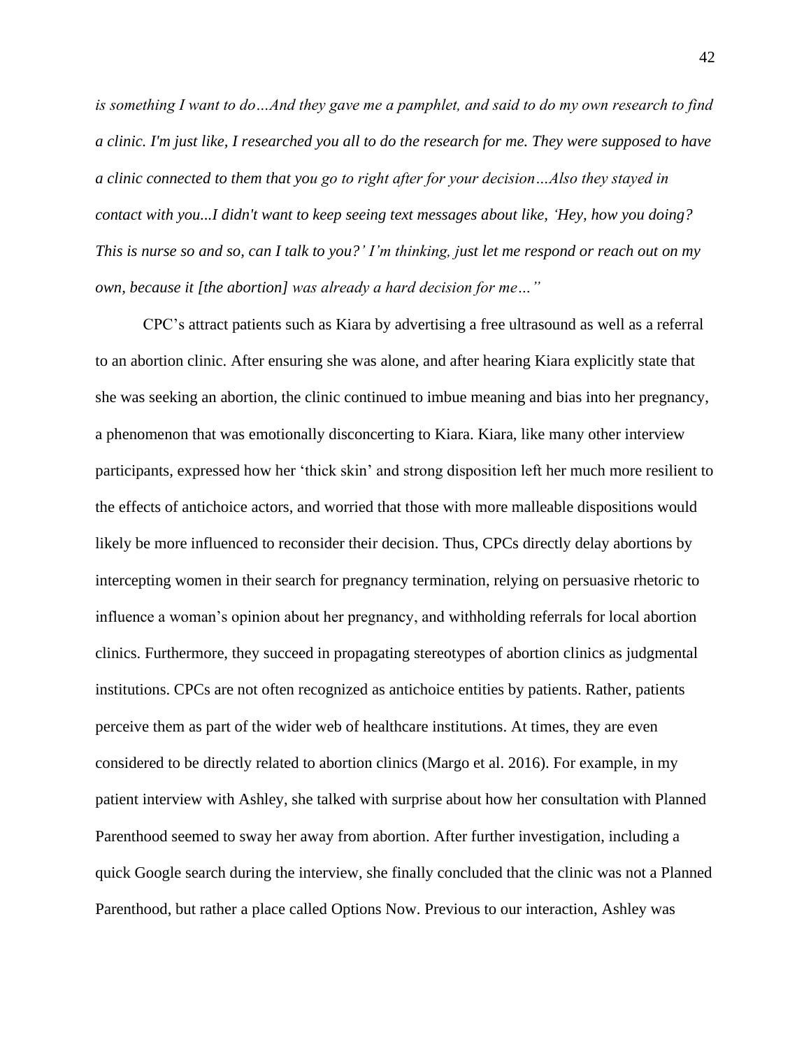*is something I want to do…And they gave me a pamphlet, and said to do my own research to find a clinic. I'm just like, I researched you all to do the research for me. They were supposed to have a clinic connected to them that you go to right after for your decision…Also they stayed in contact with you...I didn't want to keep seeing text messages about like, 'Hey, how you doing? This is nurse so and so, can I talk to you?' I'm thinking, just let me respond or reach out on my own, because it [the abortion] was already a hard decision for me…"*

CPC's attract patients such as Kiara by advertising a free ultrasound as well as a referral to an abortion clinic. After ensuring she was alone, and after hearing Kiara explicitly state that she was seeking an abortion, the clinic continued to imbue meaning and bias into her pregnancy, a phenomenon that was emotionally disconcerting to Kiara. Kiara, like many other interview participants, expressed how her 'thick skin' and strong disposition left her much more resilient to the effects of antichoice actors, and worried that those with more malleable dispositions would likely be more influenced to reconsider their decision. Thus, CPCs directly delay abortions by intercepting women in their search for pregnancy termination, relying on persuasive rhetoric to influence a woman's opinion about her pregnancy, and withholding referrals for local abortion clinics. Furthermore, they succeed in propagating stereotypes of abortion clinics as judgmental institutions. CPCs are not often recognized as antichoice entities by patients. Rather, patients perceive them as part of the wider web of healthcare institutions. At times, they are even considered to be directly related to abortion clinics (Margo et al. 2016). For example, in my patient interview with Ashley, she talked with surprise about how her consultation with Planned Parenthood seemed to sway her away from abortion. After further investigation, including a quick Google search during the interview, she finally concluded that the clinic was not a Planned Parenthood, but rather a place called Options Now. Previous to our interaction, Ashley was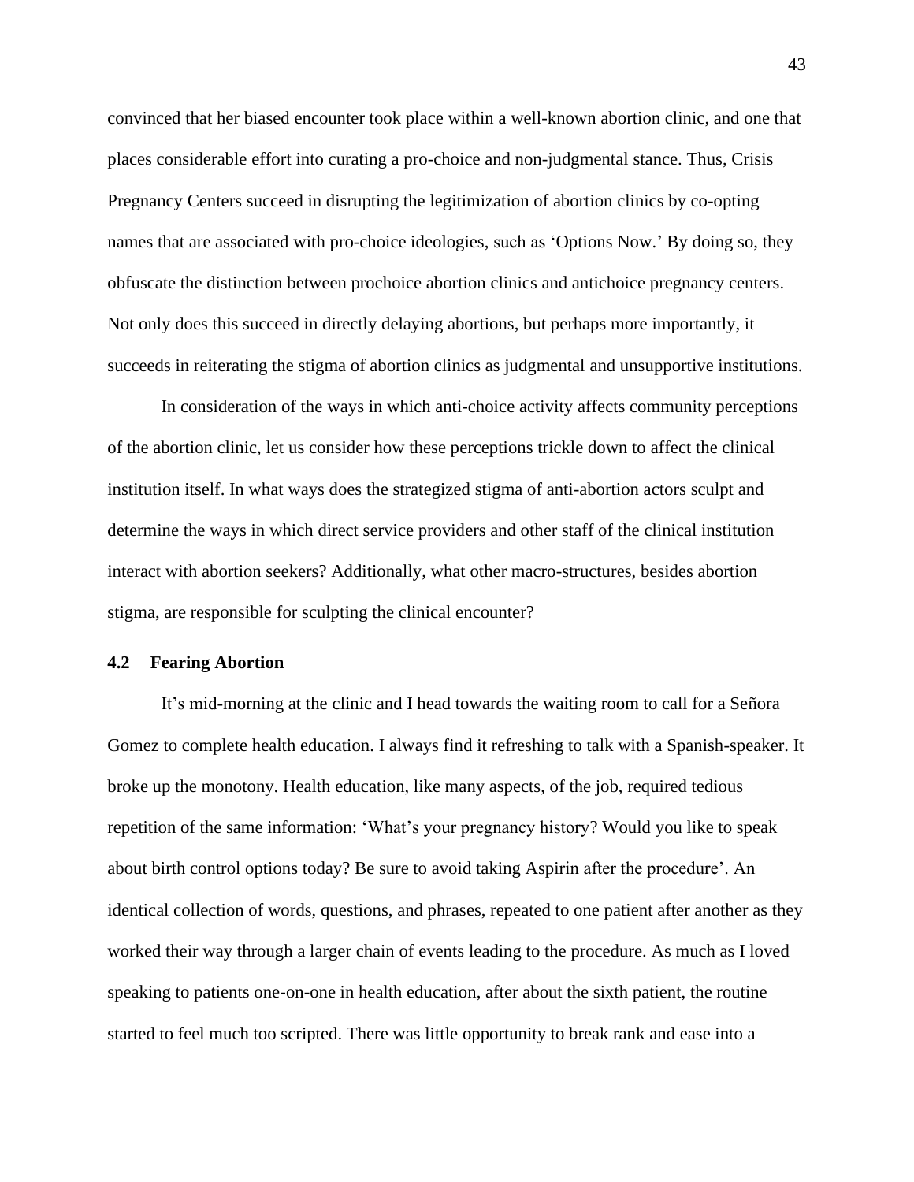convinced that her biased encounter took place within a well-known abortion clinic, and one that places considerable effort into curating a pro-choice and non-judgmental stance. Thus, Crisis Pregnancy Centers succeed in disrupting the legitimization of abortion clinics by co-opting names that are associated with pro-choice ideologies, such as 'Options Now.' By doing so, they obfuscate the distinction between prochoice abortion clinics and antichoice pregnancy centers. Not only does this succeed in directly delaying abortions, but perhaps more importantly, it succeeds in reiterating the stigma of abortion clinics as judgmental and unsupportive institutions.

In consideration of the ways in which anti-choice activity affects community perceptions of the abortion clinic, let us consider how these perceptions trickle down to affect the clinical institution itself. In what ways does the strategized stigma of anti-abortion actors sculpt and determine the ways in which direct service providers and other staff of the clinical institution interact with abortion seekers? Additionally, what other macro-structures, besides abortion stigma, are responsible for sculpting the clinical encounter?

### 4.2 Fearing Abortion

It's mid-morning at the clinic and I head towards the waiting room to call for a Señora Gomez to complete health education. I always find it refreshing to talk with a Spanish-speaker. It broke up the monotony. Health education, like many aspects, of the job, required tedious repetition of the same information: 'What's your pregnancy history? Would you like to speak about birth control options today? Be sure to avoid taking Aspirin after the procedure'. An identical collection of words, questions, and phrases, repeated to one patient after another as they worked their way through a larger chain of events leading to the procedure. As much as I loved speaking to patients one-on-one in health education, after about the sixth patient, the routine started to feel much too scripted. There was little opportunity to break rank and ease into a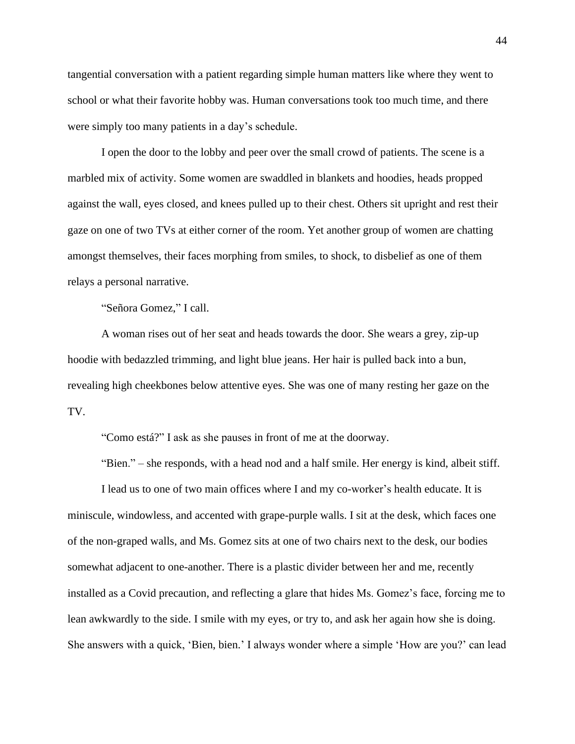tangential conversation with a patient regarding simple human matters like where they went to school or what their favorite hobby was. Human conversations took too much time, and there were simply too many patients in a day's schedule.

I open the door to the lobby and peer over the small crowd of patients. The scene is a marbled mix of activity. Some women are swaddled in blankets and hoodies, heads propped against the wall, eyes closed, and knees pulled up to their chest. Others sit upright and rest their gaze on one of two TVs at either corner of the room. Yet another group of women are chatting amongst themselves, their faces morphing from smiles, to shock, to disbelief as one of them relays a personal narrative.

"Señora Gomez," I call.

A woman rises out of her seat and heads towards the door. She wears a grey, zip-up hoodie with bedazzled trimming, and light blue jeans. Her hair is pulled back into a bun, revealing high cheekbones below attentive eyes. She was one of many resting her gaze on the TV.

"Como está?" I ask as she pauses in front of me at the doorway.

"Bien." – she responds, with a head nod and a half smile. Her energy is kind, albeit stiff.

I lead us to one of two main offices where I and my co-worker's health educate. It is miniscule, windowless, and accented with grape-purple walls. I sit at the desk, which faces one of the non-graped walls, and Ms. Gomez sits at one of two chairs next to the desk, our bodies somewhat adjacent to one-another. There is a plastic divider between her and me, recently installed as a Covid precaution, and reflecting a glare that hides Ms. Gomez's face, forcing me to lean awkwardly to the side. I smile with my eyes, or try to, and ask her again how she is doing. She answers with a quick, 'Bien, bien.' I always wonder where a simple 'How are you?' can lead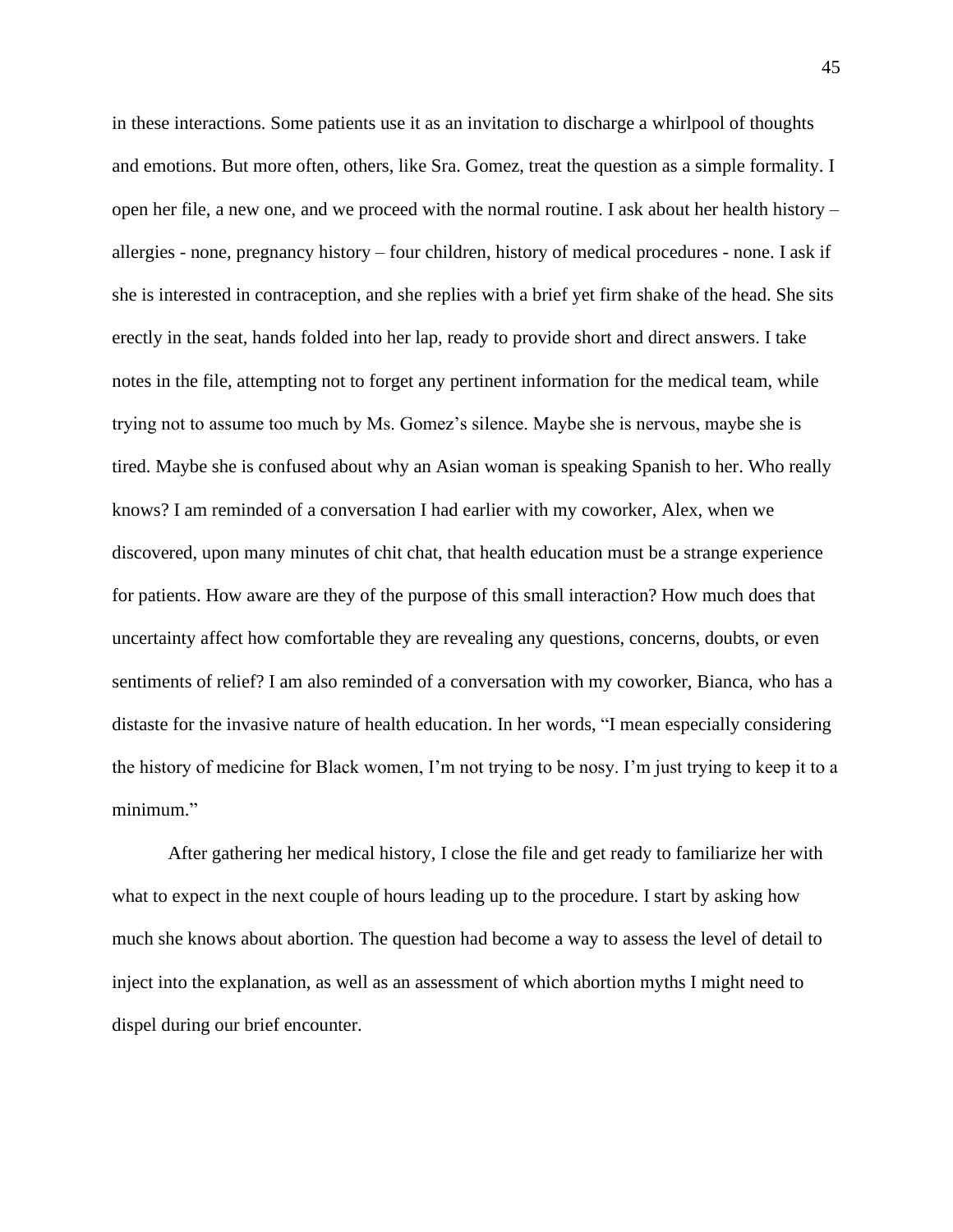in these interactions. Some patients use it as an invitation to discharge a whirlpool of thoughts and emotions. But more often, others, like Sra. Gomez, treat the question as a simple formality. I open her file, a new one, and we proceed with the normal routine. I ask about her health history – allergies - none, pregnancy history – four children, history of medical procedures - none. I ask if she is interested in contraception, and she replies with a brief yet firm shake of the head. She sits erectly in the seat, hands folded into her lap, ready to provide short and direct answers. I take notes in the file, attempting not to forget any pertinent information for the medical team, while trying not to assume too much by Ms. Gomez's silence. Maybe she is nervous, maybe she is tired. Maybe she is confused about why an Asian woman is speaking Spanish to her. Who really knows? I am reminded of a conversation I had earlier with my coworker, Alex, when we discovered, upon many minutes of chit chat, that health education must be a strange experience for patients. How aware are they of the purpose of this small interaction? How much does that uncertainty affect how comfortable they are revealing any questions, concerns, doubts, or even sentiments of relief? I am also reminded of a conversation with my coworker, Bianca, who has a distaste for the invasive nature of health education. In her words, "I mean especially considering the history of medicine for Black women, I'm not trying to be nosy. I'm just trying to keep it to a minimum."

After gathering her medical history, I close the file and get ready to familiarize her with what to expect in the next couple of hours leading up to the procedure. I start by asking how much she knows about abortion. The question had become a way to assess the level of detail to inject into the explanation, as well as an assessment of which abortion myths I might need to dispel during our brief encounter.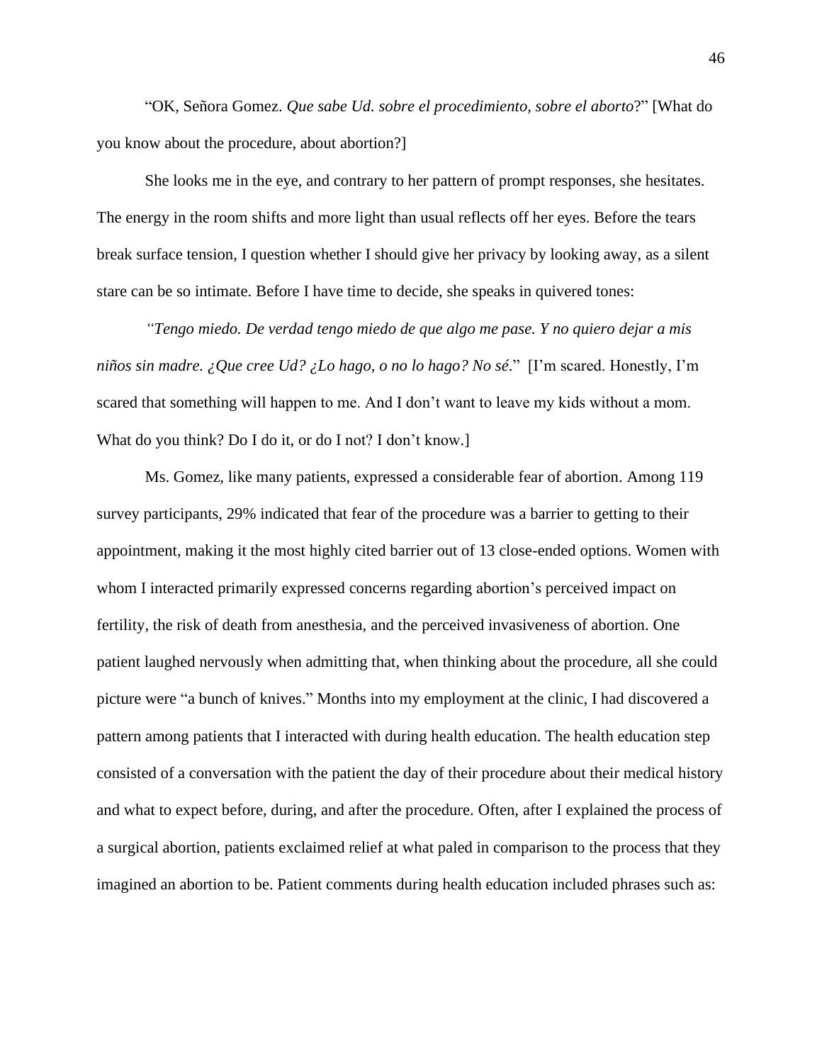"OK, Señora Gomez. *Que sabe Ud. sobre el procedimiento, sobre el aborto*?" [What do you know about the procedure, about abortion?]

She looks me in the eye, and contrary to her pattern of prompt responses, she hesitates. The energy in the room shifts and more light than usual reflects off her eyes. Before the tears break surface tension, I question whether I should give her privacy by looking away, as a silent stare can be so intimate. Before I have time to decide, she speaks in quivered tones:

*"Tengo miedo. De verdad tengo miedo de que algo me pase. Y no quiero dejar a mis niños sin madre. ¿Que cree Ud? ¿Lo hago, o no lo hago? No sé.*" [I'm scared. Honestly, I'm scared that something will happen to me. And I don't want to leave my kids without a mom. What do you think? Do I do it, or do I not? I don't know.]

Ms. Gomez, like many patients, expressed a considerable fear of abortion. Among 119 survey participants, 29% indicated that fear of the procedure was a barrier to getting to their appointment, making it the most highly cited barrier out of 13 close-ended options. Women with whom I interacted primarily expressed concerns regarding abortion's perceived impact on fertility, the risk of death from anesthesia, and the perceived invasiveness of abortion. One patient laughed nervously when admitting that, when thinking about the procedure, all she could picture were "a bunch of knives." Months into my employment at the clinic, I had discovered a pattern among patients that I interacted with during health education. The health education step consisted of a conversation with the patient the day of their procedure about their medical history and what to expect before, during, and after the procedure. Often, after I explained the process of a surgical abortion, patients exclaimed relief at what paled in comparison to the process that they imagined an abortion to be. Patient comments during health education included phrases such as: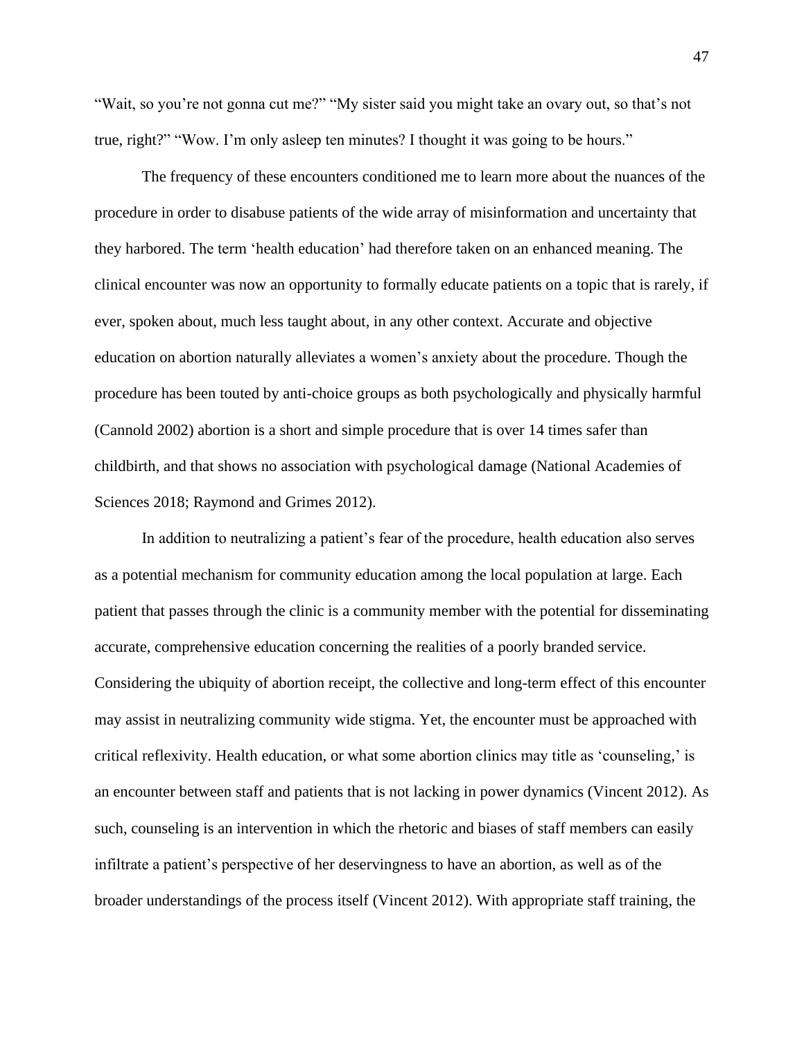"Wait, so you're not gonna cut me?" "My sister said you might take an ovary out, so that's not true, right?" "Wow. I'm only asleep ten minutes? I thought it was going to be hours."

The frequency of these encounters conditioned me to learn more about the nuances of the procedure in order to disabuse patients of the wide array of misinformation and uncertainty that they harbored. The term 'health education' had therefore taken on an enhanced meaning. The clinical encounter was now an opportunity to formally educate patients on a topic that is rarely, if ever, spoken about, much less taught about, in any other context. Accurate and objective education on abortion naturally alleviates a women's anxiety about the procedure. Though the procedure has been touted by anti-choice groups as both psychologically and physically harmful (Cannold 2002) abortion is a short and simple procedure that is over 14 times safer than childbirth, and that shows no association with psychological damage (National Academies of Sciences 2018; Raymond and Grimes 2012).

In addition to neutralizing a patient's fear of the procedure, health education also serves as a potential mechanism for community education among the local population at large. Each patient that passes through the clinic is a community member with the potential for disseminating accurate, comprehensive education concerning the realities of a poorly branded service. Considering the ubiquity of abortion receipt, the collective and long-term effect of this encounter may assist in neutralizing community wide stigma. Yet, the encounter must be approached with critical reflexivity. Health education, or what some abortion clinics may title as 'counseling,' is an encounter between staff and patients that is not lacking in power dynamics (Vincent 2012). As such, counseling is an intervention in which the rhetoric and biases of staff members can easily infiltrate a patient's perspective of her deservingness to have an abortion, as well as of the broader understandings of the process itself (Vincent 2012). With appropriate staff training, the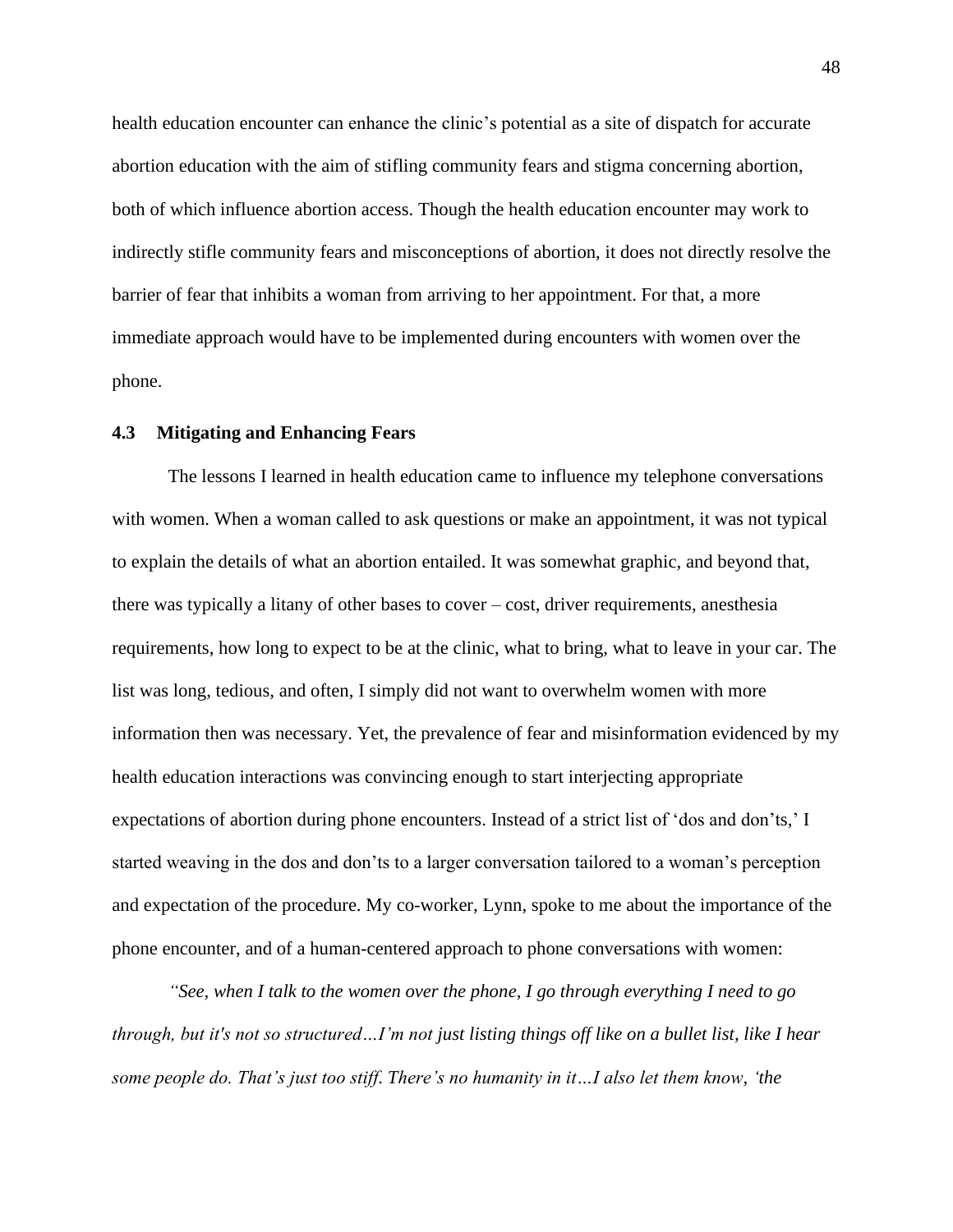health education encounter can enhance the clinic's potential as a site of dispatch for accurate abortion education with the aim of stifling community fears and stigma concerning abortion, both of which influence abortion access. Though the health education encounter may work to indirectly stifle community fears and misconceptions of abortion, it does not directly resolve the barrier of fear that inhibits a woman from arriving to her appointment. For that, a more immediate approach would have to be implemented during encounters with women over the phone.

### 4.3 Mitigating and Enhancing Fears

The lessons I learned in health education came to influence my telephone conversations with women. When a woman called to ask questions or make an appointment, it was not typical to explain the details of what an abortion entailed. It was somewhat graphic, and beyond that, there was typically a litany of other bases to cover – cost, driver requirements, anesthesia requirements, how long to expect to be at the clinic, what to bring, what to leave in your car. The list was long, tedious, and often, I simply did not want to overwhelm women with more information then was necessary. Yet, the prevalence of fear and misinformation evidenced by my health education interactions was convincing enough to start interjecting appropriate expectations of abortion during phone encounters. Instead of a strict list of 'dos and don'ts,' I started weaving in the dos and don'ts to a larger conversation tailored to a woman's perception and expectation of the procedure. My co-worker, Lynn, spoke to me about the importance of the phone encounter, and of a human-centered approach to phone conversations with women:

*"See, when I talk to the women over the phone, I go through everything I need to go through, but it's not so structured…I'm not just listing things off like on a bullet list, like I hear some people do. That's just too stiff. There's no humanity in it…I also let them know, 'the*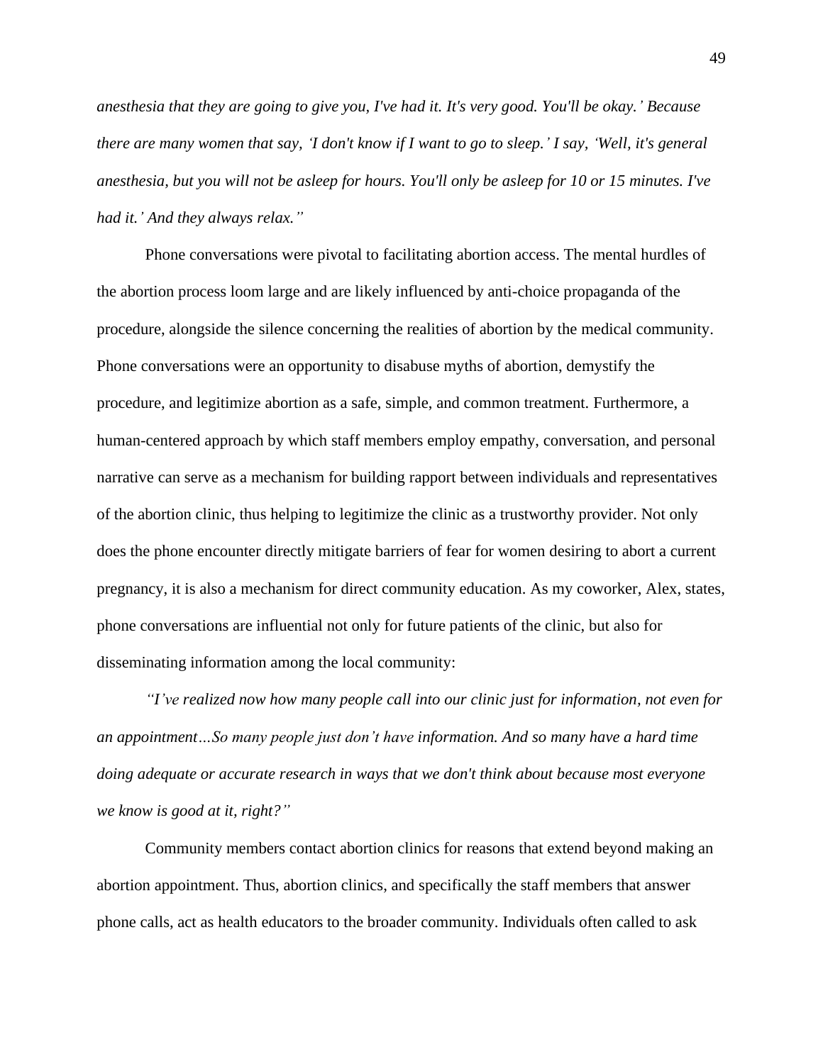*anesthesia that they are going to give you, I've had it. It's very good. You'll be okay.' Because there are many women that say, 'I don't know if I want to go to sleep.' I say, 'Well, it's general anesthesia, but you will not be asleep for hours. You'll only be asleep for 10 or 15 minutes. I've had it.' And they always relax."*

Phone conversations were pivotal to facilitating abortion access. The mental hurdles of the abortion process loom large and are likely influenced by anti-choice propaganda of the procedure, alongside the silence concerning the realities of abortion by the medical community. Phone conversations were an opportunity to disabuse myths of abortion, demystify the procedure, and legitimize abortion as a safe, simple, and common treatment. Furthermore, a human-centered approach by which staff members employ empathy, conversation, and personal narrative can serve as a mechanism for building rapport between individuals and representatives of the abortion clinic, thus helping to legitimize the clinic as a trustworthy provider. Not only does the phone encounter directly mitigate barriers of fear for women desiring to abort a current pregnancy, it is also a mechanism for direct community education. As my coworker, Alex, states, phone conversations are influential not only for future patients of the clinic, but also for disseminating information among the local community:

*"I've realized now how many people call into our clinic just for information, not even for an appointment…So many people just don't have information. And so many have a hard time doing adequate or accurate research in ways that we don't think about because most everyone we know is good at it, right?"*

Community members contact abortion clinics for reasons that extend beyond making an abortion appointment. Thus, abortion clinics, and specifically the staff members that answer phone calls, act as health educators to the broader community. Individuals often called to ask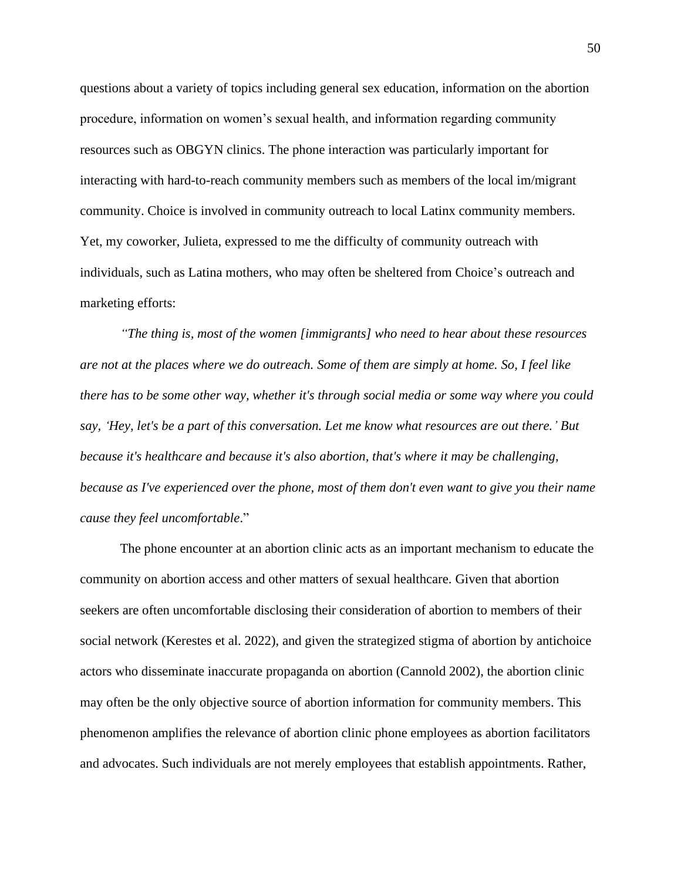questions about a variety of topics including general sex education, information on the abortion procedure, information on women's sexual health, and information regarding community resources such as OBGYN clinics. The phone interaction was particularly important for interacting with hard-to-reach community members such as members of the local im/migrant community. Choice is involved in community outreach to local Latinx community members. Yet, my coworker, Julieta, expressed to me the difficulty of community outreach with individuals, such as Latina mothers, who may often be sheltered from Choice's outreach and marketing efforts:

*"The thing is, most of the women [immigrants] who need to hear about these resources are not at the places where we do outreach. Some of them are simply at home. So, I feel like there has to be some other way, whether it's through social media or some way where you could say, 'Hey, let's be a part of this conversation. Let me know what resources are out there.' But because it's healthcare and because it's also abortion, that's where it may be challenging, because as I've experienced over the phone, most of them don't even want to give you their name cause they feel uncomfortable*."

The phone encounter at an abortion clinic acts as an important mechanism to educate the community on abortion access and other matters of sexual healthcare. Given that abortion seekers are often uncomfortable disclosing their consideration of abortion to members of their social network (Kerestes et al. 2022), and given the strategized stigma of abortion by antichoice actors who disseminate inaccurate propaganda on abortion (Cannold 2002), the abortion clinic may often be the only objective source of abortion information for community members. This phenomenon amplifies the relevance of abortion clinic phone employees as abortion facilitators and advocates. Such individuals are not merely employees that establish appointments. Rather,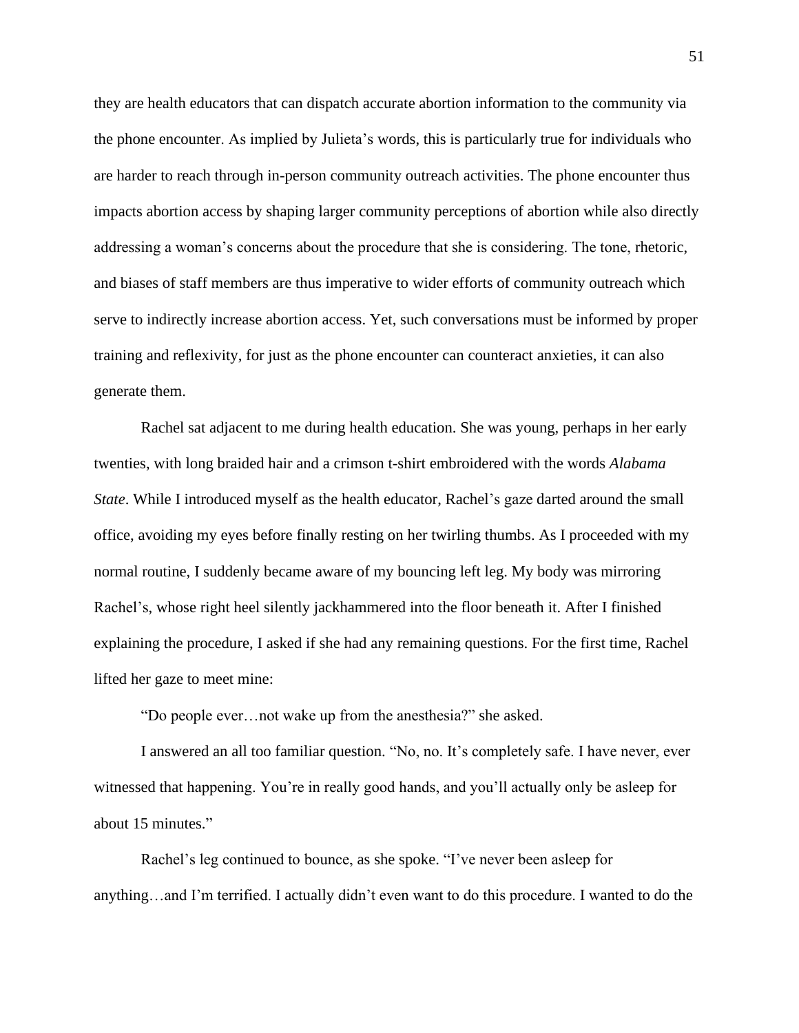they are health educators that can dispatch accurate abortion information to the community via the phone encounter. As implied by Julieta's words, this is particularly true for individuals who are harder to reach through in-person community outreach activities. The phone encounter thus impacts abortion access by shaping larger community perceptions of abortion while also directly addressing a woman's concerns about the procedure that she is considering. The tone, rhetoric, and biases of staff members are thus imperative to wider efforts of community outreach which serve to indirectly increase abortion access. Yet, such conversations must be informed by proper training and reflexivity, for just as the phone encounter can counteract anxieties, it can also generate them.

Rachel sat adjacent to me during health education. She was young, perhaps in her early twenties, with long braided hair and a crimson t-shirt embroidered with the words *Alabama State*. While I introduced myself as the health educator, Rachel's gaze darted around the small office, avoiding my eyes before finally resting on her twirling thumbs. As I proceeded with my normal routine, I suddenly became aware of my bouncing left leg. My body was mirroring Rachel's, whose right heel silently jackhammered into the floor beneath it. After I finished explaining the procedure, I asked if she had any remaining questions. For the first time, Rachel lifted her gaze to meet mine:

"Do people ever…not wake up from the anesthesia?" she asked.

I answered an all too familiar question. "No, no. It's completely safe. I have never, ever witnessed that happening. You're in really good hands, and you'll actually only be asleep for about 15 minutes."

Rachel's leg continued to bounce, as she spoke. "I've never been asleep for anything…and I'm terrified. I actually didn't even want to do this procedure. I wanted to do the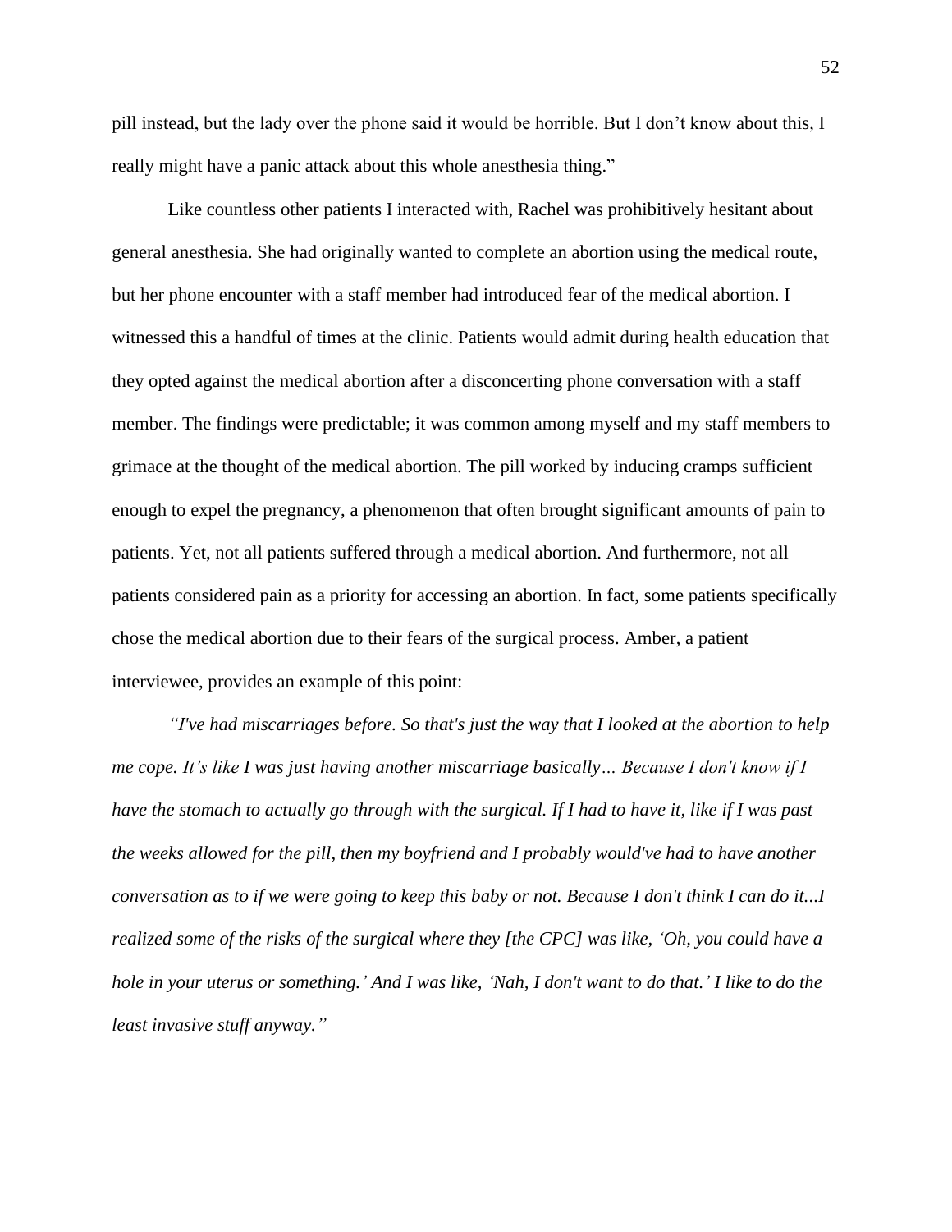pill instead, but the lady over the phone said it would be horrible. But I don't know about this, I really might have a panic attack about this whole anesthesia thing."

Like countless other patients I interacted with, Rachel was prohibitively hesitant about general anesthesia. She had originally wanted to complete an abortion using the medical route, but her phone encounter with a staff member had introduced fear of the medical abortion. I witnessed this a handful of times at the clinic. Patients would admit during health education that they opted against the medical abortion after a disconcerting phone conversation with a staff member. The findings were predictable; it was common among myself and my staff members to grimace at the thought of the medical abortion. The pill worked by inducing cramps sufficient enough to expel the pregnancy, a phenomenon that often brought significant amounts of pain to patients. Yet, not all patients suffered through a medical abortion. And furthermore, not all patients considered pain as a priority for accessing an abortion. In fact, some patients specifically chose the medical abortion due to their fears of the surgical process. Amber, a patient interviewee, provides an example of this point:

*"I've had miscarriages before. So that's just the way that I looked at the abortion to help me cope. It's like I was just having another miscarriage basically… Because I don't know if I have the stomach to actually go through with the surgical. If I had to have it, like if I was past the weeks allowed for the pill, then my boyfriend and I probably would've had to have another conversation as to if we were going to keep this baby or not. Because I don't think I can do it...I realized some of the risks of the surgical where they [the CPC] was like, 'Oh, you could have a hole in your uterus or something.' And I was like, 'Nah, I don't want to do that.' I like to do the least invasive stuff anyway."*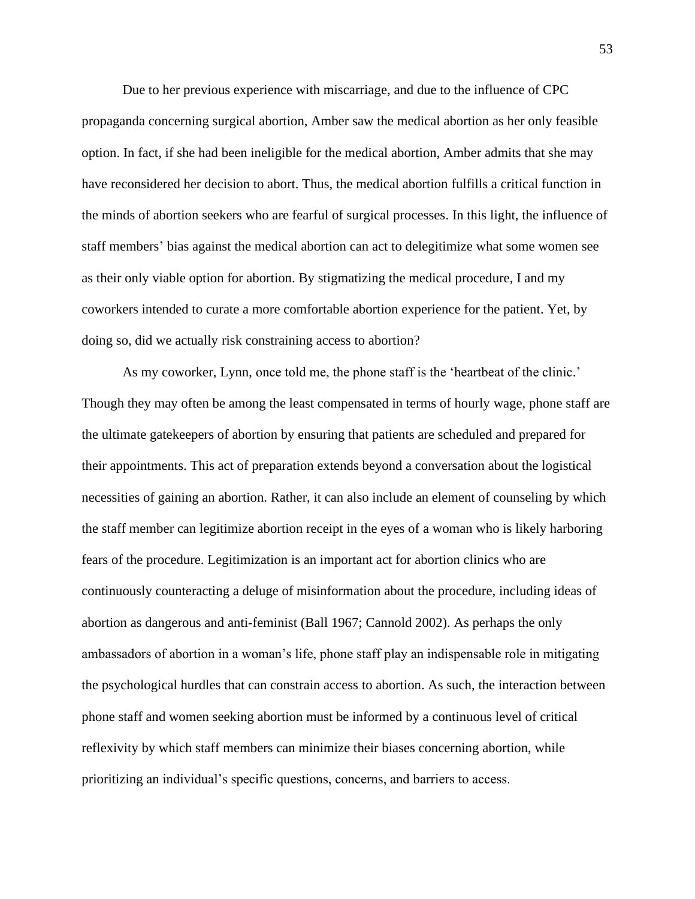Due to her previous experience with miscarriage, and due to the influence of CPC propaganda concerning surgical abortion, Amber saw the medical abortion as her only feasible option. In fact, if she had been ineligible for the medical abortion, Amber admits that she may have reconsidered her decision to abort. Thus, the medical abortion fulfills a critical function in the minds of abortion seekers who are fearful of surgical processes. In this light, the influence of staff members' bias against the medical abortion can act to delegitimize what some women see as their only viable option for abortion. By stigmatizing the medical procedure, I and my coworkers intended to curate a more comfortable abortion experience for the patient. Yet, by doing so, did we actually risk constraining access to abortion?

As my coworker, Lynn, once told me, the phone staff is the 'heartbeat of the clinic.' Though they may often be among the least compensated in terms of hourly wage, phone staff are the ultimate gatekeepers of abortion by ensuring that patients are scheduled and prepared for their appointments. This act of preparation extends beyond a conversation about the logistical necessities of gaining an abortion. Rather, it can also include an element of counseling by which the staff member can legitimize abortion receipt in the eyes of a woman who is likely harboring fears of the procedure. Legitimization is an important act for abortion clinics who are continuously counteracting a deluge of misinformation about the procedure, including ideas of abortion as dangerous and anti-feminist (Ball 1967; Cannold 2002). As perhaps the only ambassadors of abortion in a woman's life, phone staff play an indispensable role in mitigating the psychological hurdles that can constrain access to abortion. As such, the interaction between phone staff and women seeking abortion must be informed by a continuous level of critical reflexivity by which staff members can minimize their biases concerning abortion, while prioritizing an individual's specific questions, concerns, and barriers to access.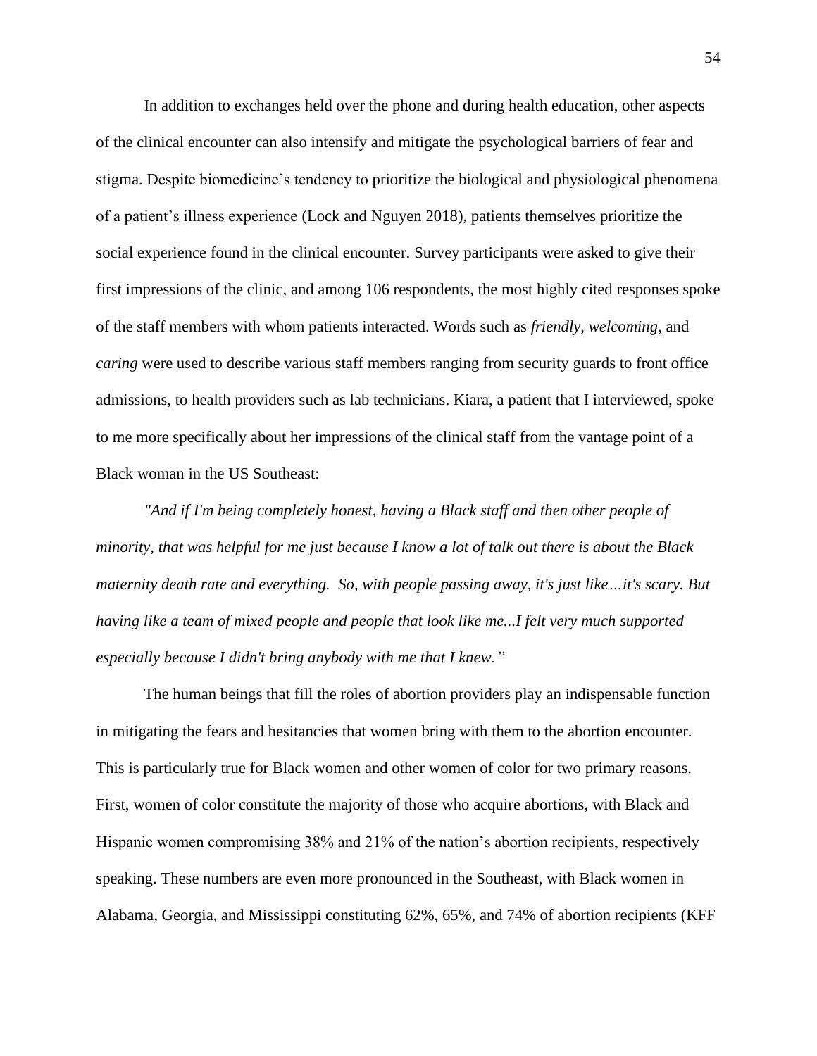In addition to exchanges held over the phone and during health education, other aspects of the clinical encounter can also intensify and mitigate the psychological barriers of fear and stigma. Despite biomedicine's tendency to prioritize the biological and physiological phenomena of a patient's illness experience (Lock and Nguyen 2018), patients themselves prioritize the social experience found in the clinical encounter. Survey participants were asked to give their first impressions of the clinic, and among 106 respondents, the most highly cited responses spoke of the staff members with whom patients interacted. Words such as *friendly*, *welcoming*, and *caring* were used to describe various staff members ranging from security guards to front office admissions, to health providers such as lab technicians. Kiara, a patient that I interviewed, spoke to me more specifically about her impressions of the clinical staff from the vantage point of a Black woman in the US Southeast:

*"And if I'm being completely honest, having a Black staff and then other people of minority, that was helpful for me just because I know a lot of talk out there is about the Black maternity death rate and everything. So, with people passing away, it's just like…it's scary. But having like a team of mixed people and people that look like me...I felt very much supported especially because I didn't bring anybody with me that I knew."*

The human beings that fill the roles of abortion providers play an indispensable function in mitigating the fears and hesitancies that women bring with them to the abortion encounter. This is particularly true for Black women and other women of color for two primary reasons. First, women of color constitute the majority of those who acquire abortions, with Black and Hispanic women compromising 38% and 21% of the nation's abortion recipients, respectively speaking. These numbers are even more pronounced in the Southeast, with Black women in Alabama, Georgia, and Mississippi constituting 62%, 65%, and 74% of abortion recipients (KFF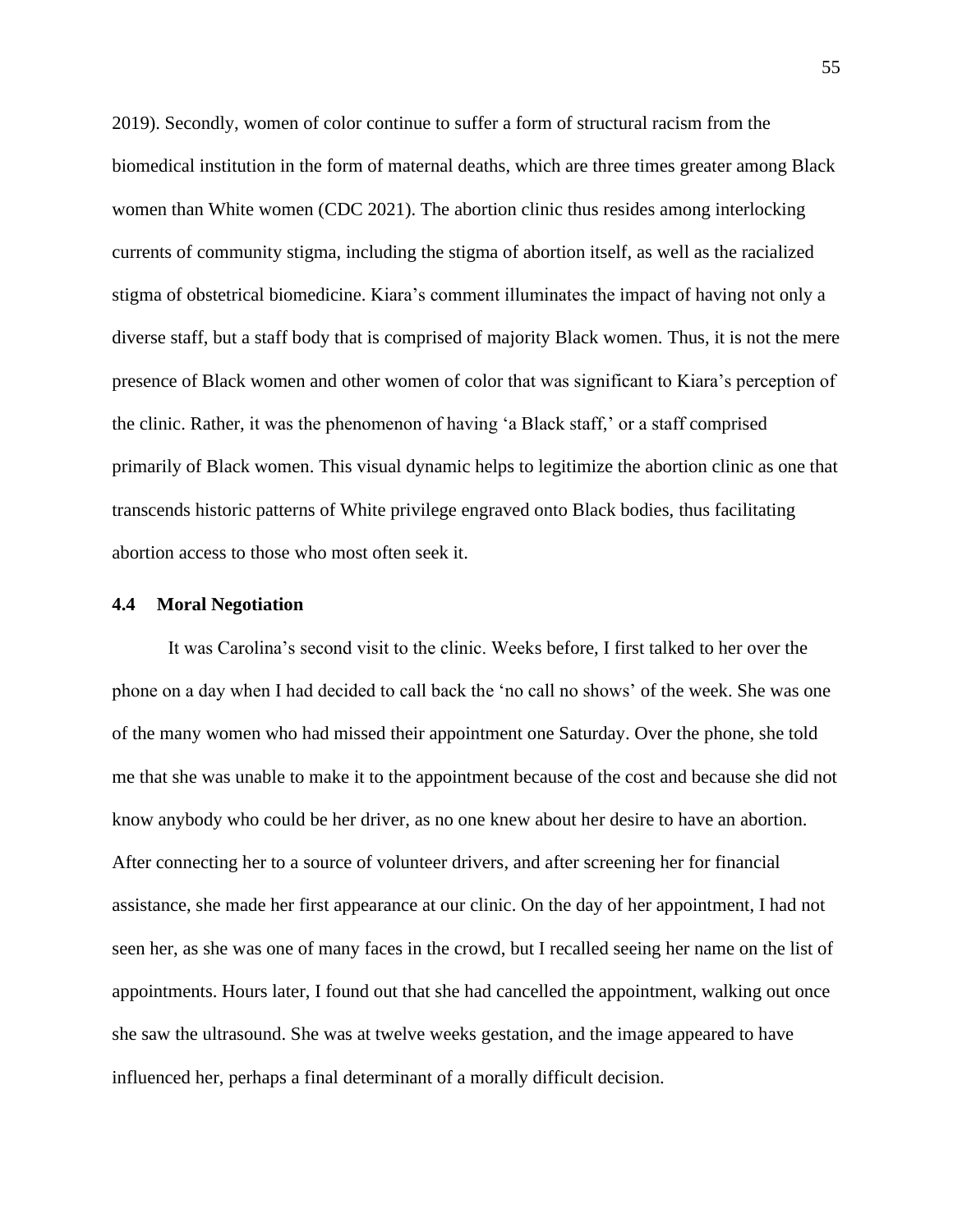2019). Secondly, women of color continue to suffer a form of structural racism from the biomedical institution in the form of maternal deaths, which are three times greater among Black women than White women (CDC 2021). The abortion clinic thus resides among interlocking currents of community stigma, including the stigma of abortion itself, as well as the racialized stigma of obstetrical biomedicine. Kiara's comment illuminates the impact of having not only a diverse staff, but a staff body that is comprised of majority Black women. Thus, it is not the mere presence of Black women and other women of color that was significant to Kiara's perception of the clinic. Rather, it was the phenomenon of having 'a Black staff,' or a staff comprised primarily of Black women. This visual dynamic helps to legitimize the abortion clinic as one that transcends historic patterns of White privilege engraved onto Black bodies, thus facilitating abortion access to those who most often seek it.

### 4.4 Moral Negotiation

It was Carolina's second visit to the clinic. Weeks before, I first talked to her over the phone on a day when I had decided to call back the 'no call no shows' of the week. She was one of the many women who had missed their appointment one Saturday. Over the phone, she told me that she was unable to make it to the appointment because of the cost and because she did not know anybody who could be her driver, as no one knew about her desire to have an abortion. After connecting her to a source of volunteer drivers, and after screening her for financial assistance, she made her first appearance at our clinic. On the day of her appointment, I had not seen her, as she was one of many faces in the crowd, but I recalled seeing her name on the list of appointments. Hours later, I found out that she had cancelled the appointment, walking out once she saw the ultrasound. She was at twelve weeks gestation, and the image appeared to have influenced her, perhaps a final determinant of a morally difficult decision.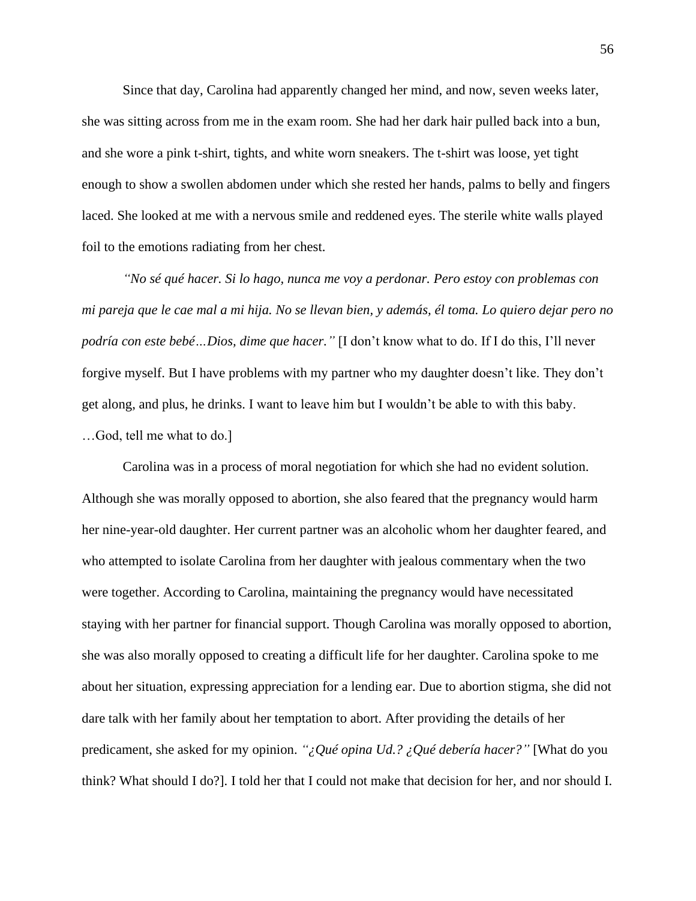Since that day, Carolina had apparently changed her mind, and now, seven weeks later, she was sitting across from me in the exam room. She had her dark hair pulled back into a bun, and she wore a pink t-shirt, tights, and white worn sneakers. The t-shirt was loose, yet tight enough to show a swollen abdomen under which she rested her hands, palms to belly and fingers laced. She looked at me with a nervous smile and reddened eyes. The sterile white walls played foil to the emotions radiating from her chest.

*"No sé qué hacer. Si lo hago, nunca me voy a perdonar. Pero estoy con problemas con mi pareja que le cae mal a mi hija. No se llevan bien, y además, él toma. Lo quiero dejar pero no podría con este bebé…Dios, dime que hacer."* [I don't know what to do. If I do this, I'll never forgive myself. But I have problems with my partner who my daughter doesn't like. They don't get along, and plus, he drinks. I want to leave him but I wouldn't be able to with this baby. …God, tell me what to do.]

Carolina was in a process of moral negotiation for which she had no evident solution. Although she was morally opposed to abortion, she also feared that the pregnancy would harm her nine-year-old daughter. Her current partner was an alcoholic whom her daughter feared, and who attempted to isolate Carolina from her daughter with jealous commentary when the two were together. According to Carolina, maintaining the pregnancy would have necessitated staying with her partner for financial support. Though Carolina was morally opposed to abortion, she was also morally opposed to creating a difficult life for her daughter. Carolina spoke to me about her situation, expressing appreciation for a lending ear. Due to abortion stigma, she did not dare talk with her family about her temptation to abort. After providing the details of her predicament, she asked for my opinion. *"¿Qué opina Ud.? ¿Qué debería hacer?"* [What do you think? What should I do?]. I told her that I could not make that decision for her, and nor should I.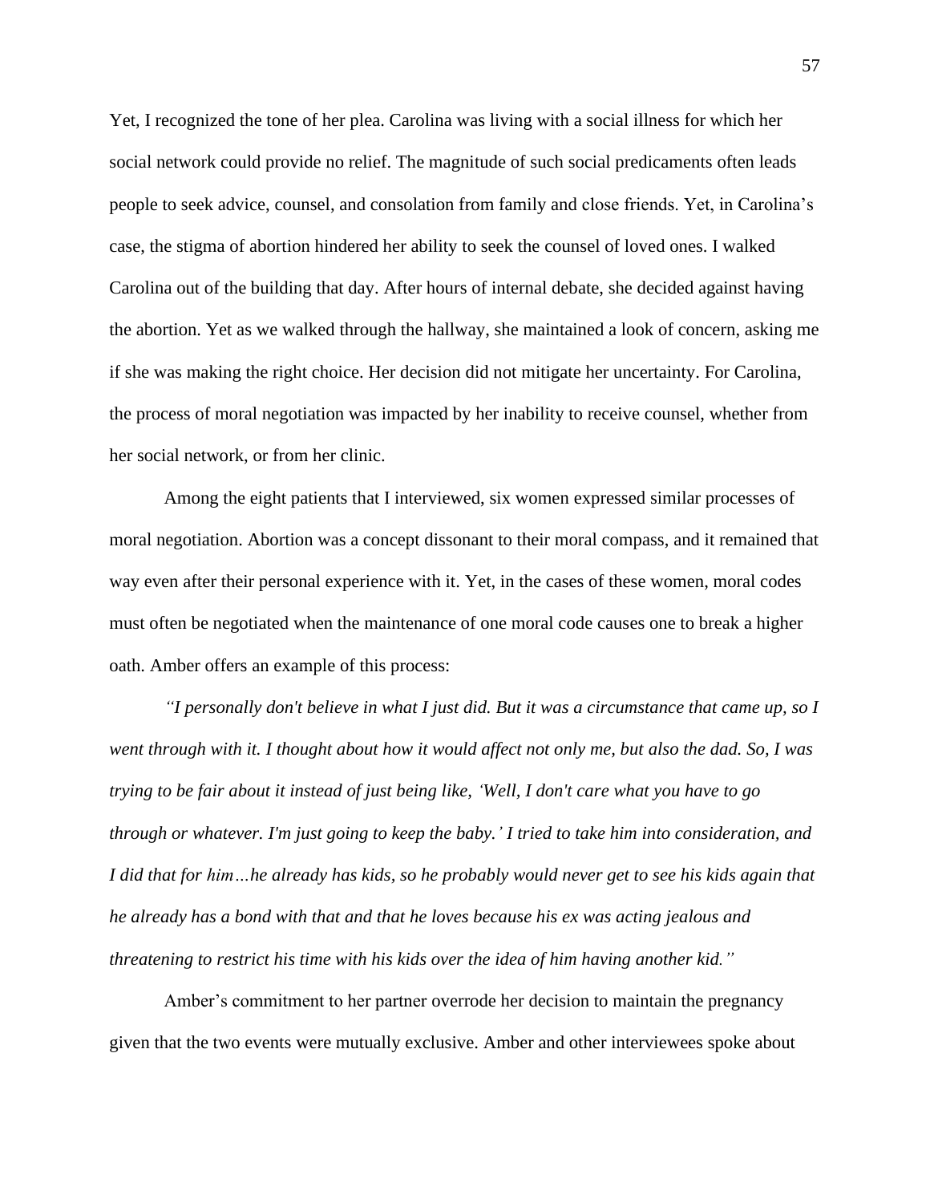Yet, I recognized the tone of her plea. Carolina was living with a social illness for which her social network could provide no relief. The magnitude of such social predicaments often leads people to seek advice, counsel, and consolation from family and close friends. Yet, in Carolina's case, the stigma of abortion hindered her ability to seek the counsel of loved ones. I walked Carolina out of the building that day. After hours of internal debate, she decided against having the abortion. Yet as we walked through the hallway, she maintained a look of concern, asking me if she was making the right choice. Her decision did not mitigate her uncertainty. For Carolina, the process of moral negotiation was impacted by her inability to receive counsel, whether from her social network, or from her clinic.

Among the eight patients that I interviewed, six women expressed similar processes of moral negotiation. Abortion was a concept dissonant to their moral compass, and it remained that way even after their personal experience with it. Yet, in the cases of these women, moral codes must often be negotiated when the maintenance of one moral code causes one to break a higher oath. Amber offers an example of this process:

*"I personally don't believe in what I just did. But it was a circumstance that came up, so I went through with it. I thought about how it would affect not only me, but also the dad. So, I was trying to be fair about it instead of just being like, 'Well, I don't care what you have to go through or whatever. I'm just going to keep the baby.' I tried to take him into consideration, and I did that for him…he already has kids, so he probably would never get to see his kids again that he already has a bond with that and that he loves because his ex was acting jealous and threatening to restrict his time with his kids over the idea of him having another kid."*

Amber's commitment to her partner overrode her decision to maintain the pregnancy given that the two events were mutually exclusive. Amber and other interviewees spoke about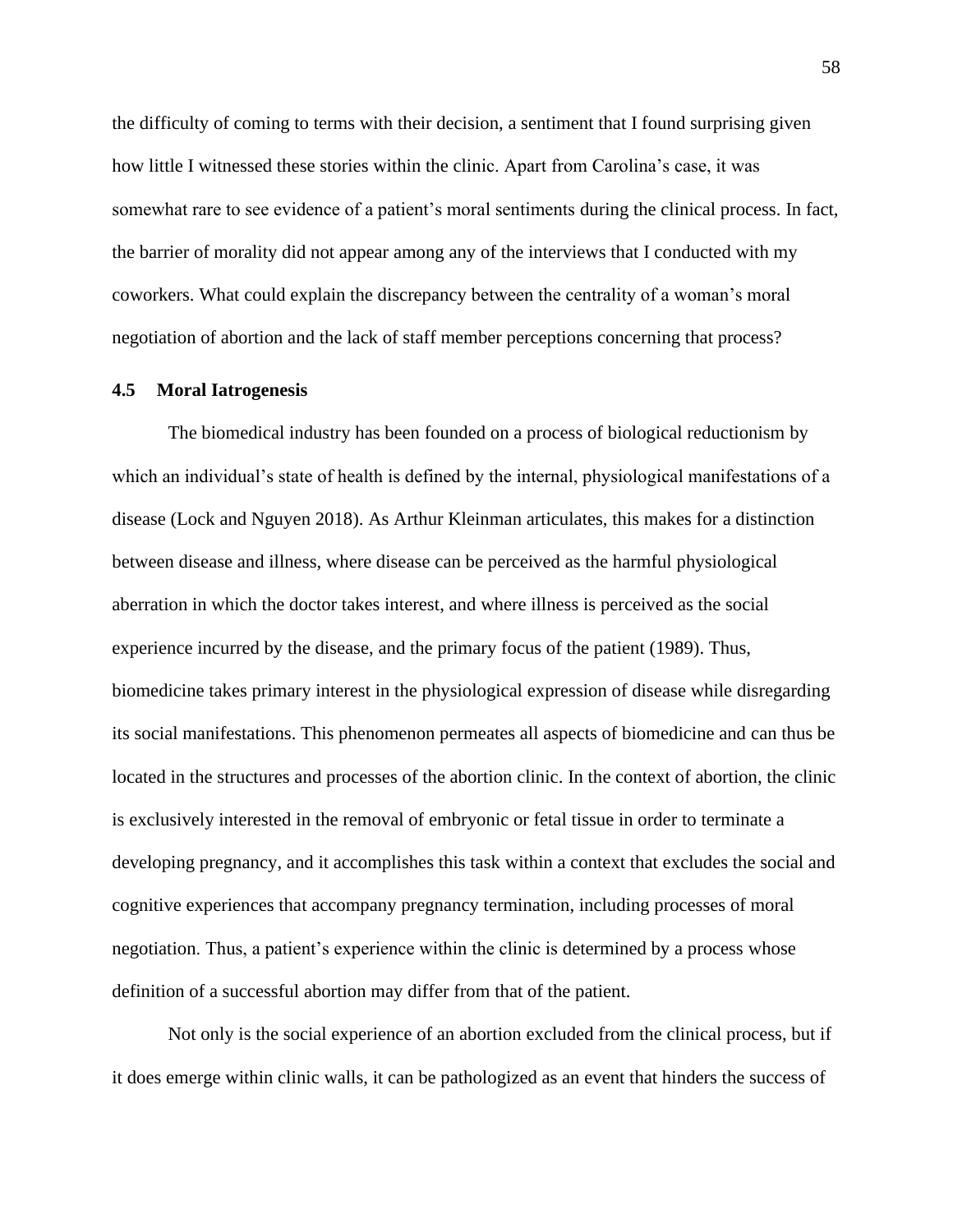the difficulty of coming to terms with their decision, a sentiment that I found surprising given how little I witnessed these stories within the clinic. Apart from Carolina's case, it was somewhat rare to see evidence of a patient's moral sentiments during the clinical process. In fact, the barrier of morality did not appear among any of the interviews that I conducted with my coworkers. What could explain the discrepancy between the centrality of a woman's moral negotiation of abortion and the lack of staff member perceptions concerning that process?

### 4.5 Moral Iatrogenesis

The biomedical industry has been founded on a process of biological reductionism by which an individual's state of health is defined by the internal, physiological manifestations of a disease (Lock and Nguyen 2018). As Arthur Kleinman articulates, this makes for a distinction between disease and illness, where disease can be perceived as the harmful physiological aberration in which the doctor takes interest, and where illness is perceived as the social experience incurred by the disease, and the primary focus of the patient (1989). Thus, biomedicine takes primary interest in the physiological expression of disease while disregarding its social manifestations. This phenomenon permeates all aspects of biomedicine and can thus be located in the structures and processes of the abortion clinic. In the context of abortion, the clinic is exclusively interested in the removal of embryonic or fetal tissue in order to terminate a developing pregnancy, and it accomplishes this task within a context that excludes the social and cognitive experiences that accompany pregnancy termination, including processes of moral negotiation. Thus, a patient's experience within the clinic is determined by a process whose definition of a successful abortion may differ from that of the patient.

Not only is the social experience of an abortion excluded from the clinical process, but if it does emerge within clinic walls, it can be pathologized as an event that hinders the success of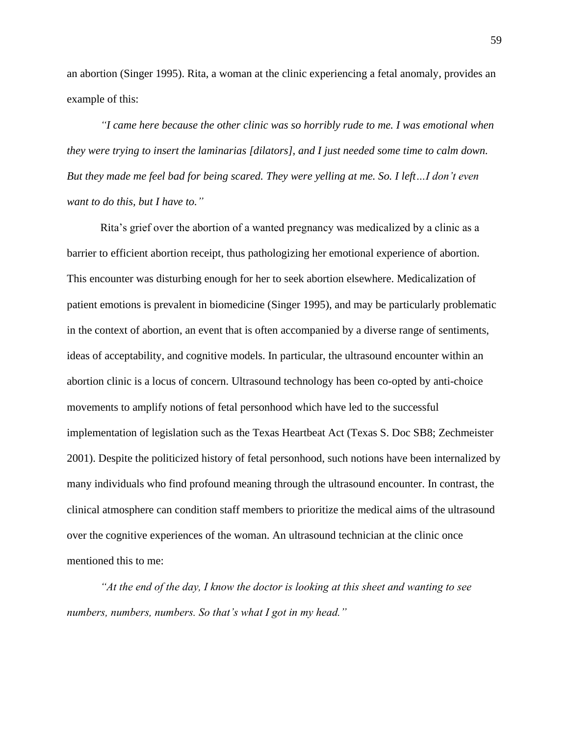an abortion (Singer 1995). Rita, a woman at the clinic experiencing a fetal anomaly, provides an example of this:

*"I came here because the other clinic was so horribly rude to me. I was emotional when they were trying to insert the laminarias [dilators], and I just needed some time to calm down. But they made me feel bad for being scared. They were yelling at me. So. I left…I don't even want to do this, but I have to."*

Rita's grief over the abortion of a wanted pregnancy was medicalized by a clinic as a barrier to efficient abortion receipt, thus pathologizing her emotional experience of abortion. This encounter was disturbing enough for her to seek abortion elsewhere. Medicalization of patient emotions is prevalent in biomedicine (Singer 1995), and may be particularly problematic in the context of abortion, an event that is often accompanied by a diverse range of sentiments, ideas of acceptability, and cognitive models. In particular, the ultrasound encounter within an abortion clinic is a locus of concern. Ultrasound technology has been co-opted by anti-choice movements to amplify notions of fetal personhood which have led to the successful implementation of legislation such as the Texas Heartbeat Act (Texas S. Doc SB8; Zechmeister 2001). Despite the politicized history of fetal personhood, such notions have been internalized by many individuals who find profound meaning through the ultrasound encounter. In contrast, the clinical atmosphere can condition staff members to prioritize the medical aims of the ultrasound over the cognitive experiences of the woman. An ultrasound technician at the clinic once mentioned this to me:

*"At the end of the day, I know the doctor is looking at this sheet and wanting to see numbers, numbers, numbers. So that's what I got in my head."*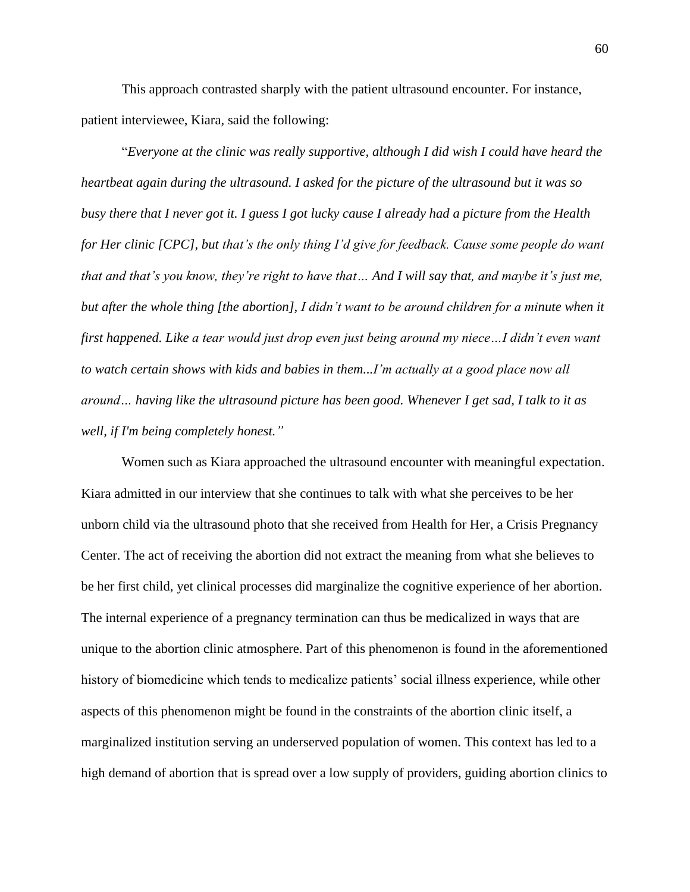This approach contrasted sharply with the patient ultrasound encounter. For instance, patient interviewee, Kiara, said the following:

"*Everyone at the clinic was really supportive, although I did wish I could have heard the heartbeat again during the ultrasound. I asked for the picture of the ultrasound but it was so busy there that I never got it. I guess I got lucky cause I already had a picture from the Health for Her clinic [CPC], but that's the only thing I'd give for feedback. Cause some people do want that and that's you know, they're right to have that… And I will say that, and maybe it's just me, but after the whole thing [the abortion], I didn't want to be around children for a minute when it first happened. Like a tear would just drop even just being around my niece…I didn't even want to watch certain shows with kids and babies in them...I'm actually at a good place now all around… having like the ultrasound picture has been good. Whenever I get sad, I talk to it as well, if I'm being completely honest.*"

Women such as Kiara approached the ultrasound encounter with meaningful expectation. Kiara admitted in our interview that she continues to talk with what she perceives to be her unborn child via the ultrasound photo that she received from Health for Her, a Crisis Pregnancy Center. The act of receiving the abortion did not extract the meaning from what she believes to be her first child, yet clinical processes did marginalize the cognitive experience of her abortion. The internal experience of a pregnancy termination can thus be medicalized in ways that are unique to the abortion clinic atmosphere. Part of this phenomenon is found in the aforementioned history of biomedicine which tends to medicalize patients' social illness experience, while other aspects of this phenomenon might be found in the constraints of the abortion clinic itself, a marginalized institution serving an underserved population of women. This context has led to a high demand of abortion that is spread over a low supply of providers, guiding abortion clinics to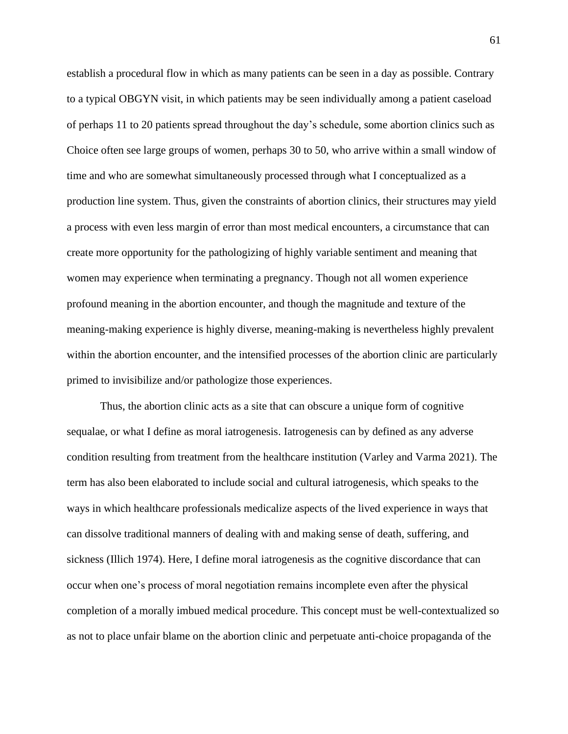establish a procedural flow in which as many patients can be seen in a day as possible. Contrary to a typical OBGYN visit, in which patients may be seen individually among a patient caseload of perhaps 11 to 20 patients spread throughout the day's schedule, some abortion clinics such as Choice often see large groups of women, perhaps 30 to 50, who arrive within a small window of time and who are somewhat simultaneously processed through what I conceptualized as a production line system. Thus, given the constraints of abortion clinics, their structures may yield a process with even less margin of error than most medical encounters, a circumstance that can create more opportunity for the pathologizing of highly variable sentiment and meaning that women may experience when terminating a pregnancy. Though not all women experience profound meaning in the abortion encounter, and though the magnitude and texture of the meaning-making experience is highly diverse, meaning-making is nevertheless highly prevalent within the abortion encounter, and the intensified processes of the abortion clinic are particularly primed to invisibilize and/or pathologize those experiences.

Thus, the abortion clinic acts as a site that can obscure a unique form of cognitive sequalae, or what I define as moral iatrogenesis. Iatrogenesis can by defined as any adverse condition resulting from treatment from the healthcare institution (Varley and Varma 2021). The term has also been elaborated to include social and cultural iatrogenesis, which speaks to the ways in which healthcare professionals medicalize aspects of the lived experience in ways that can dissolve traditional manners of dealing with and making sense of death, suffering, and sickness (Illich 1974). Here, I define moral iatrogenesis as the cognitive discordance that can occur when one's process of moral negotiation remains incomplete even after the physical completion of a morally imbued medical procedure. This concept must be well-contextualized so as not to place unfair blame on the abortion clinic and perpetuate anti-choice propaganda of the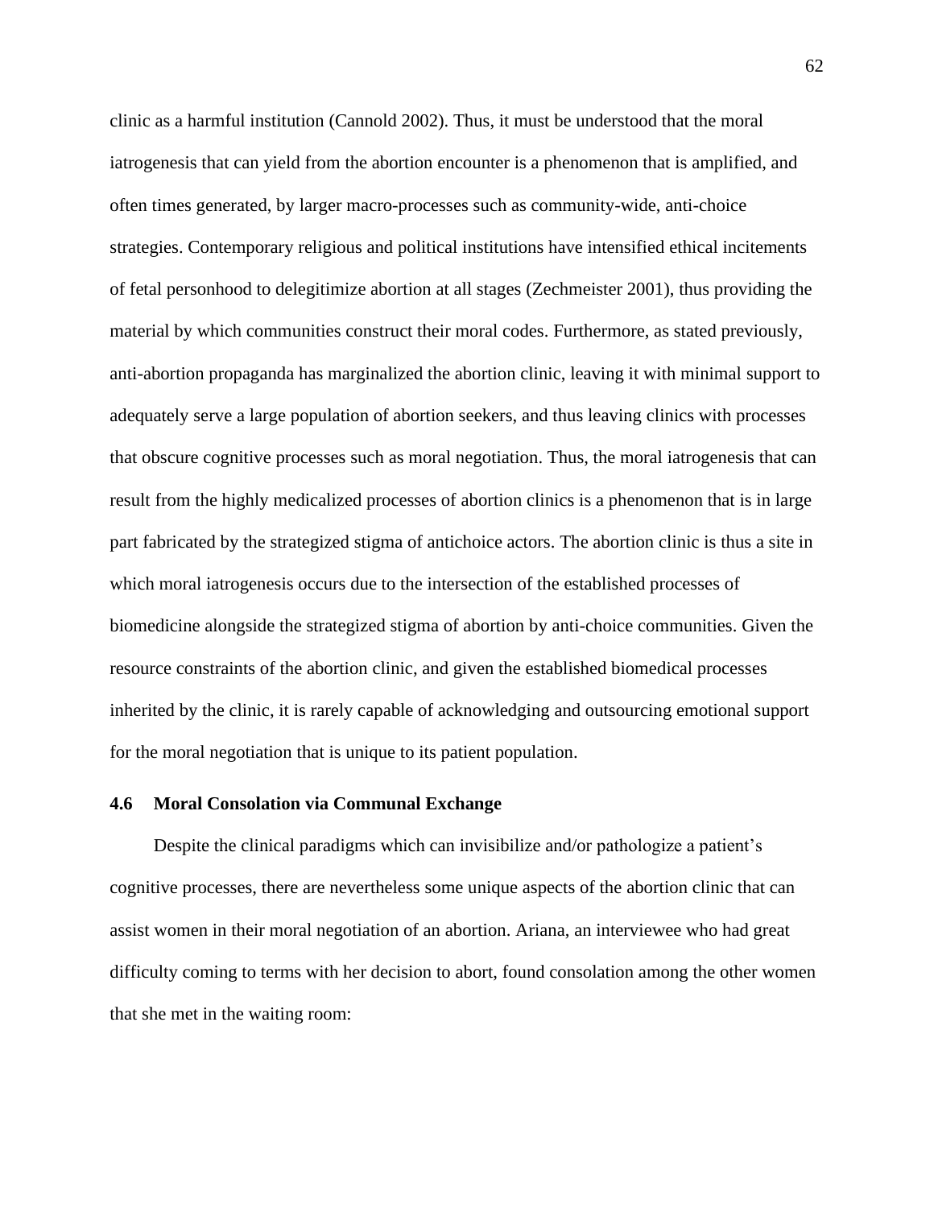clinic as a harmful institution (Cannold 2002). Thus, it must be understood that the moral iatrogenesis that can yield from the abortion encounter is a phenomenon that is amplified, and often times generated, by larger macro-processes such as community-wide, anti-choice strategies. Contemporary religious and political institutions have intensified ethical incitements of fetal personhood to delegitimize abortion at all stages (Zechmeister 2001), thus providing the material by which communities construct their moral codes. Furthermore, as stated previously, anti-abortion propaganda has marginalized the abortion clinic, leaving it with minimal support to adequately serve a large population of abortion seekers, and thus leaving clinics with processes that obscure cognitive processes such as moral negotiation. Thus, the moral iatrogenesis that can result from the highly medicalized processes of abortion clinics is a phenomenon that is in large part fabricated by the strategized stigma of antichoice actors. The abortion clinic is thus a site in which moral iatrogenesis occurs due to the intersection of the established processes of biomedicine alongside the strategized stigma of abortion by anti-choice communities. Given the resource constraints of the abortion clinic, and given the established biomedical processes inherited by the clinic, it is rarely capable of acknowledging and outsourcing emotional support for the moral negotiation that is unique to its patient population.

### 4.6 Moral Consolation via Communal Exchange

Despite the clinical paradigms which can invisibilize and/or pathologize a patient's cognitive processes, there are nevertheless some unique aspects of the abortion clinic that can assist women in their moral negotiation of an abortion. Ariana, an interviewee who had great difficulty coming to terms with her decision to abort, found consolation among the other women that she met in the waiting room: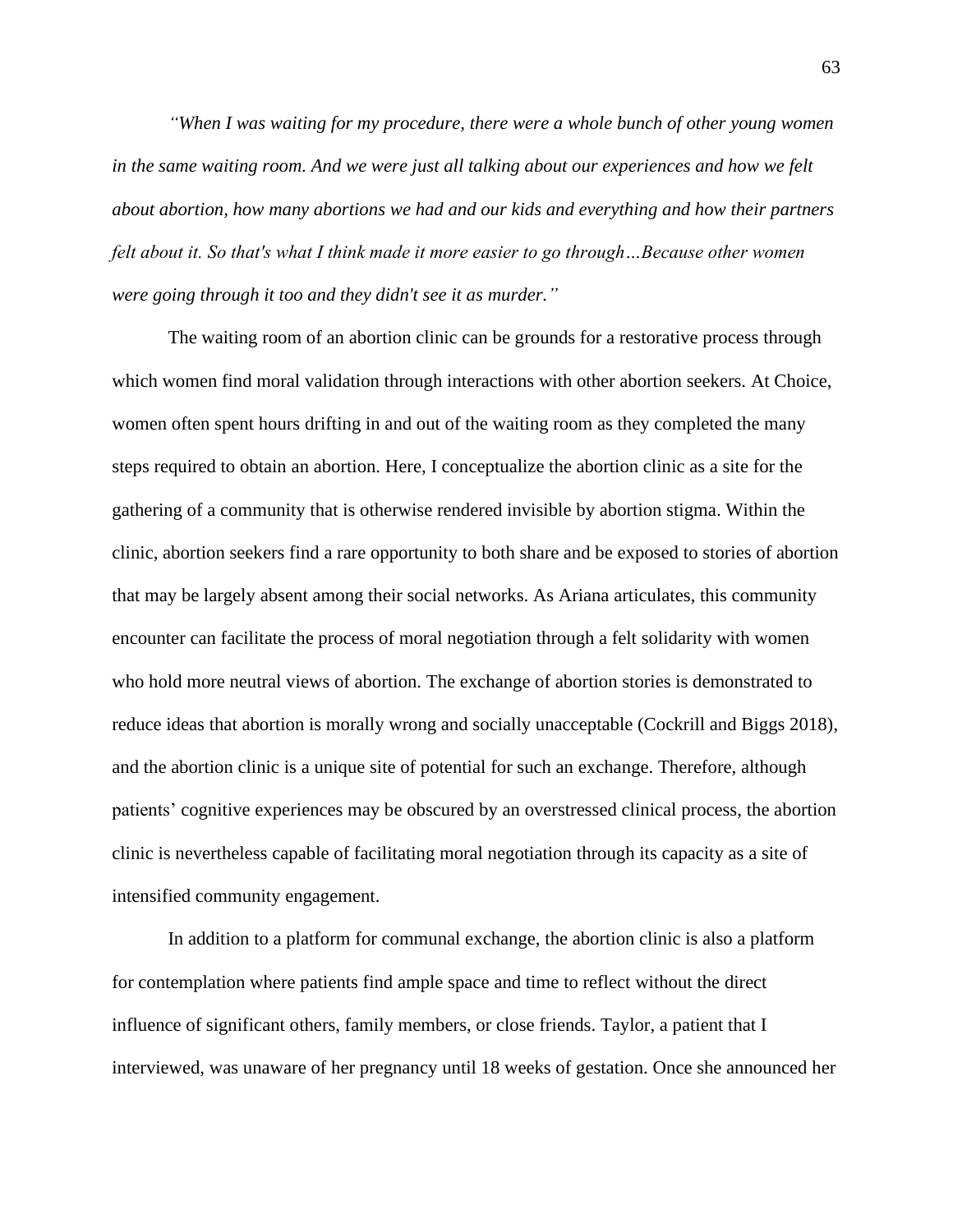*"When I was waiting for my procedure, there were a whole bunch of other young women in the same waiting room. And we were just all talking about our experiences and how we felt about abortion, how many abortions we had and our kids and everything and how their partners felt about it. So that's what I think made it more easier to go through…Because other women were going through it too and they didn't see it as murder."*

The waiting room of an abortion clinic can be grounds for a restorative process through which women find moral validation through interactions with other abortion seekers. At Choice, women often spent hours drifting in and out of the waiting room as they completed the many steps required to obtain an abortion. Here, I conceptualize the abortion clinic as a site for the gathering of a community that is otherwise rendered invisible by abortion stigma. Within the clinic, abortion seekers find a rare opportunity to both share and be exposed to stories of abortion that may be largely absent among their social networks. As Ariana articulates, this community encounter can facilitate the process of moral negotiation through a felt solidarity with women who hold more neutral views of abortion. The exchange of abortion stories is demonstrated to reduce ideas that abortion is morally wrong and socially unacceptable (Cockrill and Biggs 2018), and the abortion clinic is a unique site of potential for such an exchange. Therefore, although patients' cognitive experiences may be obscured by an overstressed clinical process, the abortion clinic is nevertheless capable of facilitating moral negotiation through its capacity as a site of intensified community engagement.

In addition to a platform for communal exchange, the abortion clinic is also a platform for contemplation where patients find ample space and time to reflect without the direct influence of significant others, family members, or close friends. Taylor, a patient that I interviewed, was unaware of her pregnancy until 18 weeks of gestation. Once she announced her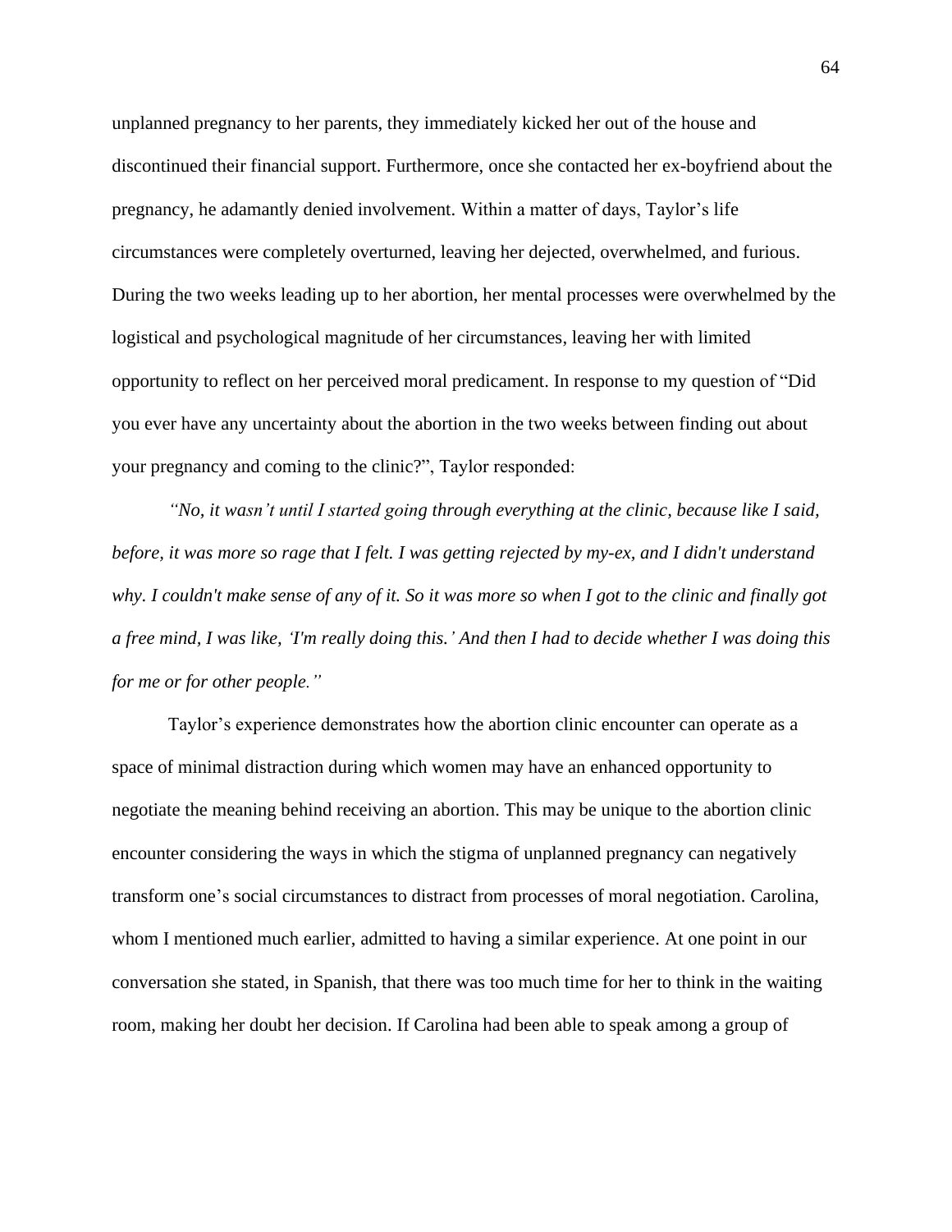unplanned pregnancy to her parents, they immediately kicked her out of the house and discontinued their financial support. Furthermore, once she contacted her ex-boyfriend about the pregnancy, he adamantly denied involvement. Within a matter of days, Taylor's life circumstances were completely overturned, leaving her dejected, overwhelmed, and furious. During the two weeks leading up to her abortion, her mental processes were overwhelmed by the logistical and psychological magnitude of her circumstances, leaving her with limited opportunity to reflect on her perceived moral predicament. In response to my question of "Did you ever have any uncertainty about the abortion in the two weeks between finding out about your pregnancy and coming to the clinic?", Taylor responded:

*"No, it wasn't until I started going through everything at the clinic, because like I said, before, it was more so rage that I felt. I was getting rejected by my-ex, and I didn't understand why. I couldn't make sense of any of it. So it was more so when I got to the clinic and finally got a free mind, I was like, 'I'm really doing this.' And then I had to decide whether I was doing this for me or for other people."*

Taylor's experience demonstrates how the abortion clinic encounter can operate as a space of minimal distraction during which women may have an enhanced opportunity to negotiate the meaning behind receiving an abortion. This may be unique to the abortion clinic encounter considering the ways in which the stigma of unplanned pregnancy can negatively transform one's social circumstances to distract from processes of moral negotiation. Carolina, whom I mentioned much earlier, admitted to having a similar experience. At one point in our conversation she stated, in Spanish, that there was too much time for her to think in the waiting room, making her doubt her decision. If Carolina had been able to speak among a group of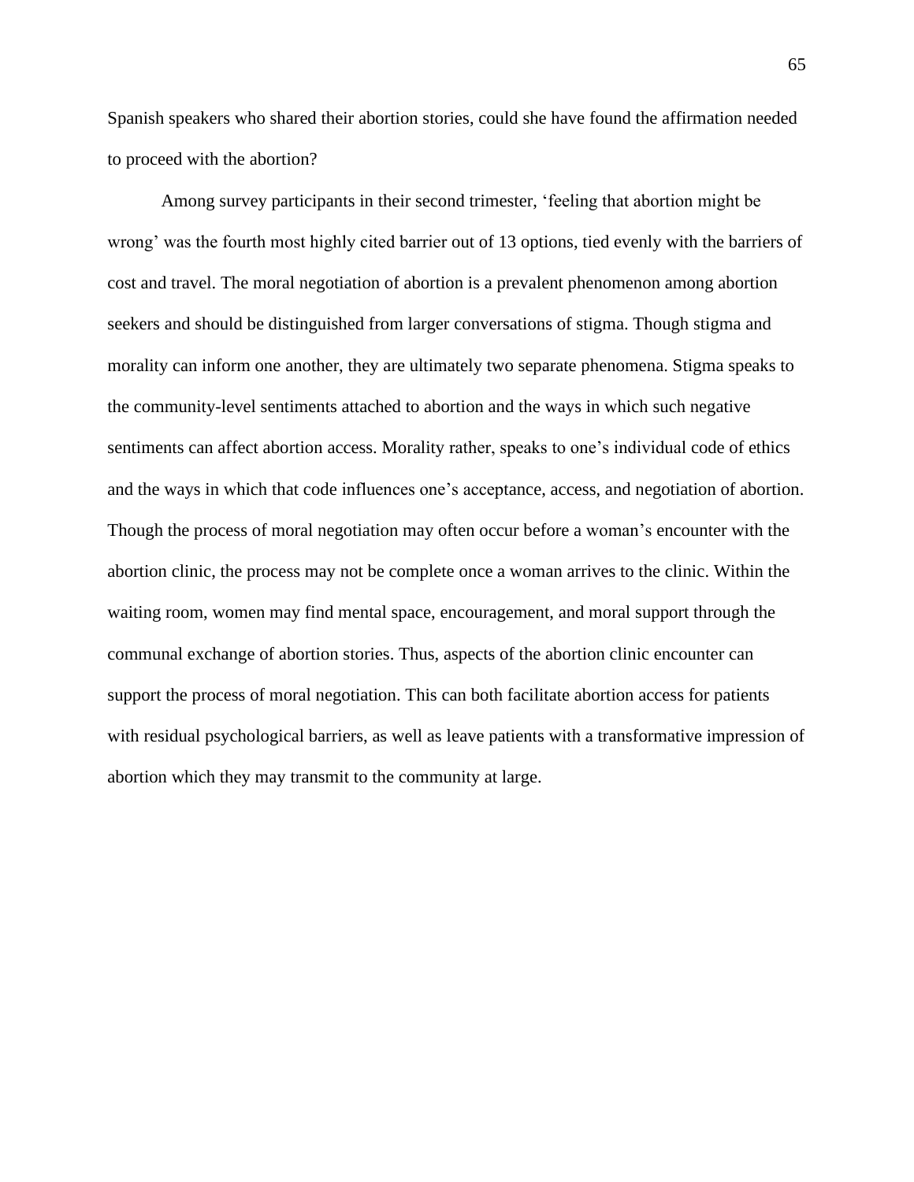Spanish speakers who shared their abortion stories, could she have found the affirmation needed to proceed with the abortion?

Among survey participants in their second trimester, 'feeling that abortion might be wrong' was the fourth most highly cited barrier out of 13 options, tied evenly with the barriers of cost and travel. The moral negotiation of abortion is a prevalent phenomenon among abortion seekers and should be distinguished from larger conversations of stigma. Though stigma and morality can inform one another, they are ultimately two separate phenomena. Stigma speaks to the community-level sentiments attached to abortion and the ways in which such negative sentiments can affect abortion access. Morality rather, speaks to one's individual code of ethics and the ways in which that code influences one's acceptance, access, and negotiation of abortion. Though the process of moral negotiation may often occur before a woman's encounter with the abortion clinic, the process may not be complete once a woman arrives to the clinic. Within the waiting room, women may find mental space, encouragement, and moral support through the communal exchange of abortion stories. Thus, aspects of the abortion clinic encounter can support the process of moral negotiation. This can both facilitate abortion access for patients with residual psychological barriers, as well as leave patients with a transformative impression of abortion which they may transmit to the community at large.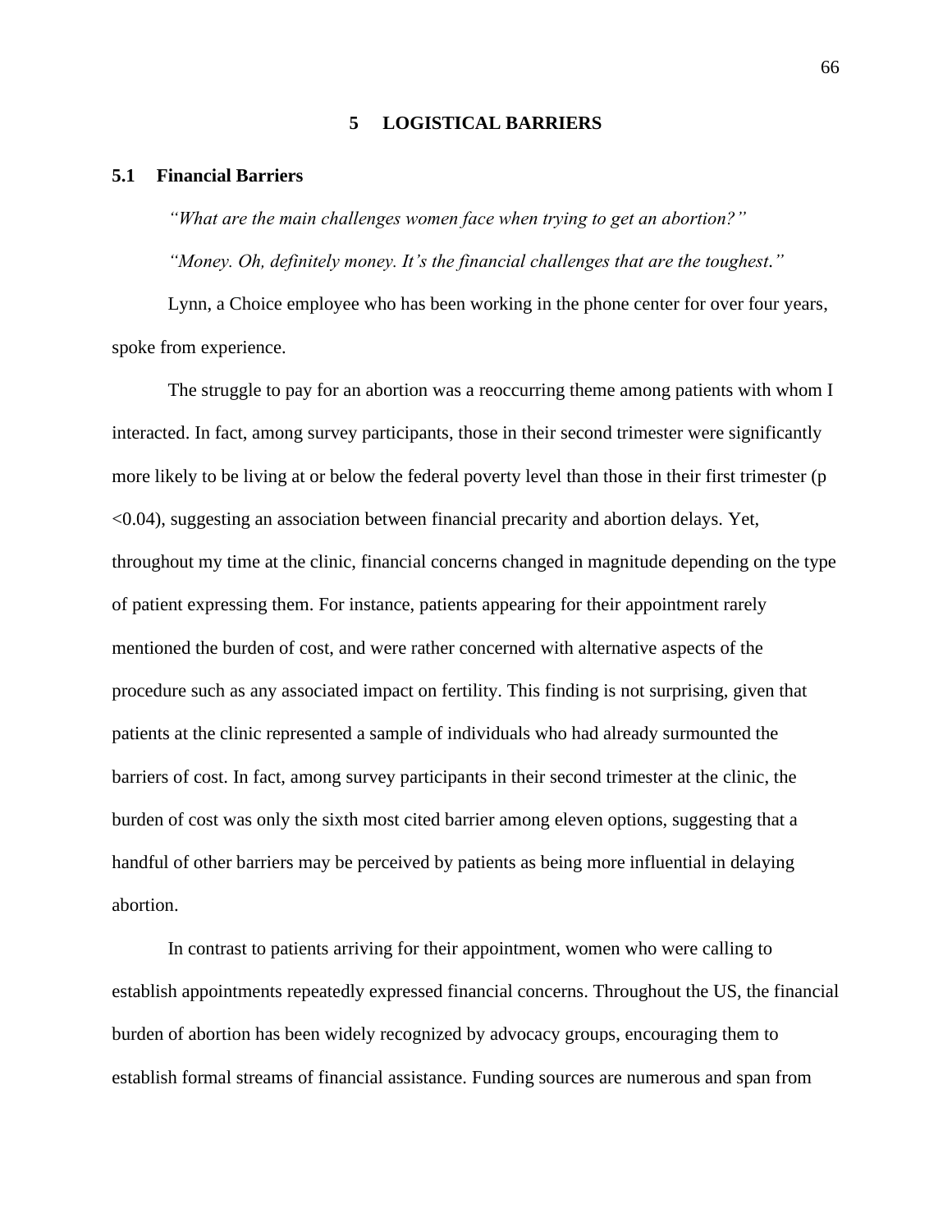# 5 LOGISTICAL BARRIERS

## 5.1 Financial Barriers

*"What are the main challenges women face when trying to get an abortion?"*

*"Money. Oh, definitely money. It's the financial challenges that are the toughest."*

Lynn, a Choice employee who has been working in the phone center for over four years, spoke from experience.

The struggle to pay for an abortion was a reoccurring theme among patients with whom I interacted. In fact, among survey participants, those in their second trimester were significantly more likely to be living at or below the federal poverty level than those in their first trimester ($p < 0.04$), suggesting an association between financial precarity and abortion delays. Yet, throughout my time at the clinic, financial concerns changed in magnitude depending on the type of patient expressing them. For instance, patients appearing for their appointment rarely mentioned the burden of cost, and were rather concerned with alternative aspects of the procedure such as any associated impact on fertility. This finding is not surprising, given that patients at the clinic represented a sample of individuals who had already surmounted the barriers of cost. In fact, among survey participants in their second trimester at the clinic, the burden of cost was only the sixth most cited barrier among eleven options, suggesting that a handful of other barriers may be perceived by patients as being more influential in delaying abortion.

In contrast to patients arriving for their appointment, women who were calling to establish appointments repeatedly expressed financial concerns. Throughout the US, the financial burden of abortion has been widely recognized by advocacy groups, encouraging them to establish formal streams of financial assistance. Funding sources are numerous and span from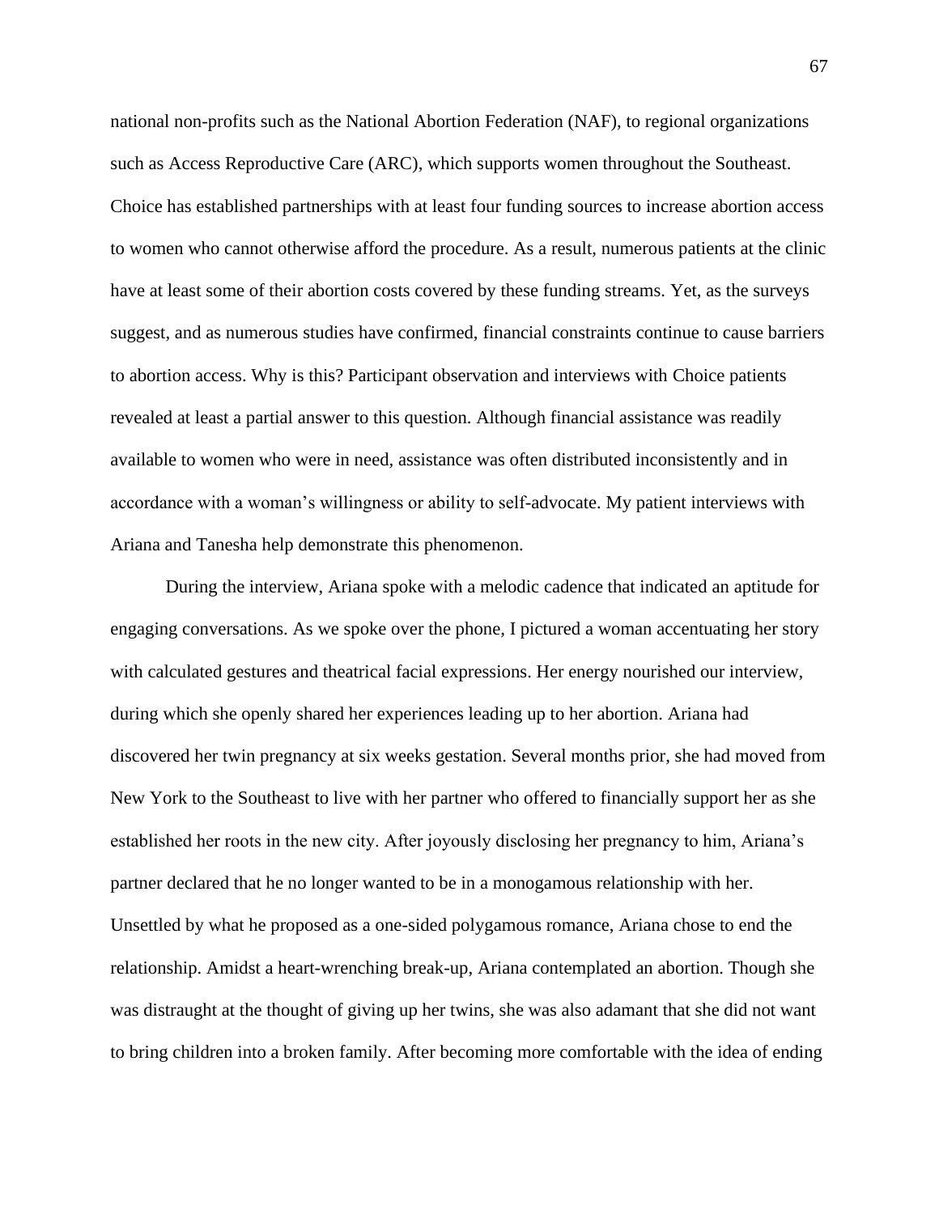national non-profits such as the National Abortion Federation (NAF), to regional organizations such as Access Reproductive Care (ARC), which supports women throughout the Southeast. Choice has established partnerships with at least four funding sources to increase abortion access to women who cannot otherwise afford the procedure. As a result, numerous patients at the clinic have at least some of their abortion costs covered by these funding streams. Yet, as the surveys suggest, and as numerous studies have confirmed, financial constraints continue to cause barriers to abortion access. Why is this? Participant observation and interviews with Choice patients revealed at least a partial answer to this question. Although financial assistance was readily available to women who were in need, assistance was often distributed inconsistently and in accordance with a woman's willingness or ability to self-advocate. My patient interviews with Ariana and Tanesha help demonstrate this phenomenon.

During the interview, Ariana spoke with a melodic cadence that indicated an aptitude for engaging conversations. As we spoke over the phone, I pictured a woman accentuating her story with calculated gestures and theatrical facial expressions. Her energy nourished our interview, during which she openly shared her experiences leading up to her abortion. Ariana had discovered her twin pregnancy at six weeks gestation. Several months prior, she had moved from New York to the Southeast to live with her partner who offered to financially support her as she established her roots in the new city. After joyously disclosing her pregnancy to him, Ariana's partner declared that he no longer wanted to be in a monogamous relationship with her. Unsettled by what he proposed as a one-sided polygamous romance, Ariana chose to end the relationship. Amidst a heart-wrenching break-up, Ariana contemplated an abortion. Though she was distraught at the thought of giving up her twins, she was also adamant that she did not want to bring children into a broken family. After becoming more comfortable with the idea of ending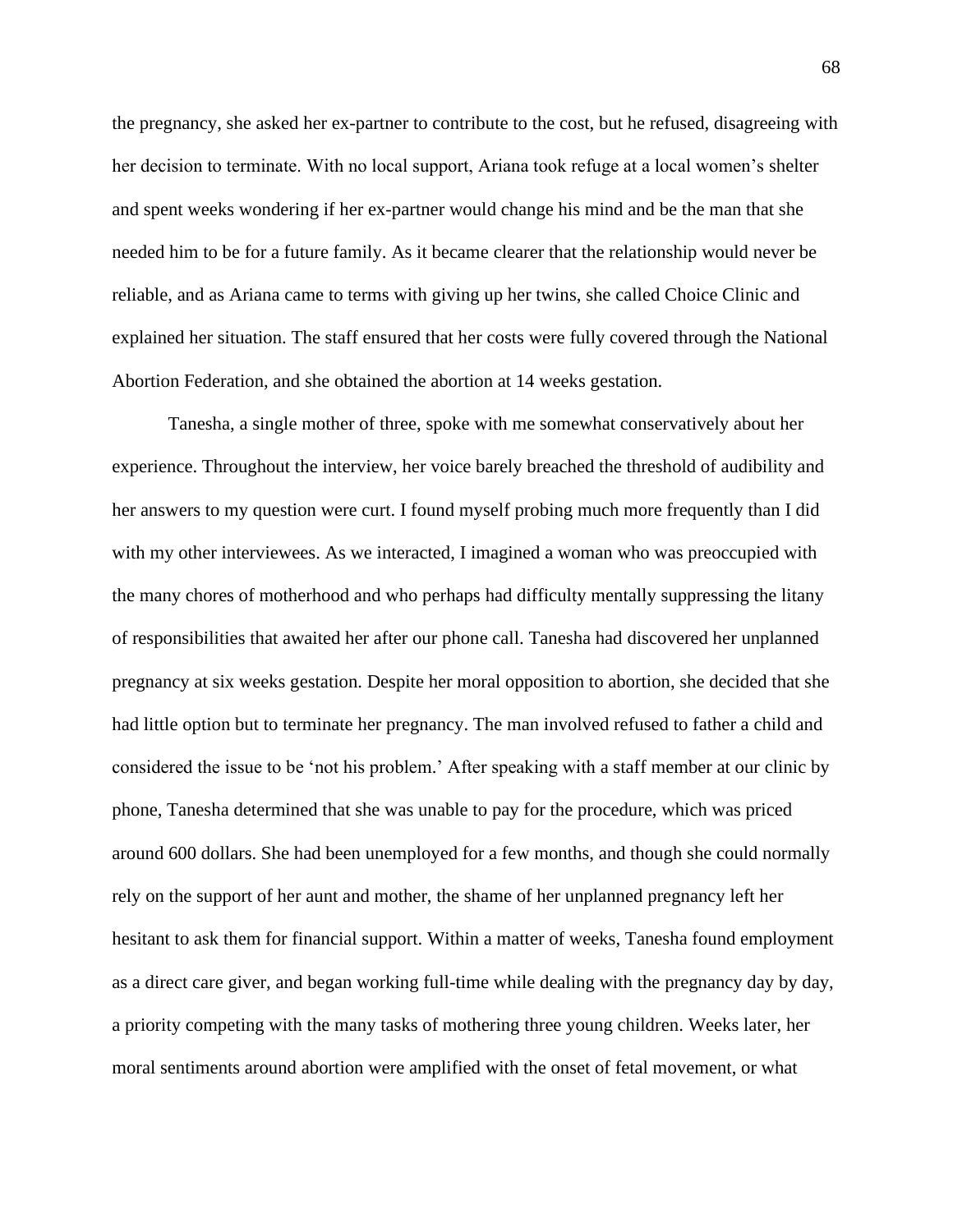the pregnancy, she asked her ex-partner to contribute to the cost, but he refused, disagreeing with her decision to terminate. With no local support, Ariana took refuge at a local women's shelter and spent weeks wondering if her ex-partner would change his mind and be the man that she needed him to be for a future family. As it became clearer that the relationship would never be reliable, and as Ariana came to terms with giving up her twins, she called Choice Clinic and explained her situation. The staff ensured that her costs were fully covered through the National Abortion Federation, and she obtained the abortion at 14 weeks gestation.

Tanesha, a single mother of three, spoke with me somewhat conservatively about her experience. Throughout the interview, her voice barely breached the threshold of audibility and her answers to my question were curt. I found myself probing much more frequently than I did with my other interviewees. As we interacted, I imagined a woman who was preoccupied with the many chores of motherhood and who perhaps had difficulty mentally suppressing the litany of responsibilities that awaited her after our phone call. Tanesha had discovered her unplanned pregnancy at six weeks gestation. Despite her moral opposition to abortion, she decided that she had little option but to terminate her pregnancy. The man involved refused to father a child and considered the issue to be 'not his problem.' After speaking with a staff member at our clinic by phone, Tanesha determined that she was unable to pay for the procedure, which was priced around 600 dollars. She had been unemployed for a few months, and though she could normally rely on the support of her aunt and mother, the shame of her unplanned pregnancy left her hesitant to ask them for financial support. Within a matter of weeks, Tanesha found employment as a direct care giver, and began working full-time while dealing with the pregnancy day by day, a priority competing with the many tasks of mothering three young children. Weeks later, her moral sentiments around abortion were amplified with the onset of fetal movement, or what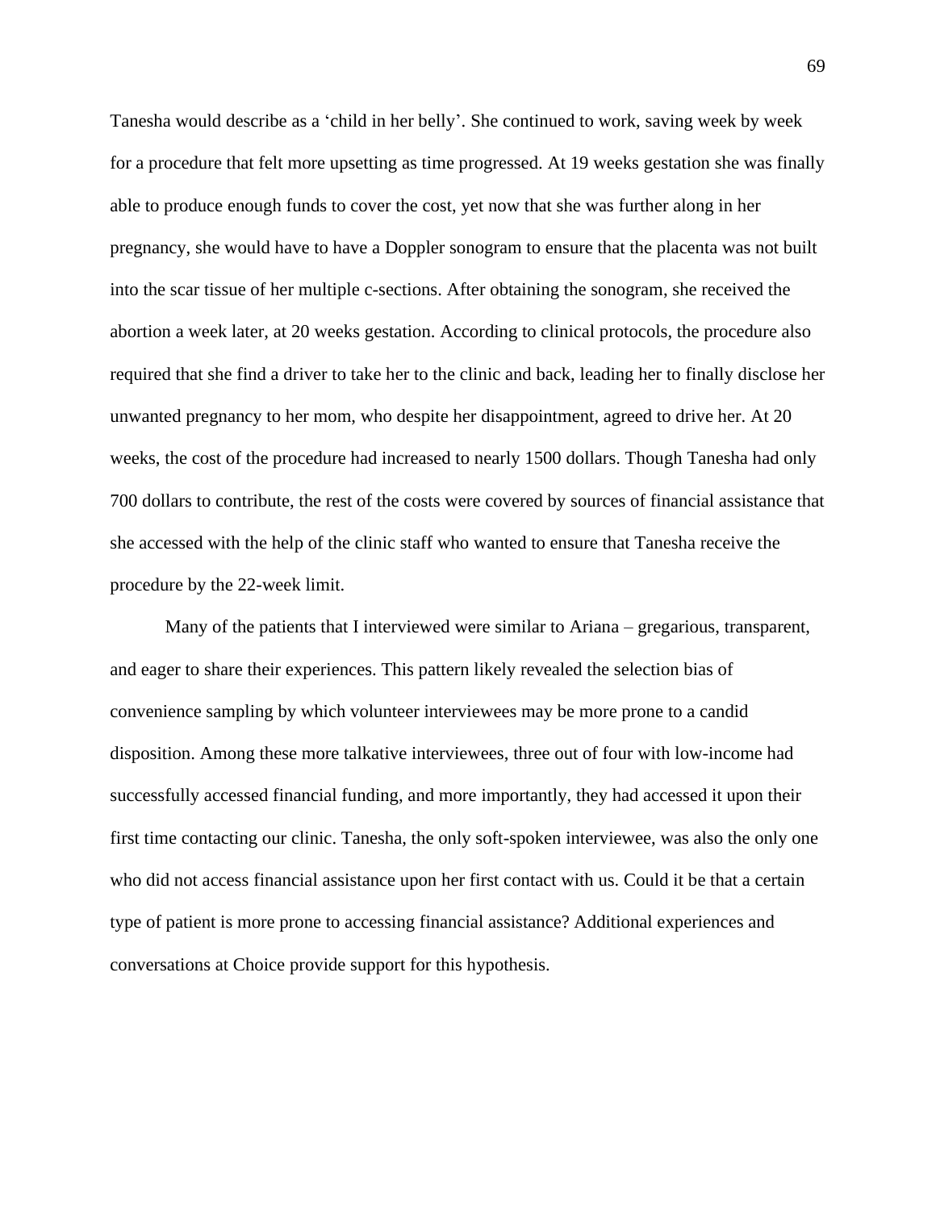Tanesha would describe as a 'child in her belly'. She continued to work, saving week by week for a procedure that felt more upsetting as time progressed. At 19 weeks gestation she was finally able to produce enough funds to cover the cost, yet now that she was further along in her pregnancy, she would have to have a Doppler sonogram to ensure that the placenta was not built into the scar tissue of her multiple c-sections. After obtaining the sonogram, she received the abortion a week later, at 20 weeks gestation. According to clinical protocols, the procedure also required that she find a driver to take her to the clinic and back, leading her to finally disclose her unwanted pregnancy to her mom, who despite her disappointment, agreed to drive her. At 20 weeks, the cost of the procedure had increased to nearly 1500 dollars. Though Tanesha had only 700 dollars to contribute, the rest of the costs were covered by sources of financial assistance that she accessed with the help of the clinic staff who wanted to ensure that Tanesha receive the procedure by the 22-week limit.

Many of the patients that I interviewed were similar to Ariana – gregarious, transparent, and eager to share their experiences. This pattern likely revealed the selection bias of convenience sampling by which volunteer interviewees may be more prone to a candid disposition. Among these more talkative interviewees, three out of four with low-income had successfully accessed financial funding, and more importantly, they had accessed it upon their first time contacting our clinic. Tanesha, the only soft-spoken interviewee, was also the only one who did not access financial assistance upon her first contact with us. Could it be that a certain type of patient is more prone to accessing financial assistance? Additional experiences and conversations at Choice provide support for this hypothesis.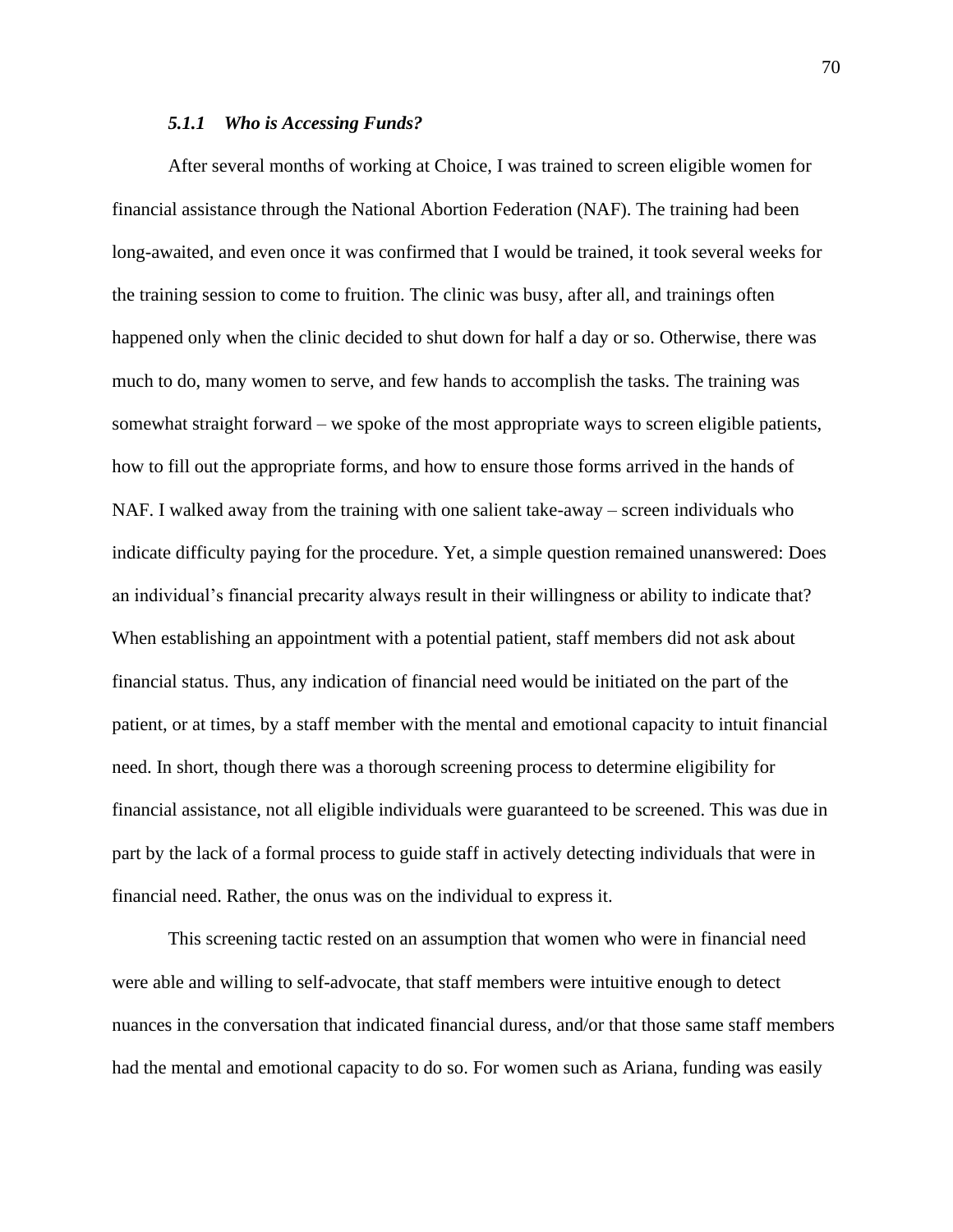### *5.1.1 Who is Accessing Funds?*

After several months of working at Choice, I was trained to screen eligible women for financial assistance through the National Abortion Federation (NAF). The training had been long-awaited, and even once it was confirmed that I would be trained, it took several weeks for the training session to come to fruition. The clinic was busy, after all, and trainings often happened only when the clinic decided to shut down for half a day or so. Otherwise, there was much to do, many women to serve, and few hands to accomplish the tasks. The training was somewhat straight forward – we spoke of the most appropriate ways to screen eligible patients, how to fill out the appropriate forms, and how to ensure those forms arrived in the hands of NAF. I walked away from the training with one salient take-away – screen individuals who indicate difficulty paying for the procedure. Yet, a simple question remained unanswered: Does an individual's financial precarity always result in their willingness or ability to indicate that? When establishing an appointment with a potential patient, staff members did not ask about financial status. Thus, any indication of financial need would be initiated on the part of the patient, or at times, by a staff member with the mental and emotional capacity to intuit financial need. In short, though there was a thorough screening process to determine eligibility for financial assistance, not all eligible individuals were guaranteed to be screened. This was due in part by the lack of a formal process to guide staff in actively detecting individuals that were in financial need. Rather, the onus was on the individual to express it.

This screening tactic rested on an assumption that women who were in financial need were able and willing to self-advocate, that staff members were intuitive enough to detect nuances in the conversation that indicated financial duress, and/or that those same staff members had the mental and emotional capacity to do so. For women such as Ariana, funding was easily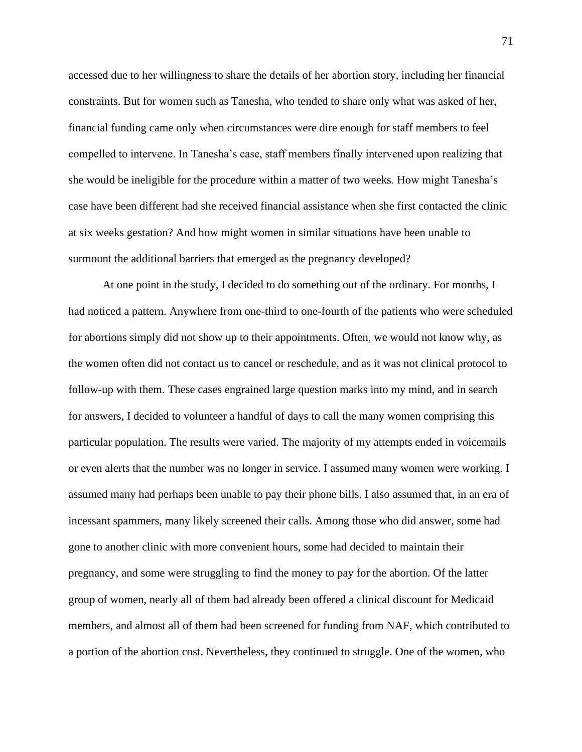accessed due to her willingness to share the details of her abortion story, including her financial constraints. But for women such as Tanesha, who tended to share only what was asked of her, financial funding came only when circumstances were dire enough for staff members to feel compelled to intervene. In Tanesha's case, staff members finally intervened upon realizing that she would be ineligible for the procedure within a matter of two weeks. How might Tanesha's case have been different had she received financial assistance when she first contacted the clinic at six weeks gestation? And how might women in similar situations have been unable to surmount the additional barriers that emerged as the pregnancy developed?

At one point in the study, I decided to do something out of the ordinary. For months, I had noticed a pattern. Anywhere from one-third to one-fourth of the patients who were scheduled for abortions simply did not show up to their appointments. Often, we would not know why, as the women often did not contact us to cancel or reschedule, and as it was not clinical protocol to follow-up with them. These cases engrained large question marks into my mind, and in search for answers, I decided to volunteer a handful of days to call the many women comprising this particular population. The results were varied. The majority of my attempts ended in voicemails or even alerts that the number was no longer in service. I assumed many women were working. I assumed many had perhaps been unable to pay their phone bills. I also assumed that, in an era of incessant spammers, many likely screened their calls. Among those who did answer, some had gone to another clinic with more convenient hours, some had decided to maintain their pregnancy, and some were struggling to find the money to pay for the abortion. Of the latter group of women, nearly all of them had already been offered a clinical discount for Medicaid members, and almost all of them had been screened for funding from NAF, which contributed to a portion of the abortion cost. Nevertheless, they continued to struggle. One of the women, who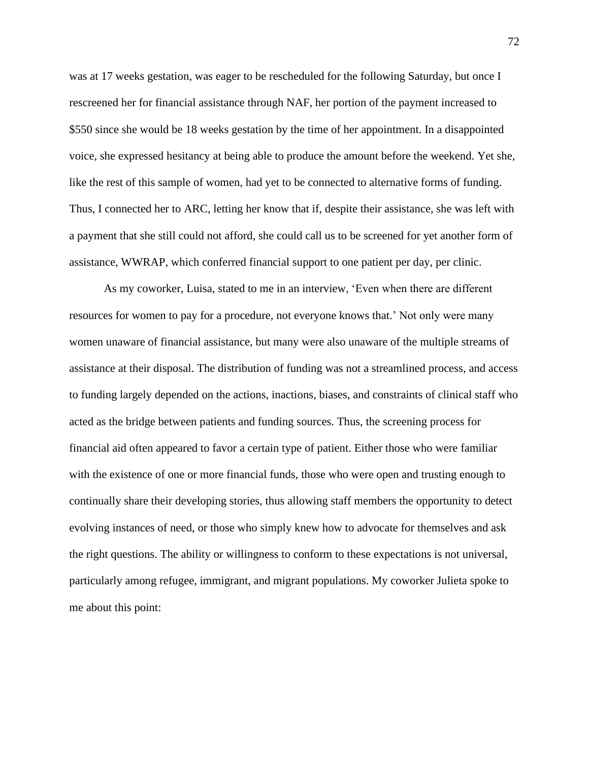was at 17 weeks gestation, was eager to be rescheduled for the following Saturday, but once I rescreened her for financial assistance through NAF, her portion of the payment increased to $550 since she would be 18 weeks gestation by the time of her appointment. In a disappointed voice, she expressed hesitancy at being able to produce the amount before the weekend. Yet she, like the rest of this sample of women, had yet to be connected to alternative forms of funding. Thus, I connected her to ARC, letting her know that if, despite their assistance, she was left with a payment that she still could not afford, she could call us to be screened for yet another form of assistance, WWRAP, which conferred financial support to one patient per day, per clinic.

As my coworker, Luisa, stated to me in an interview, 'Even when there are different resources for women to pay for a procedure, not everyone knows that.' Not only were many women unaware of financial assistance, but many were also unaware of the multiple streams of assistance at their disposal. The distribution of funding was not a streamlined process, and access to funding largely depended on the actions, inactions, biases, and constraints of clinical staff who acted as the bridge between patients and funding sources. Thus, the screening process for financial aid often appeared to favor a certain type of patient. Either those who were familiar with the existence of one or more financial funds, those who were open and trusting enough to continually share their developing stories, thus allowing staff members the opportunity to detect evolving instances of need, or those who simply knew how to advocate for themselves and ask the right questions. The ability or willingness to conform to these expectations is not universal, particularly among refugee, immigrant, and migrant populations. My coworker Julieta spoke to me about this point: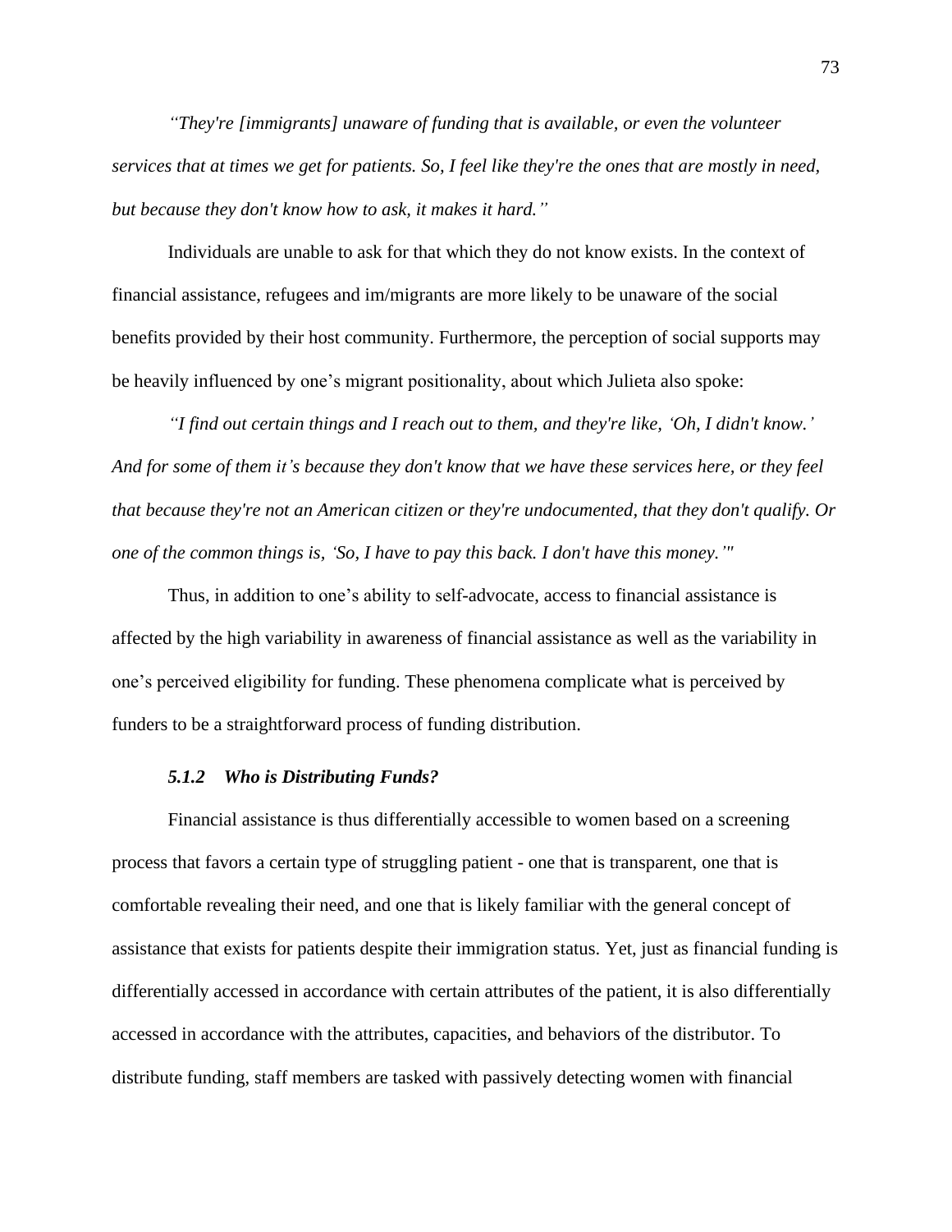*"They're [immigrants] unaware of funding that is available, or even the volunteer services that at times we get for patients. So, I feel like they're the ones that are mostly in need, but because they don't know how to ask, it makes it hard."*

Individuals are unable to ask for that which they do not know exists. In the context of financial assistance, refugees and im/migrants are more likely to be unaware of the social benefits provided by their host community. Furthermore, the perception of social supports may be heavily influenced by one's migrant positionality, about which Julieta also spoke:

*"I find out certain things and I reach out to them, and they're like, 'Oh, I didn't know.' And for some of them it's because they don't know that we have these services here, or they feel that because they're not an American citizen or they're undocumented, that they don't qualify. Or one of the common things is, 'So, I have to pay this back. I don't have this money.'"*

Thus, in addition to one's ability to self-advocate, access to financial assistance is affected by the high variability in awareness of financial assistance as well as the variability in one's perceived eligibility for funding. These phenomena complicate what is perceived by funders to be a straightforward process of funding distribution.

### *5.1.2 Who is Distributing Funds?*

Financial assistance is thus differentially accessible to women based on a screening process that favors a certain type of struggling patient - one that is transparent, one that is comfortable revealing their need, and one that is likely familiar with the general concept of assistance that exists for patients despite their immigration status. Yet, just as financial funding is differentially accessed in accordance with certain attributes of the patient, it is also differentially accessed in accordance with the attributes, capacities, and behaviors of the distributor. To distribute funding, staff members are tasked with passively detecting women with financial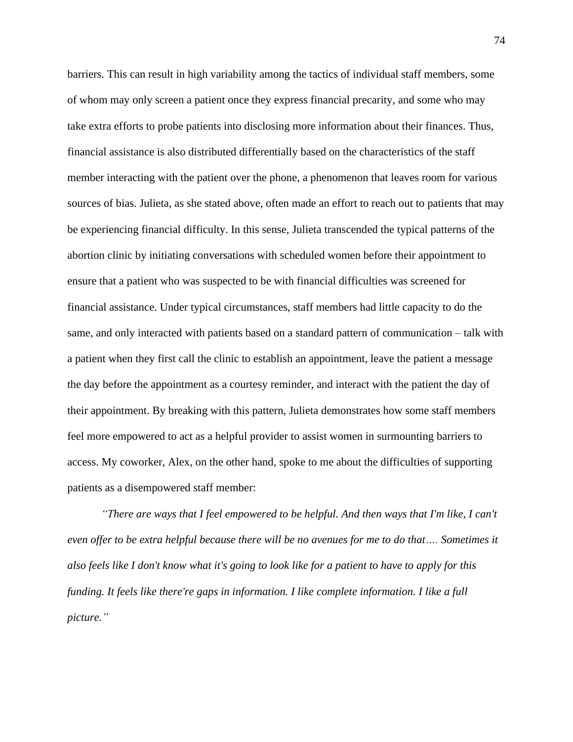barriers. This can result in high variability among the tactics of individual staff members, some of whom may only screen a patient once they express financial precarity, and some who may take extra efforts to probe patients into disclosing more information about their finances. Thus, financial assistance is also distributed differentially based on the characteristics of the staff member interacting with the patient over the phone, a phenomenon that leaves room for various sources of bias. Julieta, as she stated above, often made an effort to reach out to patients that may be experiencing financial difficulty. In this sense, Julieta transcended the typical patterns of the abortion clinic by initiating conversations with scheduled women before their appointment to ensure that a patient who was suspected to be with financial difficulties was screened for financial assistance. Under typical circumstances, staff members had little capacity to do the same, and only interacted with patients based on a standard pattern of communication – talk with a patient when they first call the clinic to establish an appointment, leave the patient a message the day before the appointment as a courtesy reminder, and interact with the patient the day of their appointment. By breaking with this pattern, Julieta demonstrates how some staff members feel more empowered to act as a helpful provider to assist women in surmounting barriers to access. My coworker, Alex, on the other hand, spoke to me about the difficulties of supporting patients as a disempowered staff member:

*"There are ways that I feel empowered to be helpful. And then ways that I'm like, I can't even offer to be extra helpful because there will be no avenues for me to do that…. Sometimes it also feels like I don't know what it's going to look like for a patient to have to apply for this funding. It feels like there're gaps in information. I like complete information. I like a full picture."*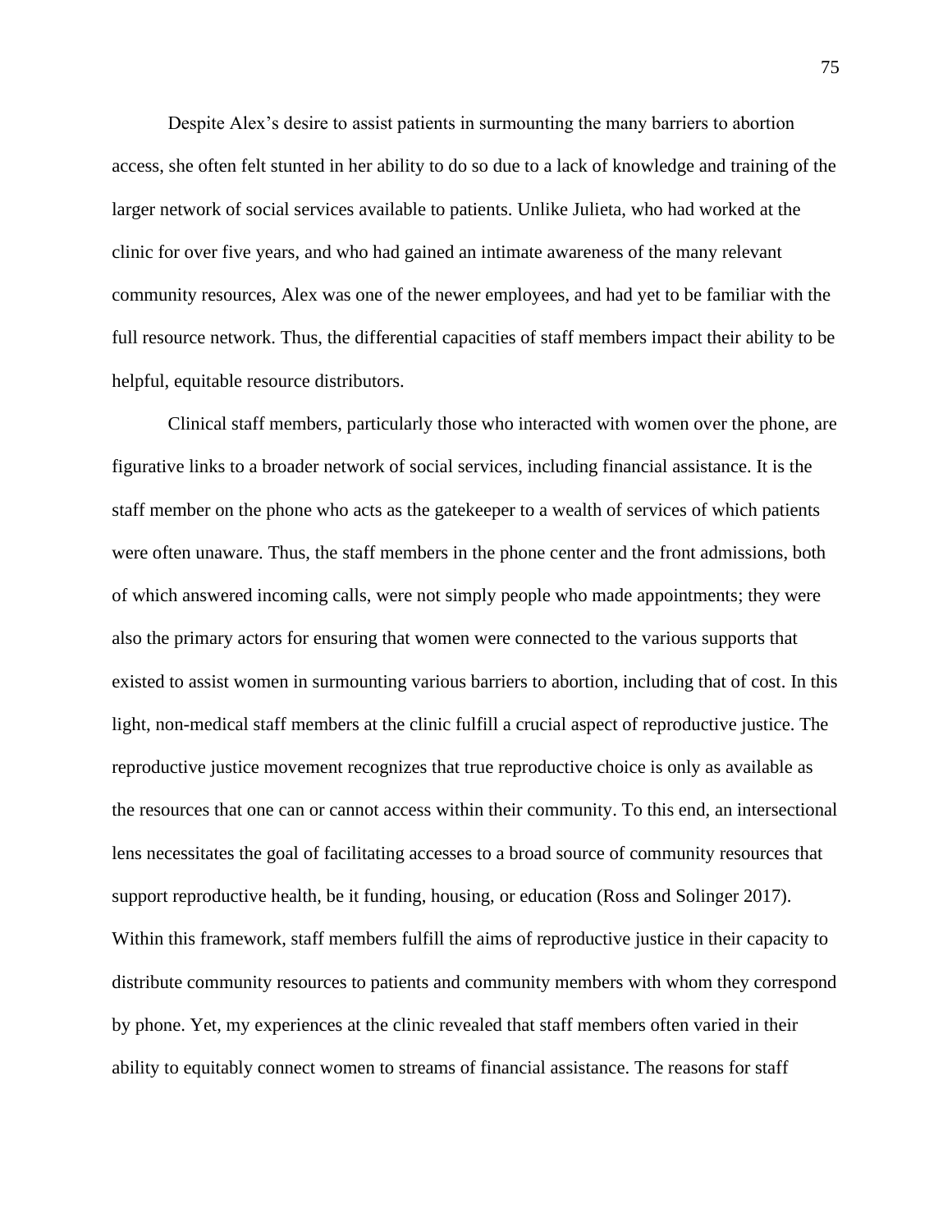Despite Alex's desire to assist patients in surmounting the many barriers to abortion access, she often felt stunted in her ability to do so due to a lack of knowledge and training of the larger network of social services available to patients. Unlike Julieta, who had worked at the clinic for over five years, and who had gained an intimate awareness of the many relevant community resources, Alex was one of the newer employees, and had yet to be familiar with the full resource network. Thus, the differential capacities of staff members impact their ability to be helpful, equitable resource distributors.

Clinical staff members, particularly those who interacted with women over the phone, are figurative links to a broader network of social services, including financial assistance. It is the staff member on the phone who acts as the gatekeeper to a wealth of services of which patients were often unaware. Thus, the staff members in the phone center and the front admissions, both of which answered incoming calls, were not simply people who made appointments; they were also the primary actors for ensuring that women were connected to the various supports that existed to assist women in surmounting various barriers to abortion, including that of cost. In this light, non-medical staff members at the clinic fulfill a crucial aspect of reproductive justice. The reproductive justice movement recognizes that true reproductive choice is only as available as the resources that one can or cannot access within their community. To this end, an intersectional lens necessitates the goal of facilitating accesses to a broad source of community resources that support reproductive health, be it funding, housing, or education (Ross and Solinger 2017). Within this framework, staff members fulfill the aims of reproductive justice in their capacity to distribute community resources to patients and community members with whom they correspond by phone. Yet, my experiences at the clinic revealed that staff members often varied in their ability to equitably connect women to streams of financial assistance. The reasons for staff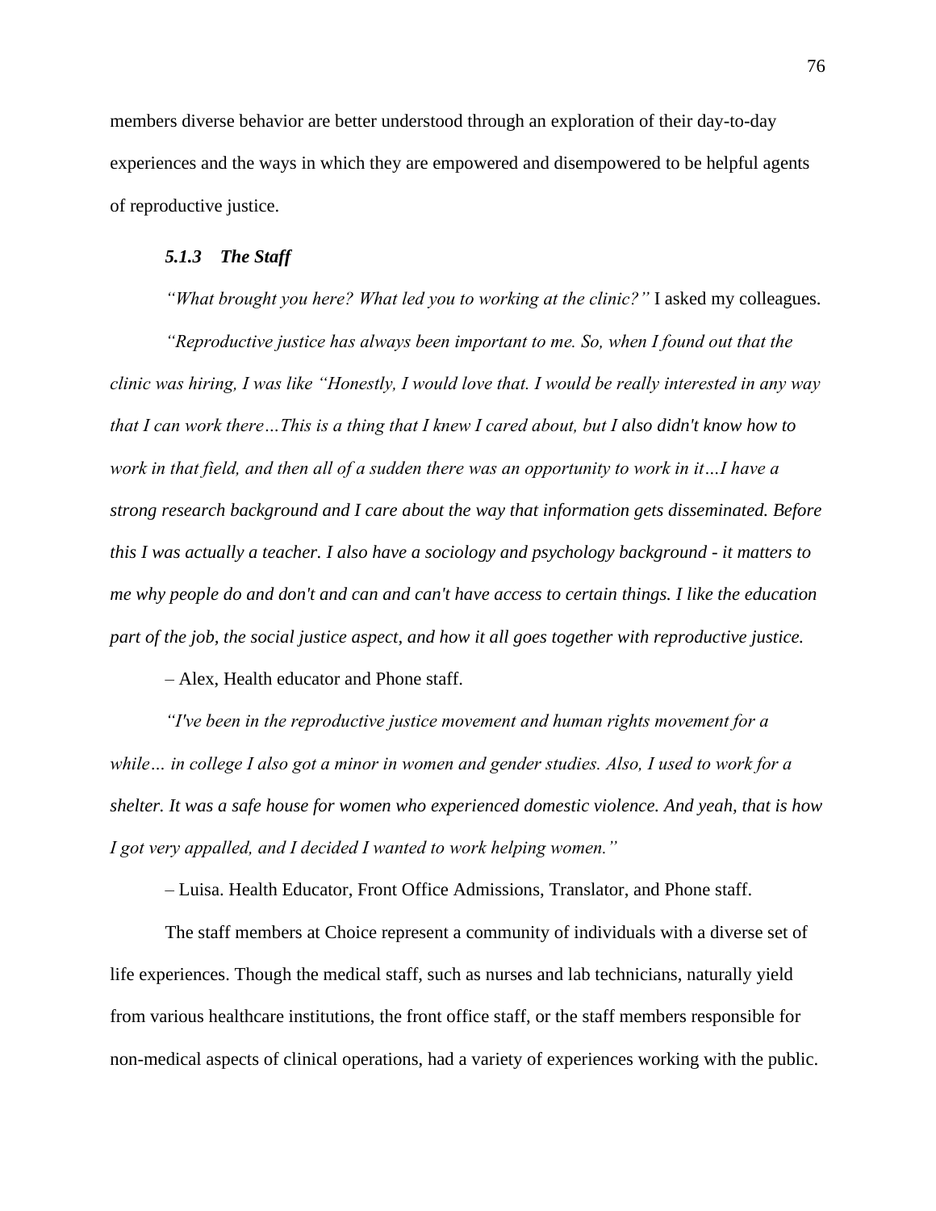members diverse behavior are better understood through an exploration of their day-to-day experiences and the ways in which they are empowered and disempowered to be helpful agents of reproductive justice.

### *5.1.3 The Staff*

*"What brought you here? What led you to working at the clinic?"* I asked my colleagues.

*"Reproductive justice has always been important to me. So, when I found out that the clinic was hiring, I was like "Honestly, I would love that. I would be really interested in any way that I can work there…This is a thing that I knew I cared about, but I also didn't know how to work in that field, and then all of a sudden there was an opportunity to work in it…I have a strong research background and I care about the way that information gets disseminated. Before this I was actually a teacher. I also have a sociology and psychology background - it matters to me why people do and don't and can and can't have access to certain things. I like the education part of the job, the social justice aspect, and how it all goes together with reproductive justice.*

– Alex, Health educator and Phone staff.

*"I've been in the reproductive justice movement and human rights movement for a while… in college I also got a minor in women and gender studies. Also, I used to work for a shelter. It was a safe house for women who experienced domestic violence. And yeah, that is how I got very appalled, and I decided I wanted to work helping women."*

– Luisa. Health Educator, Front Office Admissions, Translator, and Phone staff.

The staff members at Choice represent a community of individuals with a diverse set of life experiences. Though the medical staff, such as nurses and lab technicians, naturally yield from various healthcare institutions, the front office staff, or the staff members responsible for non-medical aspects of clinical operations, had a variety of experiences working with the public.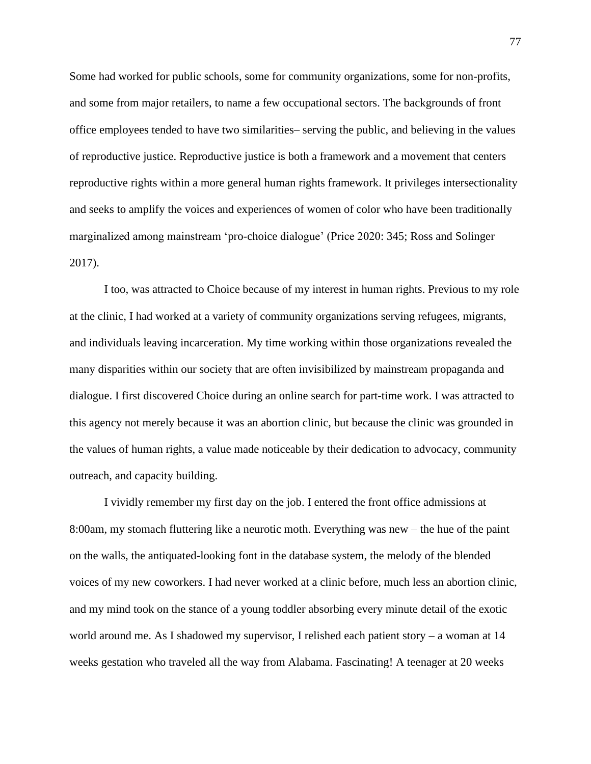Some had worked for public schools, some for community organizations, some for non-profits, and some from major retailers, to name a few occupational sectors. The backgrounds of front office employees tended to have two similarities– serving the public, and believing in the values of reproductive justice. Reproductive justice is both a framework and a movement that centers reproductive rights within a more general human rights framework. It privileges intersectionality and seeks to amplify the voices and experiences of women of color who have been traditionally marginalized among mainstream 'pro-choice dialogue' (Price 2020: 345; Ross and Solinger 2017).

I too, was attracted to Choice because of my interest in human rights. Previous to my role at the clinic, I had worked at a variety of community organizations serving refugees, migrants, and individuals leaving incarceration. My time working within those organizations revealed the many disparities within our society that are often invisibilized by mainstream propaganda and dialogue. I first discovered Choice during an online search for part-time work. I was attracted to this agency not merely because it was an abortion clinic, but because the clinic was grounded in the values of human rights, a value made noticeable by their dedication to advocacy, community outreach, and capacity building.

I vividly remember my first day on the job. I entered the front office admissions at 8:00am, my stomach fluttering like a neurotic moth. Everything was new – the hue of the paint on the walls, the antiquated-looking font in the database system, the melody of the blended voices of my new coworkers. I had never worked at a clinic before, much less an abortion clinic, and my mind took on the stance of a young toddler absorbing every minute detail of the exotic world around me. As I shadowed my supervisor, I relished each patient story – a woman at 14 weeks gestation who traveled all the way from Alabama. Fascinating! A teenager at 20 weeks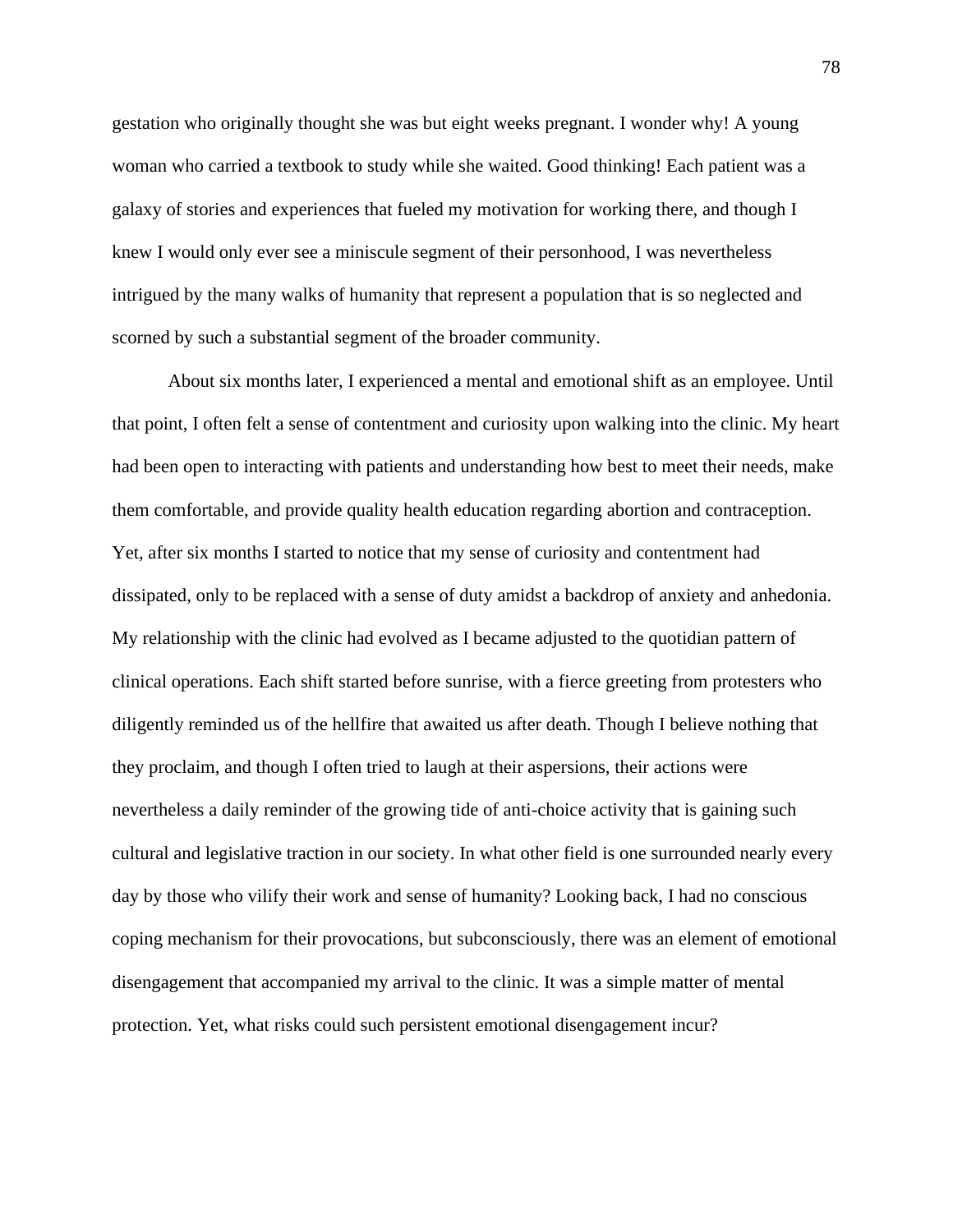gestation who originally thought she was but eight weeks pregnant. I wonder why! A young woman who carried a textbook to study while she waited. Good thinking! Each patient was a galaxy of stories and experiences that fueled my motivation for working there, and though I knew I would only ever see a miniscule segment of their personhood, I was nevertheless intrigued by the many walks of humanity that represent a population that is so neglected and scorned by such a substantial segment of the broader community.

About six months later, I experienced a mental and emotional shift as an employee. Until that point, I often felt a sense of contentment and curiosity upon walking into the clinic. My heart had been open to interacting with patients and understanding how best to meet their needs, make them comfortable, and provide quality health education regarding abortion and contraception. Yet, after six months I started to notice that my sense of curiosity and contentment had dissipated, only to be replaced with a sense of duty amidst a backdrop of anxiety and anhedonia. My relationship with the clinic had evolved as I became adjusted to the quotidian pattern of clinical operations. Each shift started before sunrise, with a fierce greeting from protesters who diligently reminded us of the hellfire that awaited us after death. Though I believe nothing that they proclaim, and though I often tried to laugh at their aspersions, their actions were nevertheless a daily reminder of the growing tide of anti-choice activity that is gaining such cultural and legislative traction in our society. In what other field is one surrounded nearly every day by those who vilify their work and sense of humanity? Looking back, I had no conscious coping mechanism for their provocations, but subconsciously, there was an element of emotional disengagement that accompanied my arrival to the clinic. It was a simple matter of mental protection. Yet, what risks could such persistent emotional disengagement incur?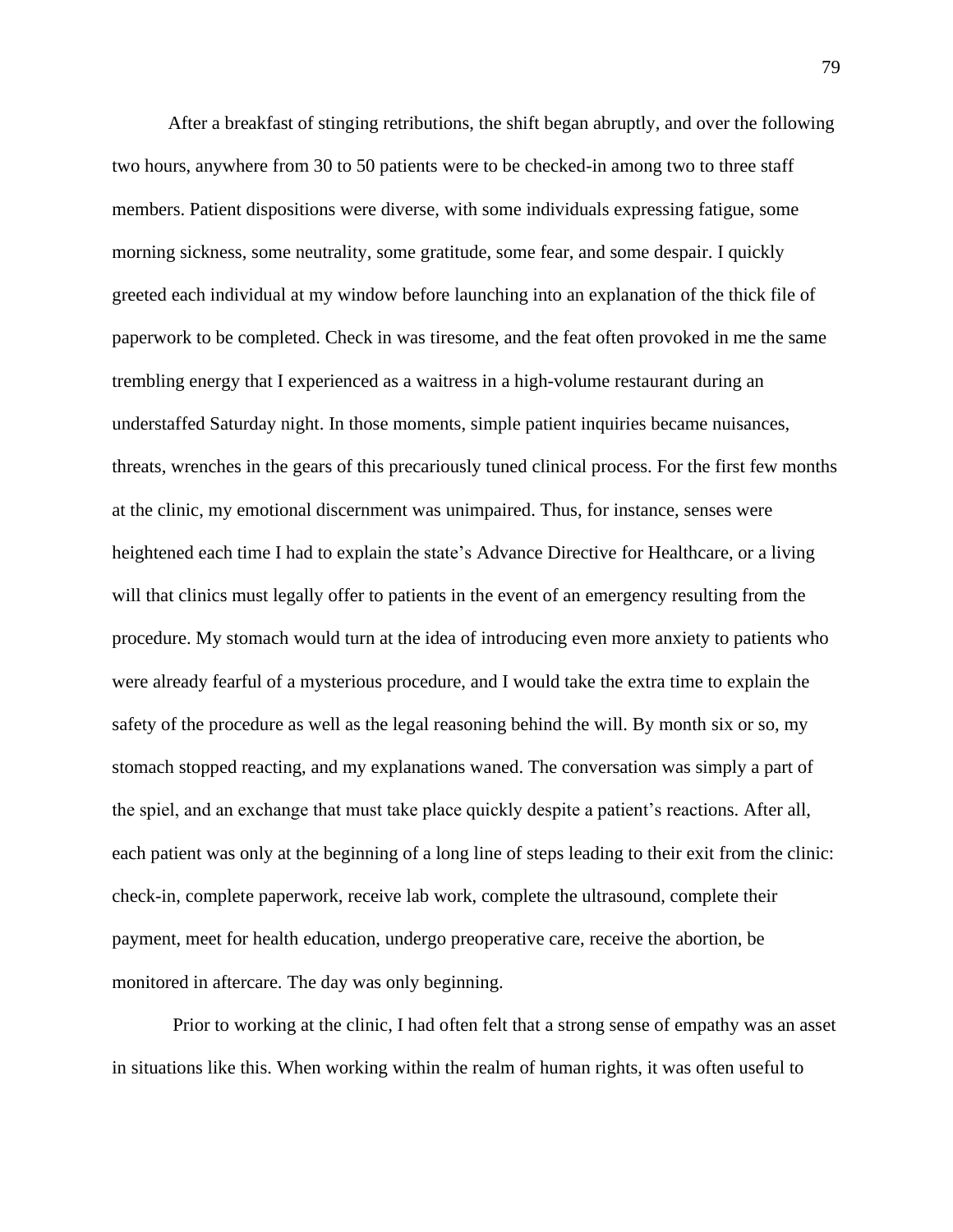After a breakfast of stinging retributions, the shift began abruptly, and over the following two hours, anywhere from 30 to 50 patients were to be checked-in among two to three staff members. Patient dispositions were diverse, with some individuals expressing fatigue, some morning sickness, some neutrality, some gratitude, some fear, and some despair. I quickly greeted each individual at my window before launching into an explanation of the thick file of paperwork to be completed. Check in was tiresome, and the feat often provoked in me the same trembling energy that I experienced as a waitress in a high-volume restaurant during an understaffed Saturday night. In those moments, simple patient inquiries became nuisances, threats, wrenches in the gears of this precariously tuned clinical process. For the first few months at the clinic, my emotional discernment was unimpaired. Thus, for instance, senses were heightened each time I had to explain the state's Advance Directive for Healthcare, or a living will that clinics must legally offer to patients in the event of an emergency resulting from the procedure. My stomach would turn at the idea of introducing even more anxiety to patients who were already fearful of a mysterious procedure, and I would take the extra time to explain the safety of the procedure as well as the legal reasoning behind the will. By month six or so, my stomach stopped reacting, and my explanations waned. The conversation was simply a part of the spiel, and an exchange that must take place quickly despite a patient's reactions. After all, each patient was only at the beginning of a long line of steps leading to their exit from the clinic: check-in, complete paperwork, receive lab work, complete the ultrasound, complete their payment, meet for health education, undergo preoperative care, receive the abortion, be monitored in aftercare. The day was only beginning.

Prior to working at the clinic, I had often felt that a strong sense of empathy was an asset in situations like this. When working within the realm of human rights, it was often useful to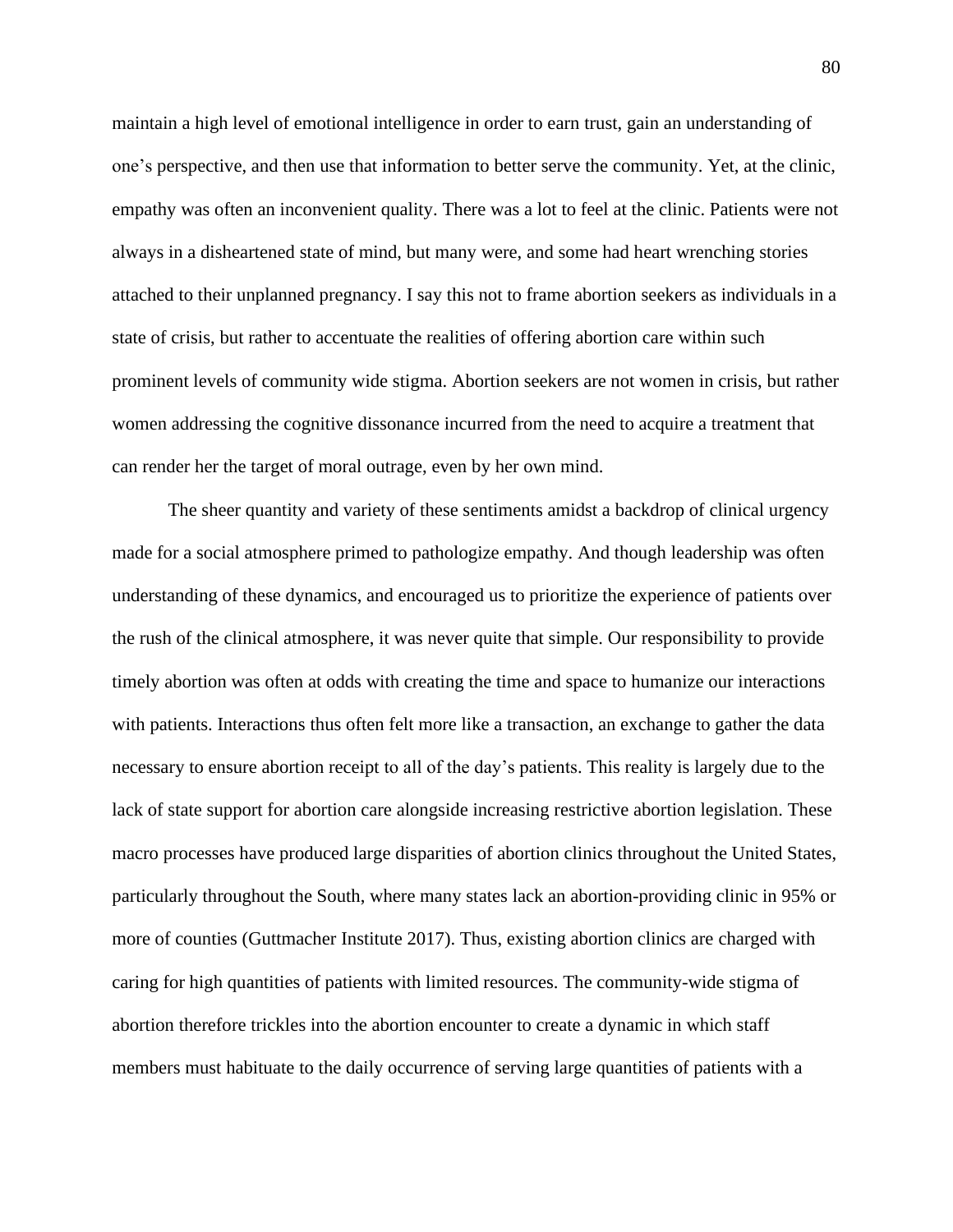maintain a high level of emotional intelligence in order to earn trust, gain an understanding of one's perspective, and then use that information to better serve the community. Yet, at the clinic, empathy was often an inconvenient quality. There was a lot to feel at the clinic. Patients were not always in a disheartened state of mind, but many were, and some had heart wrenching stories attached to their unplanned pregnancy. I say this not to frame abortion seekers as individuals in a state of crisis, but rather to accentuate the realities of offering abortion care within such prominent levels of community wide stigma. Abortion seekers are not women in crisis, but rather women addressing the cognitive dissonance incurred from the need to acquire a treatment that can render her the target of moral outrage, even by her own mind.

The sheer quantity and variety of these sentiments amidst a backdrop of clinical urgency made for a social atmosphere primed to pathologize empathy. And though leadership was often understanding of these dynamics, and encouraged us to prioritize the experience of patients over the rush of the clinical atmosphere, it was never quite that simple. Our responsibility to provide timely abortion was often at odds with creating the time and space to humanize our interactions with patients. Interactions thus often felt more like a transaction, an exchange to gather the data necessary to ensure abortion receipt to all of the day's patients. This reality is largely due to the lack of state support for abortion care alongside increasing restrictive abortion legislation. These macro processes have produced large disparities of abortion clinics throughout the United States, particularly throughout the South, where many states lack an abortion-providing clinic in 95% or more of counties (Guttmacher Institute 2017). Thus, existing abortion clinics are charged with caring for high quantities of patients with limited resources. The community-wide stigma of abortion therefore trickles into the abortion encounter to create a dynamic in which staff members must habituate to the daily occurrence of serving large quantities of patients with a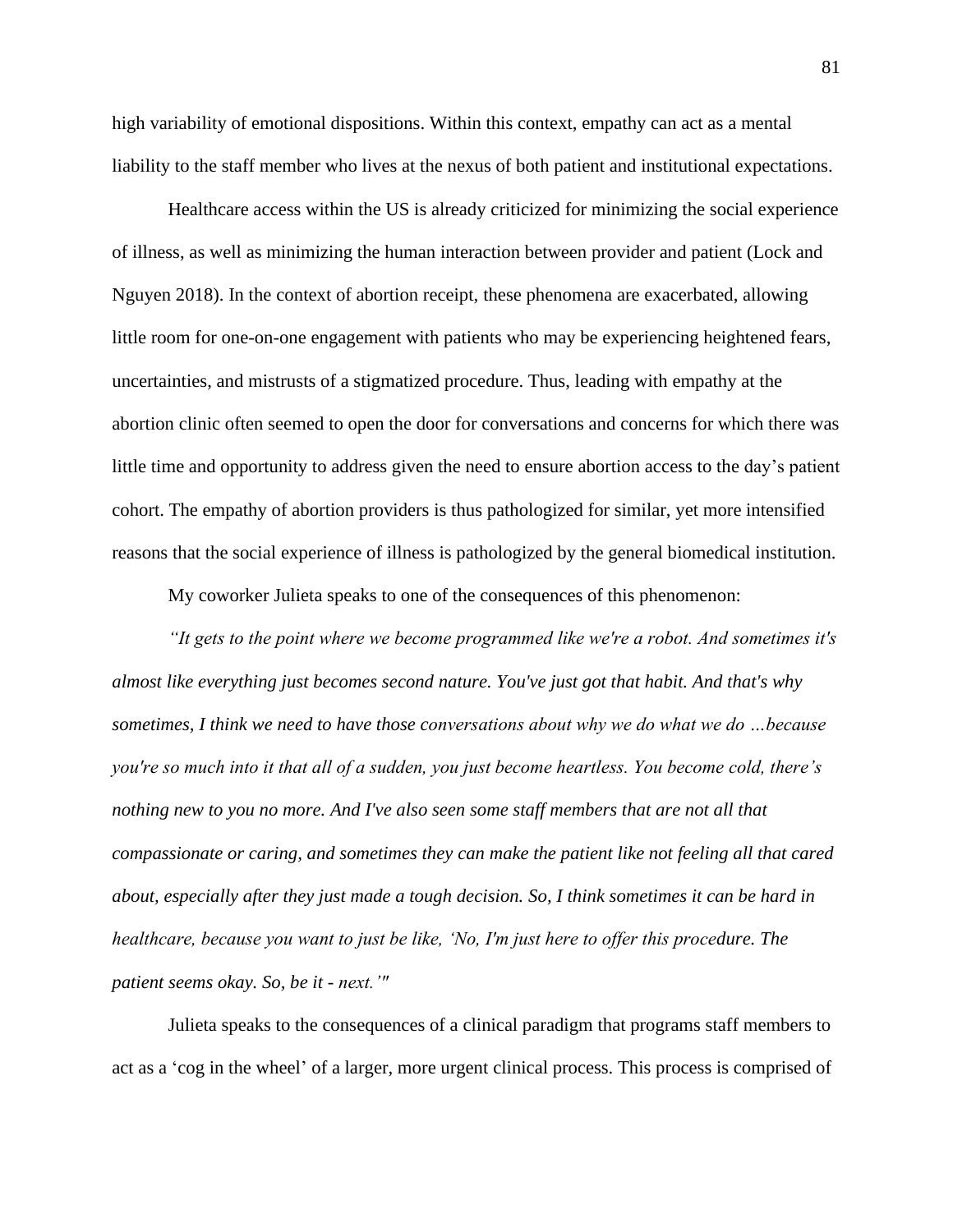high variability of emotional dispositions. Within this context, empathy can act as a mental liability to the staff member who lives at the nexus of both patient and institutional expectations.

Healthcare access within the US is already criticized for minimizing the social experience of illness, as well as minimizing the human interaction between provider and patient (Lock and Nguyen 2018). In the context of abortion receipt, these phenomena are exacerbated, allowing little room for one-on-one engagement with patients who may be experiencing heightened fears, uncertainties, and mistrusts of a stigmatized procedure. Thus, leading with empathy at the abortion clinic often seemed to open the door for conversations and concerns for which there was little time and opportunity to address given the need to ensure abortion access to the day's patient cohort. The empathy of abortion providers is thus pathologized for similar, yet more intensified reasons that the social experience of illness is pathologized by the general biomedical institution.

My coworker Julieta speaks to one of the consequences of this phenomenon:

*"It gets to the point where we become programmed like we're a robot. And sometimes it's almost like everything just becomes second nature. You've just got that habit. And that's why sometimes, I think we need to have those conversations about why we do what we do …because you're so much into it that all of a sudden, you just become heartless. You become cold, there's nothing new to you no more. And I've also seen some staff members that are not all that compassionate or caring, and sometimes they can make the patient like not feeling all that cared about, especially after they just made a tough decision. So, I think sometimes it can be hard in healthcare, because you want to just be like, 'No, I'm just here to offer this procedure. The patient seems okay. So, be it - next.'"*

Julieta speaks to the consequences of a clinical paradigm that programs staff members to act as a 'cog in the wheel' of a larger, more urgent clinical process. This process is comprised of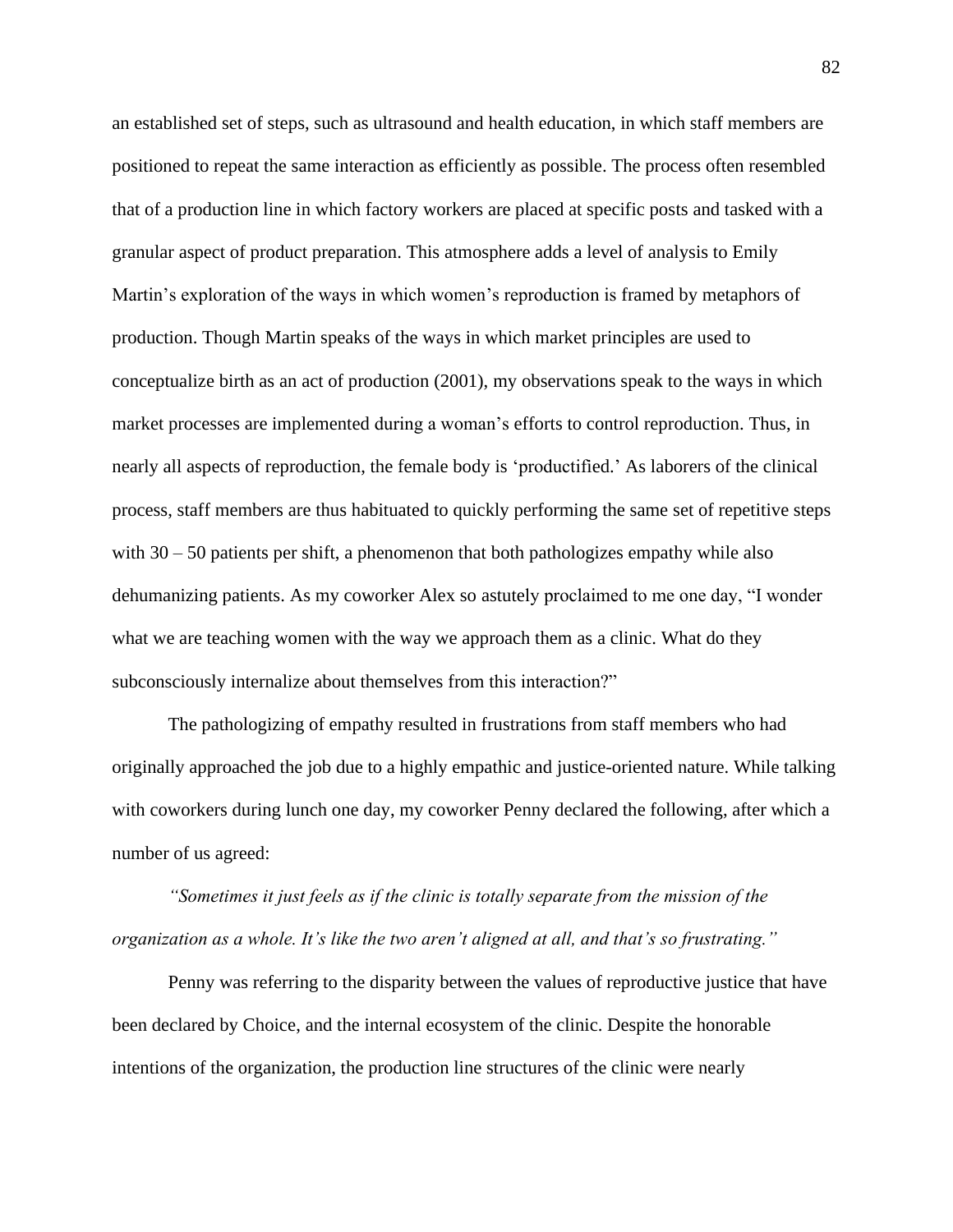an established set of steps, such as ultrasound and health education, in which staff members are positioned to repeat the same interaction as efficiently as possible. The process often resembled that of a production line in which factory workers are placed at specific posts and tasked with a granular aspect of product preparation. This atmosphere adds a level of analysis to Emily Martin's exploration of the ways in which women's reproduction is framed by metaphors of production. Though Martin speaks of the ways in which market principles are used to conceptualize birth as an act of production (2001), my observations speak to the ways in which market processes are implemented during a woman's efforts to control reproduction. Thus, in nearly all aspects of reproduction, the female body is 'productified.' As laborers of the clinical process, staff members are thus habituated to quickly performing the same set of repetitive steps with 30 – 50 patients per shift, a phenomenon that both pathologizes empathy while also dehumanizing patients. As my coworker Alex so astutely proclaimed to me one day, "I wonder what we are teaching women with the way we approach them as a clinic. What do they subconsciously internalize about themselves from this interaction?"

The pathologizing of empathy resulted in frustrations from staff members who had originally approached the job due to a highly empathic and justice-oriented nature. While talking with coworkers during lunch one day, my coworker Penny declared the following, after which a number of us agreed:

*"Sometimes it just feels as if the clinic is totally separate from the mission of the organization as a whole. It's like the two aren't aligned at all, and that's so frustrating."*

Penny was referring to the disparity between the values of reproductive justice that have been declared by Choice, and the internal ecosystem of the clinic. Despite the honorable intentions of the organization, the production line structures of the clinic were nearly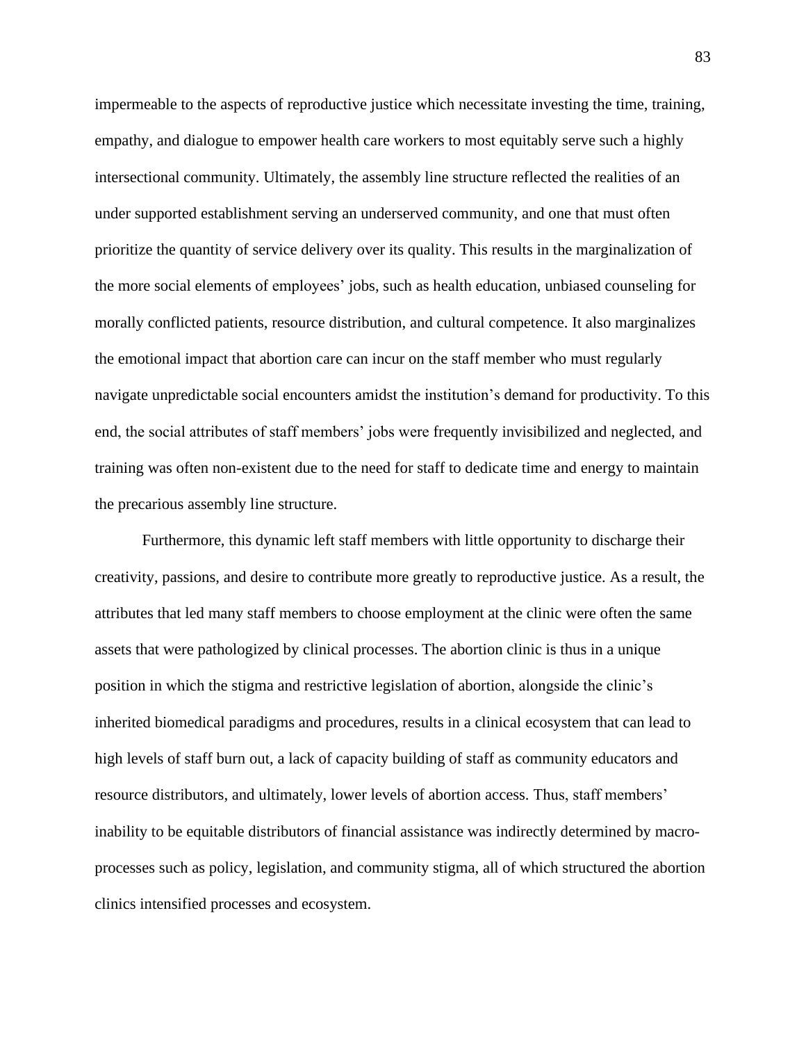impermeable to the aspects of reproductive justice which necessitate investing the time, training, empathy, and dialogue to empower health care workers to most equitably serve such a highly intersectional community. Ultimately, the assembly line structure reflected the realities of an under supported establishment serving an underserved community, and one that must often prioritize the quantity of service delivery over its quality. This results in the marginalization of the more social elements of employees' jobs, such as health education, unbiased counseling for morally conflicted patients, resource distribution, and cultural competence. It also marginalizes the emotional impact that abortion care can incur on the staff member who must regularly navigate unpredictable social encounters amidst the institution's demand for productivity. To this end, the social attributes of staff members' jobs were frequently invisibilized and neglected, and training was often non-existent due to the need for staff to dedicate time and energy to maintain the precarious assembly line structure.

Furthermore, this dynamic left staff members with little opportunity to discharge their creativity, passions, and desire to contribute more greatly to reproductive justice. As a result, the attributes that led many staff members to choose employment at the clinic were often the same assets that were pathologized by clinical processes. The abortion clinic is thus in a unique position in which the stigma and restrictive legislation of abortion, alongside the clinic's inherited biomedical paradigms and procedures, results in a clinical ecosystem that can lead to high levels of staff burn out, a lack of capacity building of staff as community educators and resource distributors, and ultimately, lower levels of abortion access. Thus, staff members' inability to be equitable distributors of financial assistance was indirectly determined by macro-processes such as policy, legislation, and community stigma, all of which structured the abortion clinics intensified processes and ecosystem.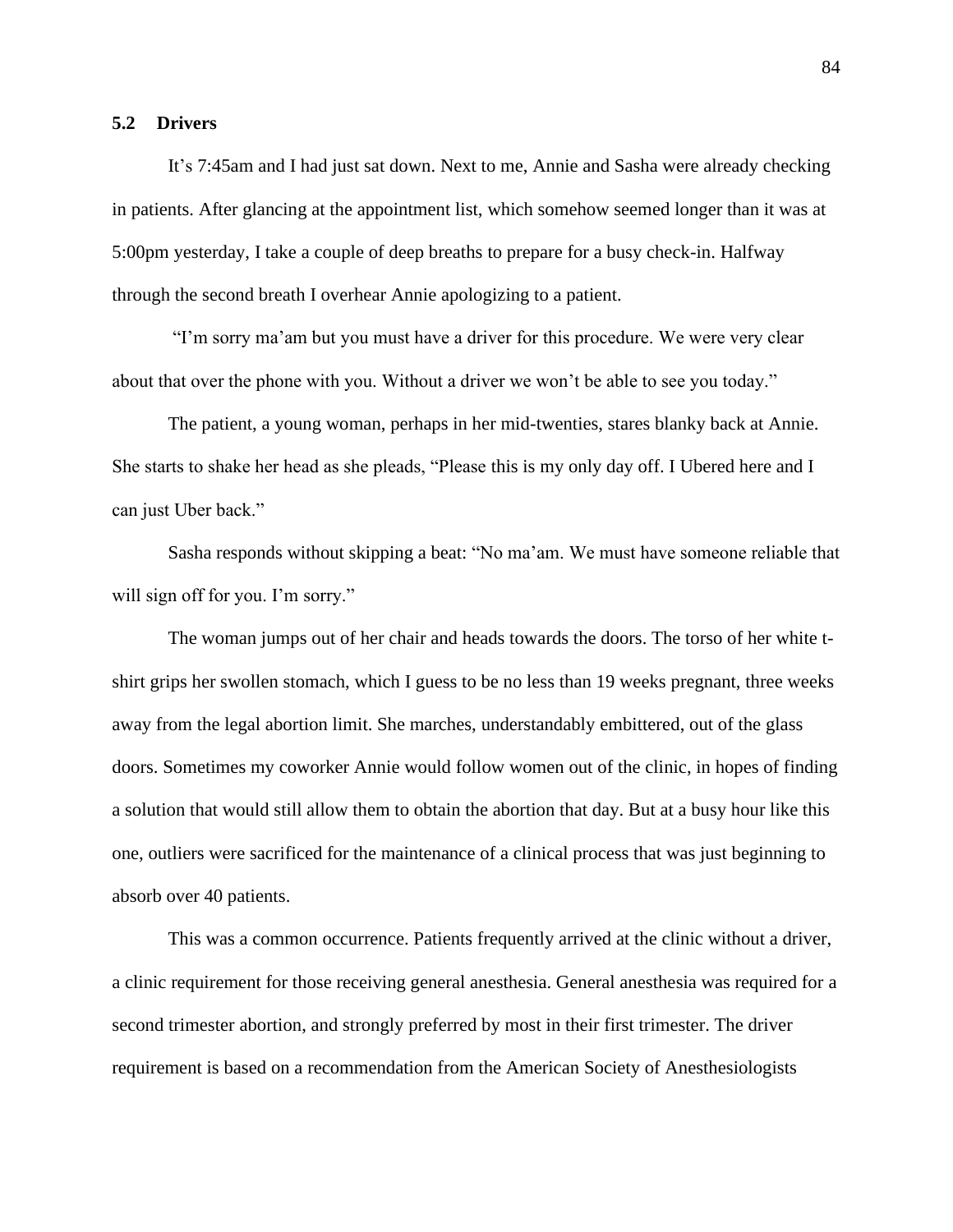### 5.2 Drivers

It's 7:45am and I had just sat down. Next to me, Annie and Sasha were already checking in patients. After glancing at the appointment list, which somehow seemed longer than it was at 5:00pm yesterday, I take a couple of deep breaths to prepare for a busy check-in. Halfway through the second breath I overhear Annie apologizing to a patient.

"I'm sorry ma'am but you must have a driver for this procedure. We were very clear about that over the phone with you. Without a driver we won't be able to see you today."

The patient, a young woman, perhaps in her mid-twenties, stares blanky back at Annie. She starts to shake her head as she pleads, "Please this is my only day off. I Ubered here and I can just Uber back."

Sasha responds without skipping a beat: "No ma'am. We must have someone reliable that will sign off for you. I'm sorry."

The woman jumps out of her chair and heads towards the doors. The torso of her white t-shirt grips her swollen stomach, which I guess to be no less than 19 weeks pregnant, three weeks away from the legal abortion limit. She marches, understandably embittered, out of the glass doors. Sometimes my coworker Annie would follow women out of the clinic, in hopes of finding a solution that would still allow them to obtain the abortion that day. But at a busy hour like this one, outliers were sacrificed for the maintenance of a clinical process that was just beginning to absorb over 40 patients.

This was a common occurrence. Patients frequently arrived at the clinic without a driver, a clinic requirement for those receiving general anesthesia. General anesthesia was required for a second trimester abortion, and strongly preferred by most in their first trimester. The driver requirement is based on a recommendation from the American Society of Anesthesiologists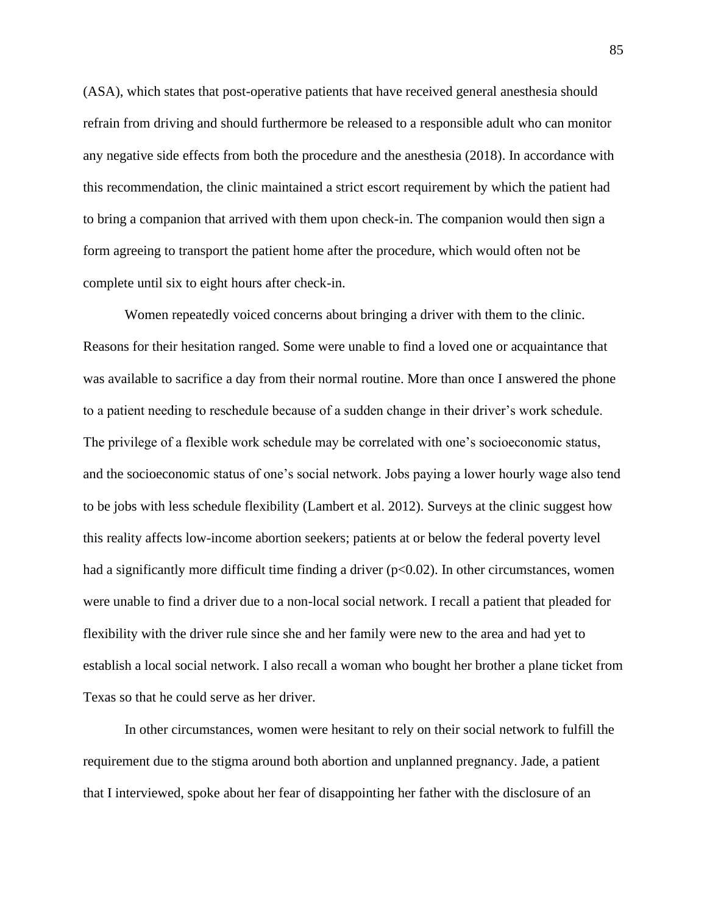(ASA), which states that post-operative patients that have received general anesthesia should refrain from driving and should furthermore be released to a responsible adult who can monitor any negative side effects from both the procedure and the anesthesia (2018). In accordance with this recommendation, the clinic maintained a strict escort requirement by which the patient had to bring a companion that arrived with them upon check-in. The companion would then sign a form agreeing to transport the patient home after the procedure, which would often not be complete until six to eight hours after check-in.

Women repeatedly voiced concerns about bringing a driver with them to the clinic. Reasons for their hesitation ranged. Some were unable to find a loved one or acquaintance that was available to sacrifice a day from their normal routine. More than once I answered the phone to a patient needing to reschedule because of a sudden change in their driver's work schedule. The privilege of a flexible work schedule may be correlated with one's socioeconomic status, and the socioeconomic status of one's social network. Jobs paying a lower hourly wage also tend to be jobs with less schedule flexibility (Lambert et al. 2012). Surveys at the clinic suggest how this reality affects low-income abortion seekers; patients at or below the federal poverty level had a significantly more difficult time finding a driver ($p<0.02$). In other circumstances, women were unable to find a driver due to a non-local social network. I recall a patient that pleaded for flexibility with the driver rule since she and her family were new to the area and had yet to establish a local social network. I also recall a woman who bought her brother a plane ticket from Texas so that he could serve as her driver.

In other circumstances, women were hesitant to rely on their social network to fulfill the requirement due to the stigma around both abortion and unplanned pregnancy. Jade, a patient that I interviewed, spoke about her fear of disappointing her father with the disclosure of an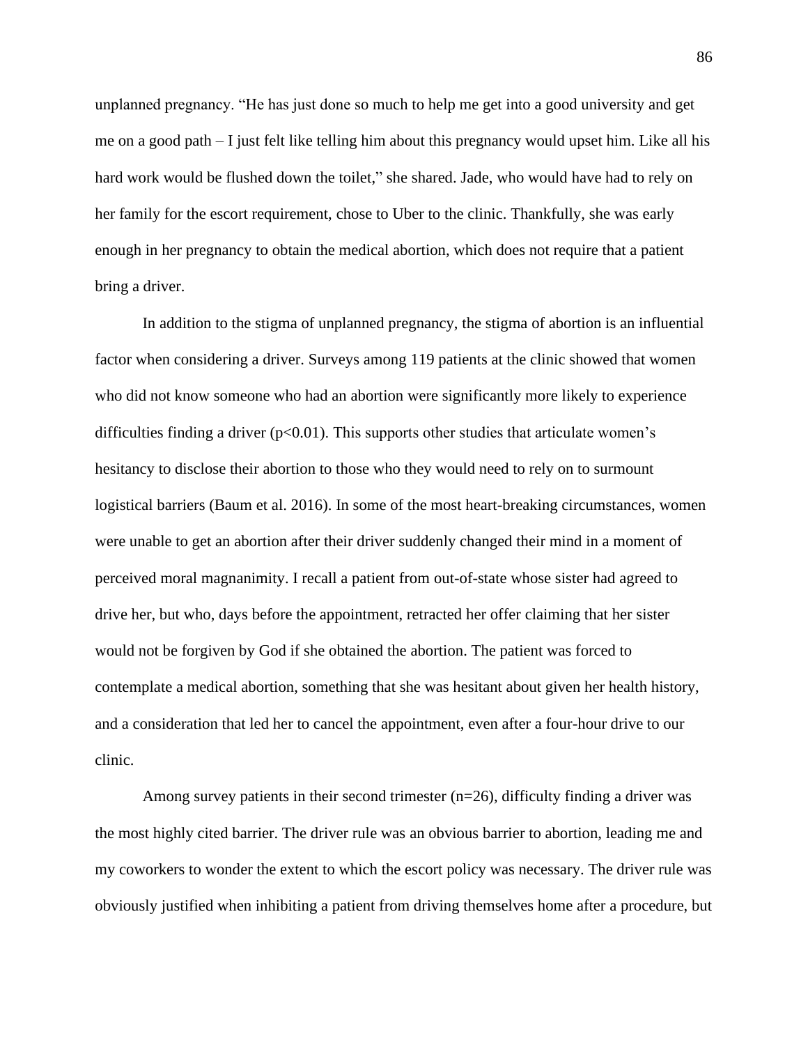unplanned pregnancy. "He has just done so much to help me get into a good university and get me on a good path – I just felt like telling him about this pregnancy would upset him. Like all his hard work would be flushed down the toilet," she shared. Jade, who would have had to rely on her family for the escort requirement, chose to Uber to the clinic. Thankfully, she was early enough in her pregnancy to obtain the medical abortion, which does not require that a patient bring a driver.

In addition to the stigma of unplanned pregnancy, the stigma of abortion is an influential factor when considering a driver. Surveys among 119 patients at the clinic showed that women who did not know someone who had an abortion were significantly more likely to experience difficulties finding a driver ($p<0.01$). This supports other studies that articulate women's hesitancy to disclose their abortion to those who they would need to rely on to surmount logistical barriers (Baum et al. 2016). In some of the most heart-breaking circumstances, women were unable to get an abortion after their driver suddenly changed their mind in a moment of perceived moral magnanimity. I recall a patient from out-of-state whose sister had agreed to drive her, but who, days before the appointment, retracted her offer claiming that her sister would not be forgiven by God if she obtained the abortion. The patient was forced to contemplate a medical abortion, something that she was hesitant about given her health history, and a consideration that led her to cancel the appointment, even after a four-hour drive to our clinic.

Among survey patients in their second trimester ($n=26$), difficulty finding a driver was the most highly cited barrier. The driver rule was an obvious barrier to abortion, leading me and my coworkers to wonder the extent to which the escort policy was necessary. The driver rule was obviously justified when inhibiting a patient from driving themselves home after a procedure, but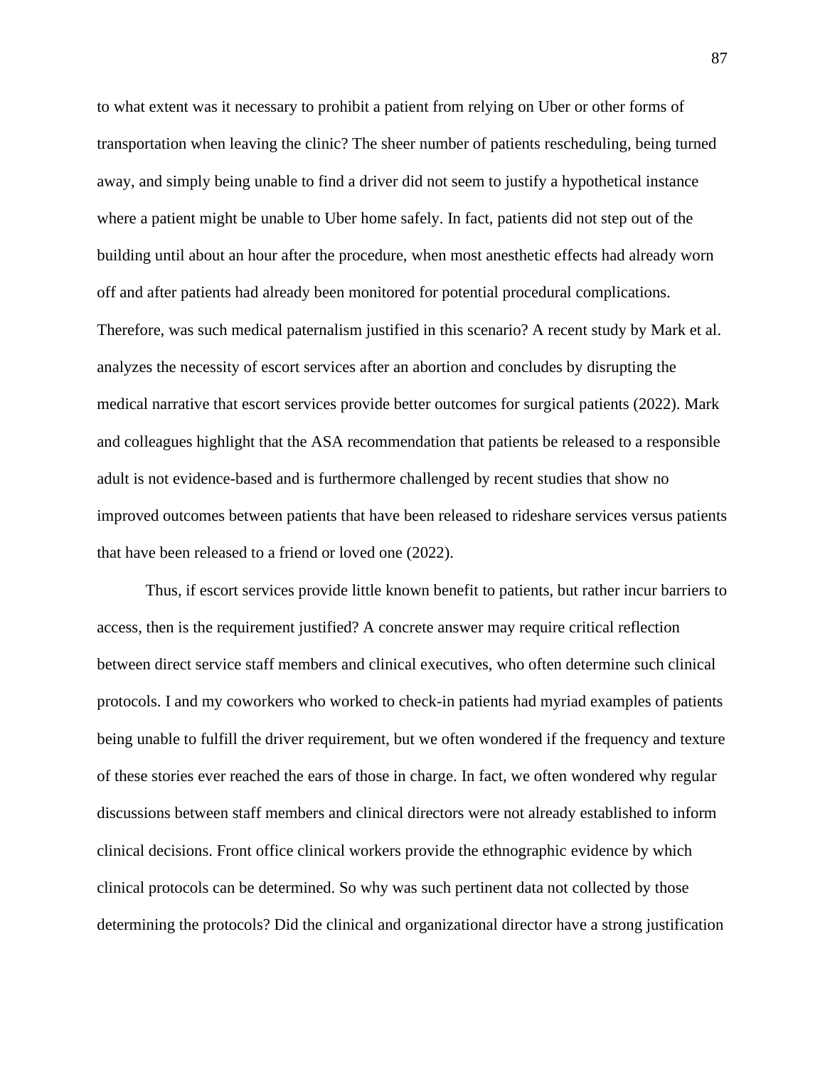to what extent was it necessary to prohibit a patient from relying on Uber or other forms of transportation when leaving the clinic? The sheer number of patients rescheduling, being turned away, and simply being unable to find a driver did not seem to justify a hypothetical instance where a patient might be unable to Uber home safely. In fact, patients did not step out of the building until about an hour after the procedure, when most anesthetic effects had already worn off and after patients had already been monitored for potential procedural complications. Therefore, was such medical paternalism justified in this scenario? A recent study by Mark et al. analyzes the necessity of escort services after an abortion and concludes by disrupting the medical narrative that escort services provide better outcomes for surgical patients (2022). Mark and colleagues highlight that the ASA recommendation that patients be released to a responsible adult is not evidence-based and is furthermore challenged by recent studies that show no improved outcomes between patients that have been released to rideshare services versus patients that have been released to a friend or loved one (2022).

Thus, if escort services provide little known benefit to patients, but rather incur barriers to access, then is the requirement justified? A concrete answer may require critical reflection between direct service staff members and clinical executives, who often determine such clinical protocols. I and my coworkers who worked to check-in patients had myriad examples of patients being unable to fulfill the driver requirement, but we often wondered if the frequency and texture of these stories ever reached the ears of those in charge. In fact, we often wondered why regular discussions between staff members and clinical directors were not already established to inform clinical decisions. Front office clinical workers provide the ethnographic evidence by which clinical protocols can be determined. So why was such pertinent data not collected by those determining the protocols? Did the clinical and organizational director have a strong justification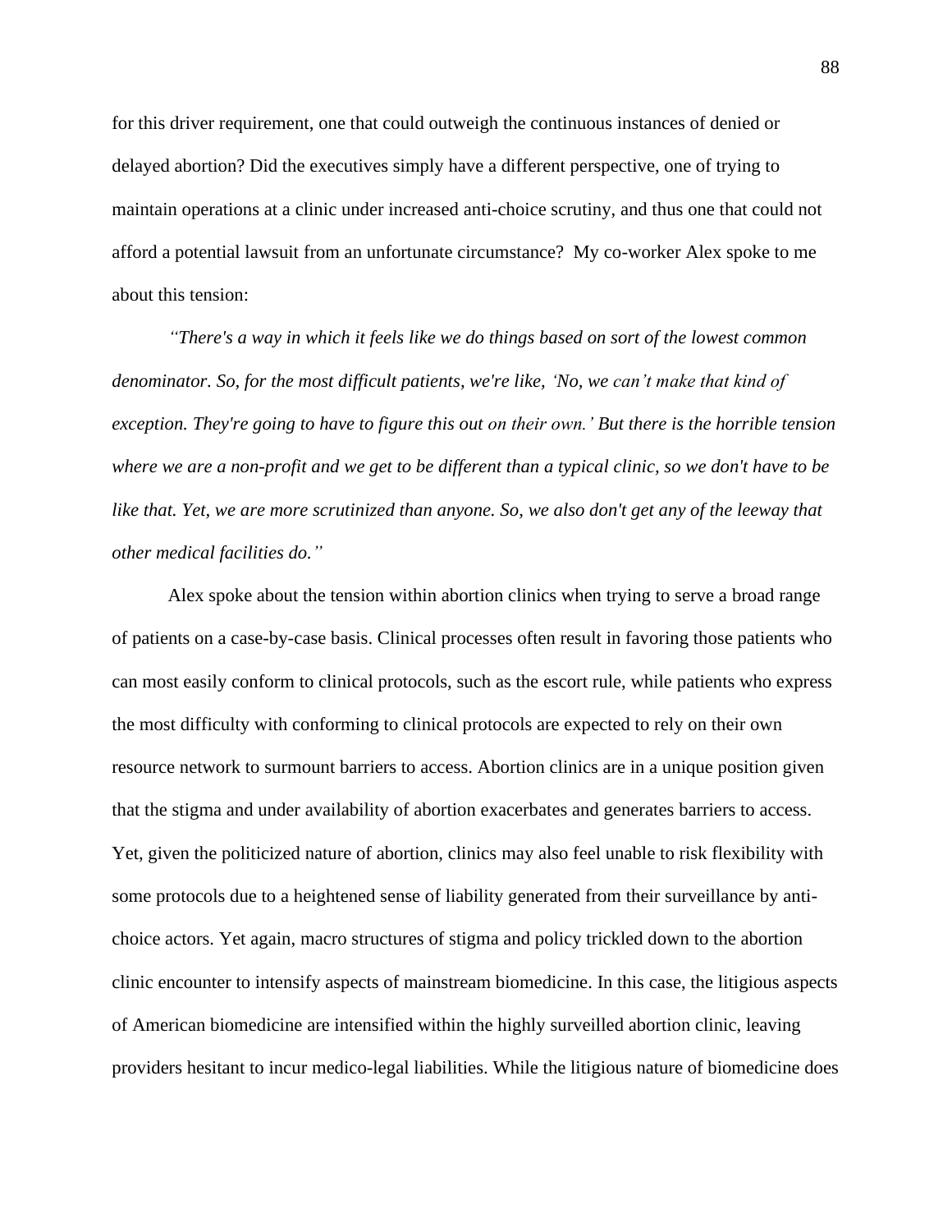for this driver requirement, one that could outweigh the continuous instances of denied or delayed abortion? Did the executives simply have a different perspective, one of trying to maintain operations at a clinic under increased anti-choice scrutiny, and thus one that could not afford a potential lawsuit from an unfortunate circumstance? My co-worker Alex spoke to me about this tension:

*"There's a way in which it feels like we do things based on sort of the lowest common denominator. So, for the most difficult patients, we're like, 'No, we can't make that kind of exception. They're going to have to figure this out on their own.' But there is the horrible tension where we are a non-profit and we get to be different than a typical clinic, so we don't have to be like that. Yet, we are more scrutinized than anyone. So, we also don't get any of the leeway that other medical facilities do."*

Alex spoke about the tension within abortion clinics when trying to serve a broad range of patients on a case-by-case basis. Clinical processes often result in favoring those patients who can most easily conform to clinical protocols, such as the escort rule, while patients who express the most difficulty with conforming to clinical protocols are expected to rely on their own resource network to surmount barriers to access. Abortion clinics are in a unique position given that the stigma and under availability of abortion exacerbates and generates barriers to access. Yet, given the politicized nature of abortion, clinics may also feel unable to risk flexibility with some protocols due to a heightened sense of liability generated from their surveillance by anti-choice actors. Yet again, macro structures of stigma and policy trickled down to the abortion clinic encounter to intensify aspects of mainstream biomedicine. In this case, the litigious aspects of American biomedicine are intensified within the highly surveilled abortion clinic, leaving providers hesitant to incur medico-legal liabilities. While the litigious nature of biomedicine does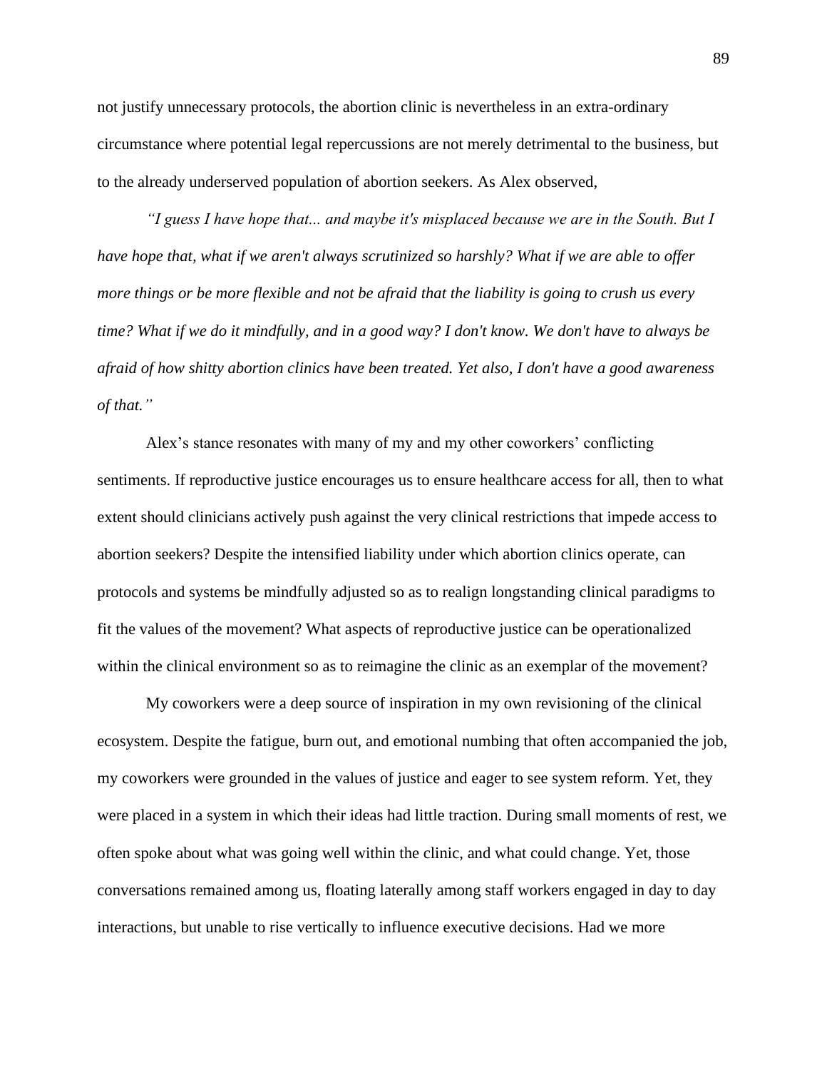not justify unnecessary protocols, the abortion clinic is nevertheless in an extra-ordinary circumstance where potential legal repercussions are not merely detrimental to the business, but to the already underserved population of abortion seekers. As Alex observed,

*"I guess I have hope that... and maybe it's misplaced because we are in the South. But I have hope that, what if we aren't always scrutinized so harshly? What if we are able to offer more things or be more flexible and not be afraid that the liability is going to crush us every time? What if we do it mindfully, and in a good way? I don't know. We don't have to always be afraid of how shitty abortion clinics have been treated. Yet also, I don't have a good awareness of that."*

Alex's stance resonates with many of my and my other coworkers' conflicting sentiments. If reproductive justice encourages us to ensure healthcare access for all, then to what extent should clinicians actively push against the very clinical restrictions that impede access to abortion seekers? Despite the intensified liability under which abortion clinics operate, can protocols and systems be mindfully adjusted so as to realign longstanding clinical paradigms to fit the values of the movement? What aspects of reproductive justice can be operationalized within the clinical environment so as to reimagine the clinic as an exemplar of the movement?

My coworkers were a deep source of inspiration in my own revisioning of the clinical ecosystem. Despite the fatigue, burn out, and emotional numbing that often accompanied the job, my coworkers were grounded in the values of justice and eager to see system reform. Yet, they were placed in a system in which their ideas had little traction. During small moments of rest, we often spoke about what was going well within the clinic, and what could change. Yet, those conversations remained among us, floating laterally among staff workers engaged in day to day interactions, but unable to rise vertically to influence executive decisions. Had we more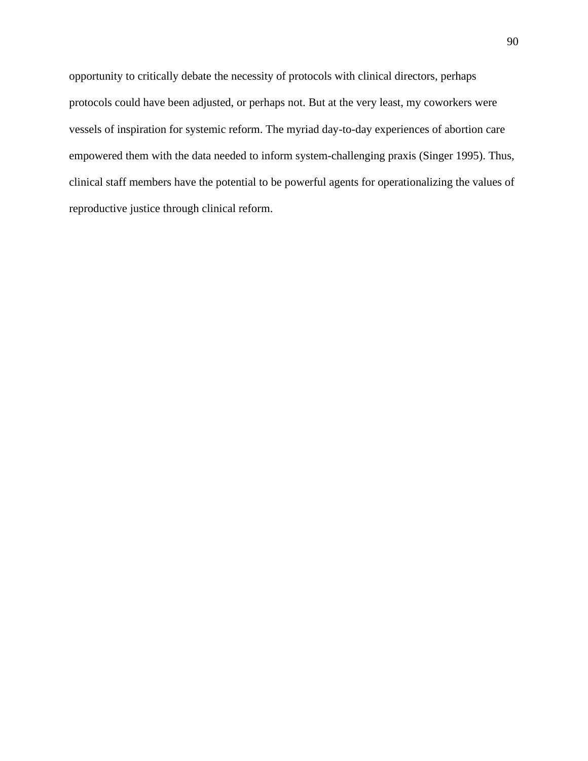opportunity to critically debate the necessity of protocols with clinical directors, perhaps protocols could have been adjusted, or perhaps not. But at the very least, my coworkers were vessels of inspiration for systemic reform. The myriad day-to-day experiences of abortion care empowered them with the data needed to inform system-challenging praxis (Singer 1995). Thus, clinical staff members have the potential to be powerful agents for operationalizing the values of reproductive justice through clinical reform.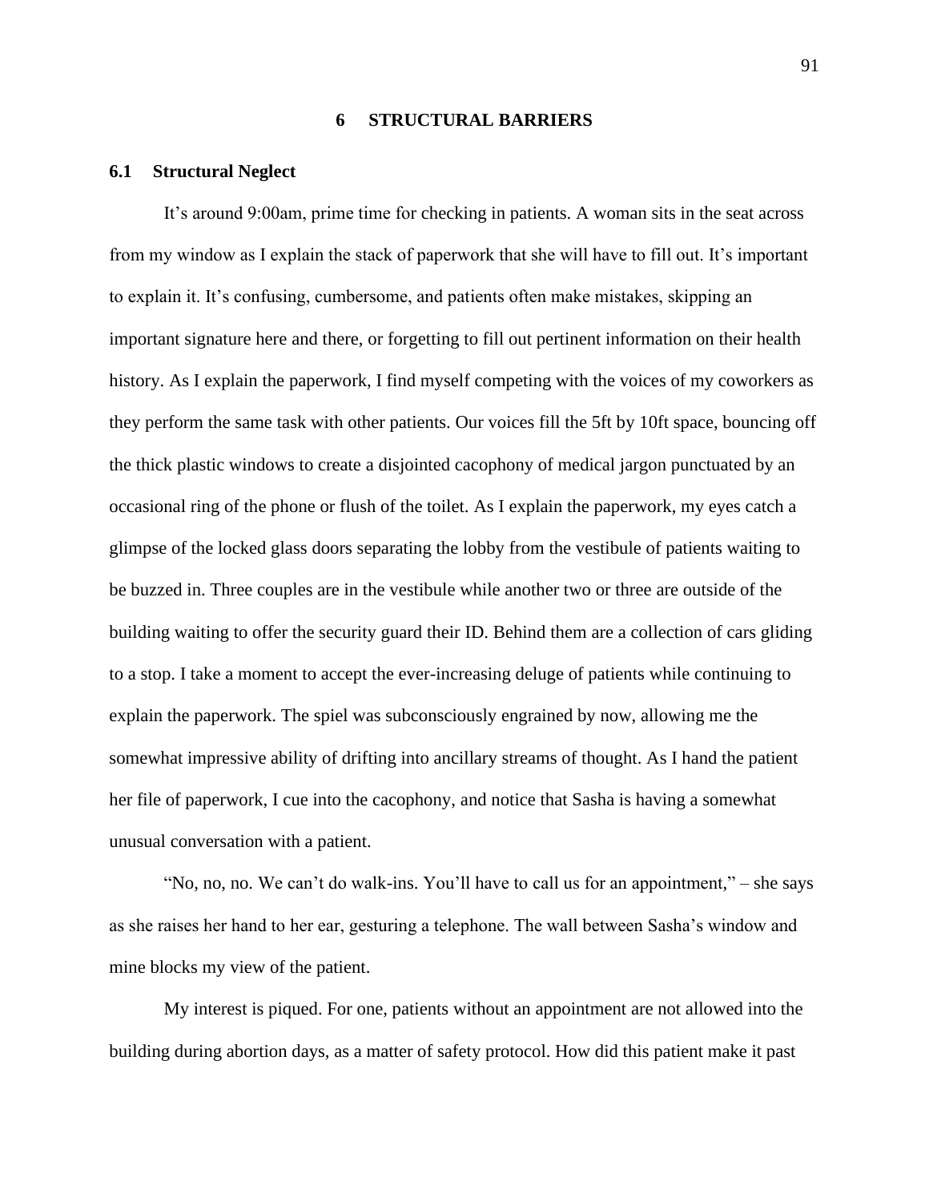# 6 STRUCTURAL BARRIERS

## 6.1 Structural Neglect

It's around 9:00am, prime time for checking in patients. A woman sits in the seat across from my window as I explain the stack of paperwork that she will have to fill out. It's important to explain it. It's confusing, cumbersome, and patients often make mistakes, skipping an important signature here and there, or forgetting to fill out pertinent information on their health history. As I explain the paperwork, I find myself competing with the voices of my coworkers as they perform the same task with other patients. Our voices fill the 5ft by 10ft space, bouncing off the thick plastic windows to create a disjointed cacophony of medical jargon punctuated by an occasional ring of the phone or flush of the toilet. As I explain the paperwork, my eyes catch a glimpse of the locked glass doors separating the lobby from the vestibule of patients waiting to be buzzed in. Three couples are in the vestibule while another two or three are outside of the building waiting to offer the security guard their ID. Behind them are a collection of cars gliding to a stop. I take a moment to accept the ever-increasing deluge of patients while continuing to explain the paperwork. The spiel was subconsciously engrained by now, allowing me the somewhat impressive ability of drifting into ancillary streams of thought. As I hand the patient her file of paperwork, I cue into the cacophony, and notice that Sasha is having a somewhat unusual conversation with a patient.

"No, no, no. We can't do walk-ins. You'll have to call us for an appointment," – she says as she raises her hand to her ear, gesturing a telephone. The wall between Sasha's window and mine blocks my view of the patient.

My interest is piqued. For one, patients without an appointment are not allowed into the building during abortion days, as a matter of safety protocol. How did this patient make it past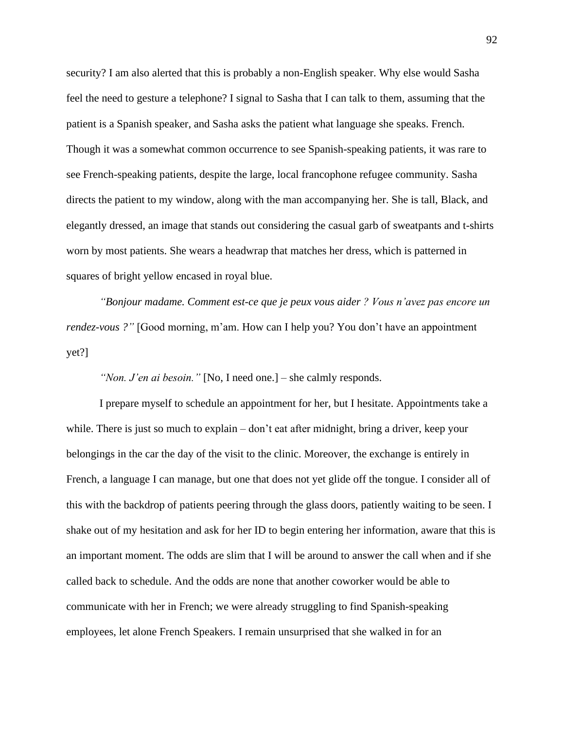security? I am also alerted that this is probably a non-English speaker. Why else would Sasha feel the need to gesture a telephone? I signal to Sasha that I can talk to them, assuming that the patient is a Spanish speaker, and Sasha asks the patient what language she speaks. French. Though it was a somewhat common occurrence to see Spanish-speaking patients, it was rare to see French-speaking patients, despite the large, local francophone refugee community. Sasha directs the patient to my window, along with the man accompanying her. She is tall, Black, and elegantly dressed, an image that stands out considering the casual garb of sweatpants and t-shirts worn by most patients. She wears a headwrap that matches her dress, which is patterned in squares of bright yellow encased in royal blue.

*"Bonjour madame. Comment est-ce que je peux vous aider ? Vous n'avez pas encore un rendez-vous ?"* [Good morning, m'am. How can I help you? You don't have an appointment yet?]

*"Non. J'en ai besoin."* [No, I need one.] – she calmly responds.

I prepare myself to schedule an appointment for her, but I hesitate. Appointments take a while. There is just so much to explain – don't eat after midnight, bring a driver, keep your belongings in the car the day of the visit to the clinic. Moreover, the exchange is entirely in French, a language I can manage, but one that does not yet glide off the tongue. I consider all of this with the backdrop of patients peering through the glass doors, patiently waiting to be seen. I shake out of my hesitation and ask for her ID to begin entering her information, aware that this is an important moment. The odds are slim that I will be around to answer the call when and if she called back to schedule. And the odds are none that another coworker would be able to communicate with her in French; we were already struggling to find Spanish-speaking employees, let alone French Speakers. I remain unsurprised that she walked in for an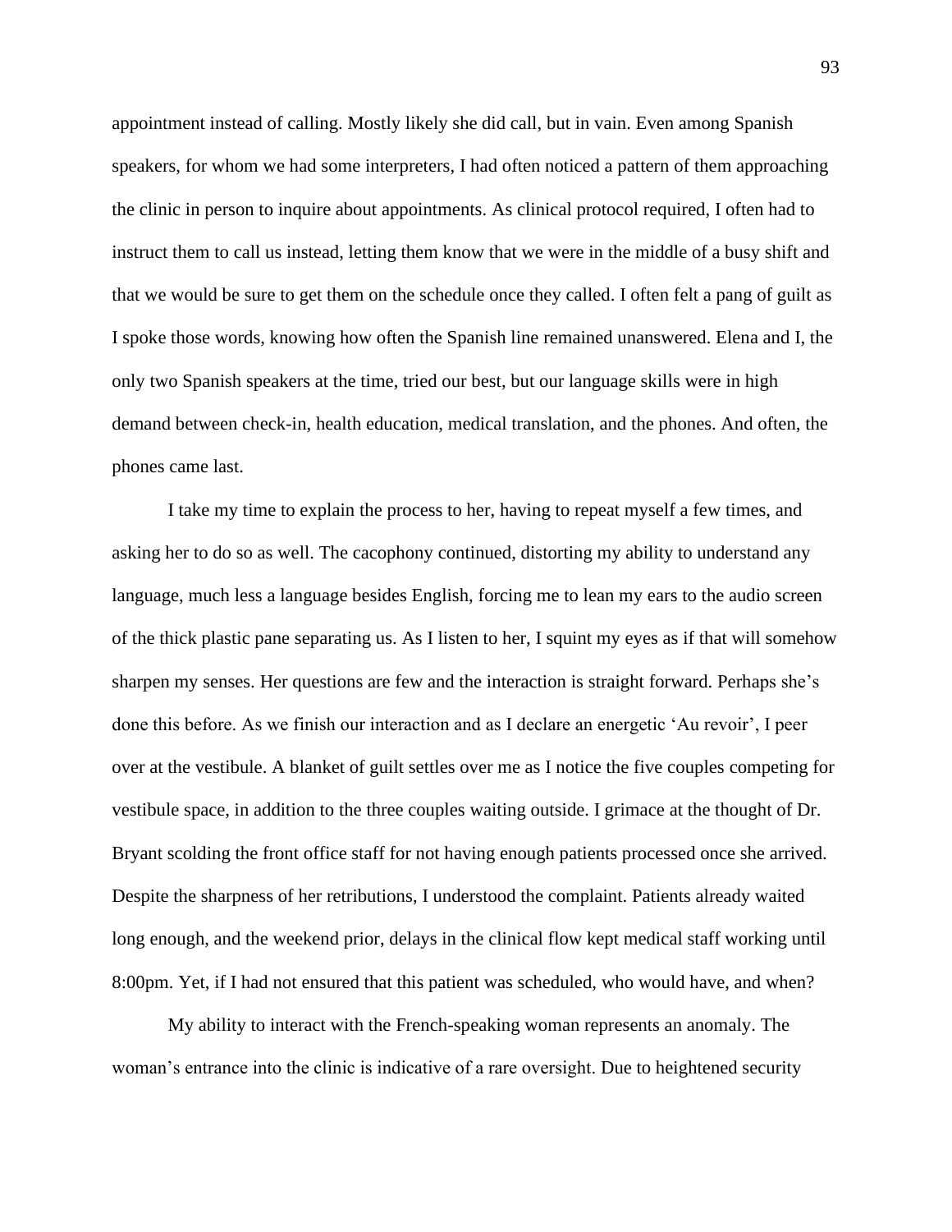appointment instead of calling. Mostly likely she did call, but in vain. Even among Spanish speakers, for whom we had some interpreters, I had often noticed a pattern of them approaching the clinic in person to inquire about appointments. As clinical protocol required, I often had to instruct them to call us instead, letting them know that we were in the middle of a busy shift and that we would be sure to get them on the schedule once they called. I often felt a pang of guilt as I spoke those words, knowing how often the Spanish line remained unanswered. Elena and I, the only two Spanish speakers at the time, tried our best, but our language skills were in high demand between check-in, health education, medical translation, and the phones. And often, the phones came last.

I take my time to explain the process to her, having to repeat myself a few times, and asking her to do so as well. The cacophony continued, distorting my ability to understand any language, much less a language besides English, forcing me to lean my ears to the audio screen of the thick plastic pane separating us. As I listen to her, I squint my eyes as if that will somehow sharpen my senses. Her questions are few and the interaction is straight forward. Perhaps she's done this before. As we finish our interaction and as I declare an energetic 'Au revoir', I peer over at the vestibule. A blanket of guilt settles over me as I notice the five couples competing for vestibule space, in addition to the three couples waiting outside. I grimace at the thought of Dr. Bryant scolding the front office staff for not having enough patients processed once she arrived. Despite the sharpness of her retributions, I understood the complaint. Patients already waited long enough, and the weekend prior, delays in the clinical flow kept medical staff working until 8:00pm. Yet, if I had not ensured that this patient was scheduled, who would have, and when?

My ability to interact with the French-speaking woman represents an anomaly. The woman's entrance into the clinic is indicative of a rare oversight. Due to heightened security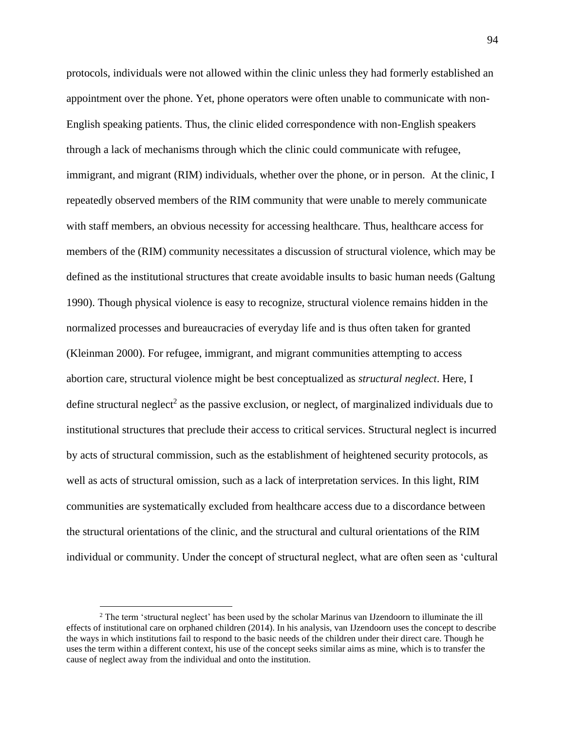protocols, individuals were not allowed within the clinic unless they had formerly established an appointment over the phone. Yet, phone operators were often unable to communicate with non-English speaking patients. Thus, the clinic elided correspondence with non-English speakers through a lack of mechanisms through which the clinic could communicate with refugee, immigrant, and migrant (RIM) individuals, whether over the phone, or in person. At the clinic, I repeatedly observed members of the RIM community that were unable to merely communicate with staff members, an obvious necessity for accessing healthcare. Thus, healthcare access for members of the (RIM) community necessitates a discussion of structural violence, which may be defined as the institutional structures that create avoidable insults to basic human needs (Galtung 1990). Though physical violence is easy to recognize, structural violence remains hidden in the normalized processes and bureaucracies of everyday life and is thus often taken for granted (Kleinman 2000). For refugee, immigrant, and migrant communities attempting to access abortion care, structural violence might be best conceptualized as *structural neglect*. Here, I define structural neglect[2] as the passive exclusion, or neglect, of marginalized individuals due to institutional structures that preclude their access to critical services. Structural neglect is incurred by acts of structural commission, such as the establishment of heightened security protocols, as well as acts of structural omission, such as a lack of interpretation services. In this light, RIM communities are systematically excluded from healthcare access due to a discordance between the structural orientations of the clinic, and the structural and cultural orientations of the RIM individual or community. Under the concept of structural neglect, what are often seen as 'cultural

[2] The term 'structural neglect' has been used by the scholar Marinus van IJzendoorn to illuminate the ill effects of institutional care on orphaned children (2014). In his analysis, van IJzendoorn uses the concept to describe the ways in which institutions fail to respond to the basic needs of the children under their direct care. Though he uses the term within a different context, his use of the concept seeks similar aims as mine, which is to transfer the cause of neglect away from the individual and onto the institution.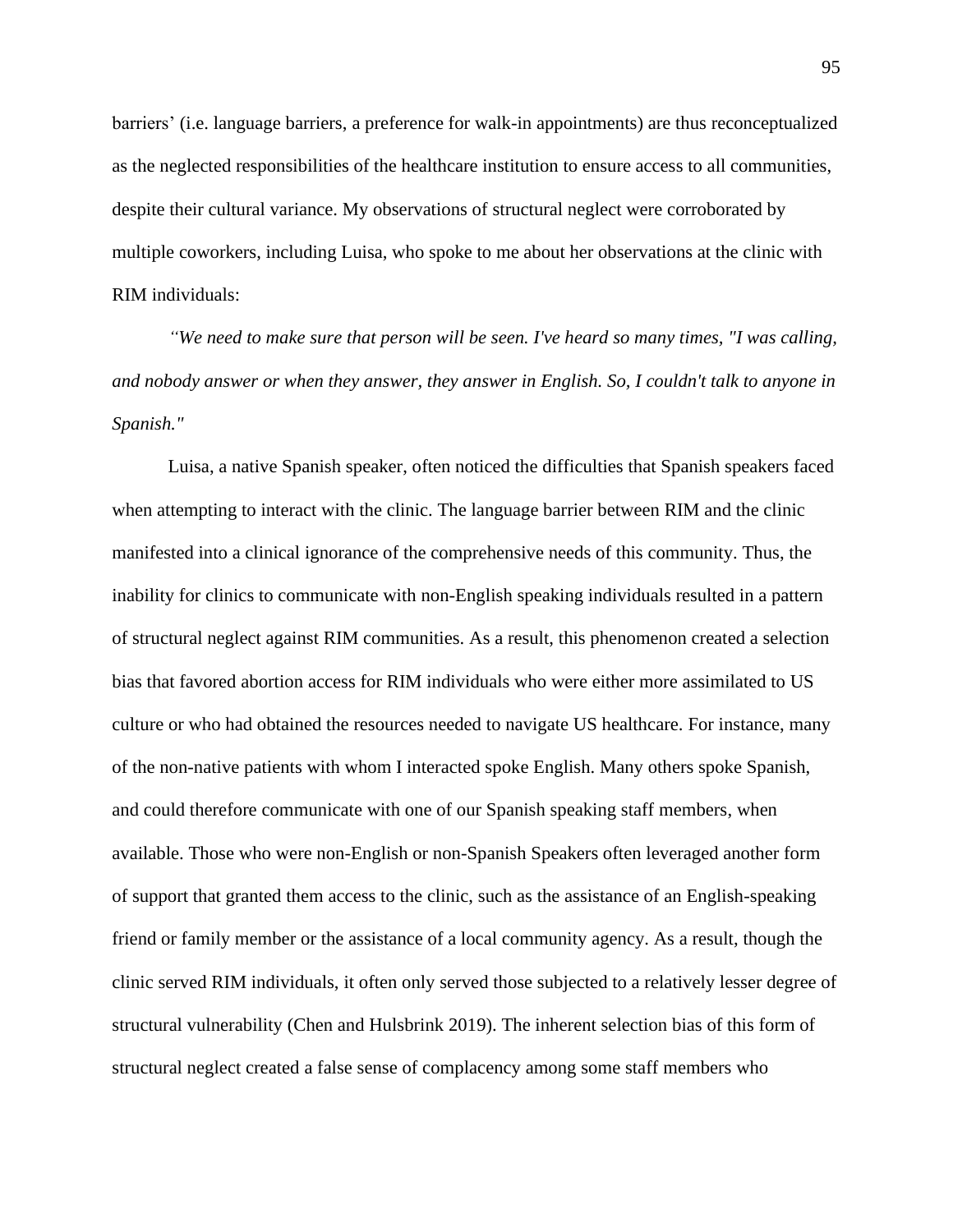barriers' (i.e. language barriers, a preference for walk-in appointments) are thus reconceptualized as the neglected responsibilities of the healthcare institution to ensure access to all communities, despite their cultural variance. My observations of structural neglect were corroborated by multiple coworkers, including Luisa, who spoke to me about her observations at the clinic with RIM individuals:

*"We need to make sure that person will be seen. I've heard so many times, "I was calling, and nobody answer or when they answer, they answer in English. So, I couldn't talk to anyone in Spanish."*

Luisa, a native Spanish speaker, often noticed the difficulties that Spanish speakers faced when attempting to interact with the clinic. The language barrier between RIM and the clinic manifested into a clinical ignorance of the comprehensive needs of this community. Thus, the inability for clinics to communicate with non-English speaking individuals resulted in a pattern of structural neglect against RIM communities. As a result, this phenomenon created a selection bias that favored abortion access for RIM individuals who were either more assimilated to US culture or who had obtained the resources needed to navigate US healthcare. For instance, many of the non-native patients with whom I interacted spoke English. Many others spoke Spanish, and could therefore communicate with one of our Spanish speaking staff members, when available. Those who were non-English or non-Spanish Speakers often leveraged another form of support that granted them access to the clinic, such as the assistance of an English-speaking friend or family member or the assistance of a local community agency. As a result, though the clinic served RIM individuals, it often only served those subjected to a relatively lesser degree of structural vulnerability (Chen and Hulsbrink 2019). The inherent selection bias of this form of structural neglect created a false sense of complacency among some staff members who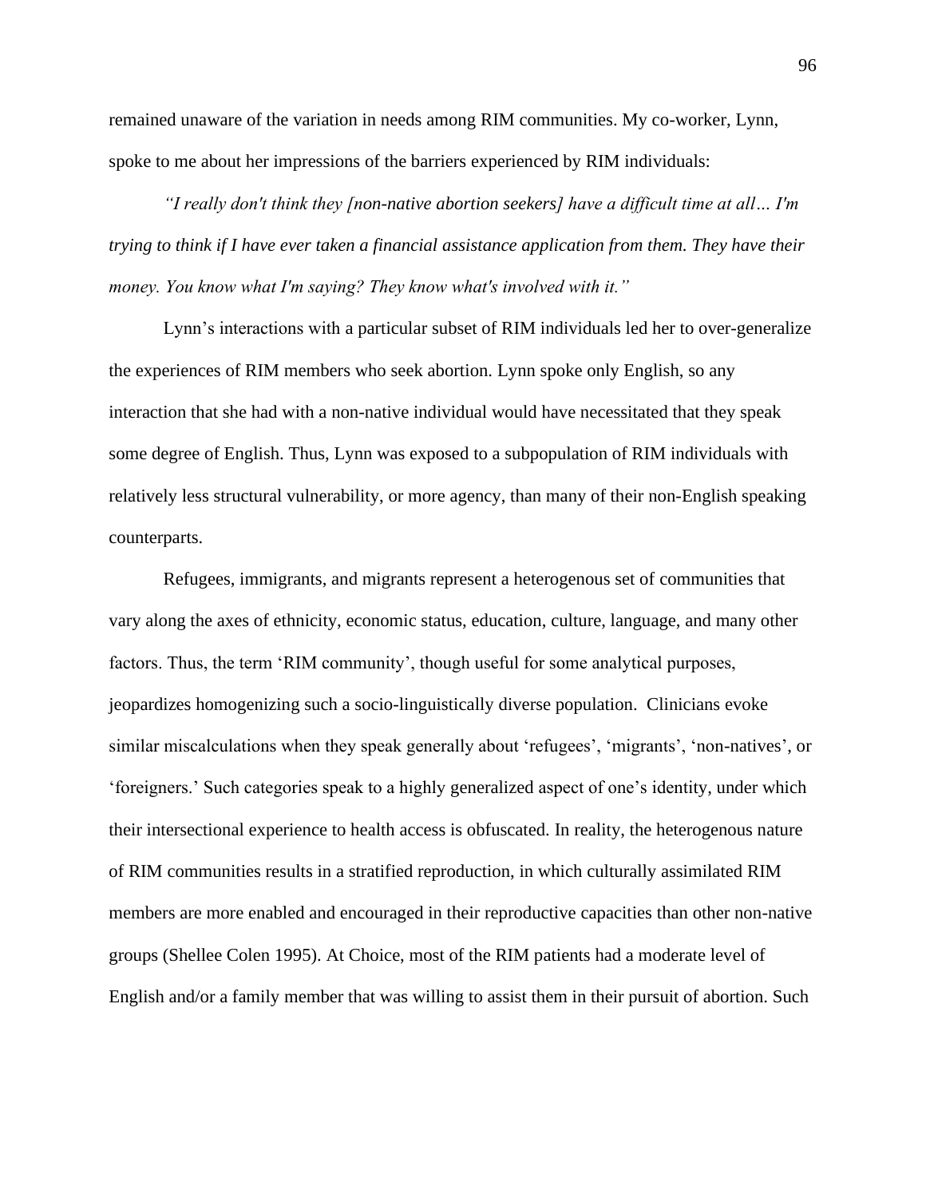remained unaware of the variation in needs among RIM communities. My co-worker, Lynn, spoke to me about her impressions of the barriers experienced by RIM individuals:

*"I really don't think they [non-native abortion seekers] have a difficult time at all… I'm trying to think if I have ever taken a financial assistance application from them. They have their money. You know what I'm saying? They know what's involved with it."*

Lynn's interactions with a particular subset of RIM individuals led her to over-generalize the experiences of RIM members who seek abortion. Lynn spoke only English, so any interaction that she had with a non-native individual would have necessitated that they speak some degree of English. Thus, Lynn was exposed to a subpopulation of RIM individuals with relatively less structural vulnerability, or more agency, than many of their non-English speaking counterparts.

Refugees, immigrants, and migrants represent a heterogenous set of communities that vary along the axes of ethnicity, economic status, education, culture, language, and many other factors. Thus, the term 'RIM community', though useful for some analytical purposes, jeopardizes homogenizing such a socio-linguistically diverse population. Clinicians evoke similar miscalculations when they speak generally about 'refugees', 'migrants', 'non-natives', or 'foreigners.' Such categories speak to a highly generalized aspect of one's identity, under which their intersectional experience to health access is obfuscated. In reality, the heterogenous nature of RIM communities results in a stratified reproduction, in which culturally assimilated RIM members are more enabled and encouraged in their reproductive capacities than other non-native groups (Shellee Colen 1995). At Choice, most of the RIM patients had a moderate level of English and/or a family member that was willing to assist them in their pursuit of abortion. Such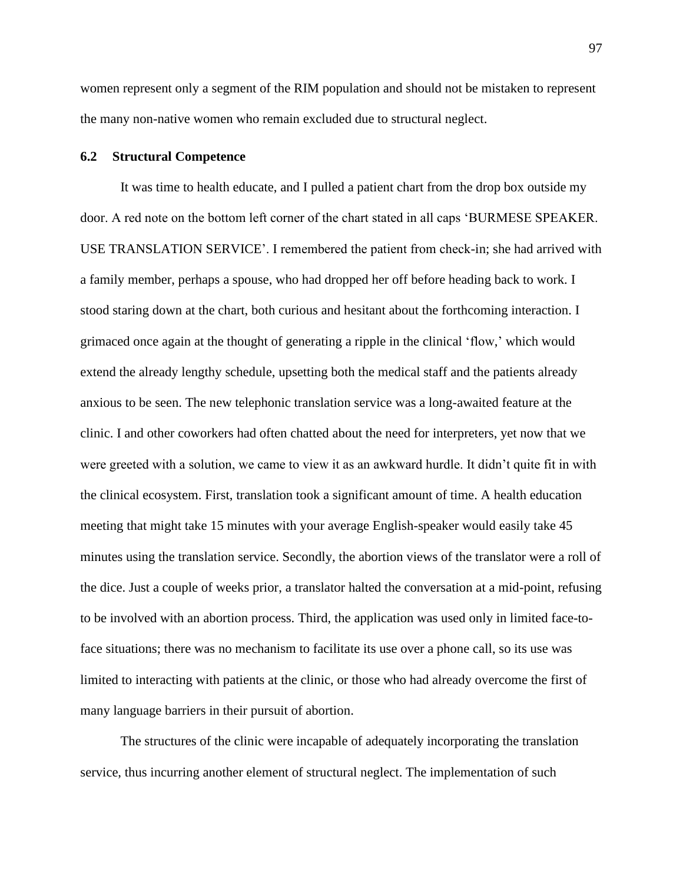women represent only a segment of the RIM population and should not be mistaken to represent the many non-native women who remain excluded due to structural neglect.

## 6.2 Structural Competence

It was time to health educate, and I pulled a patient chart from the drop box outside my door. A red note on the bottom left corner of the chart stated in all caps 'BURMESE SPEAKER. USE TRANSLATION SERVICE'. I remembered the patient from check-in; she had arrived with a family member, perhaps a spouse, who had dropped her off before heading back to work. I stood staring down at the chart, both curious and hesitant about the forthcoming interaction. I grimaced once again at the thought of generating a ripple in the clinical 'flow,' which would extend the already lengthy schedule, upsetting both the medical staff and the patients already anxious to be seen. The new telephonic translation service was a long-awaited feature at the clinic. I and other coworkers had often chatted about the need for interpreters, yet now that we were greeted with a solution, we came to view it as an awkward hurdle. It didn't quite fit in with the clinical ecosystem. First, translation took a significant amount of time. A health education meeting that might take 15 minutes with your average English-speaker would easily take 45 minutes using the translation service. Secondly, the abortion views of the translator were a roll of the dice. Just a couple of weeks prior, a translator halted the conversation at a mid-point, refusing to be involved with an abortion process. Third, the application was used only in limited face-to-face situations; there was no mechanism to facilitate its use over a phone call, so its use was limited to interacting with patients at the clinic, or those who had already overcome the first of many language barriers in their pursuit of abortion.

The structures of the clinic were incapable of adequately incorporating the translation service, thus incurring another element of structural neglect. The implementation of such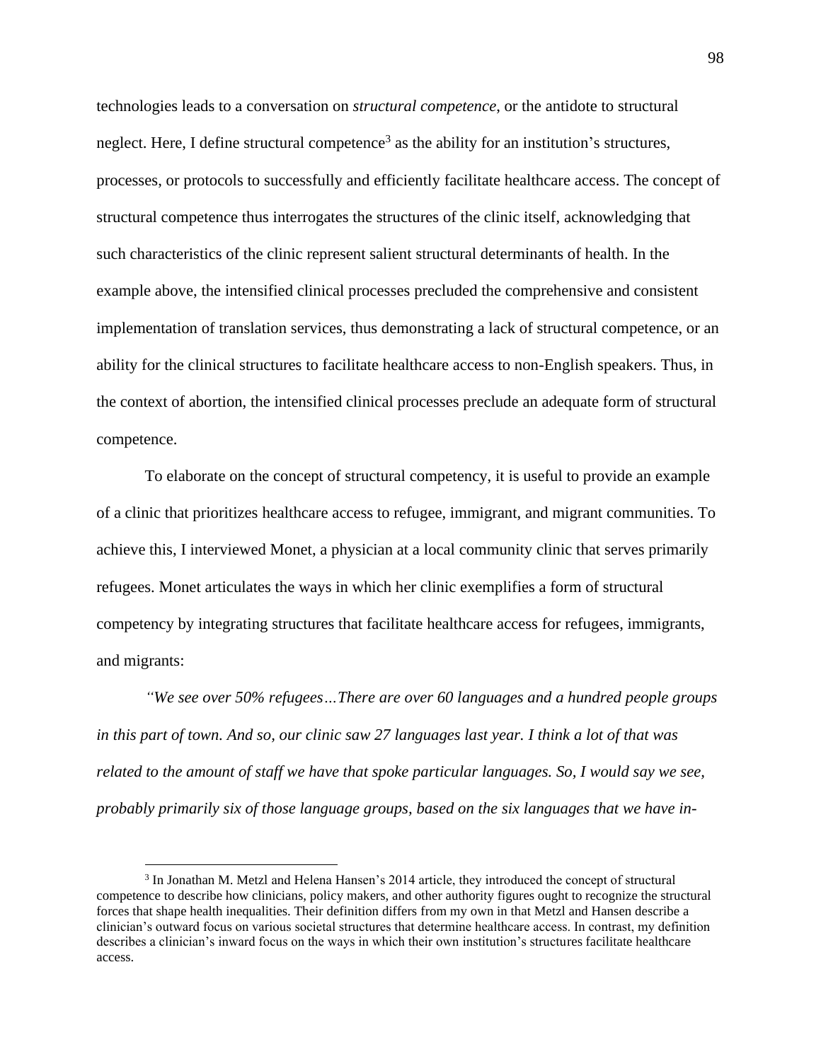technologies leads to a conversation on *structural competence*, or the antidote to structural neglect. Here, I define structural competence[3] as the ability for an institution's structures, processes, or protocols to successfully and efficiently facilitate healthcare access. The concept of structural competence thus interrogates the structures of the clinic itself, acknowledging that such characteristics of the clinic represent salient structural determinants of health. In the example above, the intensified clinical processes precluded the comprehensive and consistent implementation of translation services, thus demonstrating a lack of structural competence, or an ability for the clinical structures to facilitate healthcare access to non-English speakers. Thus, in the context of abortion, the intensified clinical processes preclude an adequate form of structural competence.

To elaborate on the concept of structural competency, it is useful to provide an example of a clinic that prioritizes healthcare access to refugee, immigrant, and migrant communities. To achieve this, I interviewed Monet, a physician at a local community clinic that serves primarily refugees. Monet articulates the ways in which her clinic exemplifies a form of structural competency by integrating structures that facilitate healthcare access for refugees, immigrants, and migrants:

*"We see over 50% refugees…There are over 60 languages and a hundred people groups in this part of town. And so, our clinic saw 27 languages last year. I think a lot of that was related to the amount of staff we have that spoke particular languages. So, I would say we see, probably primarily six of those language groups, based on the six languages that we have in-*

[3] In Jonathan M. Metzl and Helena Hansen's 2014 article, they introduced the concept of structural competence to describe how clinicians, policy makers, and other authority figures ought to recognize the structural forces that shape health inequalities. Their definition differs from my own in that Metzl and Hansen describe a clinician's outward focus on various societal structures that determine healthcare access. In contrast, my definition describes a clinician's inward focus on the ways in which their own institution's structures facilitate healthcare access.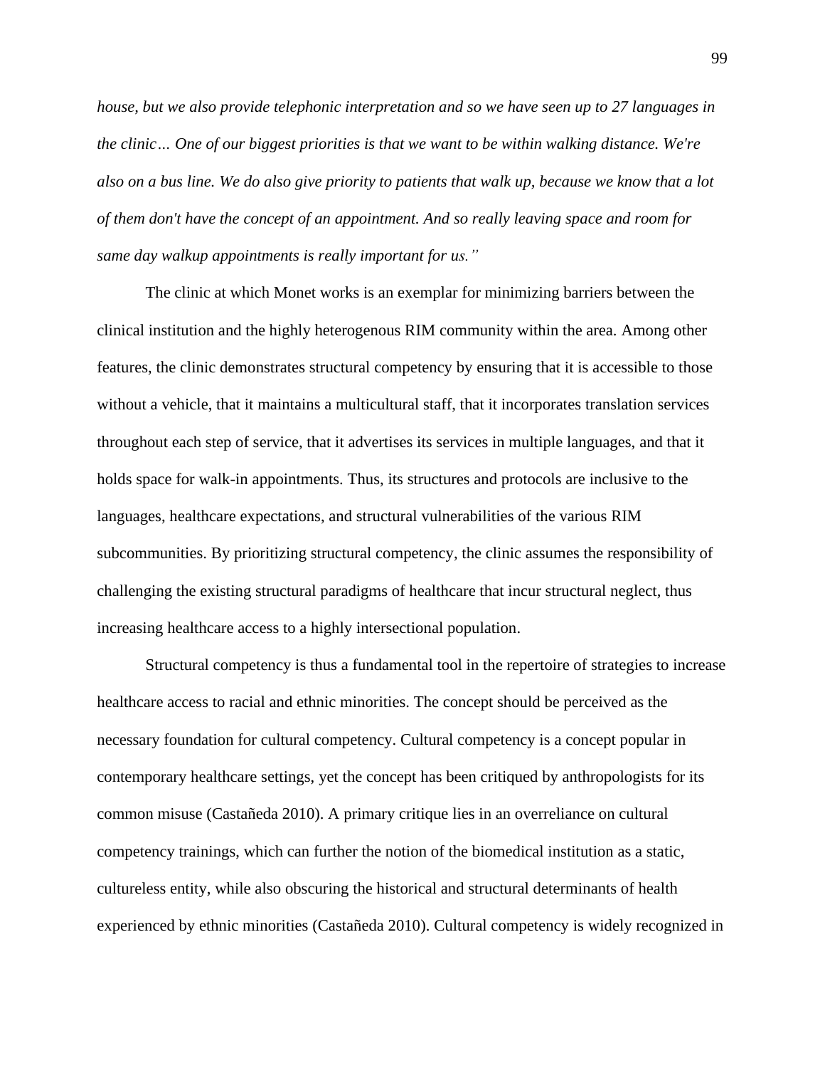*house, but we also provide telephonic interpretation and so we have seen up to 27 languages in the clinic… One of our biggest priorities is that we want to be within walking distance. We're also on a bus line. We do also give priority to patients that walk up, because we know that a lot of them don't have the concept of an appointment. And so really leaving space and room for same day walkup appointments is really important for us."*

The clinic at which Monet works is an exemplar for minimizing barriers between the clinical institution and the highly heterogenous RIM community within the area. Among other features, the clinic demonstrates structural competency by ensuring that it is accessible to those without a vehicle, that it maintains a multicultural staff, that it incorporates translation services throughout each step of service, that it advertises its services in multiple languages, and that it holds space for walk-in appointments. Thus, its structures and protocols are inclusive to the languages, healthcare expectations, and structural vulnerabilities of the various RIM subcommunities. By prioritizing structural competency, the clinic assumes the responsibility of challenging the existing structural paradigms of healthcare that incur structural neglect, thus increasing healthcare access to a highly intersectional population.

Structural competency is thus a fundamental tool in the repertoire of strategies to increase healthcare access to racial and ethnic minorities. The concept should be perceived as the necessary foundation for cultural competency. Cultural competency is a concept popular in contemporary healthcare settings, yet the concept has been critiqued by anthropologists for its common misuse (Castañeda 2010). A primary critique lies in an overreliance on cultural competency trainings, which can further the notion of the biomedical institution as a static, cultureless entity, while also obscuring the historical and structural determinants of health experienced by ethnic minorities (Castañeda 2010). Cultural competency is widely recognized in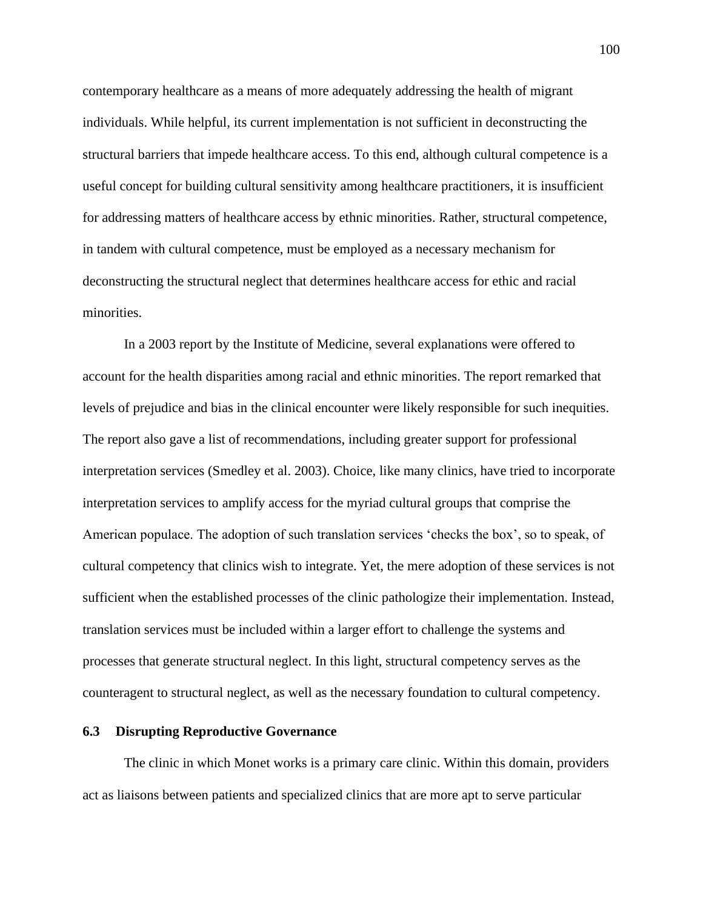contemporary healthcare as a means of more adequately addressing the health of migrant individuals. While helpful, its current implementation is not sufficient in deconstructing the structural barriers that impede healthcare access. To this end, although cultural competence is a useful concept for building cultural sensitivity among healthcare practitioners, it is insufficient for addressing matters of healthcare access by ethnic minorities. Rather, structural competence, in tandem with cultural competence, must be employed as a necessary mechanism for deconstructing the structural neglect that determines healthcare access for ethic and racial minorities.

In a 2003 report by the Institute of Medicine, several explanations were offered to account for the health disparities among racial and ethnic minorities. The report remarked that levels of prejudice and bias in the clinical encounter were likely responsible for such inequities. The report also gave a list of recommendations, including greater support for professional interpretation services (Smedley et al. 2003). Choice, like many clinics, have tried to incorporate interpretation services to amplify access for the myriad cultural groups that comprise the American populace. The adoption of such translation services 'checks the box', so to speak, of cultural competency that clinics wish to integrate. Yet, the mere adoption of these services is not sufficient when the established processes of the clinic pathologize their implementation. Instead, translation services must be included within a larger effort to challenge the systems and processes that generate structural neglect. In this light, structural competency serves as the counteragent to structural neglect, as well as the necessary foundation to cultural competency.

### 6.3 Disrupting Reproductive Governance

The clinic in which Monet works is a primary care clinic. Within this domain, providers act as liaisons between patients and specialized clinics that are more apt to serve particular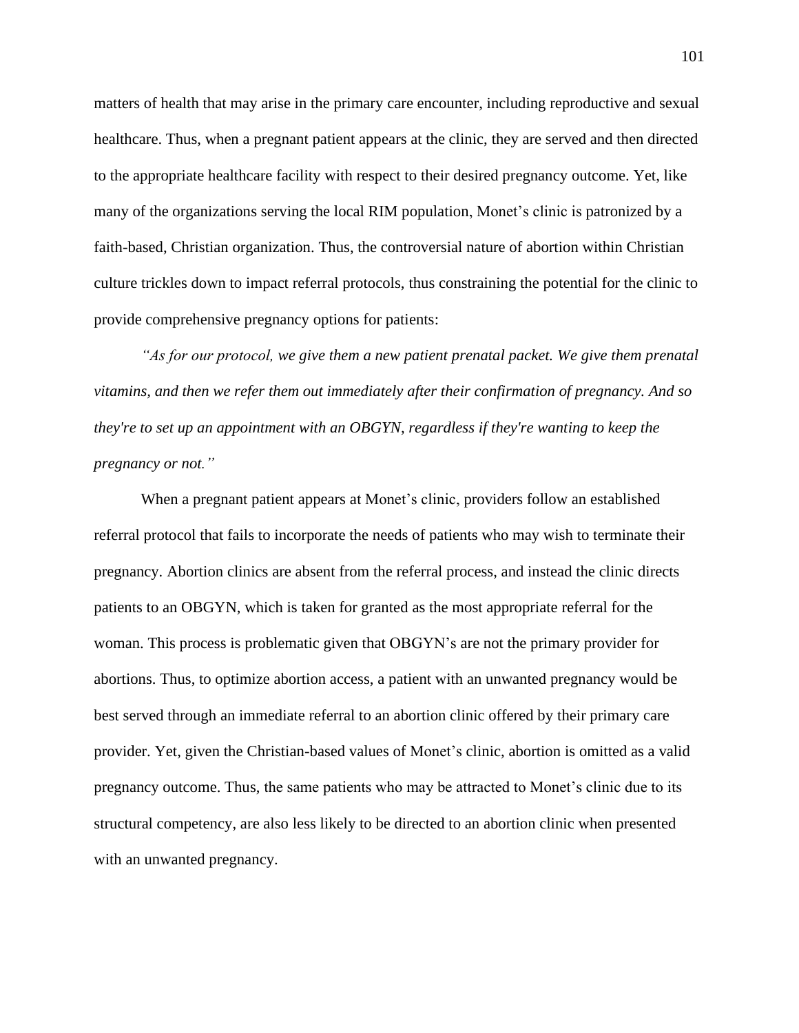matters of health that may arise in the primary care encounter, including reproductive and sexual healthcare. Thus, when a pregnant patient appears at the clinic, they are served and then directed to the appropriate healthcare facility with respect to their desired pregnancy outcome. Yet, like many of the organizations serving the local RIM population, Monet's clinic is patronized by a faith-based, Christian organization. Thus, the controversial nature of abortion within Christian culture trickles down to impact referral protocols, thus constraining the potential for the clinic to provide comprehensive pregnancy options for patients:

*"As for our protocol, we give them a new patient prenatal packet. We give them prenatal vitamins, and then we refer them out immediately after their confirmation of pregnancy. And so they're to set up an appointment with an OBGYN, regardless if they're wanting to keep the pregnancy or not."*

When a pregnant patient appears at Monet's clinic, providers follow an established referral protocol that fails to incorporate the needs of patients who may wish to terminate their pregnancy. Abortion clinics are absent from the referral process, and instead the clinic directs patients to an OBGYN, which is taken for granted as the most appropriate referral for the woman. This process is problematic given that OBGYN's are not the primary provider for abortions. Thus, to optimize abortion access, a patient with an unwanted pregnancy would be best served through an immediate referral to an abortion clinic offered by their primary care provider. Yet, given the Christian-based values of Monet's clinic, abortion is omitted as a valid pregnancy outcome. Thus, the same patients who may be attracted to Monet's clinic due to its structural competency, are also less likely to be directed to an abortion clinic when presented with an unwanted pregnancy.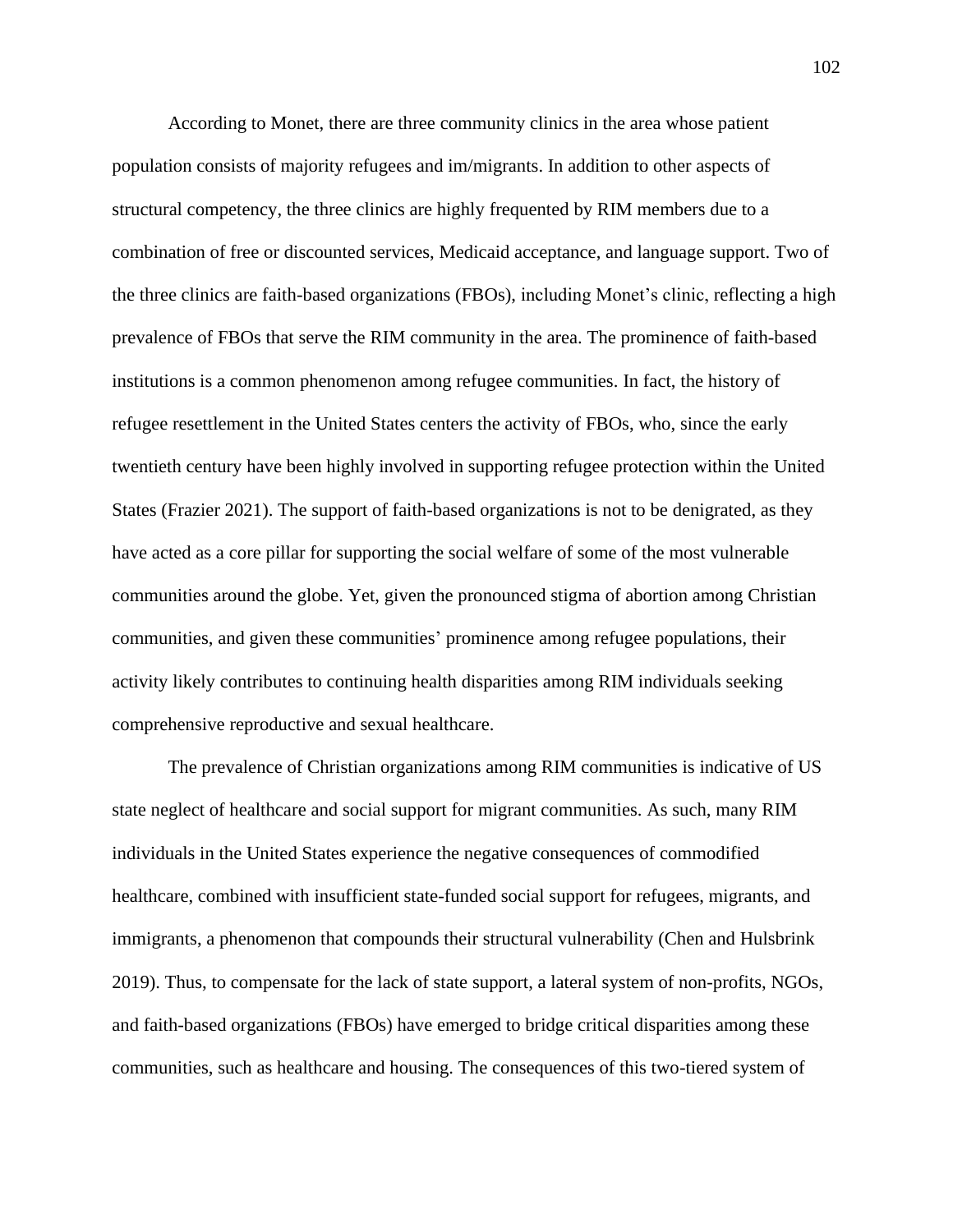According to Monet, there are three community clinics in the area whose patient population consists of majority refugees and im/migrants. In addition to other aspects of structural competency, the three clinics are highly frequented by RIM members due to a combination of free or discounted services, Medicaid acceptance, and language support. Two of the three clinics are faith-based organizations (FBOs), including Monet's clinic, reflecting a high prevalence of FBOs that serve the RIM community in the area. The prominence of faith-based institutions is a common phenomenon among refugee communities. In fact, the history of refugee resettlement in the United States centers the activity of FBOs, who, since the early twentieth century have been highly involved in supporting refugee protection within the United States (Frazier 2021). The support of faith-based organizations is not to be denigrated, as they have acted as a core pillar for supporting the social welfare of some of the most vulnerable communities around the globe. Yet, given the pronounced stigma of abortion among Christian communities, and given these communities' prominence among refugee populations, their activity likely contributes to continuing health disparities among RIM individuals seeking comprehensive reproductive and sexual healthcare.

The prevalence of Christian organizations among RIM communities is indicative of US state neglect of healthcare and social support for migrant communities. As such, many RIM individuals in the United States experience the negative consequences of commodified healthcare, combined with insufficient state-funded social support for refugees, migrants, and immigrants, a phenomenon that compounds their structural vulnerability (Chen and Hulsbrink 2019). Thus, to compensate for the lack of state support, a lateral system of non-profits, NGOs, and faith-based organizations (FBOs) have emerged to bridge critical disparities among these communities, such as healthcare and housing. The consequences of this two-tiered system of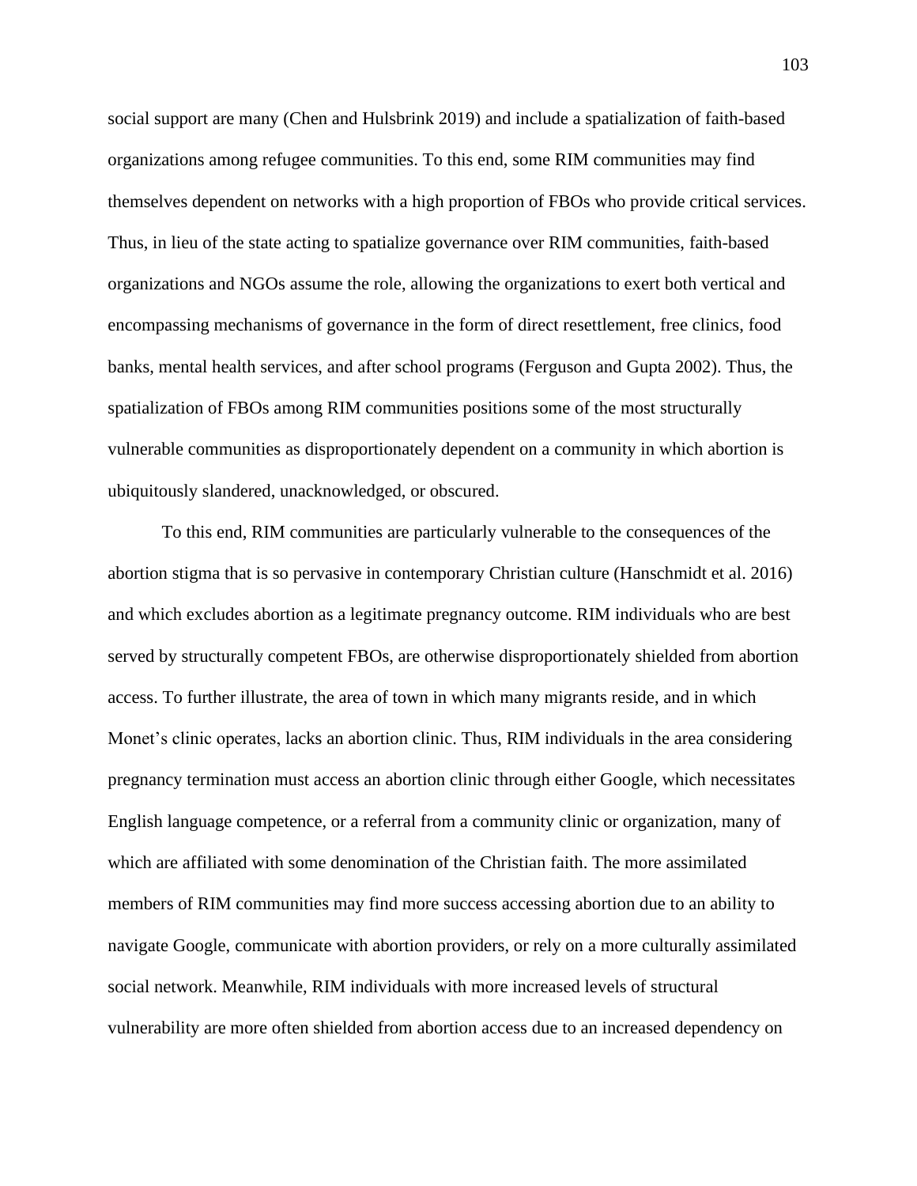social support are many (Chen and Hulsbrink 2019) and include a spatialization of faith-based organizations among refugee communities. To this end, some RIM communities may find themselves dependent on networks with a high proportion of FBOs who provide critical services. Thus, in lieu of the state acting to spatialize governance over RIM communities, faith-based organizations and NGOs assume the role, allowing the organizations to exert both vertical and encompassing mechanisms of governance in the form of direct resettlement, free clinics, food banks, mental health services, and after school programs (Ferguson and Gupta 2002). Thus, the spatialization of FBOs among RIM communities positions some of the most structurally vulnerable communities as disproportionately dependent on a community in which abortion is ubiquitously slandered, unacknowledged, or obscured.

To this end, RIM communities are particularly vulnerable to the consequences of the abortion stigma that is so pervasive in contemporary Christian culture (Hanschmidt et al. 2016) and which excludes abortion as a legitimate pregnancy outcome. RIM individuals who are best served by structurally competent FBOs, are otherwise disproportionately shielded from abortion access. To further illustrate, the area of town in which many migrants reside, and in which Monet's clinic operates, lacks an abortion clinic. Thus, RIM individuals in the area considering pregnancy termination must access an abortion clinic through either Google, which necessitates English language competence, or a referral from a community clinic or organization, many of which are affiliated with some denomination of the Christian faith. The more assimilated members of RIM communities may find more success accessing abortion due to an ability to navigate Google, communicate with abortion providers, or rely on a more culturally assimilated social network. Meanwhile, RIM individuals with more increased levels of structural vulnerability are more often shielded from abortion access due to an increased dependency on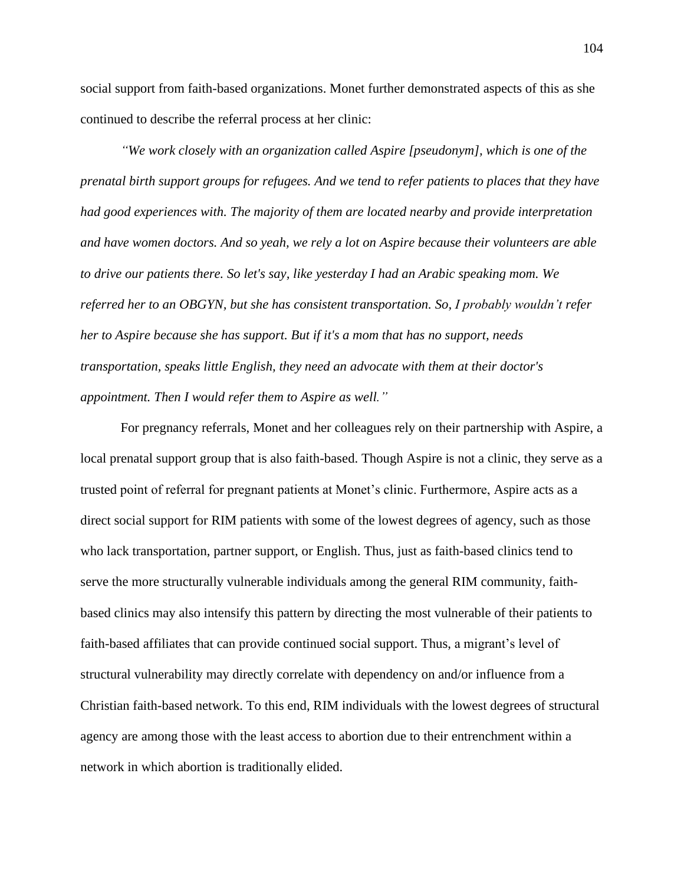social support from faith-based organizations. Monet further demonstrated aspects of this as she continued to describe the referral process at her clinic:

*"We work closely with an organization called Aspire [pseudonym], which is one of the prenatal birth support groups for refugees. And we tend to refer patients to places that they have had good experiences with. The majority of them are located nearby and provide interpretation and have women doctors. And so yeah, we rely a lot on Aspire because their volunteers are able to drive our patients there. So let's say, like yesterday I had an Arabic speaking mom. We referred her to an OBGYN, but she has consistent transportation. So, I probably wouldn't refer her to Aspire because she has support. But if it's a mom that has no support, needs transportation, speaks little English, they need an advocate with them at their doctor's appointment. Then I would refer them to Aspire as well."*

For pregnancy referrals, Monet and her colleagues rely on their partnership with Aspire, a local prenatal support group that is also faith-based. Though Aspire is not a clinic, they serve as a trusted point of referral for pregnant patients at Monet's clinic. Furthermore, Aspire acts as a direct social support for RIM patients with some of the lowest degrees of agency, such as those who lack transportation, partner support, or English. Thus, just as faith-based clinics tend to serve the more structurally vulnerable individuals among the general RIM community, faith-based clinics may also intensify this pattern by directing the most vulnerable of their patients to faith-based affiliates that can provide continued social support. Thus, a migrant's level of structural vulnerability may directly correlate with dependency on and/or influence from a Christian faith-based network. To this end, RIM individuals with the lowest degrees of structural agency are among those with the least access to abortion due to their entrenchment within a network in which abortion is traditionally elided.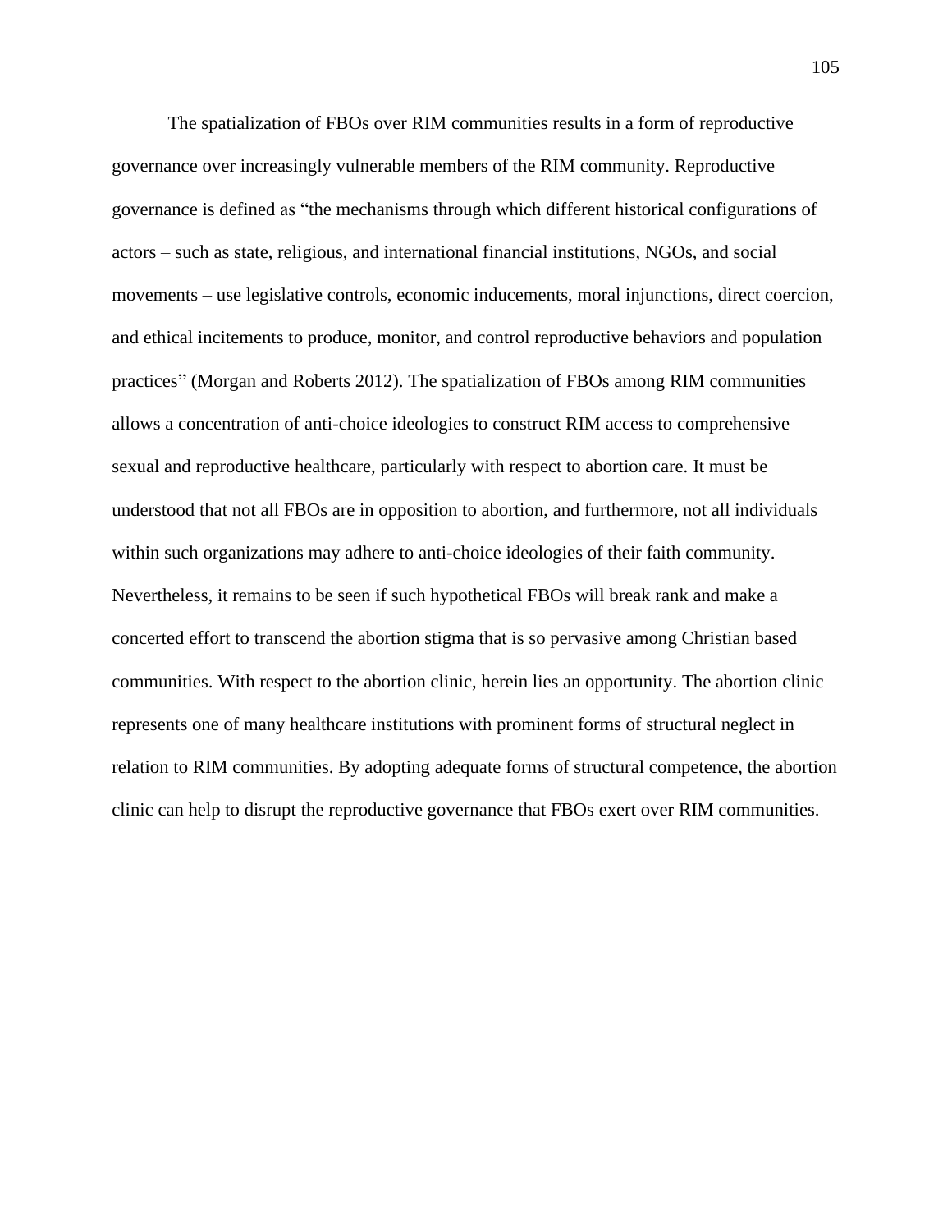The spatialization of FBOs over RIM communities results in a form of reproductive governance over increasingly vulnerable members of the RIM community. Reproductive governance is defined as "the mechanisms through which different historical configurations of actors – such as state, religious, and international financial institutions, NGOs, and social movements – use legislative controls, economic inducements, moral injunctions, direct coercion, and ethical incitements to produce, monitor, and control reproductive behaviors and population practices" (Morgan and Roberts 2012). The spatialization of FBOs among RIM communities allows a concentration of anti-choice ideologies to construct RIM access to comprehensive sexual and reproductive healthcare, particularly with respect to abortion care. It must be understood that not all FBOs are in opposition to abortion, and furthermore, not all individuals within such organizations may adhere to anti-choice ideologies of their faith community. Nevertheless, it remains to be seen if such hypothetical FBOs will break rank and make a concerted effort to transcend the abortion stigma that is so pervasive among Christian based communities. With respect to the abortion clinic, herein lies an opportunity. The abortion clinic represents one of many healthcare institutions with prominent forms of structural neglect in relation to RIM communities. By adopting adequate forms of structural competence, the abortion clinic can help to disrupt the reproductive governance that FBOs exert over RIM communities.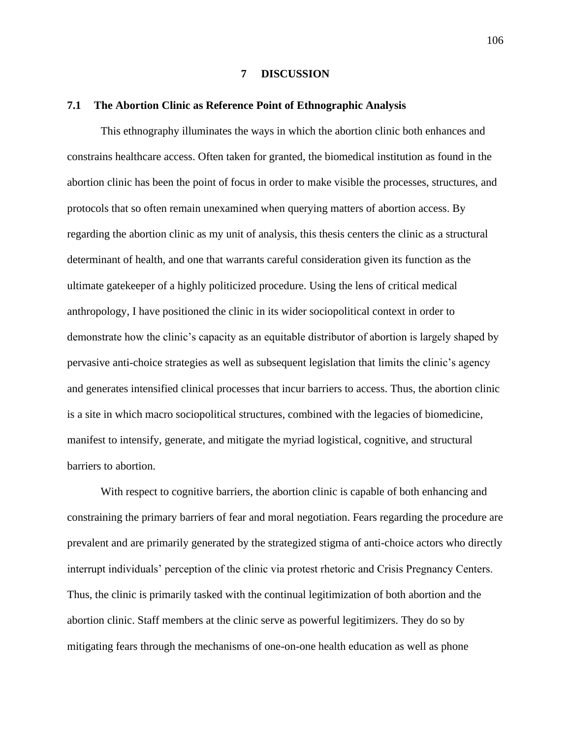# 7 DISCUSSION

## 7.1 The Abortion Clinic as Reference Point of Ethnographic Analysis

This ethnography illuminates the ways in which the abortion clinic both enhances and constrains healthcare access. Often taken for granted, the biomedical institution as found in the abortion clinic has been the point of focus in order to make visible the processes, structures, and protocols that so often remain unexamined when querying matters of abortion access. By regarding the abortion clinic as my unit of analysis, this thesis centers the clinic as a structural determinant of health, and one that warrants careful consideration given its function as the ultimate gatekeeper of a highly politicized procedure. Using the lens of critical medical anthropology, I have positioned the clinic in its wider sociopolitical context in order to demonstrate how the clinic's capacity as an equitable distributor of abortion is largely shaped by pervasive anti-choice strategies as well as subsequent legislation that limits the clinic's agency and generates intensified clinical processes that incur barriers to access. Thus, the abortion clinic is a site in which macro sociopolitical structures, combined with the legacies of biomedicine, manifest to intensify, generate, and mitigate the myriad logistical, cognitive, and structural barriers to abortion.

With respect to cognitive barriers, the abortion clinic is capable of both enhancing and constraining the primary barriers of fear and moral negotiation. Fears regarding the procedure are prevalent and are primarily generated by the strategized stigma of anti-choice actors who directly interrupt individuals' perception of the clinic via protest rhetoric and Crisis Pregnancy Centers. Thus, the clinic is primarily tasked with the continual legitimization of both abortion and the abortion clinic. Staff members at the clinic serve as powerful legitimizers. They do so by mitigating fears through the mechanisms of one-on-one health education as well as phone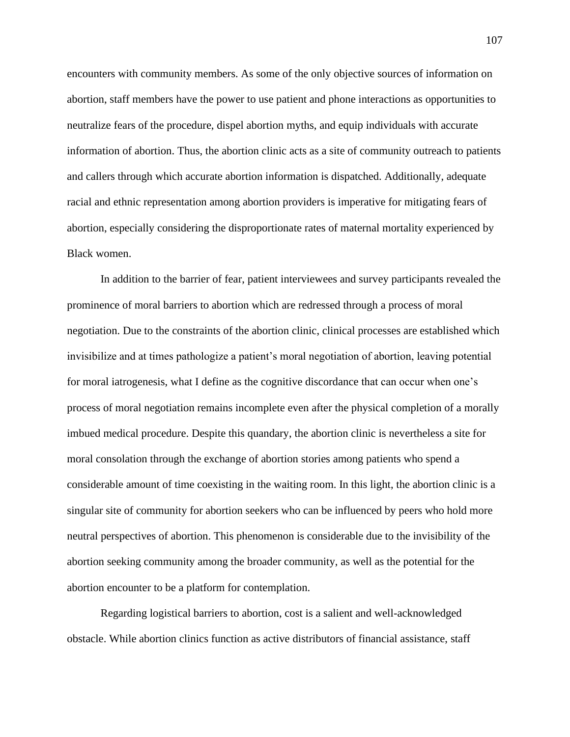encounters with community members. As some of the only objective sources of information on abortion, staff members have the power to use patient and phone interactions as opportunities to neutralize fears of the procedure, dispel abortion myths, and equip individuals with accurate information of abortion. Thus, the abortion clinic acts as a site of community outreach to patients and callers through which accurate abortion information is dispatched. Additionally, adequate racial and ethnic representation among abortion providers is imperative for mitigating fears of abortion, especially considering the disproportionate rates of maternal mortality experienced by Black women.

In addition to the barrier of fear, patient interviewees and survey participants revealed the prominence of moral barriers to abortion which are redressed through a process of moral negotiation. Due to the constraints of the abortion clinic, clinical processes are established which invisibilize and at times pathologize a patient's moral negotiation of abortion, leaving potential for moral iatrogenesis, what I define as the cognitive discordance that can occur when one's process of moral negotiation remains incomplete even after the physical completion of a morally imbued medical procedure. Despite this quandary, the abortion clinic is nevertheless a site for moral consolation through the exchange of abortion stories among patients who spend a considerable amount of time coexisting in the waiting room. In this light, the abortion clinic is a singular site of community for abortion seekers who can be influenced by peers who hold more neutral perspectives of abortion. This phenomenon is considerable due to the invisibility of the abortion seeking community among the broader community, as well as the potential for the abortion encounter to be a platform for contemplation.

Regarding logistical barriers to abortion, cost is a salient and well-acknowledged obstacle. While abortion clinics function as active distributors of financial assistance, staff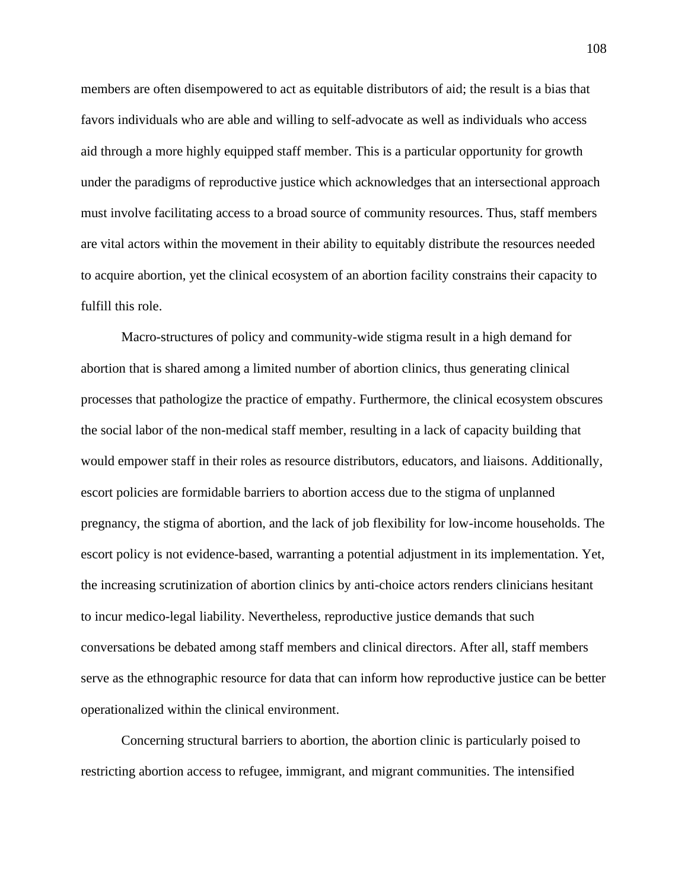members are often disempowered to act as equitable distributors of aid; the result is a bias that favors individuals who are able and willing to self-advocate as well as individuals who access aid through a more highly equipped staff member. This is a particular opportunity for growth under the paradigms of reproductive justice which acknowledges that an intersectional approach must involve facilitating access to a broad source of community resources. Thus, staff members are vital actors within the movement in their ability to equitably distribute the resources needed to acquire abortion, yet the clinical ecosystem of an abortion facility constrains their capacity to fulfill this role.

Macro-structures of policy and community-wide stigma result in a high demand for abortion that is shared among a limited number of abortion clinics, thus generating clinical processes that pathologize the practice of empathy. Furthermore, the clinical ecosystem obscures the social labor of the non-medical staff member, resulting in a lack of capacity building that would empower staff in their roles as resource distributors, educators, and liaisons. Additionally, escort policies are formidable barriers to abortion access due to the stigma of unplanned pregnancy, the stigma of abortion, and the lack of job flexibility for low-income households. The escort policy is not evidence-based, warranting a potential adjustment in its implementation. Yet, the increasing scrutinization of abortion clinics by anti-choice actors renders clinicians hesitant to incur medico-legal liability. Nevertheless, reproductive justice demands that such conversations be debated among staff members and clinical directors. After all, staff members serve as the ethnographic resource for data that can inform how reproductive justice can be better operationalized within the clinical environment.

Concerning structural barriers to abortion, the abortion clinic is particularly poised to restricting abortion access to refugee, immigrant, and migrant communities. The intensified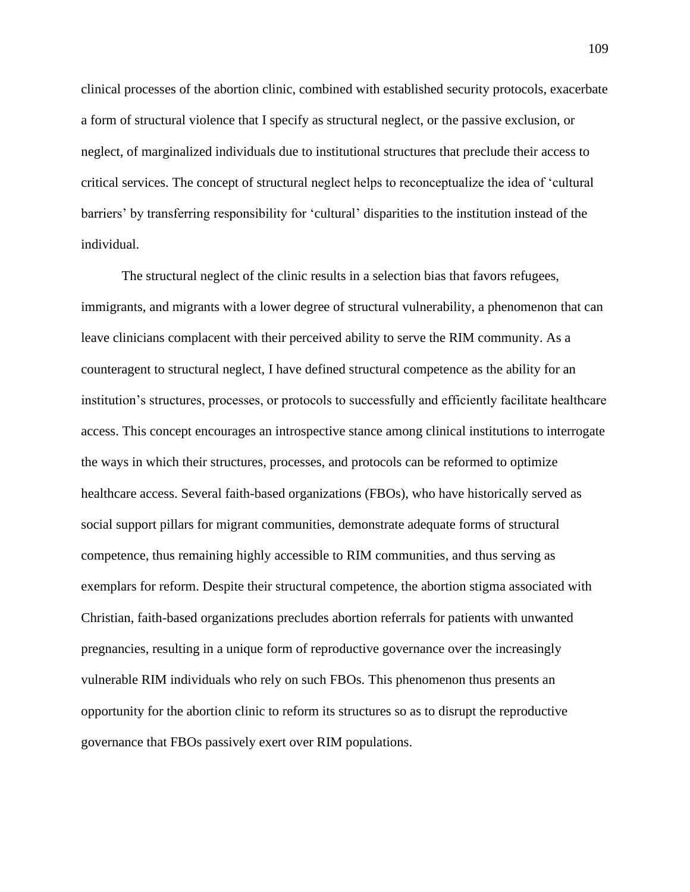clinical processes of the abortion clinic, combined with established security protocols, exacerbate a form of structural violence that I specify as structural neglect, or the passive exclusion, or neglect, of marginalized individuals due to institutional structures that preclude their access to critical services. The concept of structural neglect helps to reconceptualize the idea of 'cultural barriers' by transferring responsibility for 'cultural' disparities to the institution instead of the individual.

The structural neglect of the clinic results in a selection bias that favors refugees, immigrants, and migrants with a lower degree of structural vulnerability, a phenomenon that can leave clinicians complacent with their perceived ability to serve the RIM community. As a counteragent to structural neglect, I have defined structural competence as the ability for an institution's structures, processes, or protocols to successfully and efficiently facilitate healthcare access. This concept encourages an introspective stance among clinical institutions to interrogate the ways in which their structures, processes, and protocols can be reformed to optimize healthcare access. Several faith-based organizations (FBOs), who have historically served as social support pillars for migrant communities, demonstrate adequate forms of structural competence, thus remaining highly accessible to RIM communities, and thus serving as exemplars for reform. Despite their structural competence, the abortion stigma associated with Christian, faith-based organizations precludes abortion referrals for patients with unwanted pregnancies, resulting in a unique form of reproductive governance over the increasingly vulnerable RIM individuals who rely on such FBOs. This phenomenon thus presents an opportunity for the abortion clinic to reform its structures so as to disrupt the reproductive governance that FBOs passively exert over RIM populations.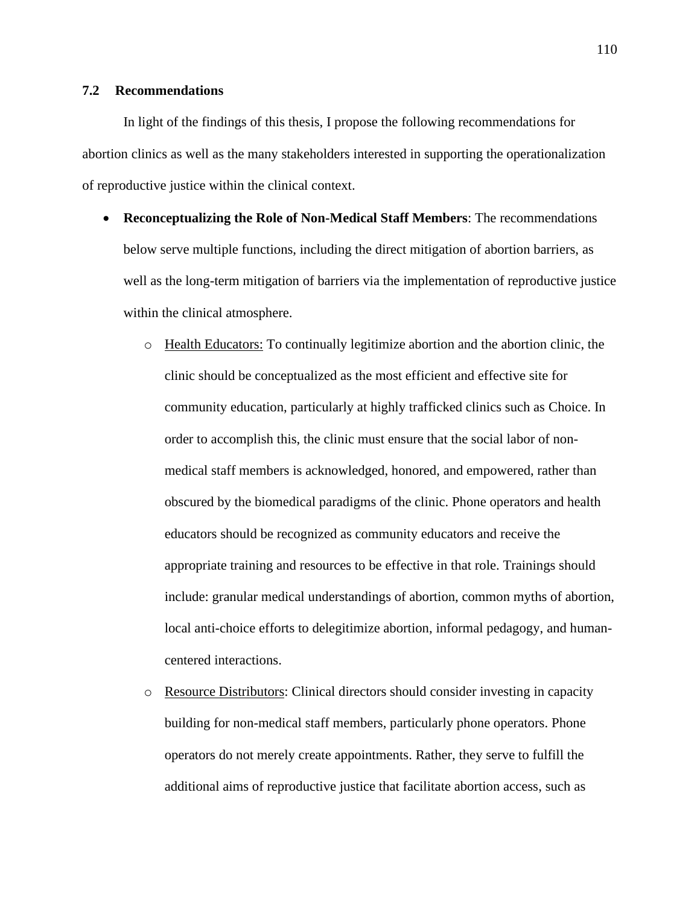## 7.2 Recommendations

In light of the findings of this thesis, I propose the following recommendations for abortion clinics as well as the many stakeholders interested in supporting the operationalization of reproductive justice within the clinical context.

- **Reconceptualizing the Role of Non-Medical Staff Members**: The recommendations below serve multiple functions, including the direct mitigation of abortion barriers, as well as the long-term mitigation of barriers via the implementation of reproductive justice within the clinical atmosphere.
  - <u>Health Educators:</u> To continually legitimize abortion and the abortion clinic, the clinic should be conceptualized as the most efficient and effective site for community education, particularly at highly trafficked clinics such as Choice. In order to accomplish this, the clinic must ensure that the social labor of non-medical staff members is acknowledged, honored, and empowered, rather than obscured by the biomedical paradigms of the clinic. Phone operators and health educators should be recognized as community educators and receive the appropriate training and resources to be effective in that role. Trainings should include: granular medical understandings of abortion, common myths of abortion, local anti-choice efforts to delegitimize abortion, informal pedagogy, and human-centered interactions.
  - <u>Resource Distributors</u>: Clinical directors should consider investing in capacity building for non-medical staff members, particularly phone operators. Phone operators do not merely create appointments. Rather, they serve to fulfill the additional aims of reproductive justice that facilitate abortion access, such as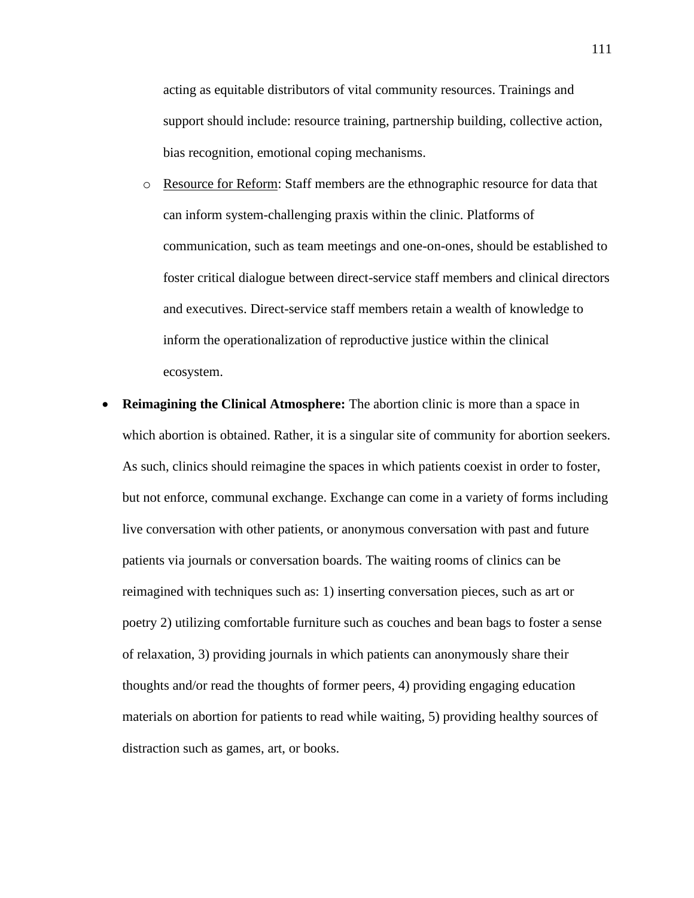acting as equitable distributors of vital community resources. Trainings and support should include: resource training, partnership building, collective action, bias recognition, emotional coping mechanisms.

  - Resource for Reform: Staff members are the ethnographic resource for data that can inform system-challenging praxis within the clinic. Platforms of communication, such as team meetings and one-on-ones, should be established to foster critical dialogue between direct-service staff members and clinical directors and executives. Direct-service staff members retain a wealth of knowledge to inform the operationalization of reproductive justice within the clinical ecosystem.

- **Reimagining the Clinical Atmosphere:** The abortion clinic is more than a space in which abortion is obtained. Rather, it is a singular site of community for abortion seekers. As such, clinics should reimagine the spaces in which patients coexist in order to foster, but not enforce, communal exchange. Exchange can come in a variety of forms including live conversation with other patients, or anonymous conversation with past and future patients via journals or conversation boards. The waiting rooms of clinics can be reimagined with techniques such as: 1) inserting conversation pieces, such as art or poetry 2) utilizing comfortable furniture such as couches and bean bags to foster a sense of relaxation, 3) providing journals in which patients can anonymously share their thoughts and/or read the thoughts of former peers, 4) providing engaging education materials on abortion for patients to read while waiting, 5) providing healthy sources of distraction such as games, art, or books.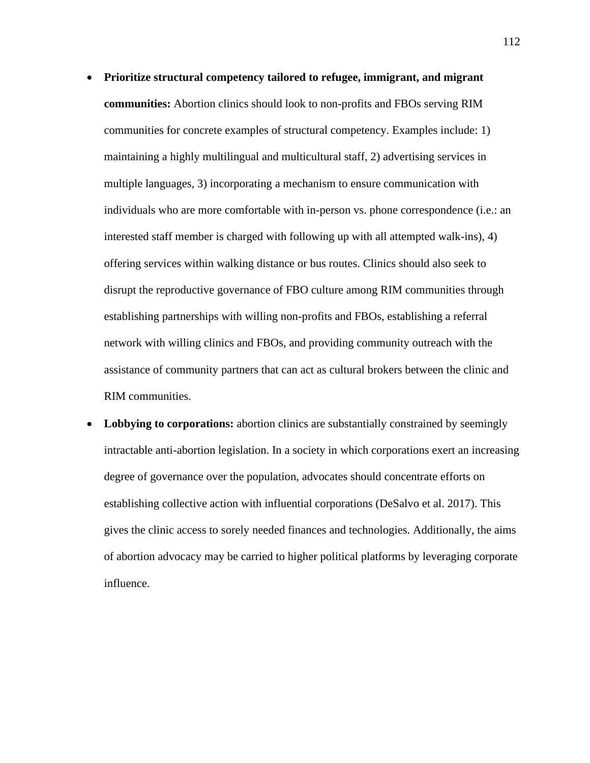- **Prioritize structural competency tailored to refugee, immigrant, and migrant communities:** Abortion clinics should look to non-profits and FBOs serving RIM communities for concrete examples of structural competency. Examples include: 1) maintaining a highly multilingual and multicultural staff, 2) advertising services in multiple languages, 3) incorporating a mechanism to ensure communication with individuals who are more comfortable with in-person vs. phone correspondence (i.e.: an interested staff member is charged with following up with all attempted walk-ins), 4) offering services within walking distance or bus routes. Clinics should also seek to disrupt the reproductive governance of FBO culture among RIM communities through establishing partnerships with willing non-profits and FBOs, establishing a referral network with willing clinics and FBOs, and providing community outreach with the assistance of community partners that can act as cultural brokers between the clinic and RIM communities.
- **Lobbying to corporations:** abortion clinics are substantially constrained by seemingly intractable anti-abortion legislation. In a society in which corporations exert an increasing degree of governance over the population, advocates should concentrate efforts on establishing collective action with influential corporations (DeSalvo et al. 2017). This gives the clinic access to sorely needed finances and technologies. Additionally, the aims of abortion advocacy may be carried to higher political platforms by leveraging corporate influence.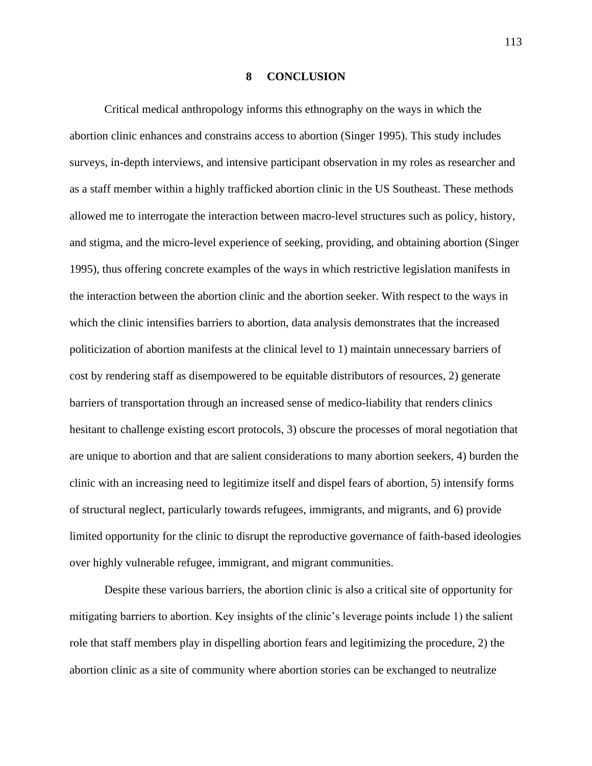# 8 CONCLUSION

Critical medical anthropology informs this ethnography on the ways in which the abortion clinic enhances and constrains access to abortion (Singer 1995). This study includes surveys, in-depth interviews, and intensive participant observation in my roles as researcher and as a staff member within a highly trafficked abortion clinic in the US Southeast. These methods allowed me to interrogate the interaction between macro-level structures such as policy, history, and stigma, and the micro-level experience of seeking, providing, and obtaining abortion (Singer 1995), thus offering concrete examples of the ways in which restrictive legislation manifests in the interaction between the abortion clinic and the abortion seeker. With respect to the ways in which the clinic intensifies barriers to abortion, data analysis demonstrates that the increased politicization of abortion manifests at the clinical level to 1) maintain unnecessary barriers of cost by rendering staff as disempowered to be equitable distributors of resources, 2) generate barriers of transportation through an increased sense of medico-liability that renders clinics hesitant to challenge existing escort protocols, 3) obscure the processes of moral negotiation that are unique to abortion and that are salient considerations to many abortion seekers, 4) burden the clinic with an increasing need to legitimize itself and dispel fears of abortion, 5) intensify forms of structural neglect, particularly towards refugees, immigrants, and migrants, and 6) provide limited opportunity for the clinic to disrupt the reproductive governance of faith-based ideologies over highly vulnerable refugee, immigrant, and migrant communities.

Despite these various barriers, the abortion clinic is also a critical site of opportunity for mitigating barriers to abortion. Key insights of the clinic's leverage points include 1) the salient role that staff members play in dispelling abortion fears and legitimizing the procedure, 2) the abortion clinic as a site of community where abortion stories can be exchanged to neutralize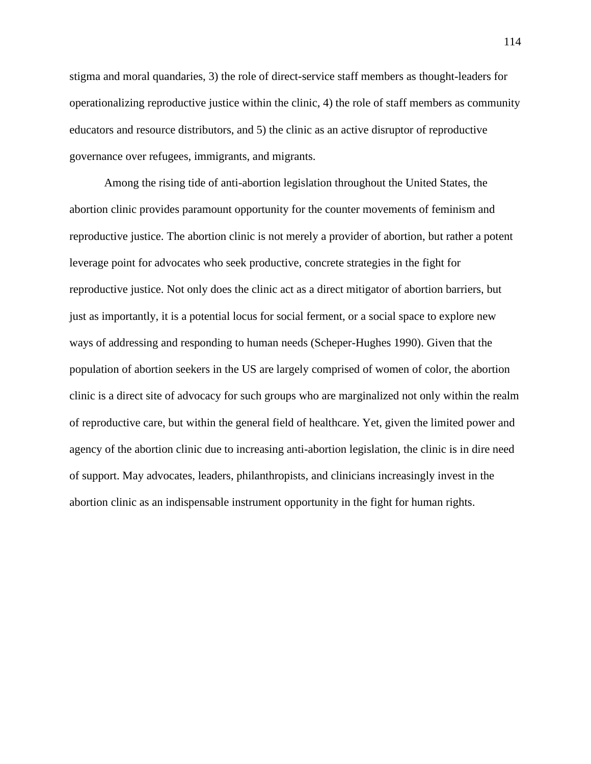stigma and moral quandaries, 3) the role of direct-service staff members as thought-leaders for operationalizing reproductive justice within the clinic, 4) the role of staff members as community educators and resource distributors, and 5) the clinic as an active disruptor of reproductive governance over refugees, immigrants, and migrants.

Among the rising tide of anti-abortion legislation throughout the United States, the abortion clinic provides paramount opportunity for the counter movements of feminism and reproductive justice. The abortion clinic is not merely a provider of abortion, but rather a potent leverage point for advocates who seek productive, concrete strategies in the fight for reproductive justice. Not only does the clinic act as a direct mitigator of abortion barriers, but just as importantly, it is a potential locus for social ferment, or a social space to explore new ways of addressing and responding to human needs (Scheper-Hughes 1990). Given that the population of abortion seekers in the US are largely comprised of women of color, the abortion clinic is a direct site of advocacy for such groups who are marginalized not only within the realm of reproductive care, but within the general field of healthcare. Yet, given the limited power and agency of the abortion clinic due to increasing anti-abortion legislation, the clinic is in dire need of support. May advocates, leaders, philanthropists, and clinicians increasingly invest in the abortion clinic as an indispensable instrument opportunity in the fight for human rights.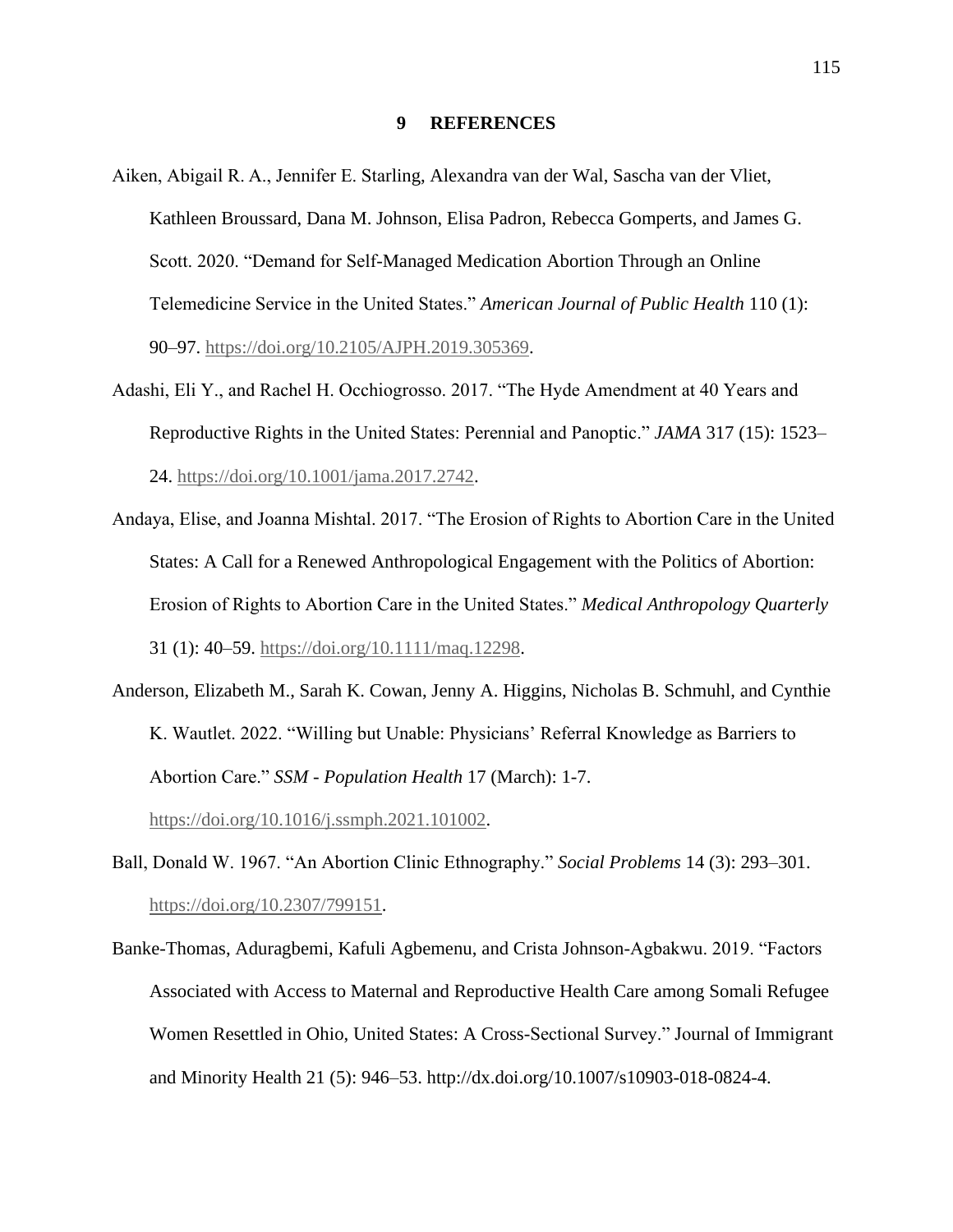# 9 REFERENCES

Aiken, Abigail R. A., Jennifer E. Starling, Alexandra van der Wal, Sascha van der Vliet, Kathleen Broussard, Dana M. Johnson, Elisa Padron, Rebecca Gomperts, and James G. Scott. 2020. "Demand for Self-Managed Medication Abortion Through an Online Telemedicine Service in the United States." *American Journal of Public Health* 110 (1): 90–97. https://doi.org/10.2105/AJPH.2019.305369.

Adashi, Eli Y., and Rachel H. Occhiogrosso. 2017. "The Hyde Amendment at 40 Years and Reproductive Rights in the United States: Perennial and Panoptic." *JAMA* 317 (15): 1523–24. https://doi.org/10.1001/jama.2017.2742.

Andaya, Elise, and Joanna Mishtal. 2017. "The Erosion of Rights to Abortion Care in the United States: A Call for a Renewed Anthropological Engagement with the Politics of Abortion: Erosion of Rights to Abortion Care in the United States." *Medical Anthropology Quarterly* 31 (1): 40–59. https://doi.org/10.1111/maq.12298.

Anderson, Elizabeth M., Sarah K. Cowan, Jenny A. Higgins, Nicholas B. Schmuhl, and Cynthie K. Wautlet. 2022. "Willing but Unable: Physicians' Referral Knowledge as Barriers to Abortion Care." *SSM - Population Health* 17 (March): 1-7. https://doi.org/10.1016/j.ssmph.2021.101002.

Ball, Donald W. 1967. "An Abortion Clinic Ethnography." *Social Problems* 14 (3): 293–301. https://doi.org/10.2307/799151.

Banke-Thomas, Aduragbemi, Kafuli Agbemenu, and Crista Johnson-Agbakwu. 2019. "Factors Associated with Access to Maternal and Reproductive Health Care among Somali Refugee Women Resettled in Ohio, United States: A Cross-Sectional Survey." Journal of Immigrant and Minority Health 21 (5): 946–53. http://dx.doi.org/10.1007/s10903-018-0824-4.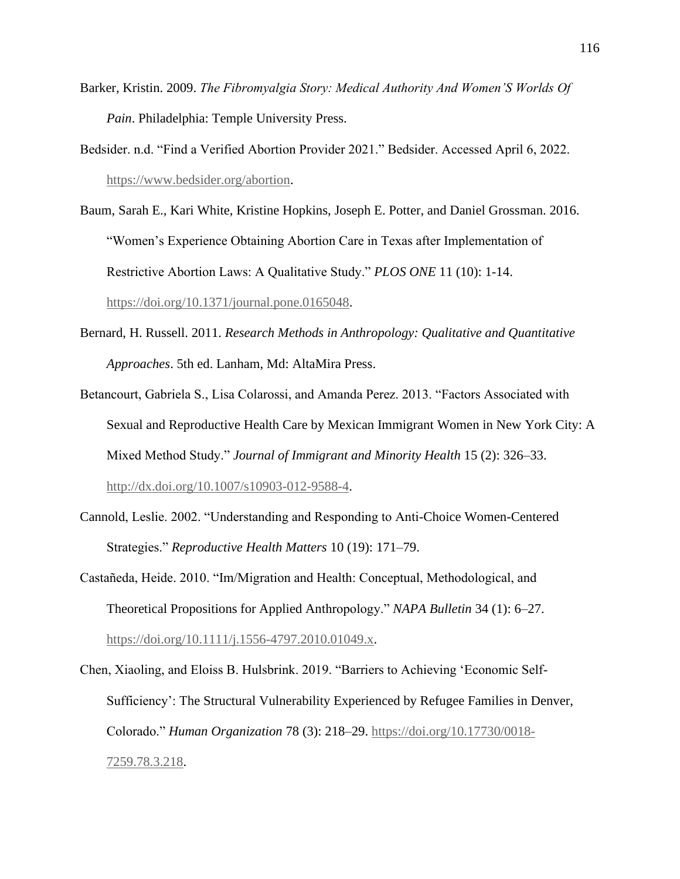Barker, Kristin. 2009. *The Fibromyalgia Story: Medical Authority And Women'S Worlds Of Pain*. Philadelphia: Temple University Press.

Bedsider. n.d. "Find a Verified Abortion Provider 2021." Bedsider. Accessed April 6, 2022. https://www.bedsider.org/abortion.

Baum, Sarah E., Kari White, Kristine Hopkins, Joseph E. Potter, and Daniel Grossman. 2016. "Women's Experience Obtaining Abortion Care in Texas after Implementation of Restrictive Abortion Laws: A Qualitative Study." *PLOS ONE* 11 (10): 1-14. https://doi.org/10.1371/journal.pone.0165048.

Bernard, H. Russell. 2011. *Research Methods in Anthropology: Qualitative and Quantitative Approaches*. 5th ed. Lanham, Md: AltaMira Press.

Betancourt, Gabriela S., Lisa Colarossi, and Amanda Perez. 2013. "Factors Associated with Sexual and Reproductive Health Care by Mexican Immigrant Women in New York City: A Mixed Method Study." *Journal of Immigrant and Minority Health* 15 (2): 326–33. http://dx.doi.org/10.1007/s10903-012-9588-4.

Cannold, Leslie. 2002. "Understanding and Responding to Anti-Choice Women-Centered Strategies." *Reproductive Health Matters* 10 (19): 171–79.

Castañeda, Heide. 2010. "Im/Migration and Health: Conceptual, Methodological, and Theoretical Propositions for Applied Anthropology." *NAPA Bulletin* 34 (1): 6–27. https://doi.org/10.1111/j.1556-4797.2010.01049.x.

Chen, Xiaoling, and Eloiss B. Hulsbrink. 2019. "Barriers to Achieving 'Economic Self-Sufficiency': The Structural Vulnerability Experienced by Refugee Families in Denver, Colorado." *Human Organization* 78 (3): 218–29. https://doi.org/10.17730/0018-7259.78.3.218.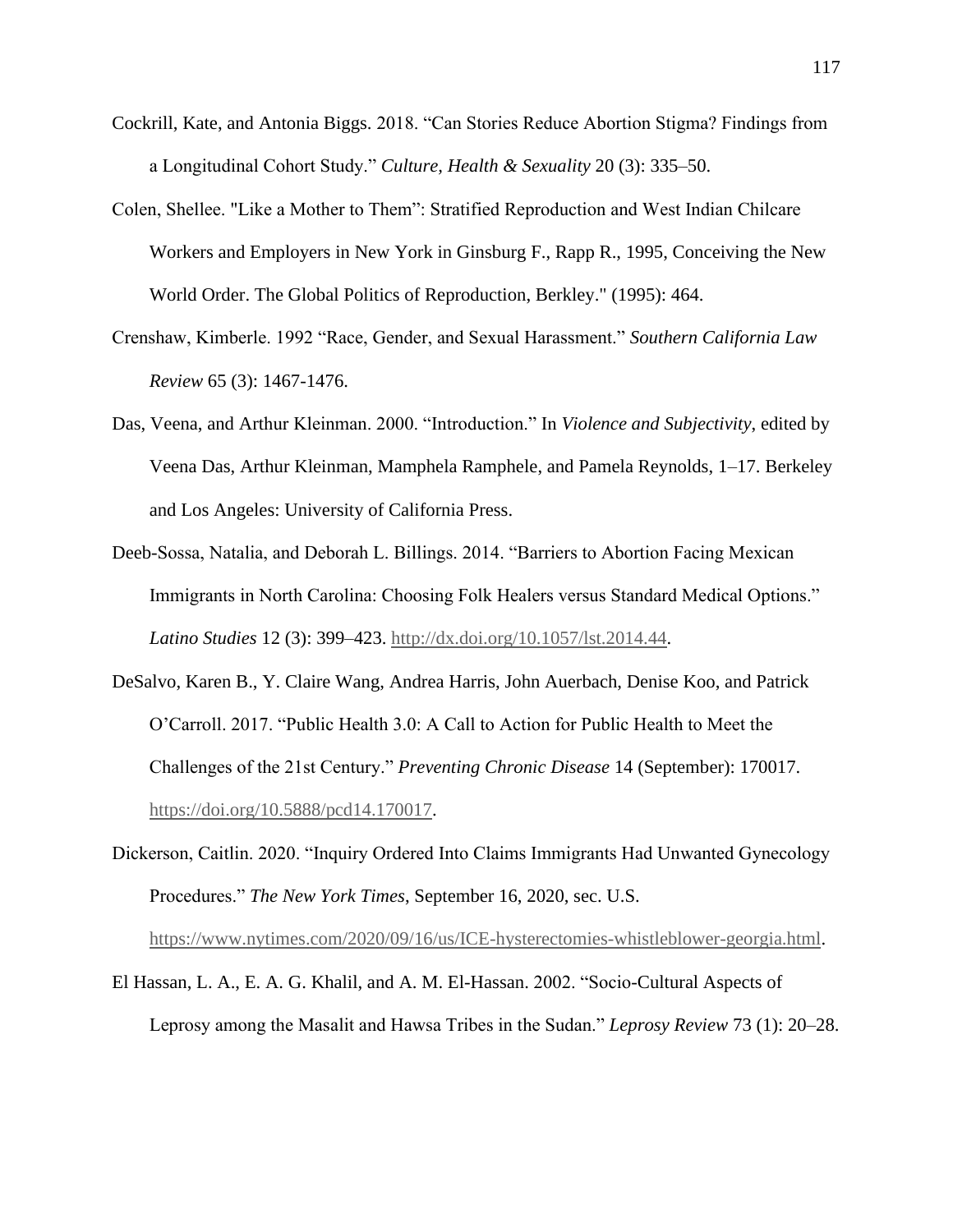Cockrill, Kate, and Antonia Biggs. 2018. "Can Stories Reduce Abortion Stigma? Findings from a Longitudinal Cohort Study." *Culture, Health & Sexuality* 20 (3): 335–50.

Colen, Shellee. "Like a Mother to Them": Stratified Reproduction and West Indian Chilcare Workers and Employers in New York in Ginsburg F., Rapp R., 1995, Conceiving the New World Order. The Global Politics of Reproduction, Berkley." (1995): 464.

Crenshaw, Kimberle. 1992 "Race, Gender, and Sexual Harassment." *Southern California Law Review* 65 (3): 1467-1476.

Das, Veena, and Arthur Kleinman. 2000. "Introduction." In *Violence and Subjectivity*, edited by Veena Das, Arthur Kleinman, Mamphela Ramphele, and Pamela Reynolds, 1–17. Berkeley and Los Angeles: University of California Press.

Deeb-Sossa, Natalia, and Deborah L. Billings. 2014. "Barriers to Abortion Facing Mexican Immigrants in North Carolina: Choosing Folk Healers versus Standard Medical Options." *Latino Studies* 12 (3): 399–423. http://dx.doi.org/10.1057/lst.2014.44.

DeSalvo, Karen B., Y. Claire Wang, Andrea Harris, John Auerbach, Denise Koo, and Patrick O'Carroll. 2017. "Public Health 3.0: A Call to Action for Public Health to Meet the Challenges of the 21st Century." *Preventing Chronic Disease* 14 (September): 170017. https://doi.org/10.5888/pcd14.170017.

Dickerson, Caitlin. 2020. "Inquiry Ordered Into Claims Immigrants Had Unwanted Gynecology Procedures." *The New York Times*, September 16, 2020, sec. U.S. https://www.nytimes.com/2020/09/16/us/ICE-hysterectomies-whistleblower-georgia.html.

El Hassan, L. A., E. A. G. Khalil, and A. M. El-Hassan. 2002. "Socio-Cultural Aspects of Leprosy among the Masalit and Hawsa Tribes in the Sudan." *Leprosy Review* 73 (1): 20–28.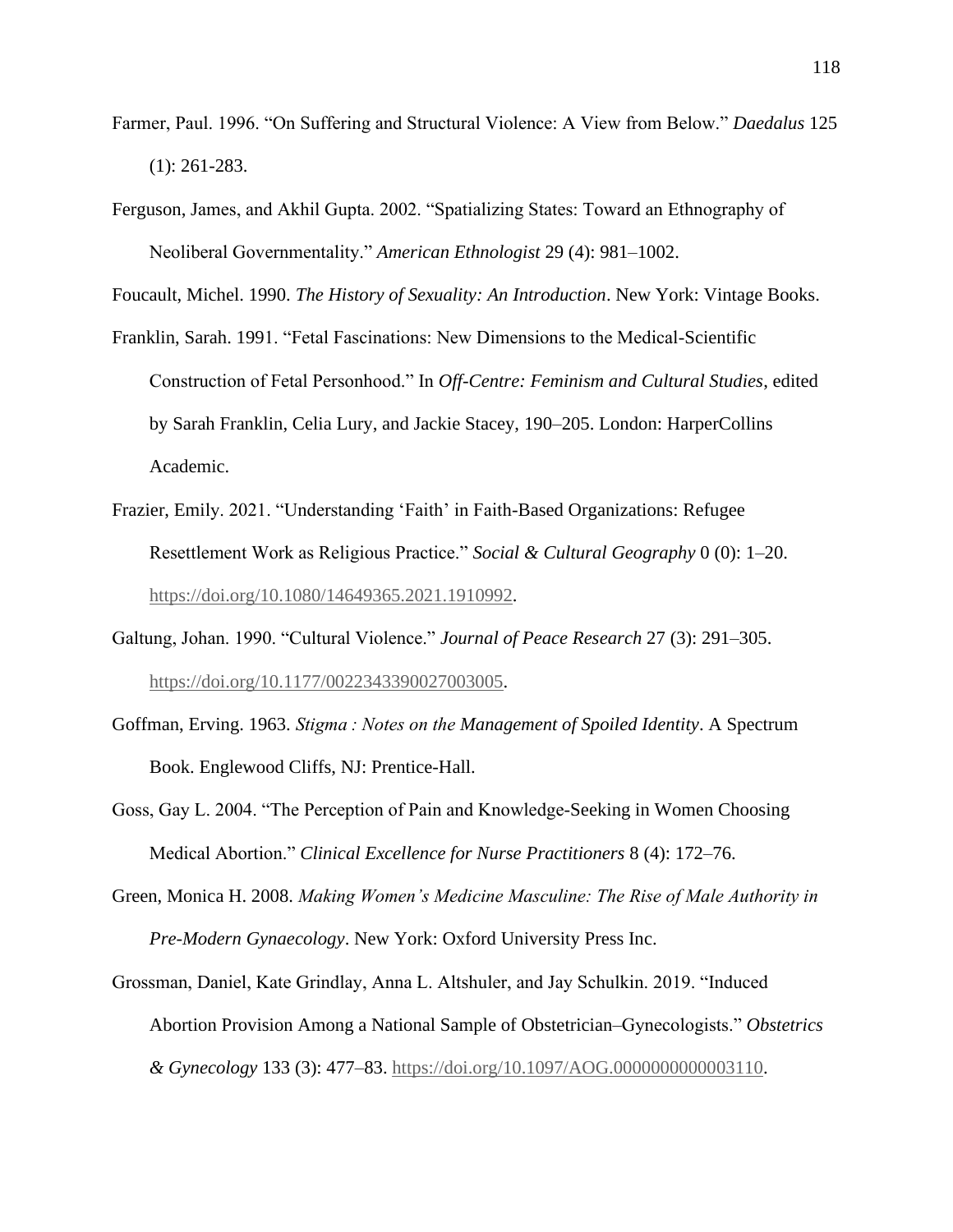Farmer, Paul. 1996. “On Suffering and Structural Violence: A View from Below.” *Daedalus* 125 (1): 261-283.

Ferguson, James, and Akhil Gupta. 2002. “Spatializing States: Toward an Ethnography of Neoliberal Governmentality.” *American Ethnologist* 29 (4): 981–1002.

Foucault, Michel. 1990. *The History of Sexuality: An Introduction*. New York: Vintage Books.

Franklin, Sarah. 1991. “Fetal Fascinations: New Dimensions to the Medical-Scientific Construction of Fetal Personhood.” In *Off-Centre: Feminism and Cultural Studies*, edited by Sarah Franklin, Celia Lury, and Jackie Stacey, 190–205. London: HarperCollins Academic.

Frazier, Emily. 2021. “Understanding ‘Faith’ in Faith-Based Organizations: Refugee Resettlement Work as Religious Practice.” *Social & Cultural Geography* 0 (0): 1–20. https://doi.org/10.1080/14649365.2021.1910992.

Galtung, Johan. 1990. “Cultural Violence.” *Journal of Peace Research* 27 (3): 291–305. https://doi.org/10.1177/0022343390027003005.

Goffman, Erving. 1963. *Stigma : Notes on the Management of Spoiled Identity*. A Spectrum Book. Englewood Cliffs, NJ: Prentice-Hall.

Goss, Gay L. 2004. “The Perception of Pain and Knowledge-Seeking in Women Choosing Medical Abortion.” *Clinical Excellence for Nurse Practitioners* 8 (4): 172–76.

Green, Monica H. 2008. *Making Women’s Medicine Masculine: The Rise of Male Authority in Pre-Modern Gynaecology*. New York: Oxford University Press Inc.

Grossman, Daniel, Kate Grindlay, Anna L. Altshuler, and Jay Schulkin. 2019. “Induced Abortion Provision Among a National Sample of Obstetrician–Gynecologists.” *Obstetrics & Gynecology* 133 (3): 477–83. https://doi.org/10.1097/AOG.0000000000003110.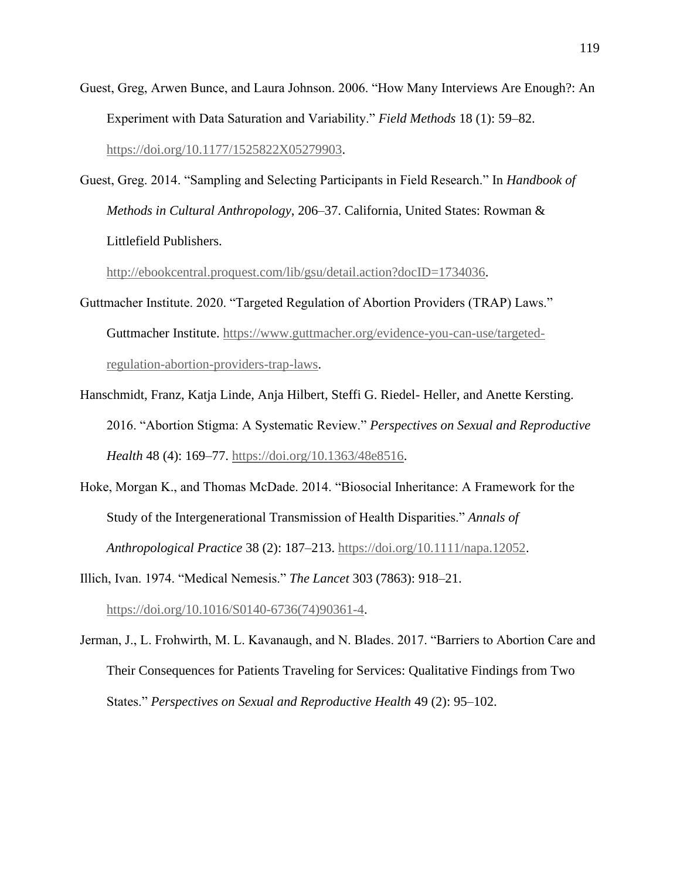Guest, Greg, Arwen Bunce, and Laura Johnson. 2006. "How Many Interviews Are Enough?: An Experiment with Data Saturation and Variability." *Field Methods* 18 (1): 59–82. https://doi.org/10.1177/1525822X05279903.

Guest, Greg. 2014. "Sampling and Selecting Participants in Field Research." In *Handbook of Methods in Cultural Anthropology*, 206–37. California, United States: Rowman & Littlefield Publishers. http://ebookcentral.proquest.com/lib/gsu/detail.action?docID=1734036.

Guttmacher Institute. 2020. "Targeted Regulation of Abortion Providers (TRAP) Laws." Guttmacher Institute. https://www.guttmacher.org/evidence-you-can-use/targeted-regulation-abortion-providers-trap-laws.

Hanschmidt, Franz, Katja Linde, Anja Hilbert, Steffi G. Riedel- Heller, and Anette Kersting. 2016. "Abortion Stigma: A Systematic Review." *Perspectives on Sexual and Reproductive Health* 48 (4): 169–77. https://doi.org/10.1363/48e8516.

Hoke, Morgan K., and Thomas McDade. 2014. "Biosocial Inheritance: A Framework for the Study of the Intergenerational Transmission of Health Disparities." *Annals of Anthropological Practice* 38 (2): 187–213. https://doi.org/10.1111/napa.12052.

Illich, Ivan. 1974. "Medical Nemesis." *The Lancet* 303 (7863): 918–21. https://doi.org/10.1016/S0140-6736(74)90361-4.

Jerman, J., L. Frohwirth, M. L. Kavanaugh, and N. Blades. 2017. "Barriers to Abortion Care and Their Consequences for Patients Traveling for Services: Qualitative Findings from Two States." *Perspectives on Sexual and Reproductive Health* 49 (2): 95–102.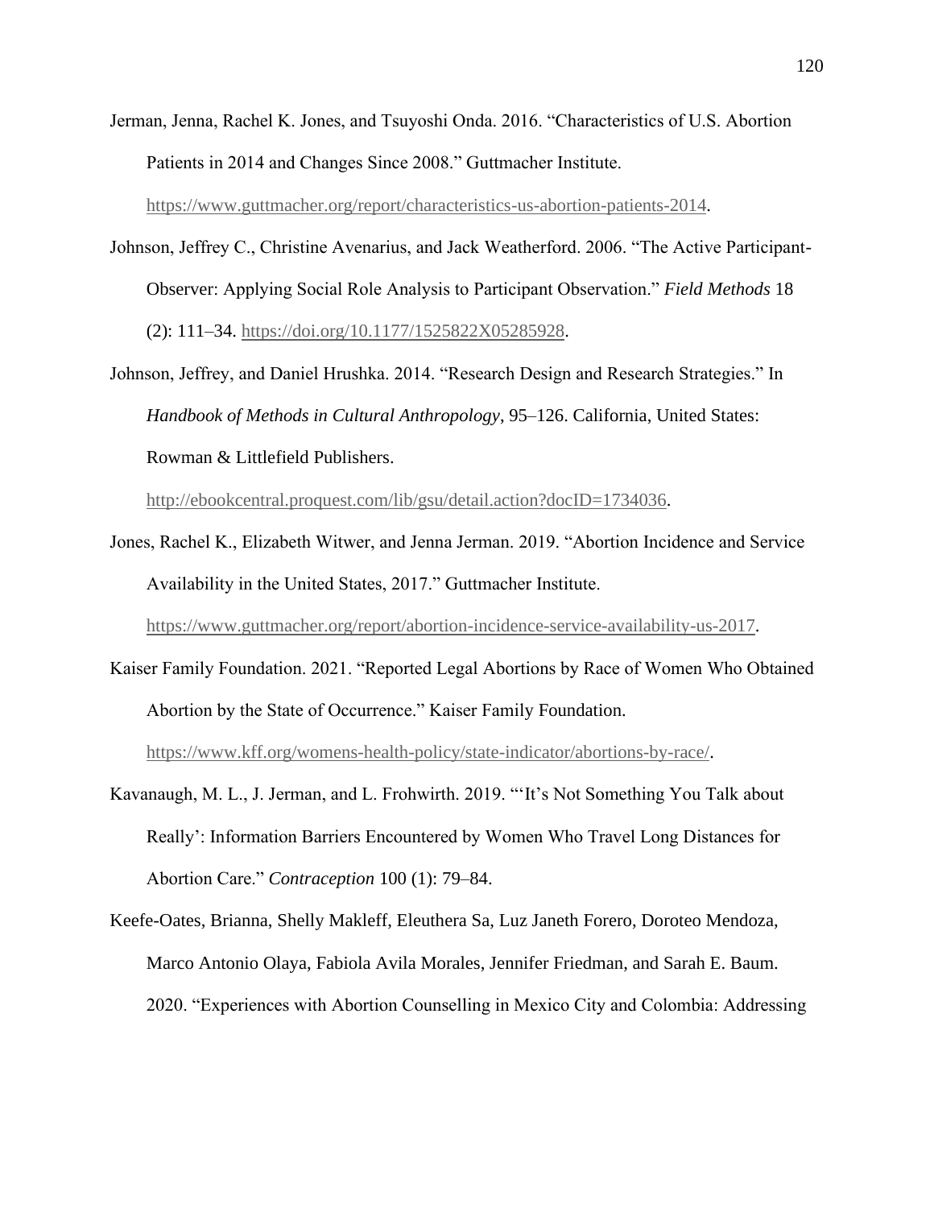Jerman, Jenna, Rachel K. Jones, and Tsuyoshi Onda. 2016. "Characteristics of U.S. Abortion Patients in 2014 and Changes Since 2008." Guttmacher Institute. https://www.guttmacher.org/report/characteristics-us-abortion-patients-2014.

Johnson, Jeffrey C., Christine Avenarius, and Jack Weatherford. 2006. "The Active Participant-Observer: Applying Social Role Analysis to Participant Observation." *Field Methods* 18 (2): 111–34. https://doi.org/10.1177/1525822X05285928.

Johnson, Jeffrey, and Daniel Hrushka. 2014. "Research Design and Research Strategies." In *Handbook of Methods in Cultural Anthropology*, 95–126. California, United States: Rowman & Littlefield Publishers. http://ebookcentral.proquest.com/lib/gsu/detail.action?docID=1734036.

Jones, Rachel K., Elizabeth Witwer, and Jenna Jerman. 2019. "Abortion Incidence and Service Availability in the United States, 2017." Guttmacher Institute. https://www.guttmacher.org/report/abortion-incidence-service-availability-us-2017.

Kaiser Family Foundation. 2021. "Reported Legal Abortions by Race of Women Who Obtained Abortion by the State of Occurrence." Kaiser Family Foundation. https://www.kff.org/womens-health-policy/state-indicator/abortions-by-race/.

Kavanaugh, M. L., J. Jerman, and L. Frohwirth. 2019. "'It's Not Something You Talk about Really': Information Barriers Encountered by Women Who Travel Long Distances for Abortion Care." *Contraception* 100 (1): 79–84.

Keefe-Oates, Brianna, Shelly Makleff, Eleuthera Sa, Luz Janeth Forero, Doroteo Mendoza, Marco Antonio Olaya, Fabiola Avila Morales, Jennifer Friedman, and Sarah E. Baum. 2020. "Experiences with Abortion Counselling in Mexico City and Colombia: Addressing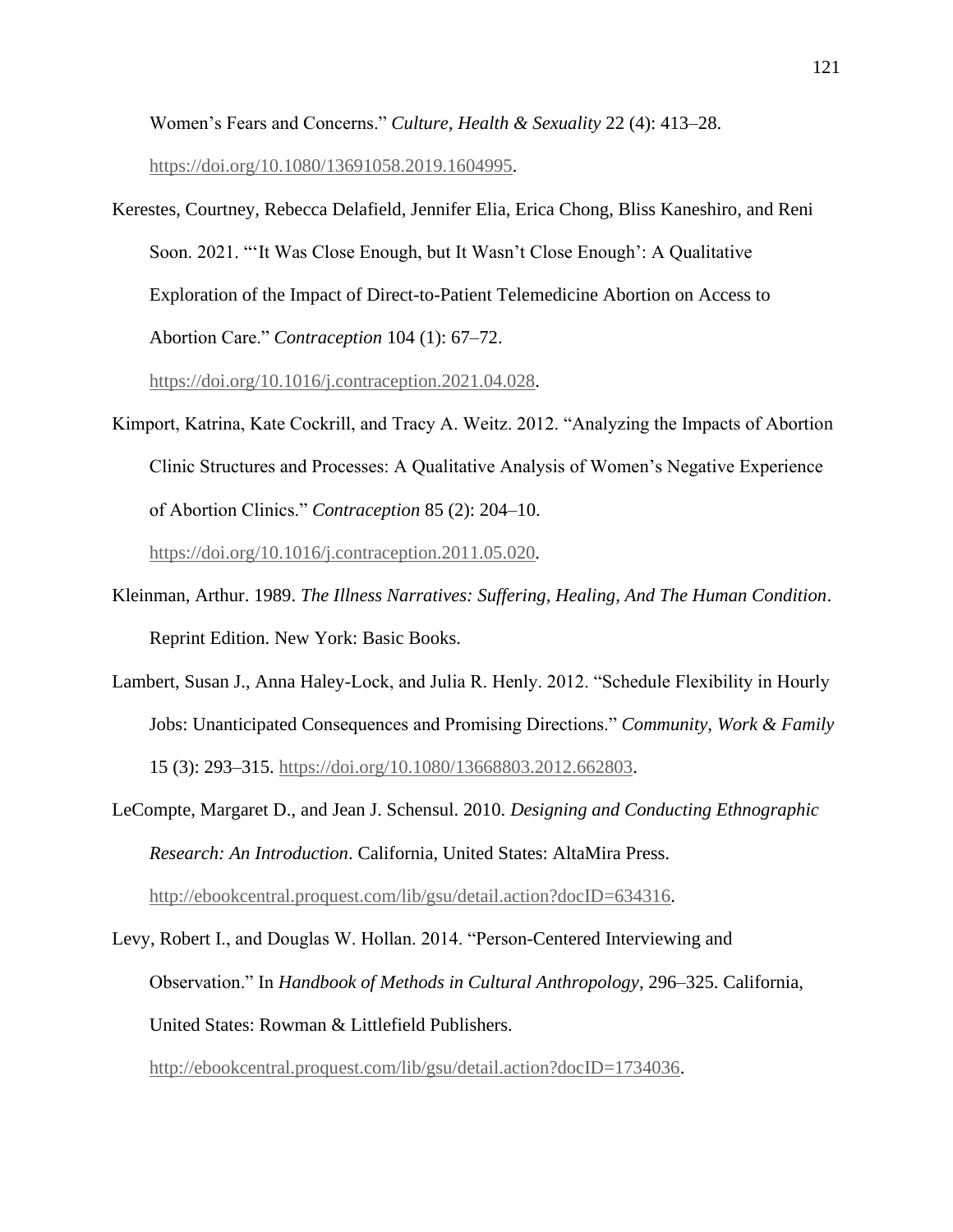Women's Fears and Concerns." *Culture, Health & Sexuality* 22 (4): 413–28. https://doi.org/10.1080/13691058.2019.1604995.

Kerestes, Courtney, Rebecca Delafield, Jennifer Elia, Erica Chong, Bliss Kaneshiro, and Reni Soon. 2021. "'It Was Close Enough, but It Wasn't Close Enough': A Qualitative Exploration of the Impact of Direct-to-Patient Telemedicine Abortion on Access to Abortion Care." *Contraception* 104 (1): 67–72. https://doi.org/10.1016/j.contraception.2021.04.028.

Kimport, Katrina, Kate Cockrill, and Tracy A. Weitz. 2012. "Analyzing the Impacts of Abortion Clinic Structures and Processes: A Qualitative Analysis of Women's Negative Experience of Abortion Clinics." *Contraception* 85 (2): 204–10. https://doi.org/10.1016/j.contraception.2011.05.020.

Kleinman, Arthur. 1989. *The Illness Narratives: Suffering, Healing, And The Human Condition*. Reprint Edition. New York: Basic Books.

Lambert, Susan J., Anna Haley-Lock, and Julia R. Henly. 2012. "Schedule Flexibility in Hourly Jobs: Unanticipated Consequences and Promising Directions." *Community, Work & Family* 15 (3): 293–315. https://doi.org/10.1080/13668803.2012.662803.

LeCompte, Margaret D., and Jean J. Schensul. 2010. *Designing and Conducting Ethnographic Research: An Introduction*. California, United States: AltaMira Press. http://ebookcentral.proquest.com/lib/gsu/detail.action?docID=634316.

Levy, Robert I., and Douglas W. Hollan. 2014. "Person-Centered Interviewing and Observation." In *Handbook of Methods in Cultural Anthropology*, 296–325. California, United States: Rowman & Littlefield Publishers. http://ebookcentral.proquest.com/lib/gsu/detail.action?docID=1734036.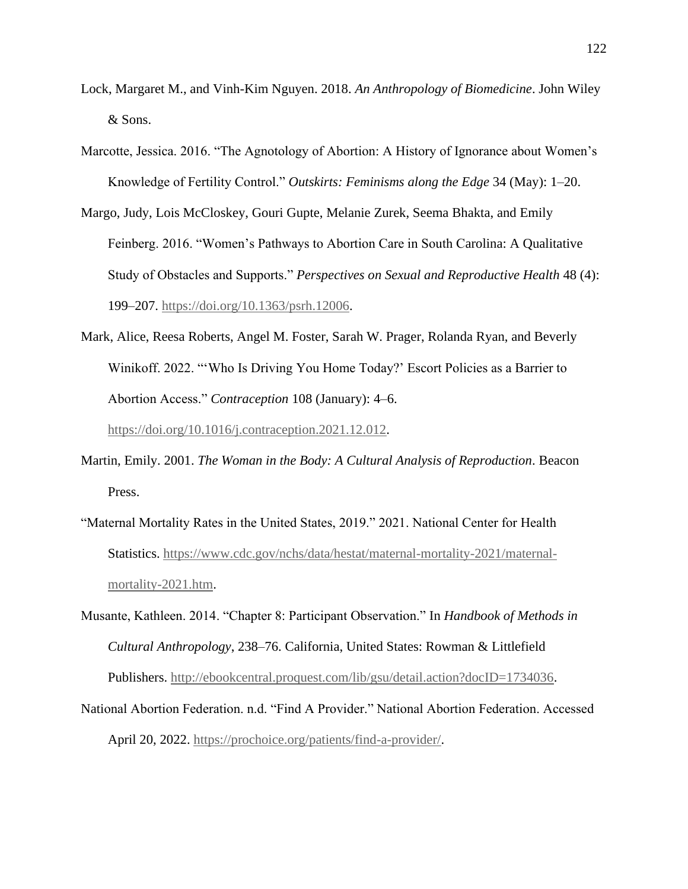Lock, Margaret M., and Vinh-Kim Nguyen. 2018. *An Anthropology of Biomedicine*. John Wiley & Sons.

Marcotte, Jessica. 2016. "The Agnotology of Abortion: A History of Ignorance about Women's Knowledge of Fertility Control." *Outskirts: Feminisms along the Edge* 34 (May): 1–20.

Margo, Judy, Lois McCloskey, Gouri Gupte, Melanie Zurek, Seema Bhakta, and Emily Feinberg. 2016. "Women's Pathways to Abortion Care in South Carolina: A Qualitative Study of Obstacles and Supports." *Perspectives on Sexual and Reproductive Health* 48 (4): 199–207. https://doi.org/10.1363/psrh.12006.

Mark, Alice, Reesa Roberts, Angel M. Foster, Sarah W. Prager, Rolanda Ryan, and Beverly Winikoff. 2022. "'Who Is Driving You Home Today?' Escort Policies as a Barrier to Abortion Access." *Contraception* 108 (January): 4–6. https://doi.org/10.1016/j.contraception.2021.12.012.

Martin, Emily. 2001. *The Woman in the Body: A Cultural Analysis of Reproduction*. Beacon Press.

"Maternal Mortality Rates in the United States, 2019." 2021. National Center for Health Statistics. https://www.cdc.gov/nchs/data/hestat/maternal-mortality-2021/maternal-mortality-2021.htm.

Musante, Kathleen. 2014. "Chapter 8: Participant Observation." In *Handbook of Methods in Cultural Anthropology*, 238–76. California, United States: Rowman & Littlefield Publishers. http://ebookcentral.proquest.com/lib/gsu/detail.action?docID=1734036.

National Abortion Federation. n.d. "Find A Provider." National Abortion Federation. Accessed April 20, 2022. https://prochoice.org/patients/find-a-provider/.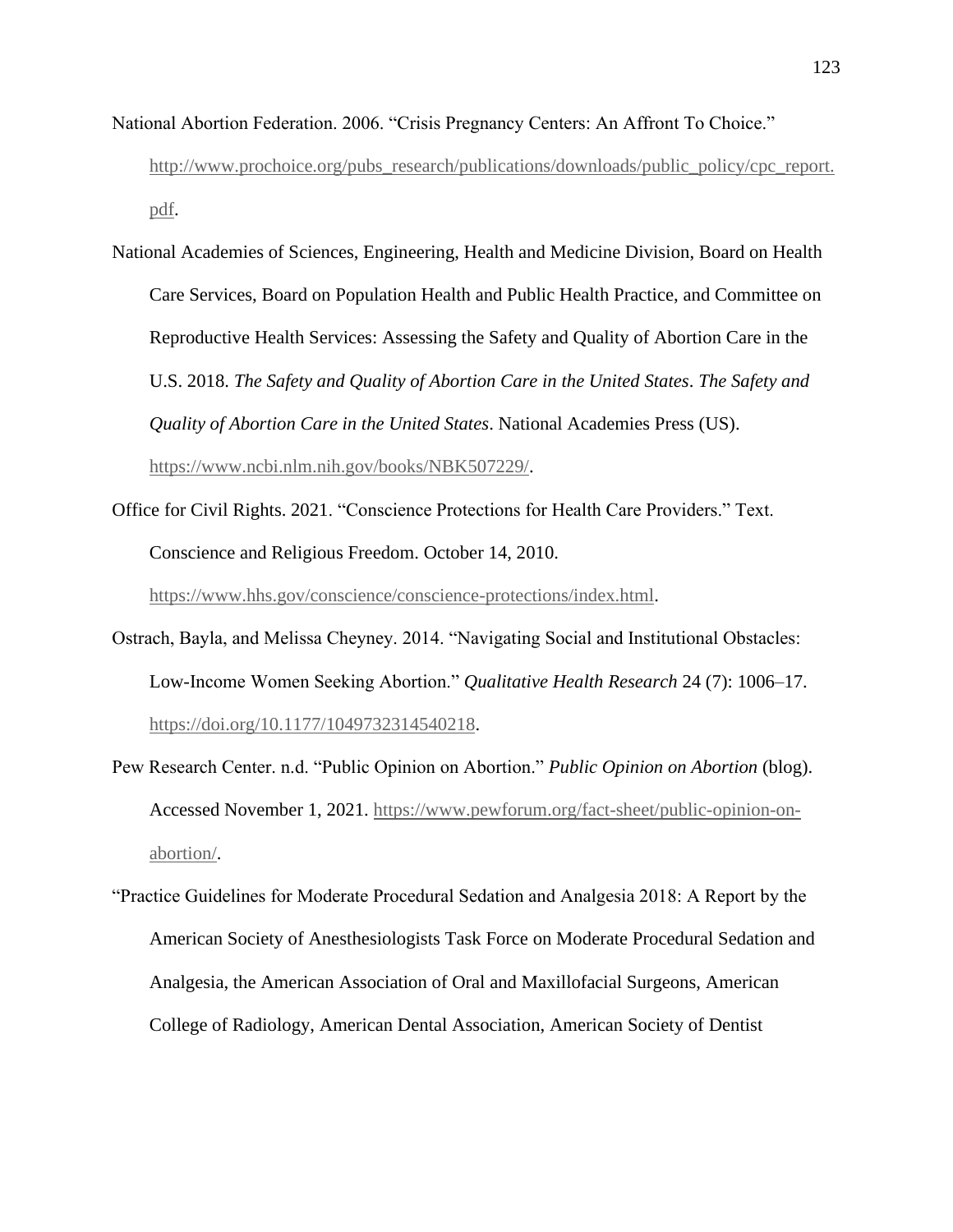National Abortion Federation. 2006. "Crisis Pregnancy Centers: An Affront To Choice." http://www.prochoice.org/pubs_research/publications/downloads/public_policy/cpc_report.pdf.

National Academies of Sciences, Engineering, Health and Medicine Division, Board on Health Care Services, Board on Population Health and Public Health Practice, and Committee on Reproductive Health Services: Assessing the Safety and Quality of Abortion Care in the U.S. 2018. *The Safety and Quality of Abortion Care in the United States*. *The Safety and Quality of Abortion Care in the United States*. National Academies Press (US). https://www.ncbi.nlm.nih.gov/books/NBK507229/.

Office for Civil Rights. 2021. "Conscience Protections for Health Care Providers." Text. Conscience and Religious Freedom. October 14, 2010. https://www.hhs.gov/conscience/conscience-protections/index.html.

Ostrach, Bayla, and Melissa Cheyney. 2014. "Navigating Social and Institutional Obstacles: Low-Income Women Seeking Abortion." *Qualitative Health Research* 24 (7): 1006–17. https://doi.org/10.1177/1049732314540218.

Pew Research Center. n.d. "Public Opinion on Abortion." *Public Opinion on Abortion* (blog). Accessed November 1, 2021. https://www.pewforum.org/fact-sheet/public-opinion-on-abortion/.

"Practice Guidelines for Moderate Procedural Sedation and Analgesia 2018: A Report by the American Society of Anesthesiologists Task Force on Moderate Procedural Sedation and Analgesia, the American Association of Oral and Maxillofacial Surgeons, American College of Radiology, American Dental Association, American Society of Dentist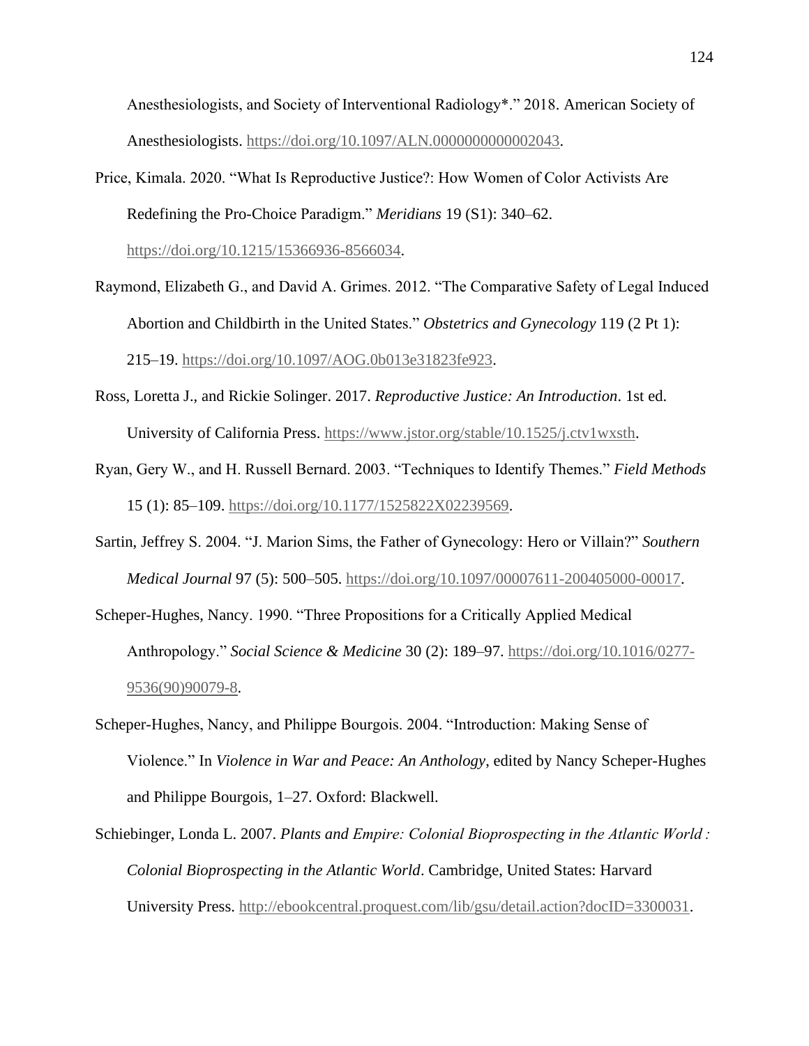Anesthesiologists, and Society of Interventional Radiology*." 2018. American Society of Anesthesiologists. https://doi.org/10.1097/ALN.0000000000002043.

Price, Kimala. 2020. "What Is Reproductive Justice?: How Women of Color Activists Are Redefining the Pro-Choice Paradigm." *Meridians* 19 (S1): 340–62. https://doi.org/10.1215/15366936-8566034.

Raymond, Elizabeth G., and David A. Grimes. 2012. "The Comparative Safety of Legal Induced Abortion and Childbirth in the United States." *Obstetrics and Gynecology* 119 (2 Pt 1): 215–19. https://doi.org/10.1097/AOG.0b013e31823fe923.

Ross, Loretta J., and Rickie Solinger. 2017. *Reproductive Justice: An Introduction*. 1st ed. University of California Press. https://www.jstor.org/stable/10.1525/j.ctv1wxsth.

Ryan, Gery W., and H. Russell Bernard. 2003. "Techniques to Identify Themes." *Field Methods* 15 (1): 85–109. https://doi.org/10.1177/1525822X02239569.

Sartin, Jeffrey S. 2004. "J. Marion Sims, the Father of Gynecology: Hero or Villain?" *Southern Medical Journal* 97 (5): 500–505. https://doi.org/10.1097/00007611-200405000-00017.

Scheper-Hughes, Nancy. 1990. "Three Propositions for a Critically Applied Medical Anthropology." *Social Science & Medicine* 30 (2): 189–97. https://doi.org/10.1016/0277-9536(90)90079-8.

Scheper-Hughes, Nancy, and Philippe Bourgois. 2004. "Introduction: Making Sense of Violence." In *Violence in War and Peace: An Anthology*, edited by Nancy Scheper-Hughes and Philippe Bourgois, 1–27. Oxford: Blackwell.

Schiebinger, Londa L. 2007. *Plants and Empire: Colonial Bioprospecting in the Atlantic World : Colonial Bioprospecting in the Atlantic World*. Cambridge, United States: Harvard University Press. http://ebookcentral.proquest.com/lib/gsu/detail.action?docID=3300031.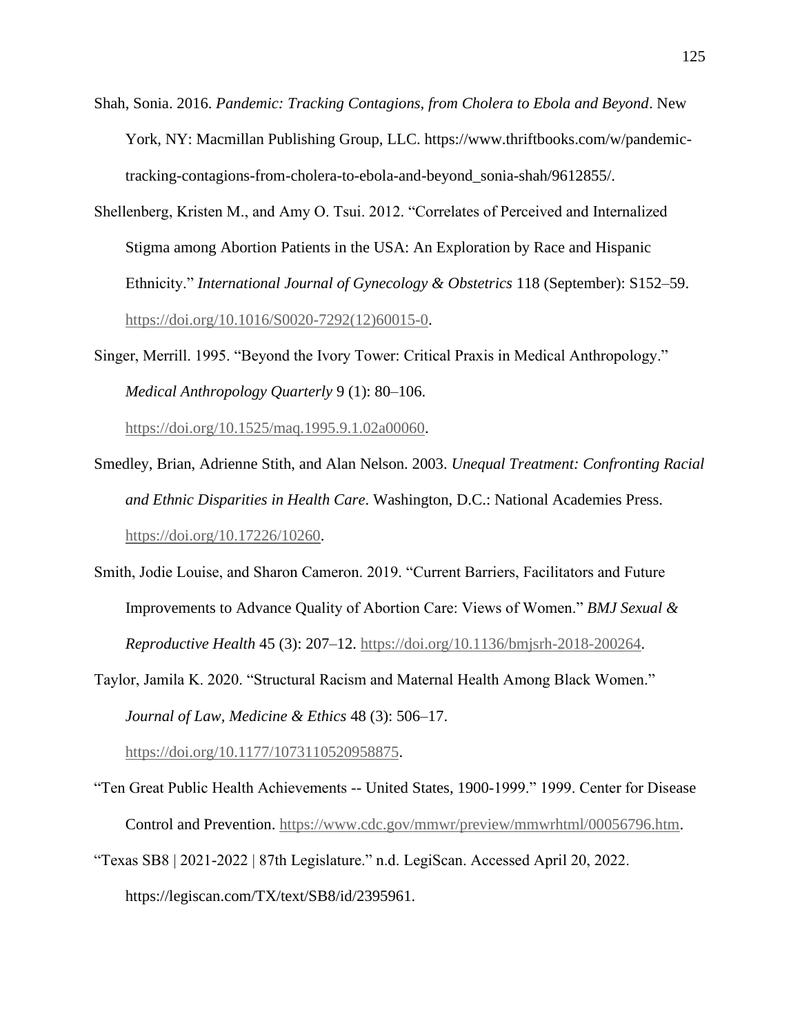Shah, Sonia. 2016. *Pandemic: Tracking Contagions, from Cholera to Ebola and Beyond*. New York, NY: Macmillan Publishing Group, LLC. https://www.thriftbooks.com/w/pandemic-tracking-contagions-from-cholera-to-ebola-and-beyond_sonia-shah/9612855/.

Shellenberg, Kristen M., and Amy O. Tsui. 2012. "Correlates of Perceived and Internalized Stigma among Abortion Patients in the USA: An Exploration by Race and Hispanic Ethnicity." *International Journal of Gynecology & Obstetrics* 118 (September): S152–59. https://doi.org/10.1016/S0020-7292(12)60015-0.

Singer, Merrill. 1995. "Beyond the Ivory Tower: Critical Praxis in Medical Anthropology." *Medical Anthropology Quarterly* 9 (1): 80–106. https://doi.org/10.1525/maq.1995.9.1.02a00060.

Smedley, Brian, Adrienne Stith, and Alan Nelson. 2003. *Unequal Treatment: Confronting Racial and Ethnic Disparities in Health Care*. Washington, D.C.: National Academies Press. https://doi.org/10.17226/10260.

Smith, Jodie Louise, and Sharon Cameron. 2019. "Current Barriers, Facilitators and Future Improvements to Advance Quality of Abortion Care: Views of Women." *BMJ Sexual & Reproductive Health* 45 (3): 207–12. https://doi.org/10.1136/bmjsrh-2018-200264.

Taylor, Jamila K. 2020. "Structural Racism and Maternal Health Among Black Women." *Journal of Law, Medicine & Ethics* 48 (3): 506–17. https://doi.org/10.1177/1073110520958875.

"Ten Great Public Health Achievements -- United States, 1900-1999." 1999. Center for Disease Control and Prevention. https://www.cdc.gov/mmwr/preview/mmwrhtml/00056796.htm.

"Texas SB8 | 2021-2022 | 87th Legislature." n.d. LegiScan. Accessed April 20, 2022. https://legiscan.com/TX/text/SB8/id/2395961.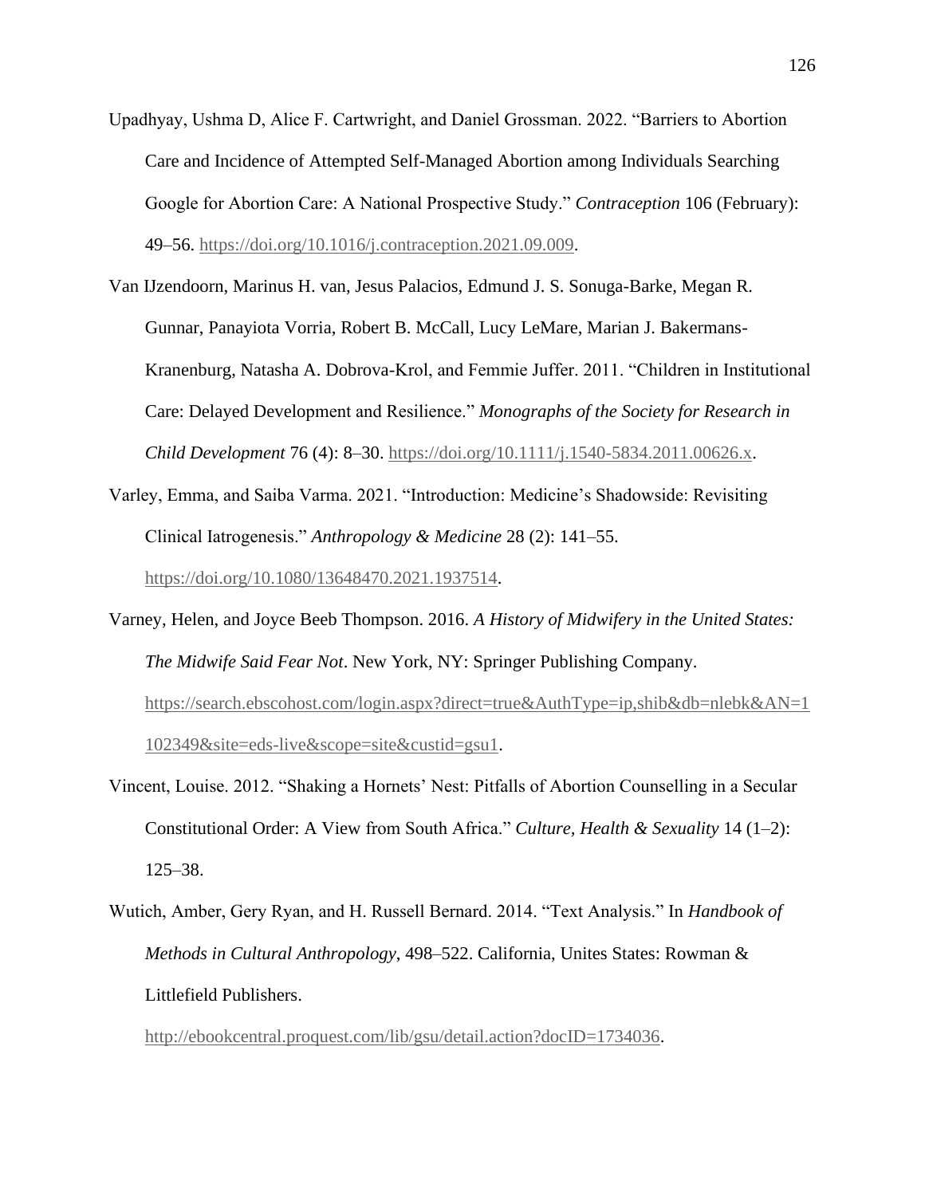Upadhyay, Ushma D, Alice F. Cartwright, and Daniel Grossman. 2022. "Barriers to Abortion Care and Incidence of Attempted Self-Managed Abortion among Individuals Searching Google for Abortion Care: A National Prospective Study." *Contraception* 106 (February): 49–56. https://doi.org/10.1016/j.contraception.2021.09.009.

Van IJzendoorn, Marinus H. van, Jesus Palacios, Edmund J. S. Sonuga-Barke, Megan R. Gunnar, Panayiota Vorria, Robert B. McCall, Lucy LeMare, Marian J. Bakermans-Kranenburg, Natasha A. Dobrova-Krol, and Femmie Juffer. 2011. "Children in Institutional Care: Delayed Development and Resilience." *Monographs of the Society for Research in Child Development* 76 (4): 8–30. https://doi.org/10.1111/j.1540-5834.2011.00626.x.

Varley, Emma, and Saiba Varma. 2021. "Introduction: Medicine's Shadowside: Revisiting Clinical Iatrogenesis." *Anthropology & Medicine* 28 (2): 141–55. https://doi.org/10.1080/13648470.2021.1937514.

Varney, Helen, and Joyce Beeb Thompson. 2016. *A History of Midwifery in the United States: The Midwife Said Fear Not*. New York, NY: Springer Publishing Company. https://search.ebscohost.com/login.aspx?direct=true&AuthType=ip,shib&db=nlebk&AN=1102349&site=eds-live&scope=site&custid=gsu1.

Vincent, Louise. 2012. "Shaking a Hornets' Nest: Pitfalls of Abortion Counselling in a Secular Constitutional Order: A View from South Africa." *Culture, Health & Sexuality* 14 (1–2): 125–38.

Wutich, Amber, Gery Ryan, and H. Russell Bernard. 2014. "Text Analysis." In *Handbook of Methods in Cultural Anthropology*, 498–522. California, Unites States: Rowman & Littlefield Publishers. http://ebookcentral.proquest.com/lib/gsu/detail.action?docID=1734036.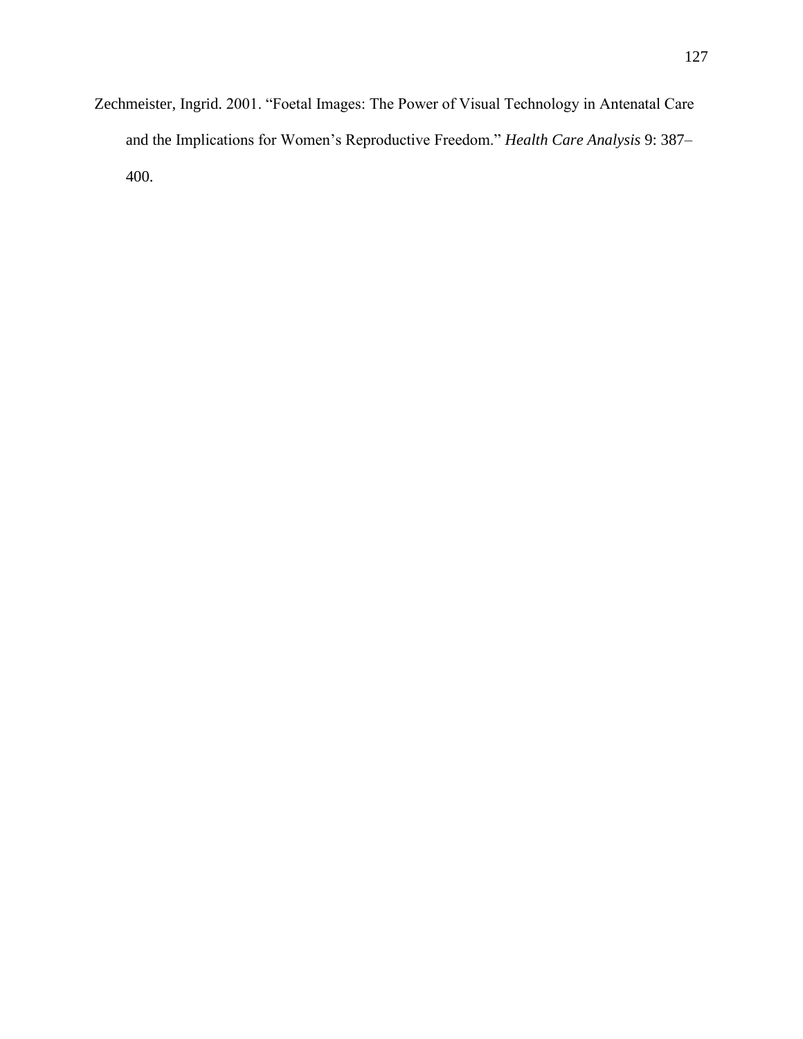Zechmeister, Ingrid. 2001. "Foetal Images: The Power of Visual Technology in Antenatal Care and the Implications for Women's Reproductive Freedom." *Health Care Analysis* 9: 387–400.